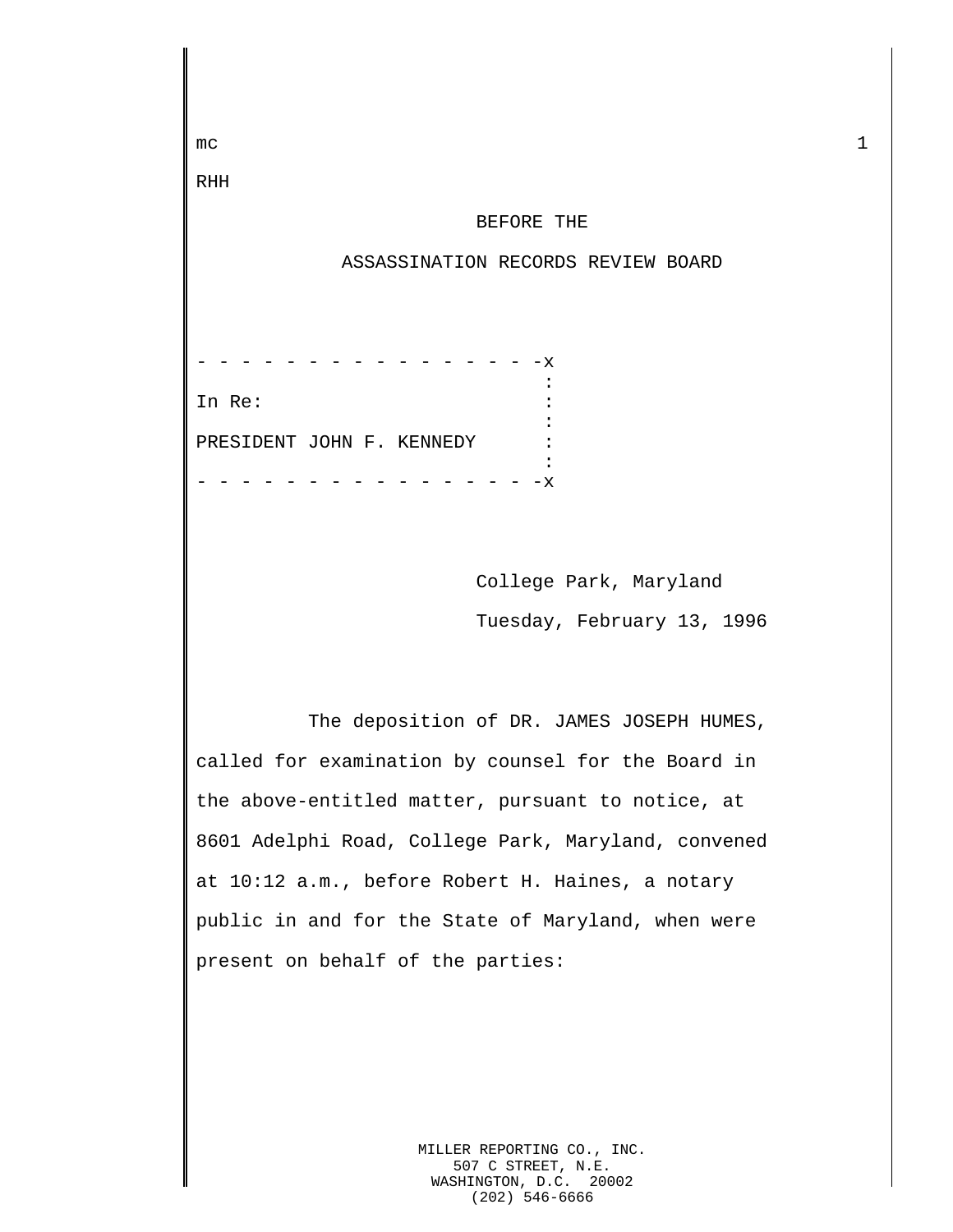mc

RHH

BEFORE THE

ASSASSINATION RECORDS REVIEW BOARD

```
- - - - - - - - - - - - - - - - -x
                                 :
In Re:                           :
                                 :
PRESIDENT JOHN F. KENNEDY        :
                                 :
- - - - - - - - - - - - - - - - -x
```

College Park, Maryland

Tuesday, February 13, 1996

The deposition of DR. JAMES JOSEPH HUMES, called for examination by counsel for the Board in the above-entitled matter, pursuant to notice, at 8601 Adelphi Road, College Park, Maryland, convened at 10:12 a.m., before Robert H. Haines, a notary public in and for the State of Maryland, when were present on behalf of the parties:

MILLER REPORTING CO., INC.
507 C STREET, N.E.
WASHINGTON, D.C. 20002
(202) 546-6666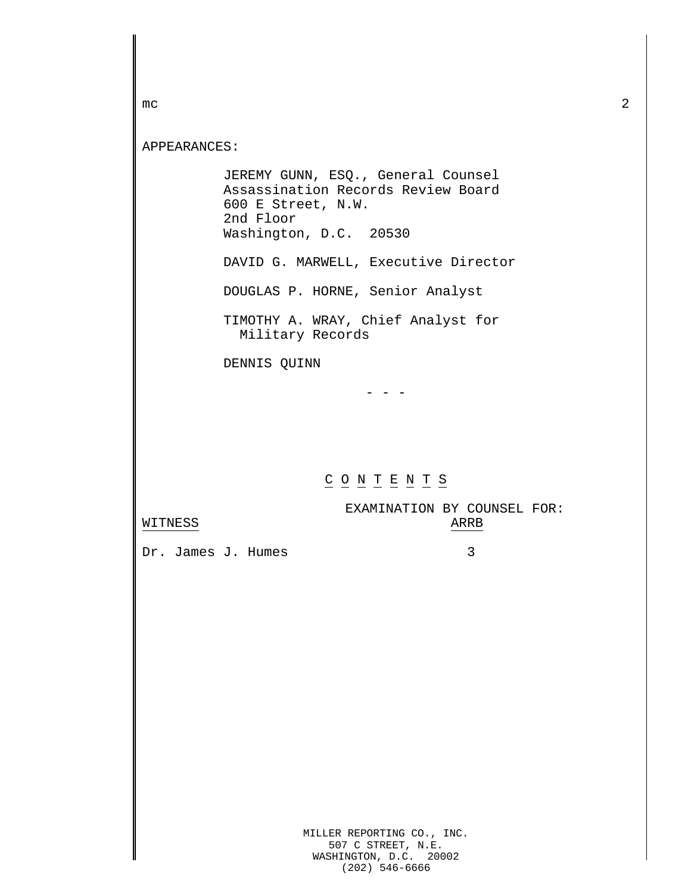APPEARANCES:

JEREMY GUNN, ESQ., General Counsel
Assassination Records Review Board
600 E Street, N.W.
2nd Floor
Washington, D.C.  20530

DAVID G. MARWELL, Executive Director

DOUGLAS P. HORNE, Senior Analyst

TIMOTHY A. WRAY, Chief Analyst for
Military Records

DENNIS QUINN

- - -

C O N T E N T S

| WITNESS | EXAMINATION BY COUNSEL FOR: ARRB |
|---|---|
| Dr. James J. Humes | 3 |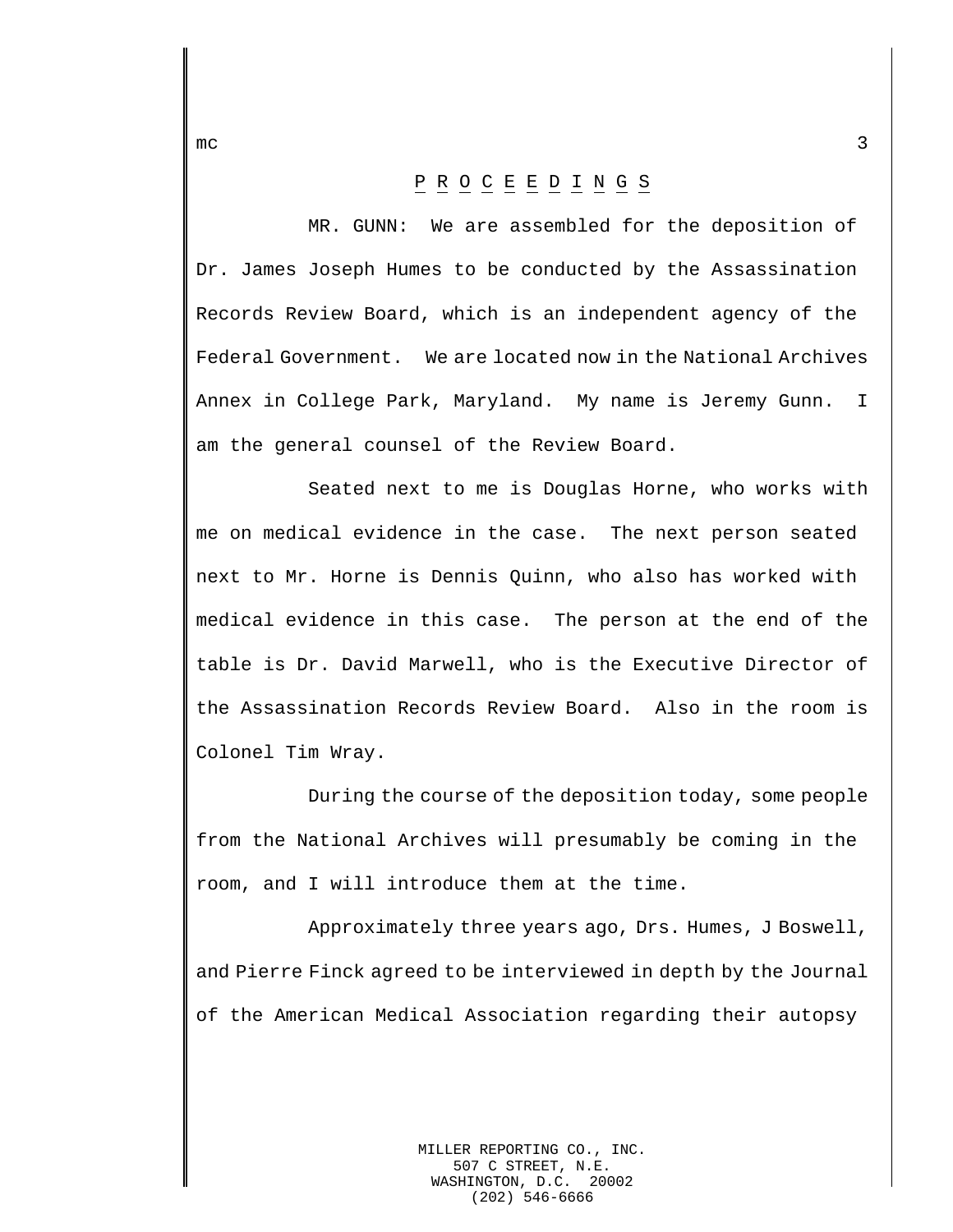P R O C E E D I N G S

MR. GUNN: We are assembled for the deposition of Dr. James Joseph Humes to be conducted by the Assassination Records Review Board, which is an independent agency of the Federal Government. We are located now in the National Archives Annex in College Park, Maryland. My name is Jeremy Gunn. I am the general counsel of the Review Board.

Seated next to me is Douglas Horne, who works with me on medical evidence in the case. The next person seated next to Mr. Horne is Dennis Quinn, who also has worked with medical evidence in this case. The person at the end of the table is Dr. David Marwell, who is the Executive Director of the Assassination Records Review Board. Also in the room is Colonel Tim Wray.

During the course of the deposition today, some people from the National Archives will presumably be coming in the room, and I will introduce them at the time.

Approximately three years ago, Drs. Humes, J Boswell, and Pierre Finck agreed to be interviewed in depth by the Journal of the American Medical Association regarding their autopsy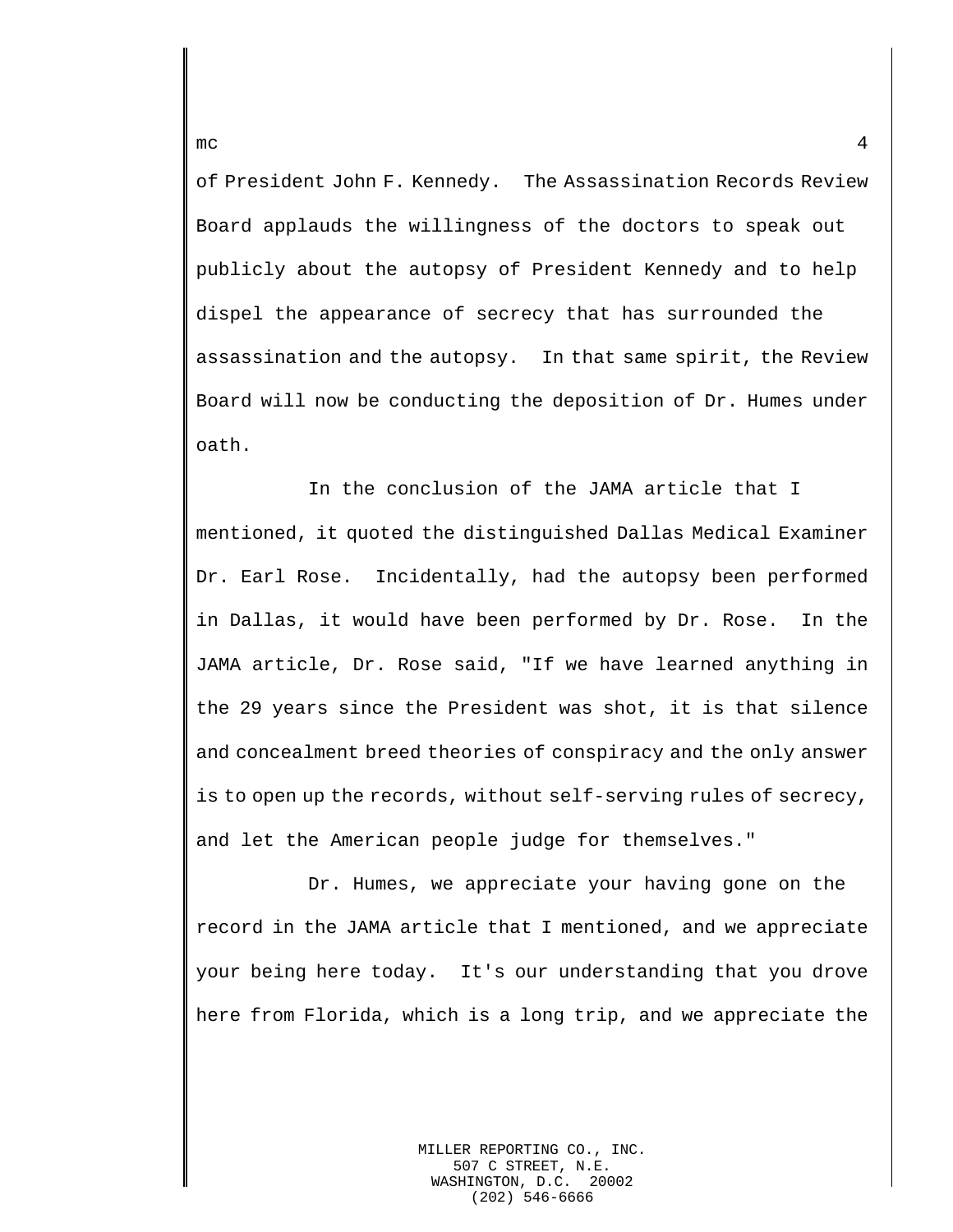of President John F. Kennedy. The Assassination Records Review Board applauds the willingness of the doctors to speak out publicly about the autopsy of President Kennedy and to help dispel the appearance of secrecy that has surrounded the assassination and the autopsy. In that same spirit, the Review Board will now be conducting the deposition of Dr. Humes under oath.

In the conclusion of the JAMA article that I mentioned, it quoted the distinguished Dallas Medical Examiner Dr. Earl Rose. Incidentally, had the autopsy been performed in Dallas, it would have been performed by Dr. Rose. In the JAMA article, Dr. Rose said, "If we have learned anything in the 29 years since the President was shot, it is that silence and concealment breed theories of conspiracy and the only answer is to open up the records, without self-serving rules of secrecy, and let the American people judge for themselves."

Dr. Humes, we appreciate your having gone on the record in the JAMA article that I mentioned, and we appreciate your being here today. It's our understanding that you drove here from Florida, which is a long trip, and we appreciate the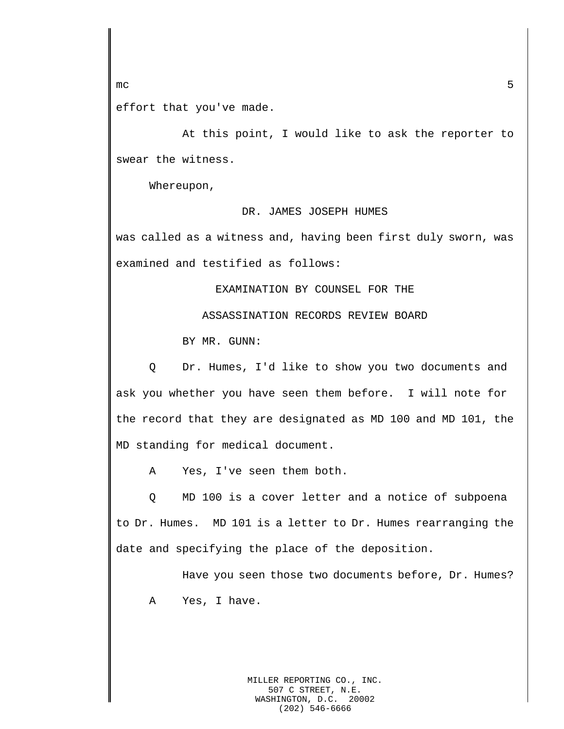effort that you've made.

At this point, I would like to ask the reporter to swear the witness.

Whereupon,

DR. JAMES JOSEPH HUMES

was called as a witness and, having been first duly sworn, was examined and testified as follows:

EXAMINATION BY COUNSEL FOR THE

ASSASSINATION RECORDS REVIEW BOARD

BY MR. GUNN:

Q Dr. Humes, I'd like to show you two documents and ask you whether you have seen them before. I will note for the record that they are designated as MD 100 and MD 101, the MD standing for medical document.

A Yes, I've seen them both.

Q MD 100 is a cover letter and a notice of subpoena to Dr. Humes. MD 101 is a letter to Dr. Humes rearranging the date and specifying the place of the deposition.

Have you seen those two documents before, Dr. Humes?

A Yes, I have.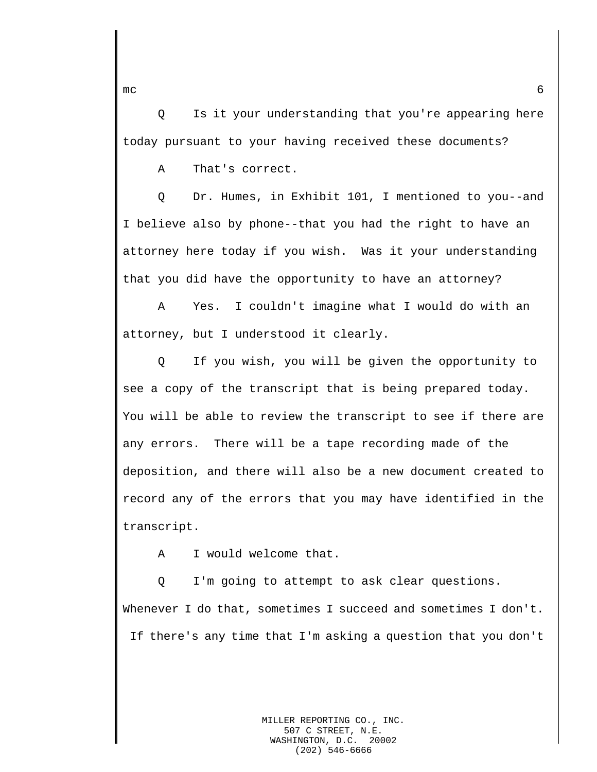Q Is it your understanding that you're appearing here today pursuant to your having received these documents?

A That's correct.

Q Dr. Humes, in Exhibit 101, I mentioned to you--and I believe also by phone--that you had the right to have an attorney here today if you wish. Was it your understanding that you did have the opportunity to have an attorney?

A Yes. I couldn't imagine what I would do with an attorney, but I understood it clearly.

Q If you wish, you will be given the opportunity to see a copy of the transcript that is being prepared today. You will be able to review the transcript to see if there are any errors. There will be a tape recording made of the deposition, and there will also be a new document created to record any of the errors that you may have identified in the transcript.

A I would welcome that.

Q I'm going to attempt to ask clear questions. Whenever I do that, sometimes I succeed and sometimes I don't. If there's any time that I'm asking a question that you don't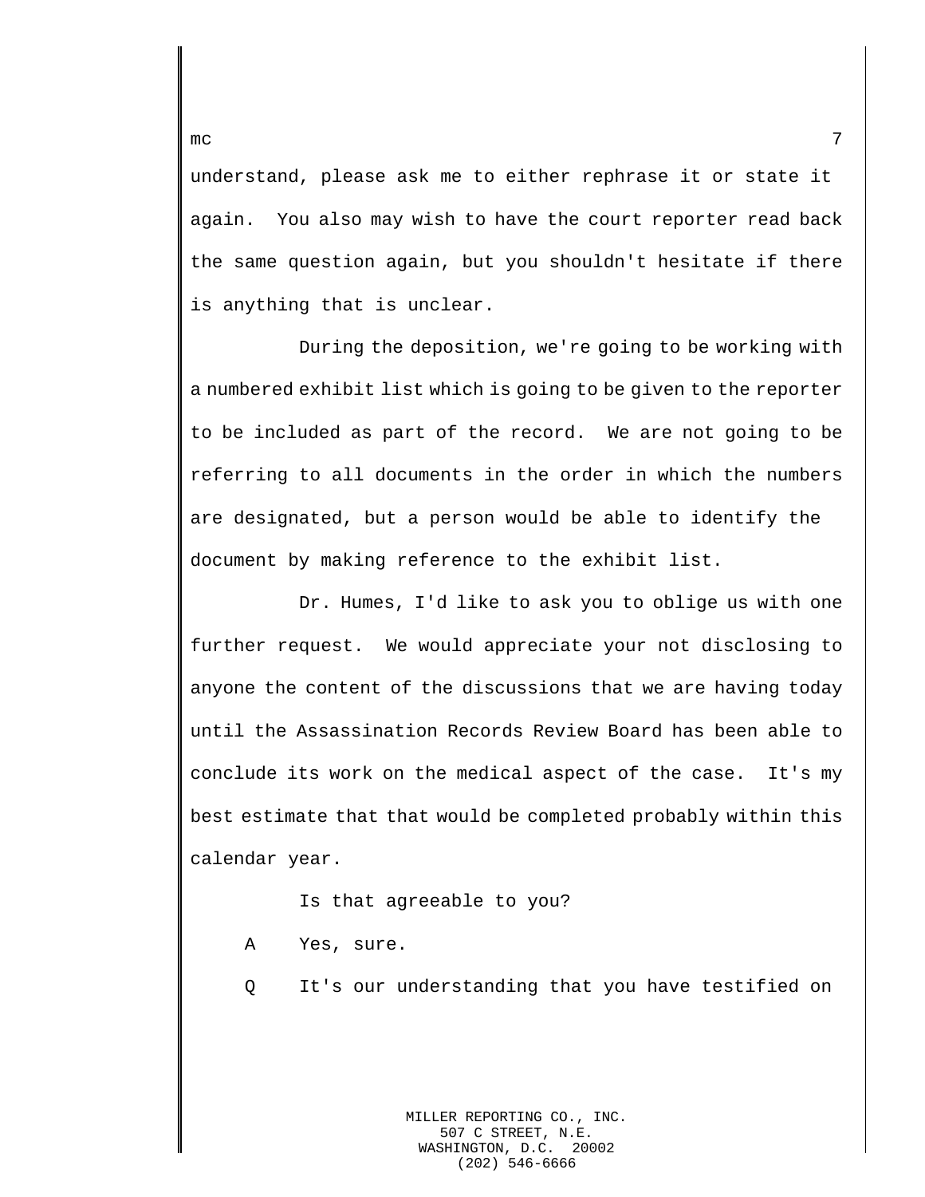understand, please ask me to either rephrase it or state it again. You also may wish to have the court reporter read back the same question again, but you shouldn't hesitate if there is anything that is unclear.

During the deposition, we're going to be working with a numbered exhibit list which is going to be given to the reporter to be included as part of the record. We are not going to be referring to all documents in the order in which the numbers are designated, but a person would be able to identify the document by making reference to the exhibit list.

Dr. Humes, I'd like to ask you to oblige us with one further request. We would appreciate your not disclosing to anyone the content of the discussions that we are having today until the Assassination Records Review Board has been able to conclude its work on the medical aspect of the case. It's my best estimate that that would be completed probably within this calendar year.

Is that agreeable to you?

A Yes, sure.

Q It's our understanding that you have testified on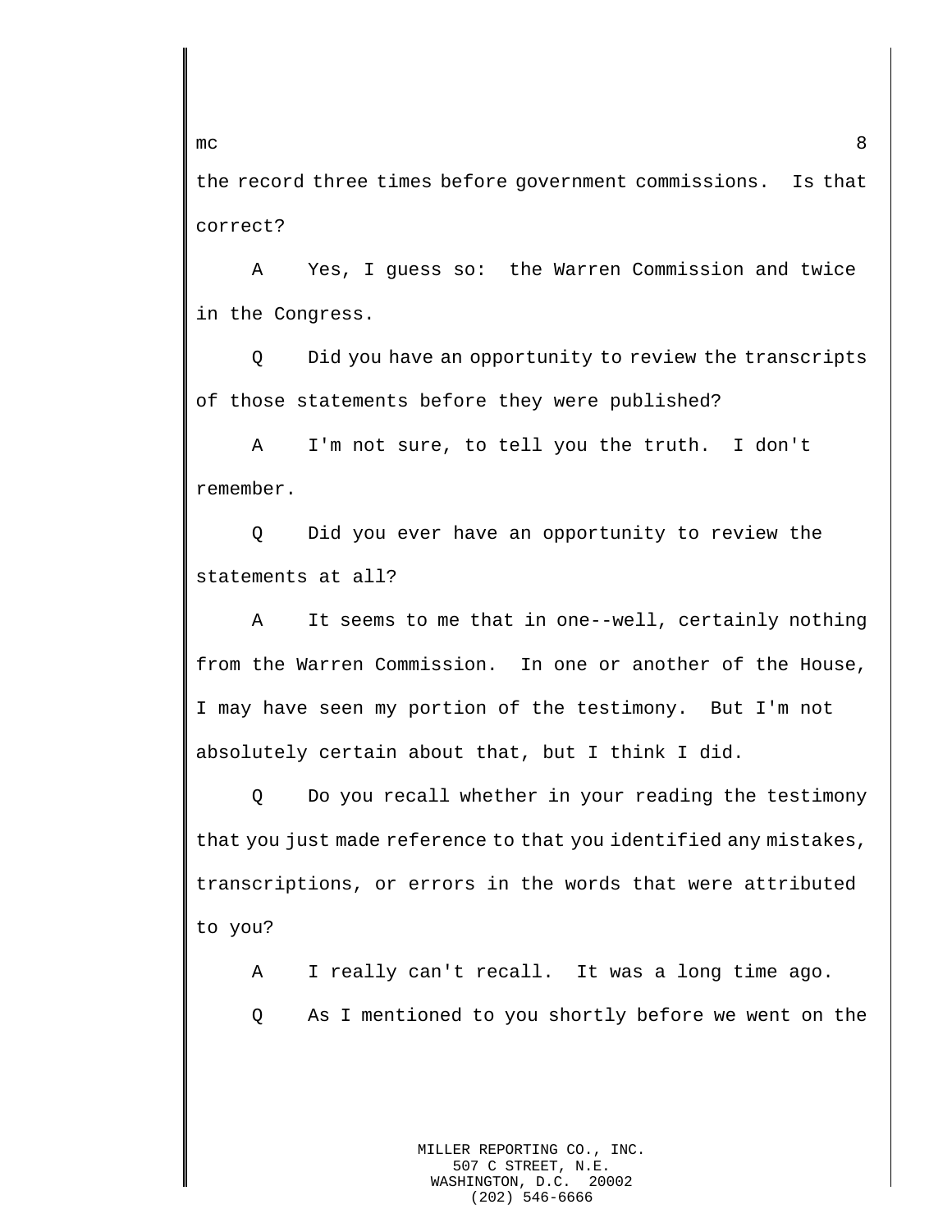the record three times before government commissions. Is that correct?

A Yes, I guess so: the Warren Commission and twice in the Congress.

Q Did you have an opportunity to review the transcripts of those statements before they were published?

A I'm not sure, to tell you the truth. I don't remember.

Q Did you ever have an opportunity to review the statements at all?

A It seems to me that in one--well, certainly nothing from the Warren Commission. In one or another of the House, I may have seen my portion of the testimony. But I'm not absolutely certain about that, but I think I did.

Q Do you recall whether in your reading the testimony that you just made reference to that you identified any mistakes, transcriptions, or errors in the words that were attributed to you?

A I really can't recall. It was a long time ago.

Q As I mentioned to you shortly before we went on the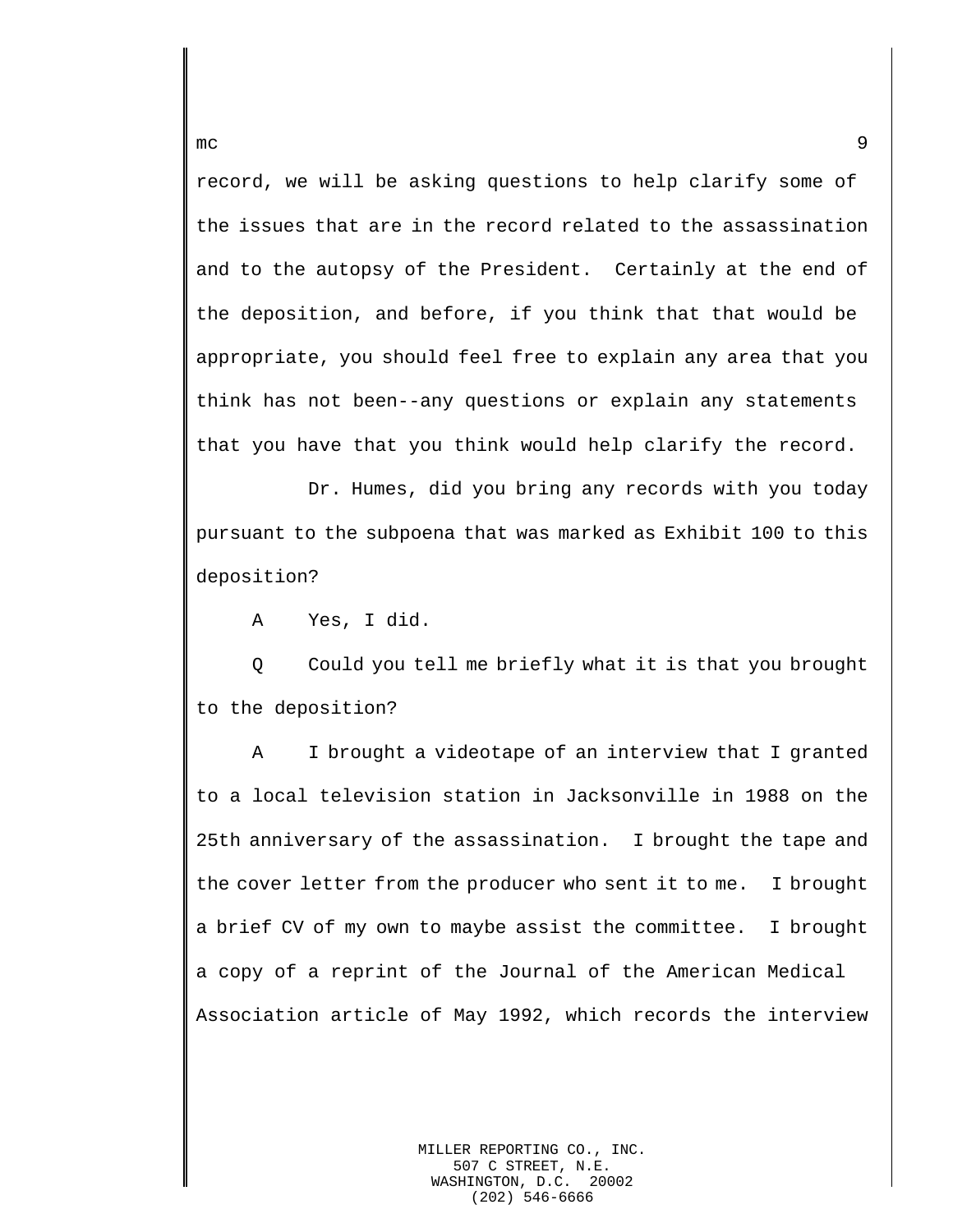record, we will be asking questions to help clarify some of the issues that are in the record related to the assassination and to the autopsy of the President. Certainly at the end of the deposition, and before, if you think that that would be appropriate, you should feel free to explain any area that you think has not been--any questions or explain any statements that you have that you think would help clarify the record.

Dr. Humes, did you bring any records with you today pursuant to the subpoena that was marked as Exhibit 100 to this deposition?

A Yes, I did.

Q Could you tell me briefly what it is that you brought to the deposition?

A I brought a videotape of an interview that I granted to a local television station in Jacksonville in 1988 on the 25th anniversary of the assassination. I brought the tape and the cover letter from the producer who sent it to me. I brought a brief CV of my own to maybe assist the committee. I brought a copy of a reprint of the Journal of the American Medical Association article of May 1992, which records the interview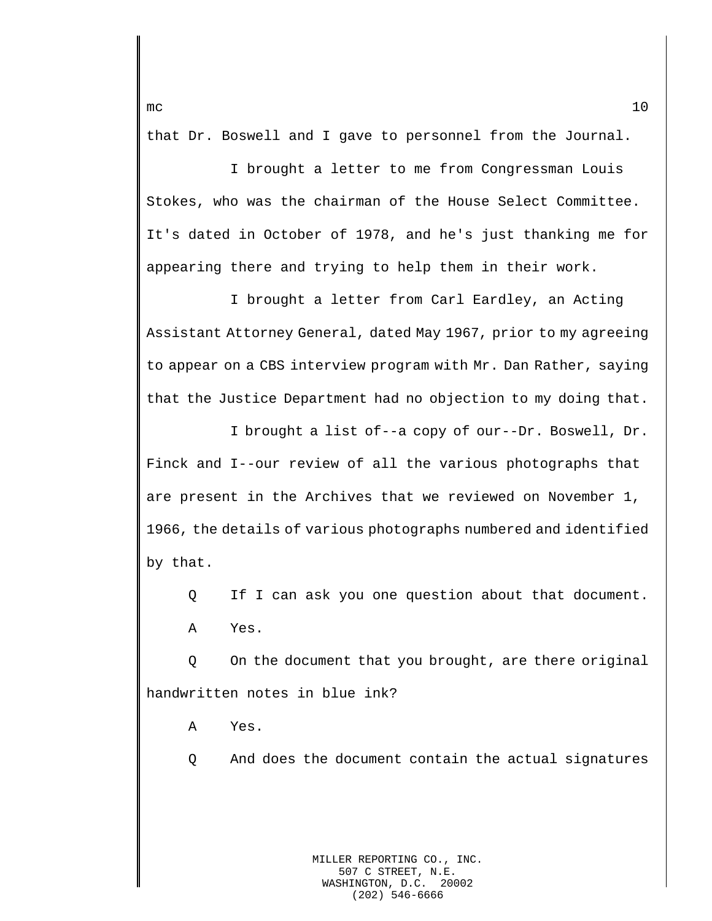that Dr. Boswell and I gave to personnel from the Journal.

I brought a letter to me from Congressman Louis Stokes, who was the chairman of the House Select Committee. It's dated in October of 1978, and he's just thanking me for appearing there and trying to help them in their work.

I brought a letter from Carl Eardley, an Acting Assistant Attorney General, dated May 1967, prior to my agreeing to appear on a CBS interview program with Mr. Dan Rather, saying that the Justice Department had no objection to my doing that.

I brought a list of--a copy of our--Dr. Boswell, Dr. Finck and I--our review of all the various photographs that are present in the Archives that we reviewed on November 1, 1966, the details of various photographs numbered and identified by that.

Q If I can ask you one question about that document.

A Yes.

Q On the document that you brought, are there original handwritten notes in blue ink?

A Yes.

Q And does the document contain the actual signatures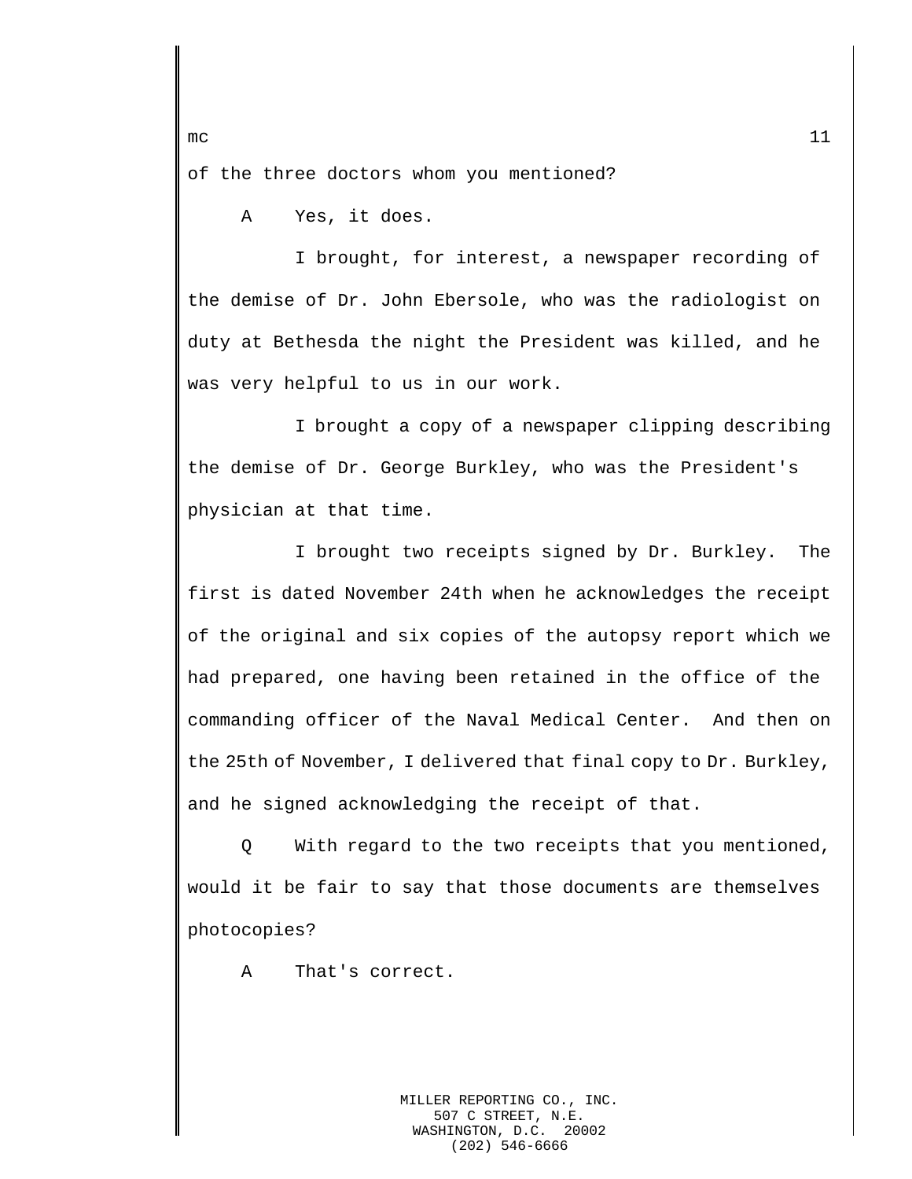of the three doctors whom you mentioned?

A Yes, it does.

I brought, for interest, a newspaper recording of the demise of Dr. John Ebersole, who was the radiologist on duty at Bethesda the night the President was killed, and he was very helpful to us in our work.

I brought a copy of a newspaper clipping describing the demise of Dr. George Burkley, who was the President's physician at that time.

I brought two receipts signed by Dr. Burkley. The first is dated November 24th when he acknowledges the receipt of the original and six copies of the autopsy report which we had prepared, one having been retained in the office of the commanding officer of the Naval Medical Center. And then on the 25th of November, I delivered that final copy to Dr. Burkley, and he signed acknowledging the receipt of that.

Q With regard to the two receipts that you mentioned, would it be fair to say that those documents are themselves photocopies?

A That's correct.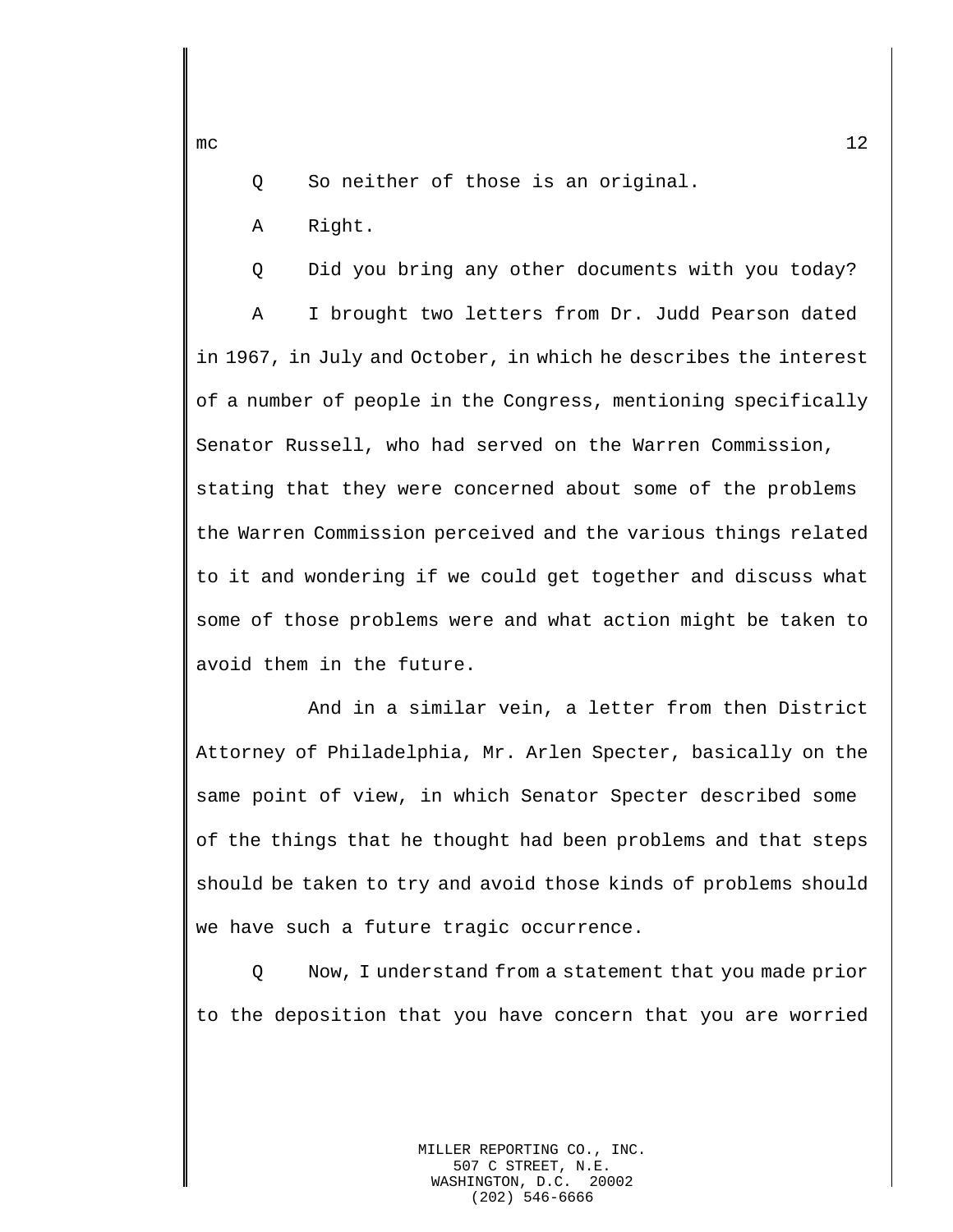Q So neither of those is an original.

A Right.

Q Did you bring any other documents with you today?

A I brought two letters from Dr. Judd Pearson dated in 1967, in July and October, in which he describes the interest of a number of people in the Congress, mentioning specifically Senator Russell, who had served on the Warren Commission, stating that they were concerned about some of the problems the Warren Commission perceived and the various things related to it and wondering if we could get together and discuss what some of those problems were and what action might be taken to avoid them in the future.

And in a similar vein, a letter from then District Attorney of Philadelphia, Mr. Arlen Specter, basically on the same point of view, in which Senator Specter described some of the things that he thought had been problems and that steps should be taken to try and avoid those kinds of problems should we have such a future tragic occurrence.

Q Now, I understand from a statement that you made prior to the deposition that you have concern that you are worried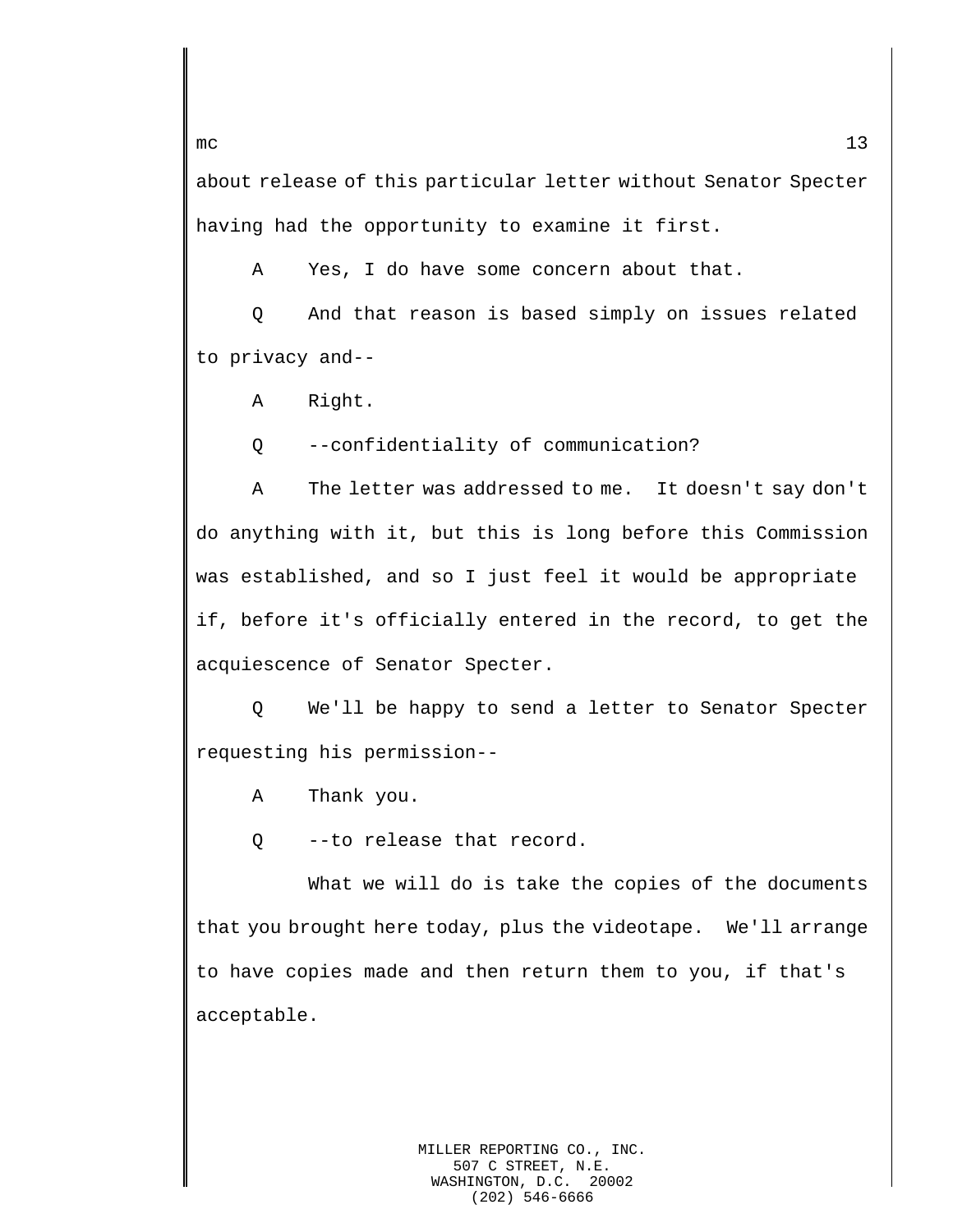about release of this particular letter without Senator Specter having had the opportunity to examine it first.

A Yes, I do have some concern about that.

Q And that reason is based simply on issues related to privacy and--

A Right.

Q --confidentiality of communication?

A The letter was addressed to me. It doesn't say don't do anything with it, but this is long before this Commission was established, and so I just feel it would be appropriate if, before it's officially entered in the record, to get the acquiescence of Senator Specter.

Q We'll be happy to send a letter to Senator Specter requesting his permission--

A Thank you.

Q --to release that record.

What we will do is take the copies of the documents that you brought here today, plus the videotape. We'll arrange to have copies made and then return them to you, if that's acceptable.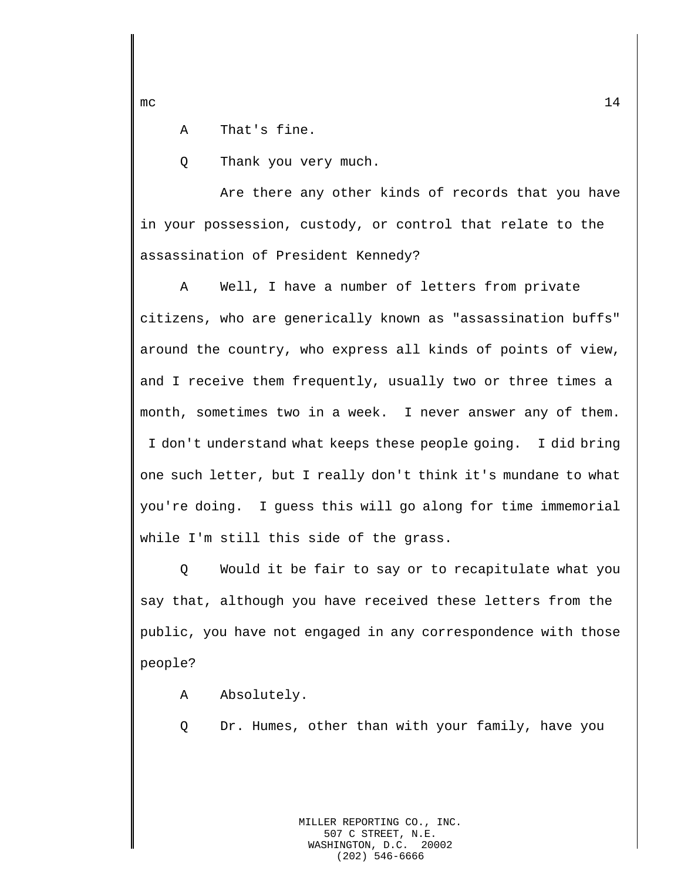A That's fine.

Q Thank you very much.

Are there any other kinds of records that you have in your possession, custody, or control that relate to the assassination of President Kennedy?

A Well, I have a number of letters from private citizens, who are generically known as "assassination buffs" around the country, who express all kinds of points of view, and I receive them frequently, usually two or three times a month, sometimes two in a week. I never answer any of them. I don't understand what keeps these people going. I did bring one such letter, but I really don't think it's mundane to what you're doing. I guess this will go along for time immemorial while I'm still this side of the grass.

Q Would it be fair to say or to recapitulate what you say that, although you have received these letters from the public, you have not engaged in any correspondence with those people?

A Absolutely.

Q Dr. Humes, other than with your family, have you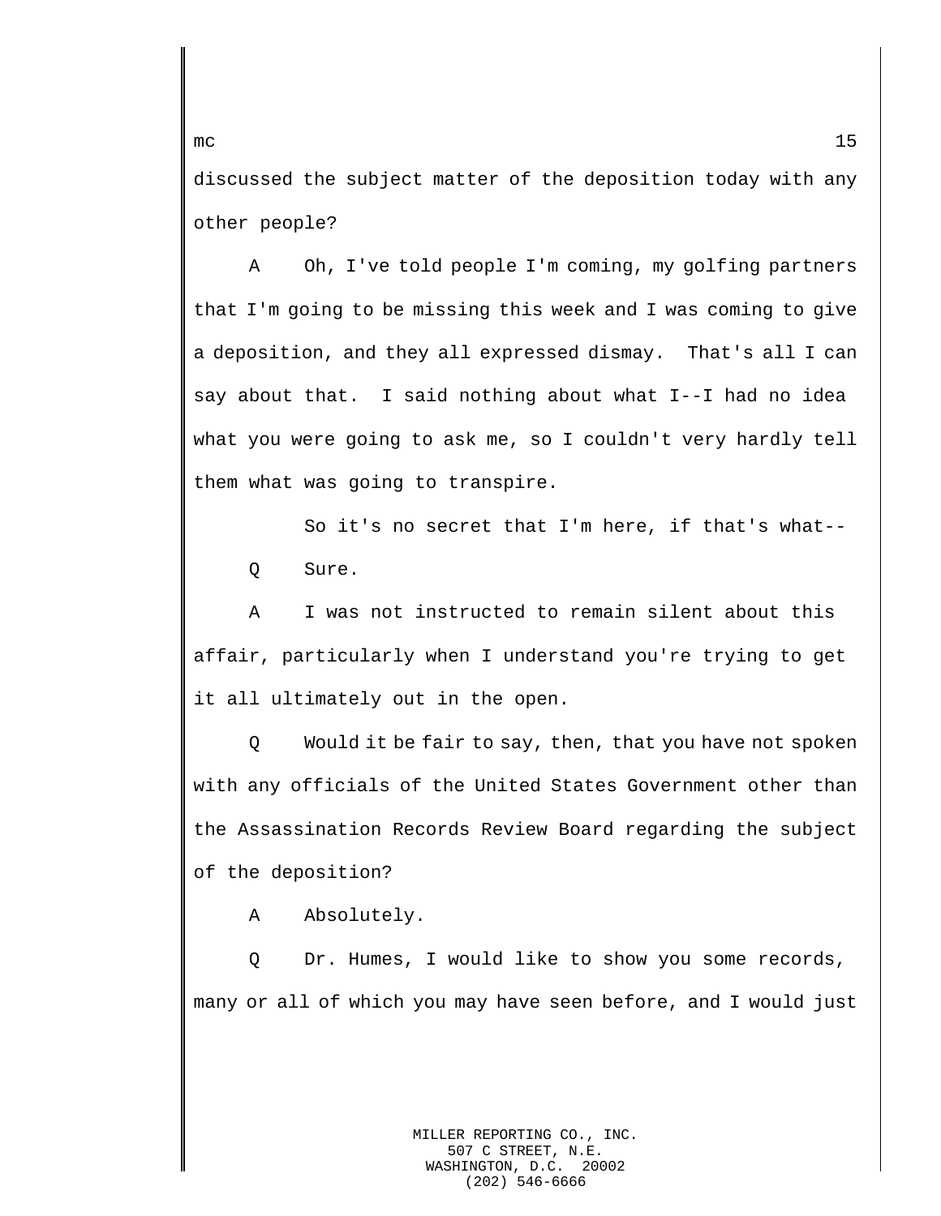discussed the subject matter of the deposition today with any other people?

A Oh, I've told people I'm coming, my golfing partners that I'm going to be missing this week and I was coming to give a deposition, and they all expressed dismay. That's all I can say about that. I said nothing about what I--I had no idea what you were going to ask me, so I couldn't very hardly tell them what was going to transpire.

So it's no secret that I'm here, if that's what--

Q Sure.

A I was not instructed to remain silent about this affair, particularly when I understand you're trying to get it all ultimately out in the open.

Q Would it be fair to say, then, that you have not spoken with any officials of the United States Government other than the Assassination Records Review Board regarding the subject of the deposition?

A Absolutely.

Q Dr. Humes, I would like to show you some records, many or all of which you may have seen before, and I would just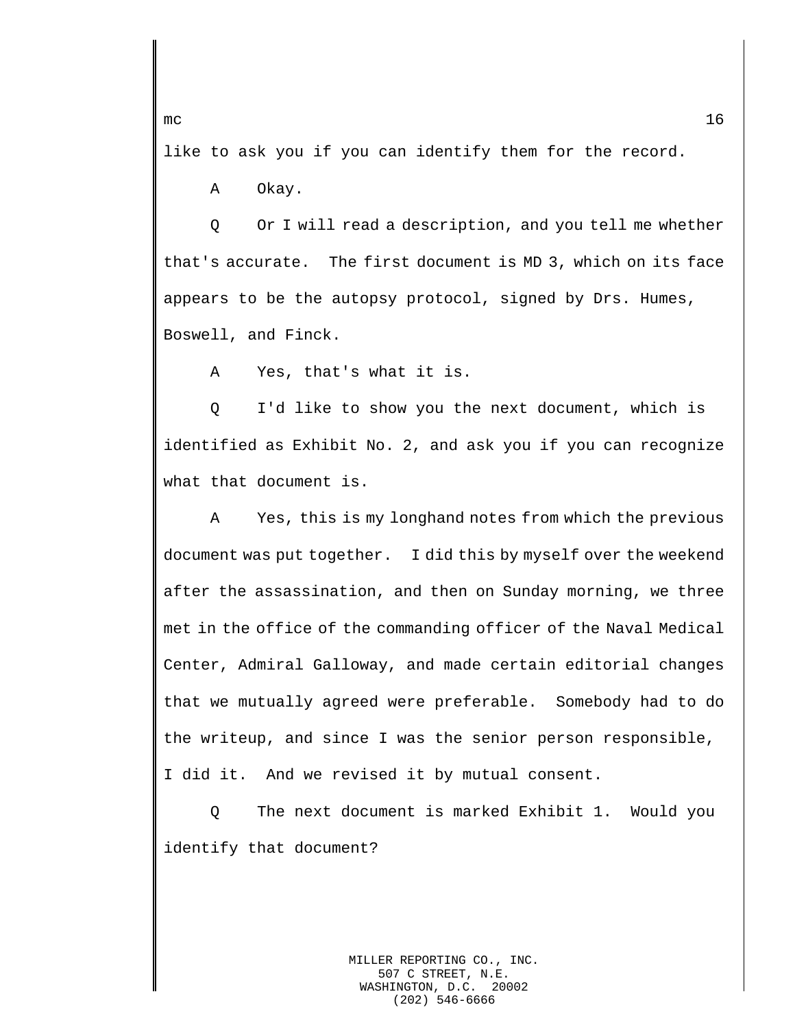like to ask you if you can identify them for the record.

A Okay.

Q Or I will read a description, and you tell me whether that's accurate. The first document is MD 3, which on its face appears to be the autopsy protocol, signed by Drs. Humes, Boswell, and Finck.

A Yes, that's what it is.

Q I'd like to show you the next document, which is identified as Exhibit No. 2, and ask you if you can recognize what that document is.

A Yes, this is my longhand notes from which the previous document was put together. I did this by myself over the weekend after the assassination, and then on Sunday morning, we three met in the office of the commanding officer of the Naval Medical Center, Admiral Galloway, and made certain editorial changes that we mutually agreed were preferable. Somebody had to do the writeup, and since I was the senior person responsible, I did it. And we revised it by mutual consent.

Q The next document is marked Exhibit 1. Would you identify that document?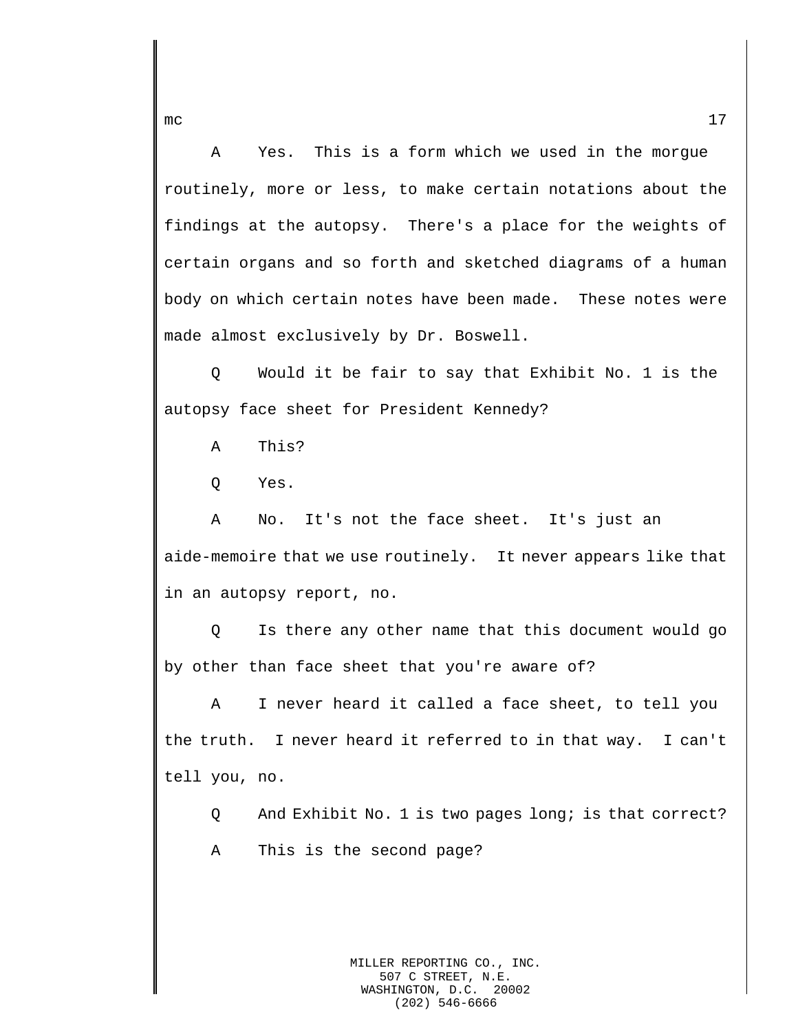A Yes. This is a form which we used in the morgue routinely, more or less, to make certain notations about the findings at the autopsy. There's a place for the weights of certain organs and so forth and sketched diagrams of a human body on which certain notes have been made. These notes were made almost exclusively by Dr. Boswell.

Q Would it be fair to say that Exhibit No. 1 is the autopsy face sheet for President Kennedy?

A This?

Q Yes.

A No. It's not the face sheet. It's just an aide-memoire that we use routinely. It never appears like that in an autopsy report, no.

Q Is there any other name that this document would go by other than face sheet that you're aware of?

A I never heard it called a face sheet, to tell you the truth. I never heard it referred to in that way. I can't tell you, no.

Q And Exhibit No. 1 is two pages long; is that correct?

A This is the second page?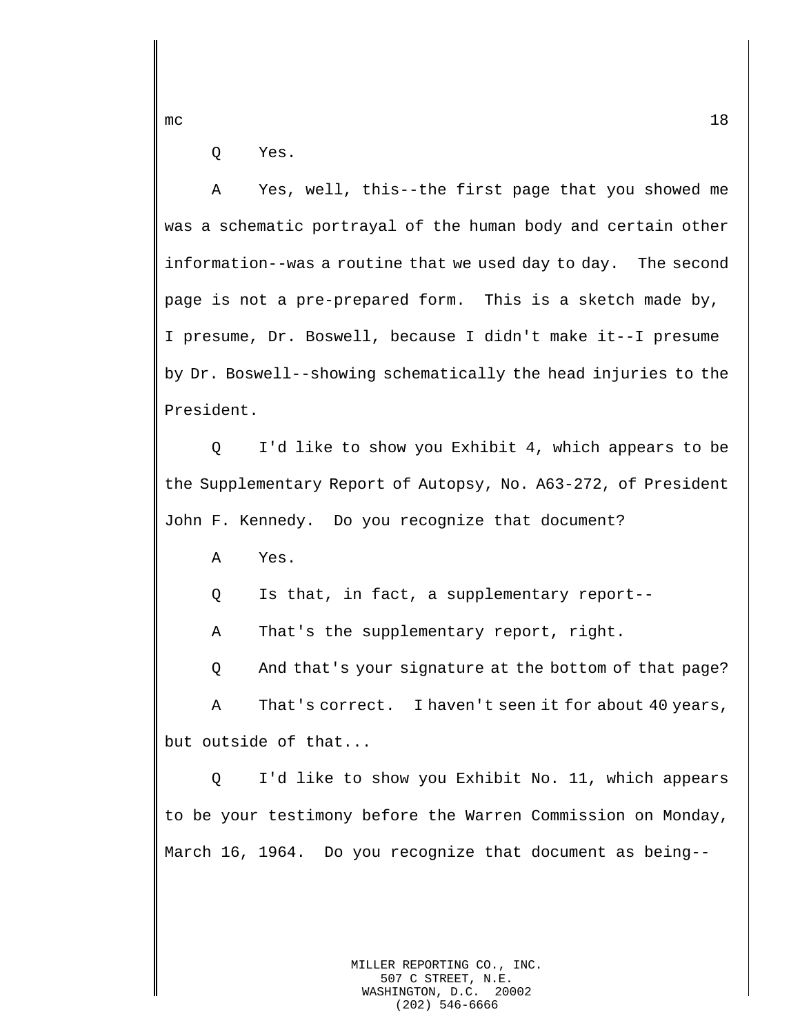Q Yes.

A Yes, well, this--the first page that you showed me was a schematic portrayal of the human body and certain other information--was a routine that we used day to day. The second page is not a pre-prepared form. This is a sketch made by, I presume, Dr. Boswell, because I didn't make it--I presume by Dr. Boswell--showing schematically the head injuries to the President.

Q I'd like to show you Exhibit 4, which appears to be the Supplementary Report of Autopsy, No. A63-272, of President John F. Kennedy. Do you recognize that document?

A Yes.

Q Is that, in fact, a supplementary report--

A That's the supplementary report, right.

Q And that's your signature at the bottom of that page?

A That's correct. I haven't seen it for about 40 years, but outside of that...

Q I'd like to show you Exhibit No. 11, which appears to be your testimony before the Warren Commission on Monday, March 16, 1964. Do you recognize that document as being--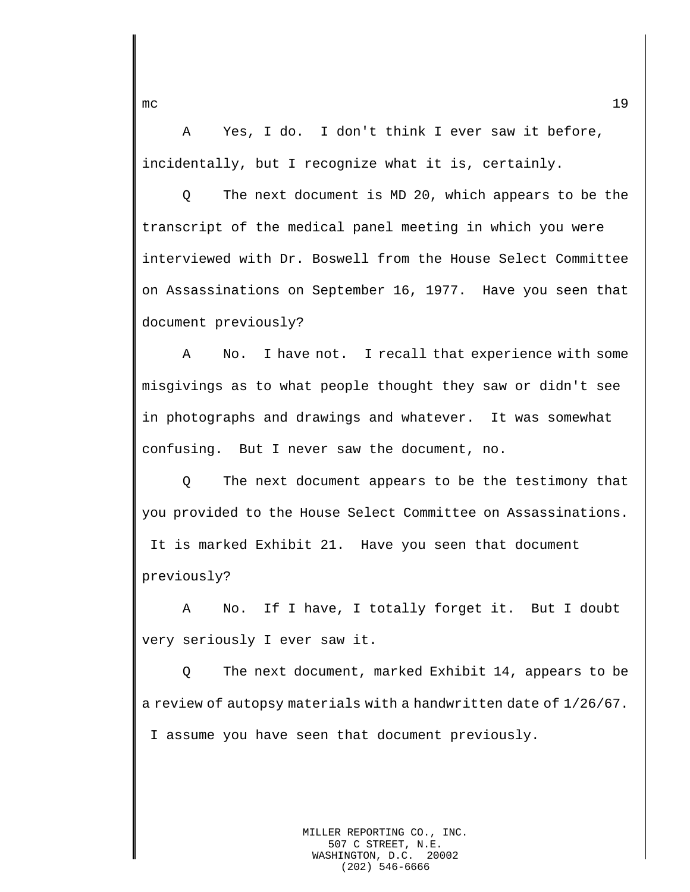A Yes, I do. I don't think I ever saw it before, incidentally, but I recognize what it is, certainly.

Q The next document is MD 20, which appears to be the transcript of the medical panel meeting in which you were interviewed with Dr. Boswell from the House Select Committee on Assassinations on September 16, 1977. Have you seen that document previously?

A No. I have not. I recall that experience with some misgivings as to what people thought they saw or didn't see in photographs and drawings and whatever. It was somewhat confusing. But I never saw the document, no.

Q The next document appears to be the testimony that you provided to the House Select Committee on Assassinations. It is marked Exhibit 21. Have you seen that document previously?

A No. If I have, I totally forget it. But I doubt very seriously I ever saw it.

Q The next document, marked Exhibit 14, appears to be a review of autopsy materials with a handwritten date of 1/26/67. I assume you have seen that document previously.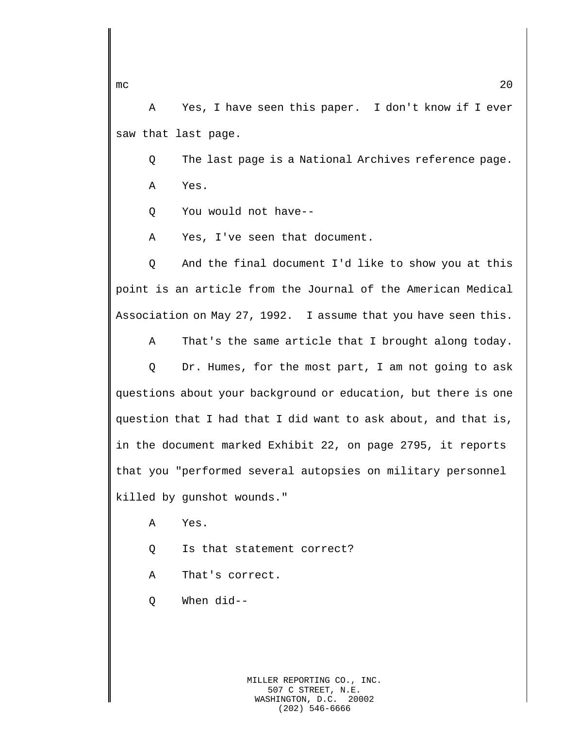A Yes, I have seen this paper. I don't know if I ever saw that last page.

Q The last page is a National Archives reference page.

A Yes.

Q You would not have--

A Yes, I've seen that document.

Q And the final document I'd like to show you at this point is an article from the Journal of the American Medical Association on May 27, 1992. I assume that you have seen this.

A That's the same article that I brought along today.

Q Dr. Humes, for the most part, I am not going to ask questions about your background or education, but there is one question that I had that I did want to ask about, and that is, in the document marked Exhibit 22, on page 2795, it reports that you "performed several autopsies on military personnel killed by gunshot wounds."

A Yes.

Q Is that statement correct?

A That's correct.

Q When did--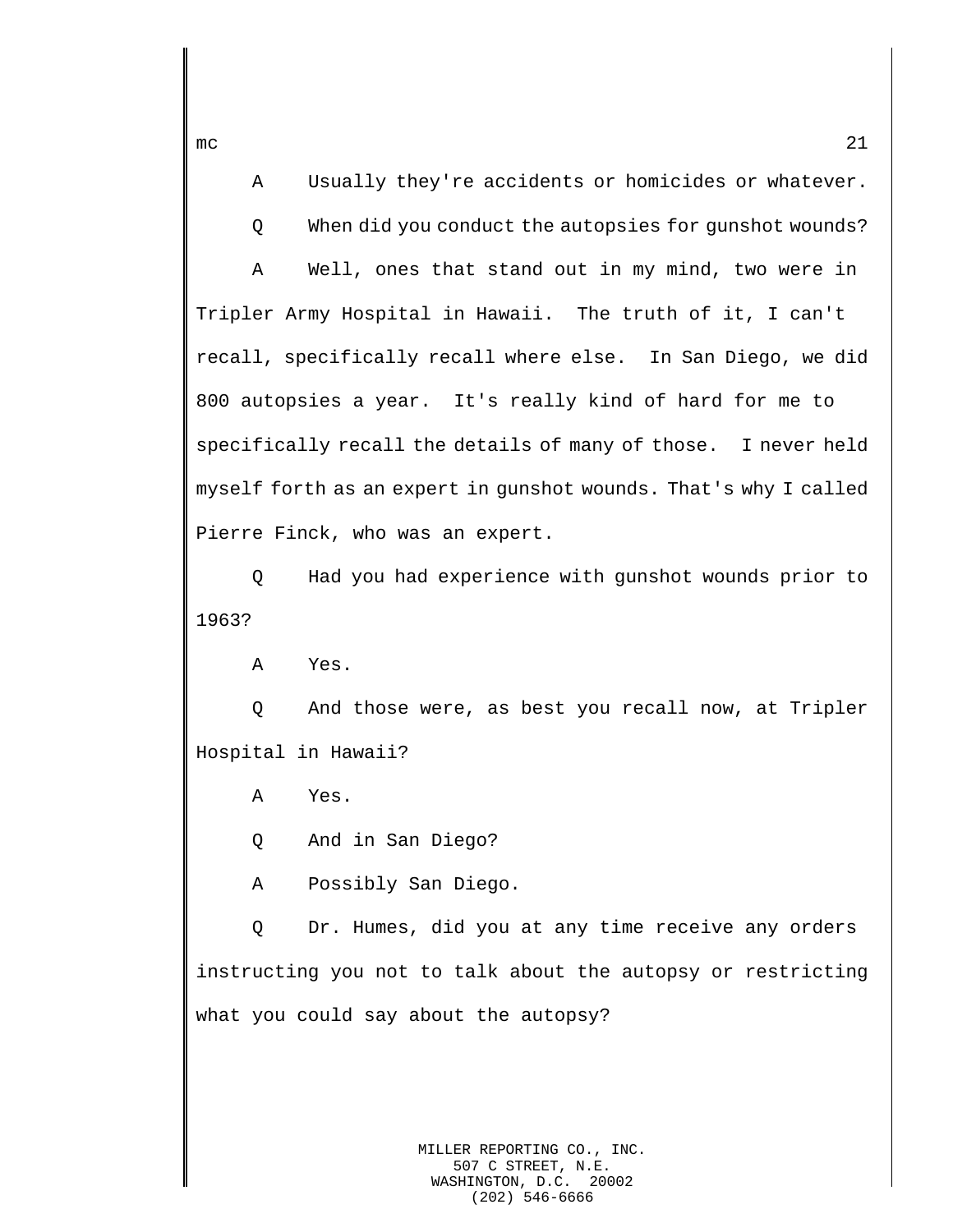A Usually they're accidents or homicides or whatever.

Q When did you conduct the autopsies for gunshot wounds?

A Well, ones that stand out in my mind, two were in Tripler Army Hospital in Hawaii. The truth of it, I can't recall, specifically recall where else. In San Diego, we did 800 autopsies a year. It's really kind of hard for me to specifically recall the details of many of those. I never held myself forth as an expert in gunshot wounds. That's why I called Pierre Finck, who was an expert.

Q Had you had experience with gunshot wounds prior to 1963?

A Yes.

Q And those were, as best you recall now, at Tripler Hospital in Hawaii?

A Yes.

Q And in San Diego?

A Possibly San Diego.

Q Dr. Humes, did you at any time receive any orders instructing you not to talk about the autopsy or restricting what you could say about the autopsy?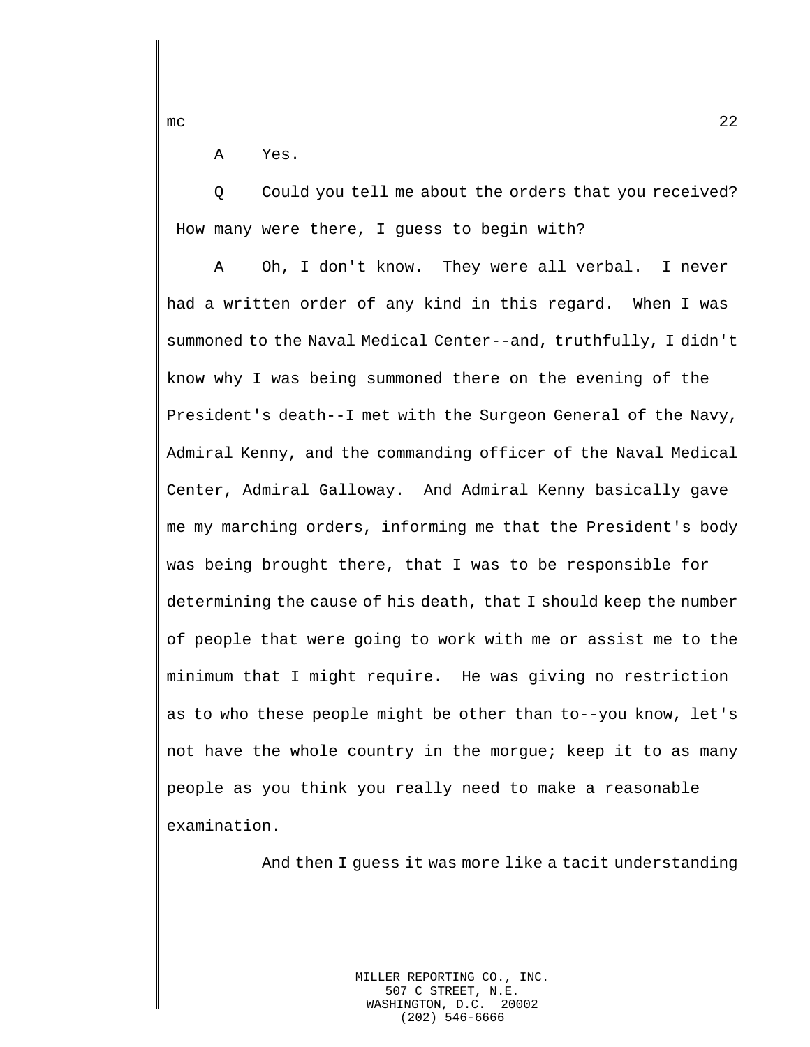A Yes.

Q Could you tell me about the orders that you received? How many were there, I guess to begin with?

A Oh, I don't know. They were all verbal. I never had a written order of any kind in this regard. When I was summoned to the Naval Medical Center--and, truthfully, I didn't know why I was being summoned there on the evening of the President's death--I met with the Surgeon General of the Navy, Admiral Kenny, and the commanding officer of the Naval Medical Center, Admiral Galloway. And Admiral Kenny basically gave me my marching orders, informing me that the President's body was being brought there, that I was to be responsible for determining the cause of his death, that I should keep the number of people that were going to work with me or assist me to the minimum that I might require. He was giving no restriction as to who these people might be other than to--you know, let's not have the whole country in the morgue; keep it to as many people as you think you really need to make a reasonable examination.

And then I guess it was more like a tacit understanding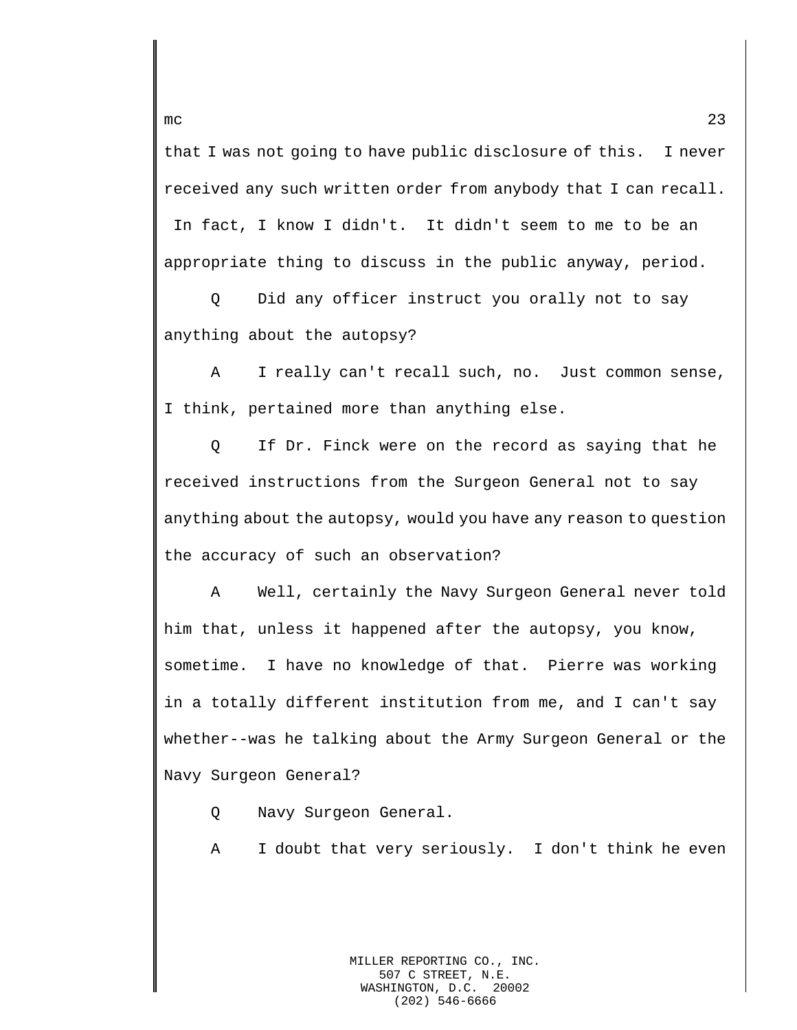that I was not going to have public disclosure of this. I never received any such written order from anybody that I can recall. In fact, I know I didn't. It didn't seem to me to be an appropriate thing to discuss in the public anyway, period.

Q Did any officer instruct you orally not to say anything about the autopsy?

A I really can't recall such, no. Just common sense, I think, pertained more than anything else.

Q If Dr. Finck were on the record as saying that he received instructions from the Surgeon General not to say anything about the autopsy, would you have any reason to question the accuracy of such an observation?

A Well, certainly the Navy Surgeon General never told him that, unless it happened after the autopsy, you know, sometime. I have no knowledge of that. Pierre was working in a totally different institution from me, and I can't say whether--was he talking about the Army Surgeon General or the Navy Surgeon General?

Q Navy Surgeon General.

A I doubt that very seriously. I don't think he even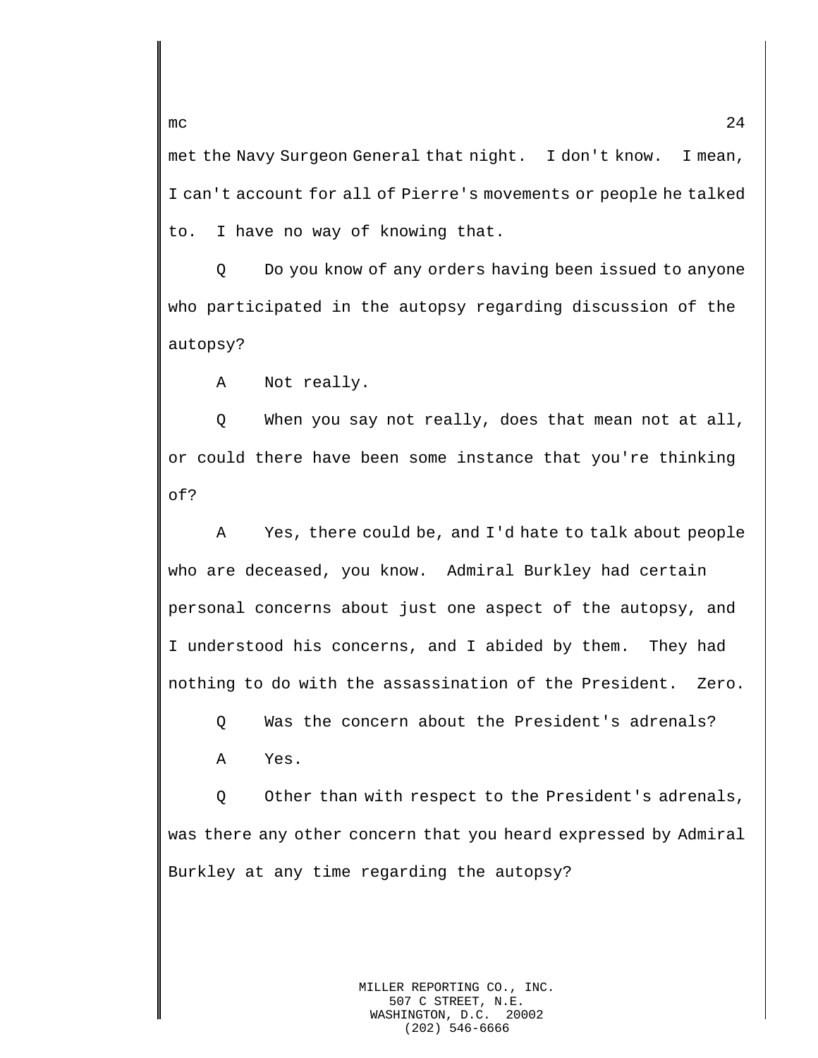met the Navy Surgeon General that night. I don't know. I mean, I can't account for all of Pierre's movements or people he talked to. I have no way of knowing that.

Q Do you know of any orders having been issued to anyone who participated in the autopsy regarding discussion of the autopsy?

A Not really.

Q When you say not really, does that mean not at all, or could there have been some instance that you're thinking of?

A Yes, there could be, and I'd hate to talk about people who are deceased, you know. Admiral Burkley had certain personal concerns about just one aspect of the autopsy, and I understood his concerns, and I abided by them. They had nothing to do with the assassination of the President. Zero.

Q Was the concern about the President's adrenals?

A Yes.

Q Other than with respect to the President's adrenals, was there any other concern that you heard expressed by Admiral Burkley at any time regarding the autopsy?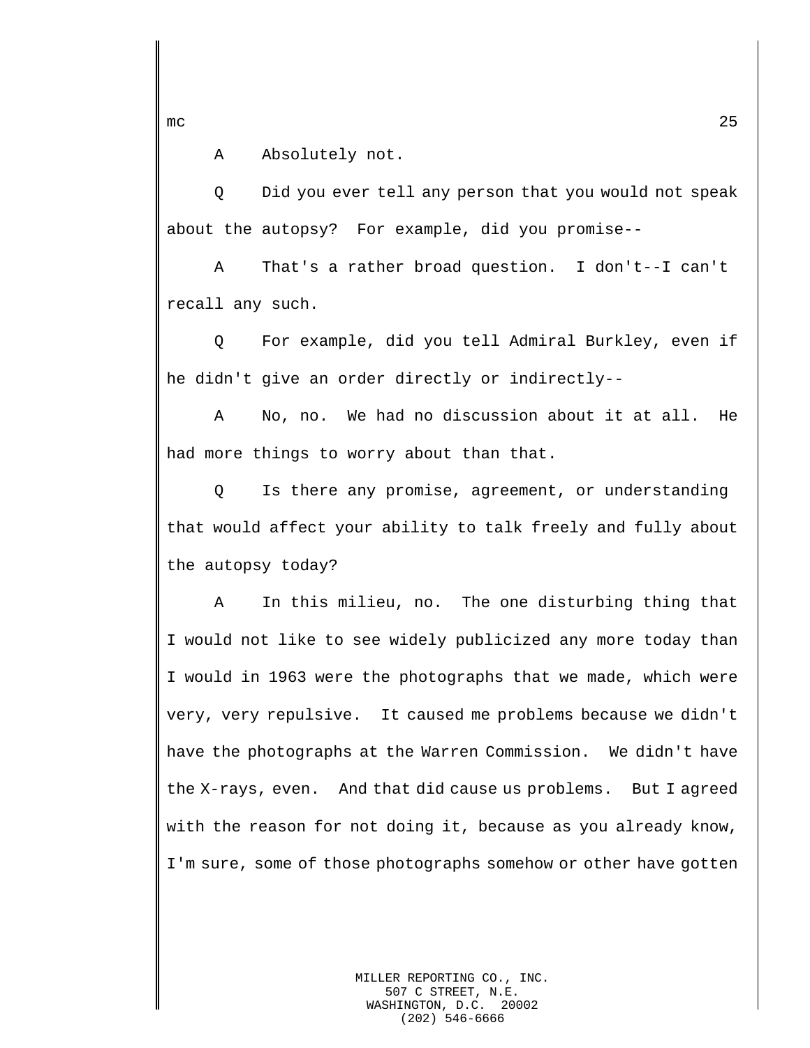A Absolutely not.

Q Did you ever tell any person that you would not speak about the autopsy? For example, did you promise--

A That's a rather broad question. I don't--I can't recall any such.

Q For example, did you tell Admiral Burkley, even if he didn't give an order directly or indirectly--

A No, no. We had no discussion about it at all. He had more things to worry about than that.

Q Is there any promise, agreement, or understanding that would affect your ability to talk freely and fully about the autopsy today?

A In this milieu, no. The one disturbing thing that I would not like to see widely publicized any more today than I would in 1963 were the photographs that we made, which were very, very repulsive. It caused me problems because we didn't have the photographs at the Warren Commission. We didn't have the X-rays, even. And that did cause us problems. But I agreed with the reason for not doing it, because as you already know, I'm sure, some of those photographs somehow or other have gotten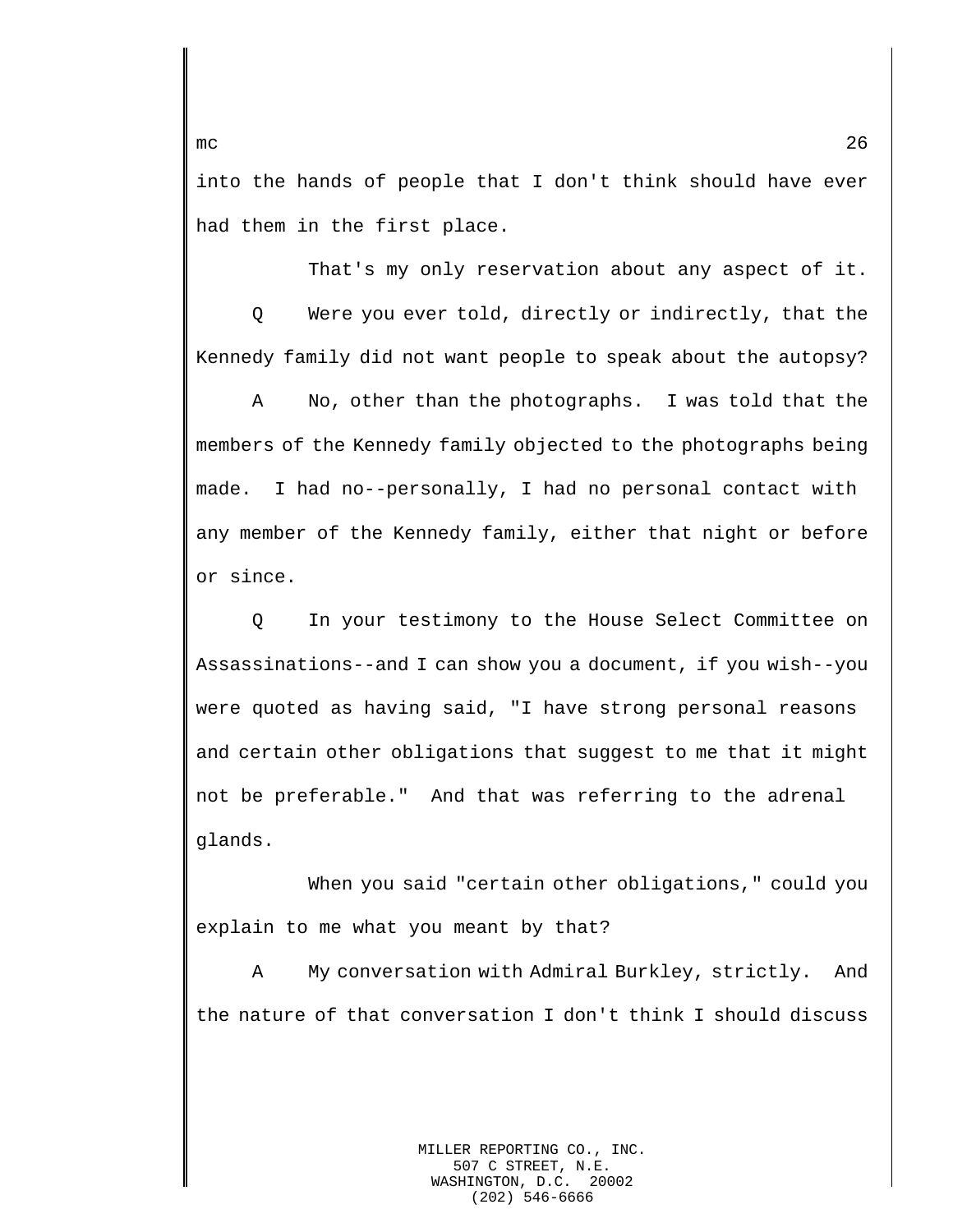into the hands of people that I don't think should have ever had them in the first place.

That's my only reservation about any aspect of it.

Q Were you ever told, directly or indirectly, that the Kennedy family did not want people to speak about the autopsy?

A No, other than the photographs. I was told that the members of the Kennedy family objected to the photographs being made. I had no--personally, I had no personal contact with any member of the Kennedy family, either that night or before or since.

Q In your testimony to the House Select Committee on Assassinations--and I can show you a document, if you wish--you were quoted as having said, "I have strong personal reasons and certain other obligations that suggest to me that it might not be preferable." And that was referring to the adrenal glands.

When you said "certain other obligations," could you explain to me what you meant by that?

A My conversation with Admiral Burkley, strictly. And the nature of that conversation I don't think I should discuss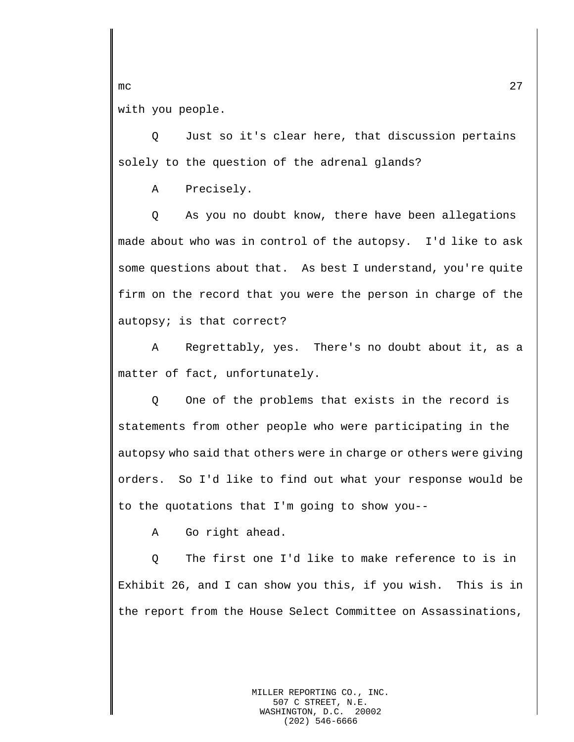with you people.

Q Just so it's clear here, that discussion pertains solely to the question of the adrenal glands?

A Precisely.

Q As you no doubt know, there have been allegations made about who was in control of the autopsy. I'd like to ask some questions about that. As best I understand, you're quite firm on the record that you were the person in charge of the autopsy; is that correct?

A Regrettably, yes. There's no doubt about it, as a matter of fact, unfortunately.

Q One of the problems that exists in the record is statements from other people who were participating in the autopsy who said that others were in charge or others were giving orders. So I'd like to find out what your response would be to the quotations that I'm going to show you--

A Go right ahead.

Q The first one I'd like to make reference to is in Exhibit 26, and I can show you this, if you wish. This is in the report from the House Select Committee on Assassinations,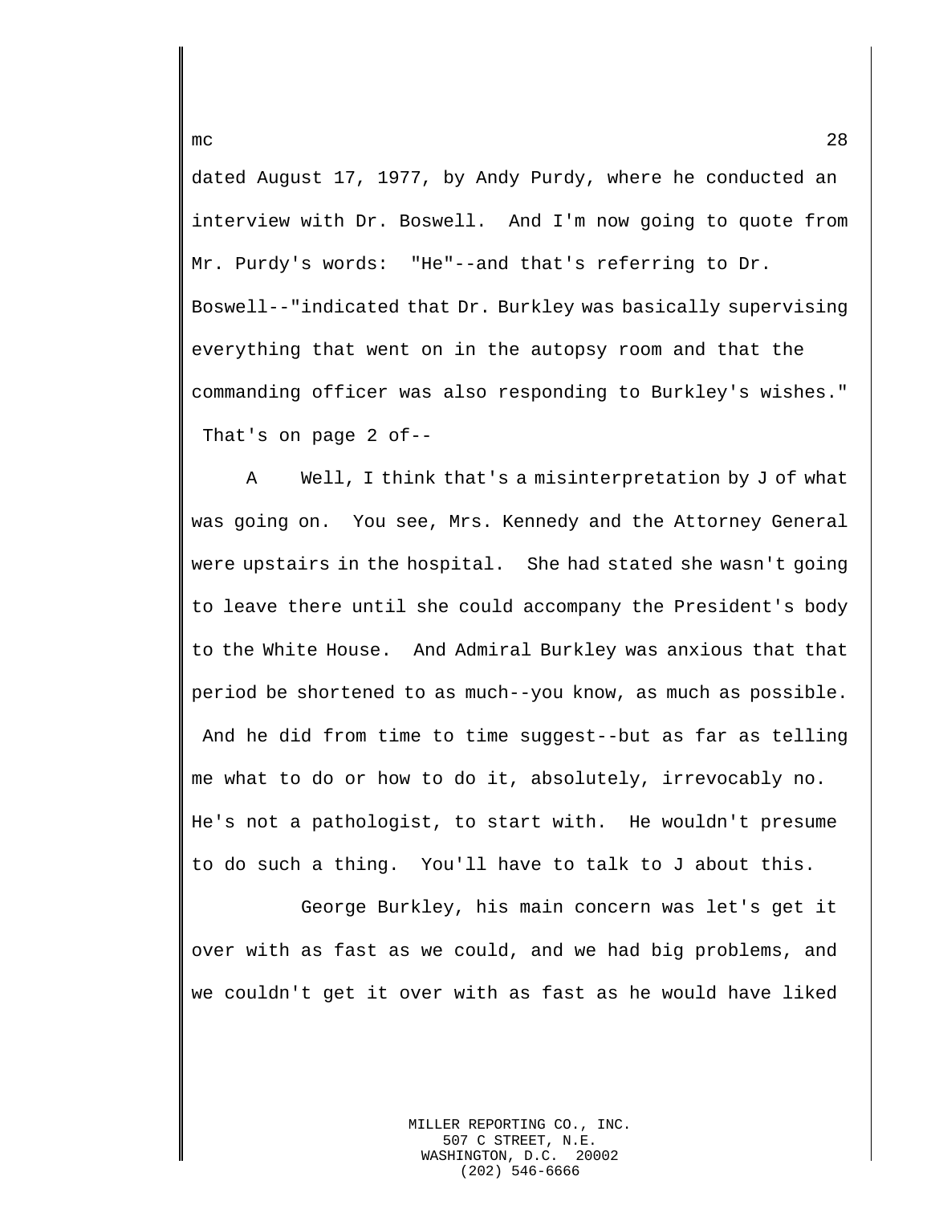dated August 17, 1977, by Andy Purdy, where he conducted an interview with Dr. Boswell. And I'm now going to quote from Mr. Purdy's words: "He"--and that's referring to Dr. Boswell--"indicated that Dr. Burkley was basically supervising everything that went on in the autopsy room and that the commanding officer was also responding to Burkley's wishes." That's on page 2 of--

A Well, I think that's a misinterpretation by J of what was going on. You see, Mrs. Kennedy and the Attorney General were upstairs in the hospital. She had stated she wasn't going to leave there until she could accompany the President's body to the White House. And Admiral Burkley was anxious that that period be shortened to as much--you know, as much as possible. And he did from time to time suggest--but as far as telling me what to do or how to do it, absolutely, irrevocably no. He's not a pathologist, to start with. He wouldn't presume to do such a thing. You'll have to talk to J about this.

George Burkley, his main concern was let's get it over with as fast as we could, and we had big problems, and we couldn't get it over with as fast as he would have liked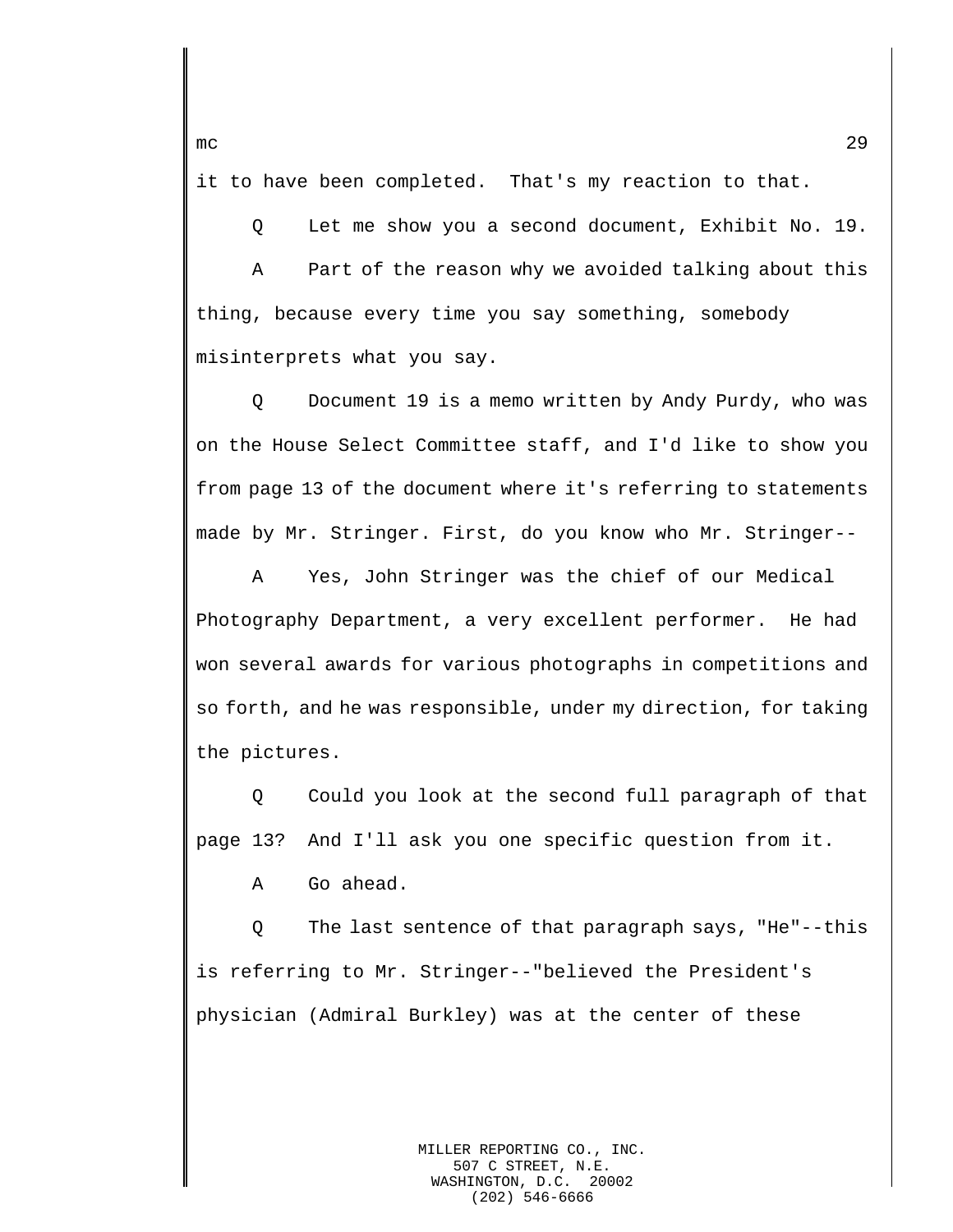it to have been completed.  That's my reaction to that.

Q    Let me show you a second document, Exhibit No. 19.

A    Part of the reason why we avoided talking about this thing, because every time you say something, somebody misinterprets what you say.

Q    Document 19 is a memo written by Andy Purdy, who was on the House Select Committee staff, and I'd like to show you from page 13 of the document where it's referring to statements made by Mr. Stringer. First, do you know who Mr. Stringer--

A    Yes, John Stringer was the chief of our Medical Photography Department, a very excellent performer.  He had won several awards for various photographs in competitions and so forth, and he was responsible, under my direction, for taking the pictures.

Q    Could you look at the second full paragraph of that page 13?  And I'll ask you one specific question from it.

A    Go ahead.

Q    The last sentence of that paragraph says, "He"--this is referring to Mr. Stringer--"believed the President's physician (Admiral Burkley) was at the center of these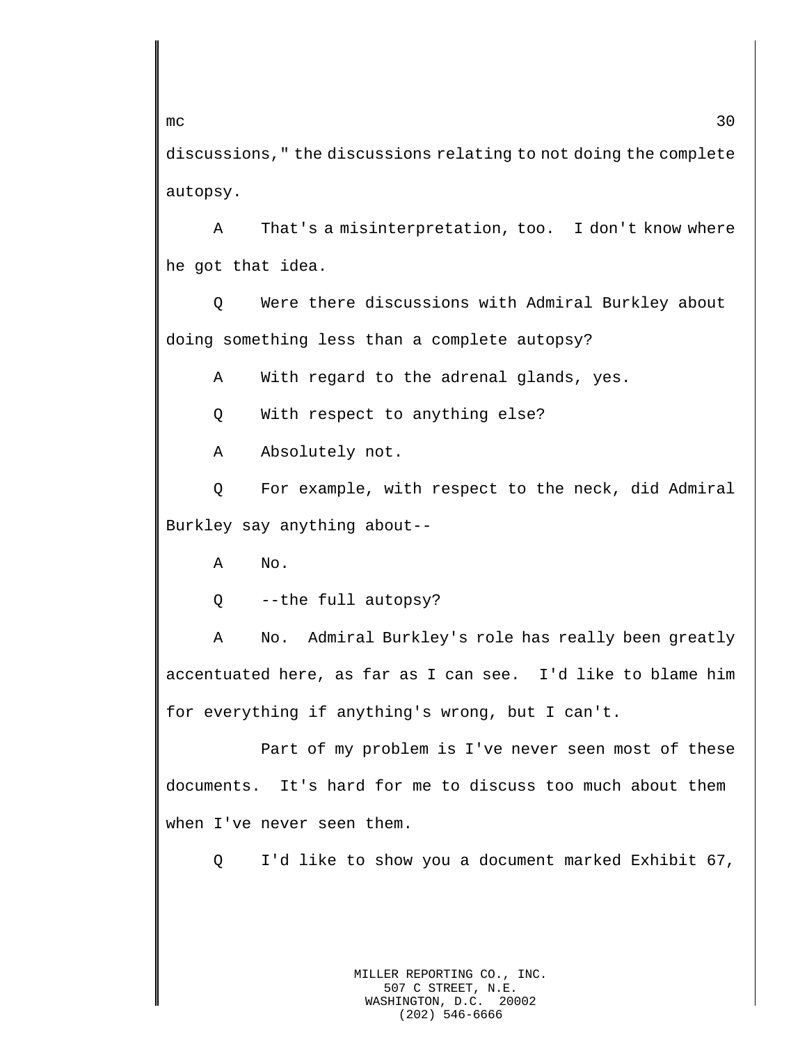discussions," the discussions relating to not doing the complete autopsy.

A That's a misinterpretation, too. I don't know where he got that idea.

Q Were there discussions with Admiral Burkley about doing something less than a complete autopsy?

A With regard to the adrenal glands, yes.

Q With respect to anything else?

A Absolutely not.

Q For example, with respect to the neck, did Admiral Burkley say anything about--

A No.

Q --the full autopsy?

A No. Admiral Burkley's role has really been greatly accentuated here, as far as I can see. I'd like to blame him for everything if anything's wrong, but I can't.

Part of my problem is I've never seen most of these documents. It's hard for me to discuss too much about them when I've never seen them.

Q I'd like to show you a document marked Exhibit 67,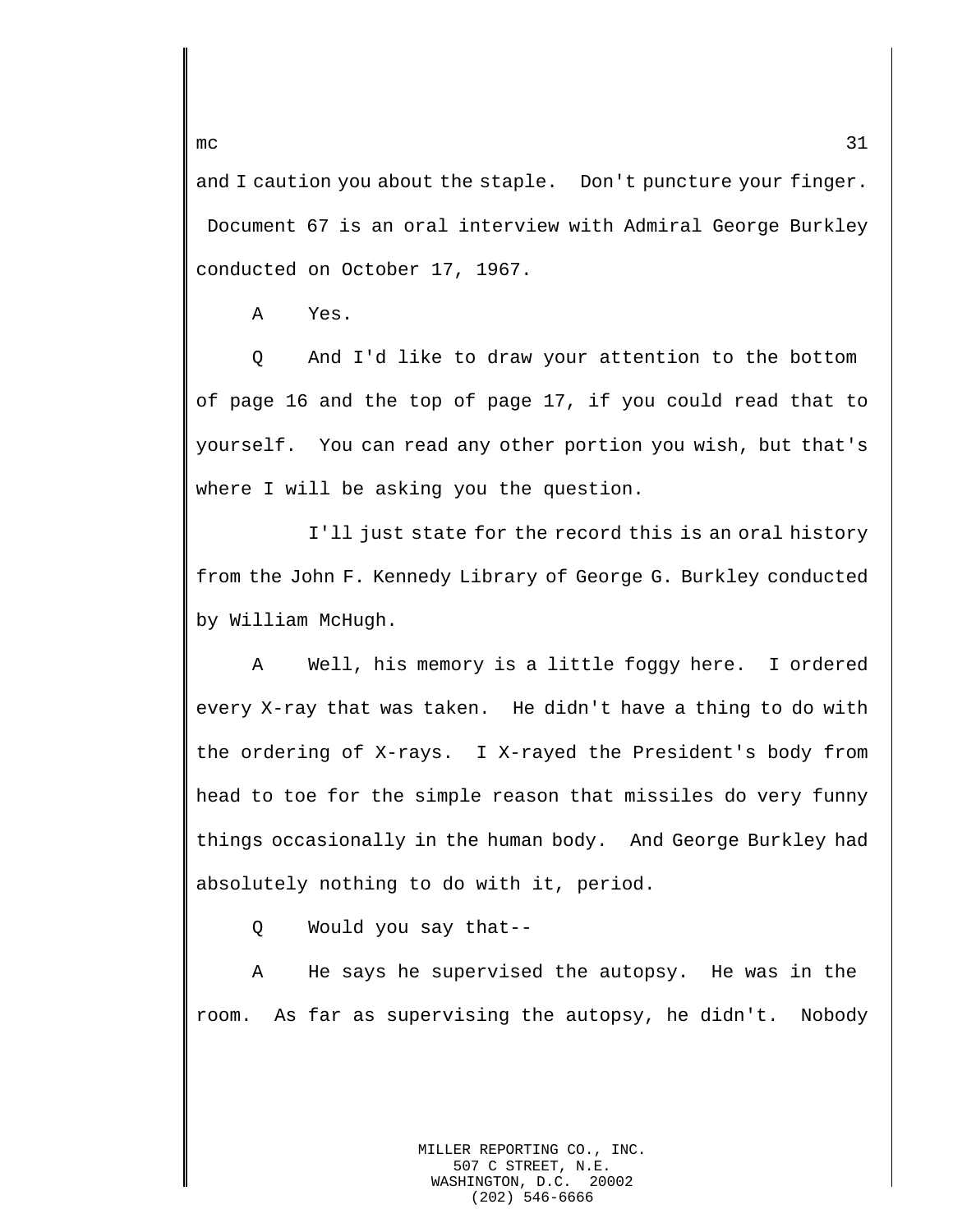and I caution you about the staple. Don't puncture your finger. Document 67 is an oral interview with Admiral George Burkley conducted on October 17, 1967.

A Yes.

Q And I'd like to draw your attention to the bottom of page 16 and the top of page 17, if you could read that to yourself. You can read any other portion you wish, but that's where I will be asking you the question.

I'll just state for the record this is an oral history from the John F. Kennedy Library of George G. Burkley conducted by William McHugh.

A Well, his memory is a little foggy here. I ordered every X-ray that was taken. He didn't have a thing to do with the ordering of X-rays. I X-rayed the President's body from head to toe for the simple reason that missiles do very funny things occasionally in the human body. And George Burkley had absolutely nothing to do with it, period.

Q Would you say that--

A He says he supervised the autopsy. He was in the room. As far as supervising the autopsy, he didn't. Nobody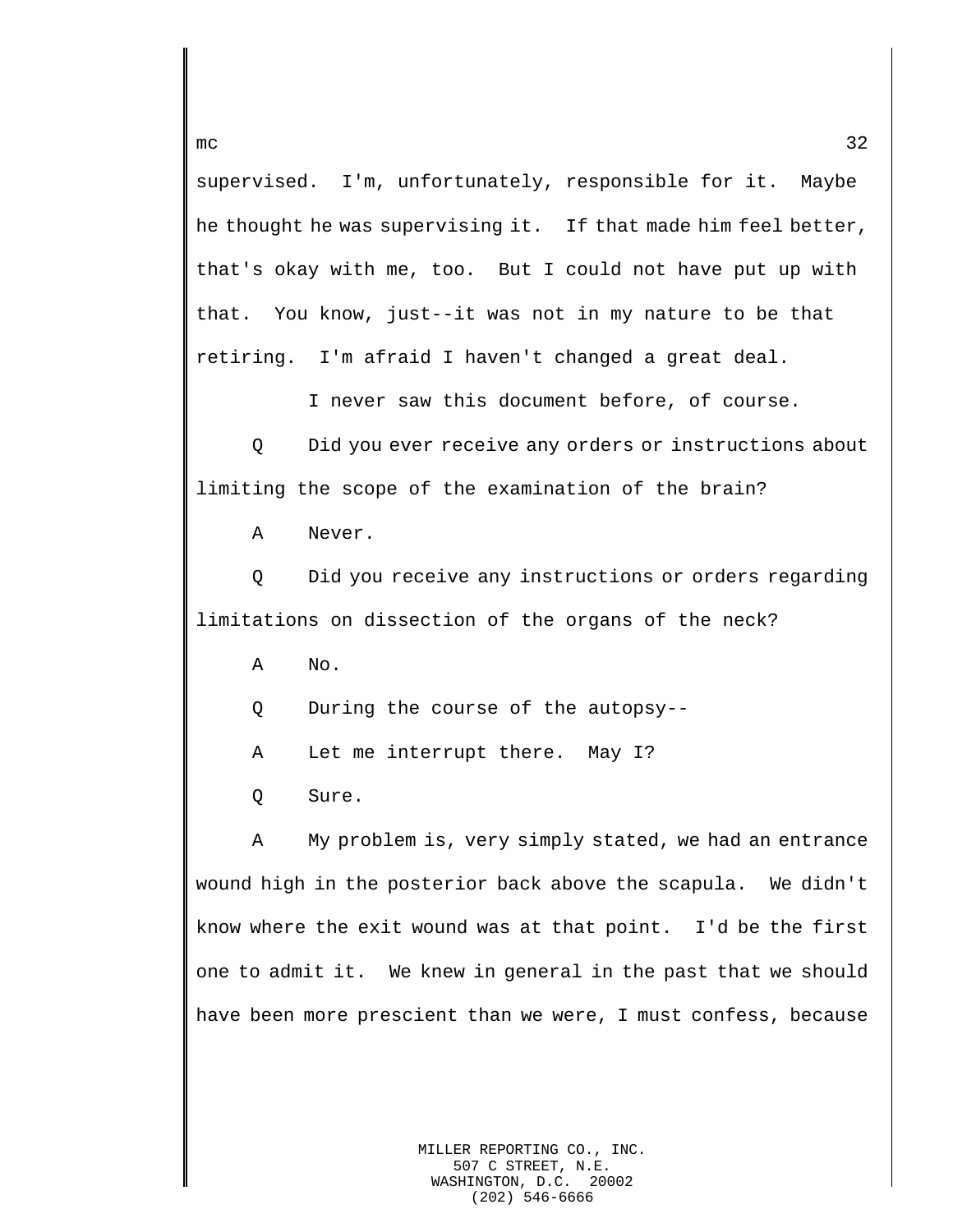supervised. I'm, unfortunately, responsible for it. Maybe he thought he was supervising it. If that made him feel better, that's okay with me, too. But I could not have put up with that. You know, just--it was not in my nature to be that retiring. I'm afraid I haven't changed a great deal.

I never saw this document before, of course.

Q Did you ever receive any orders or instructions about limiting the scope of the examination of the brain?

A Never.

Q Did you receive any instructions or orders regarding limitations on dissection of the organs of the neck?

A No.

Q During the course of the autopsy--

A Let me interrupt there. May I?

Q Sure.

A My problem is, very simply stated, we had an entrance wound high in the posterior back above the scapula. We didn't know where the exit wound was at that point. I'd be the first one to admit it. We knew in general in the past that we should have been more prescient than we were, I must confess, because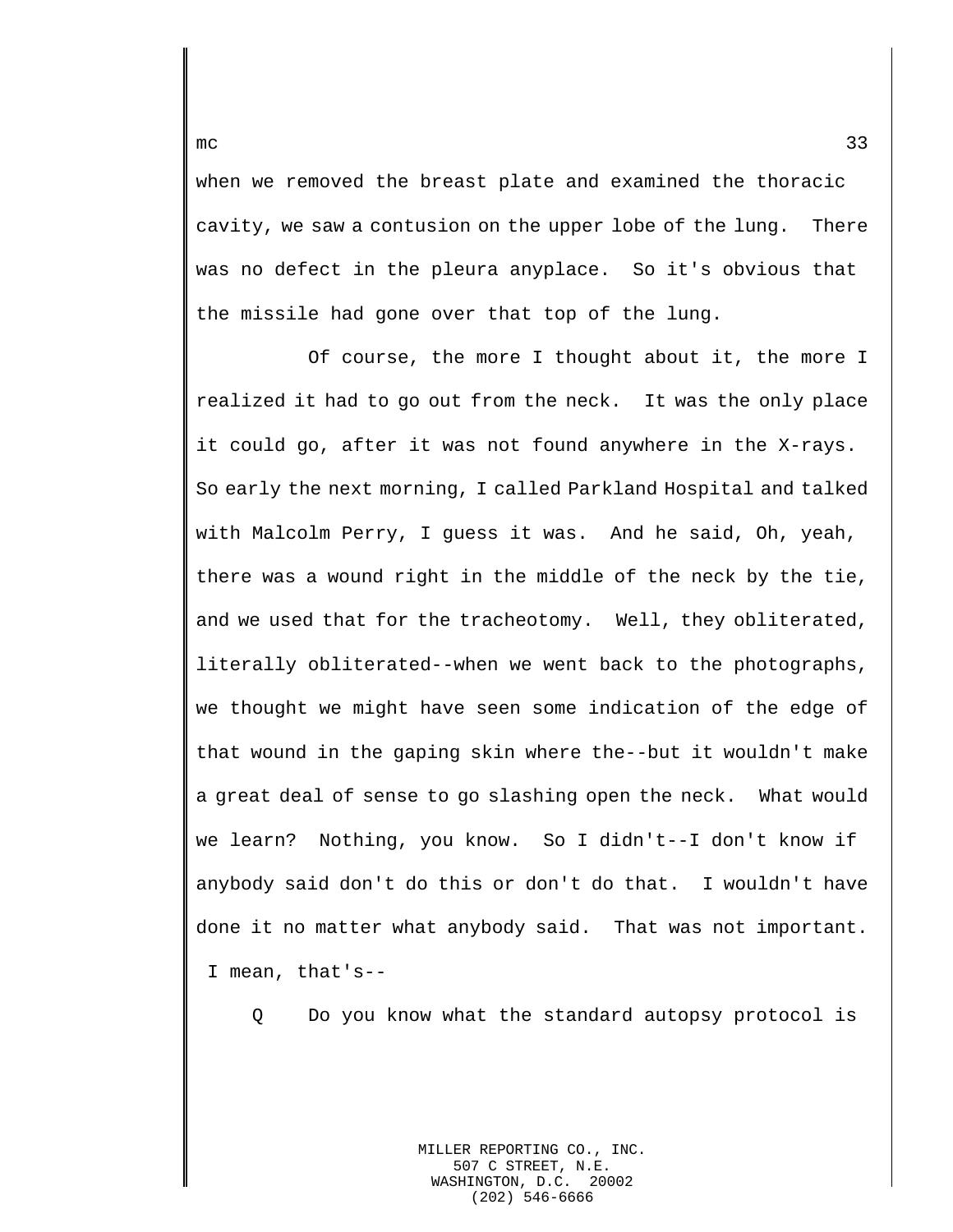when we removed the breast plate and examined the thoracic cavity, we saw a contusion on the upper lobe of the lung. There was no defect in the pleura anyplace. So it's obvious that the missile had gone over that top of the lung.

Of course, the more I thought about it, the more I realized it had to go out from the neck. It was the only place it could go, after it was not found anywhere in the X-rays. So early the next morning, I called Parkland Hospital and talked with Malcolm Perry, I guess it was. And he said, Oh, yeah, there was a wound right in the middle of the neck by the tie, and we used that for the tracheotomy. Well, they obliterated, literally obliterated--when we went back to the photographs, we thought we might have seen some indication of the edge of that wound in the gaping skin where the--but it wouldn't make a great deal of sense to go slashing open the neck. What would we learn? Nothing, you know. So I didn't--I don't know if anybody said don't do this or don't do that. I wouldn't have done it no matter what anybody said. That was not important. I mean, that's--

Q Do you know what the standard autopsy protocol is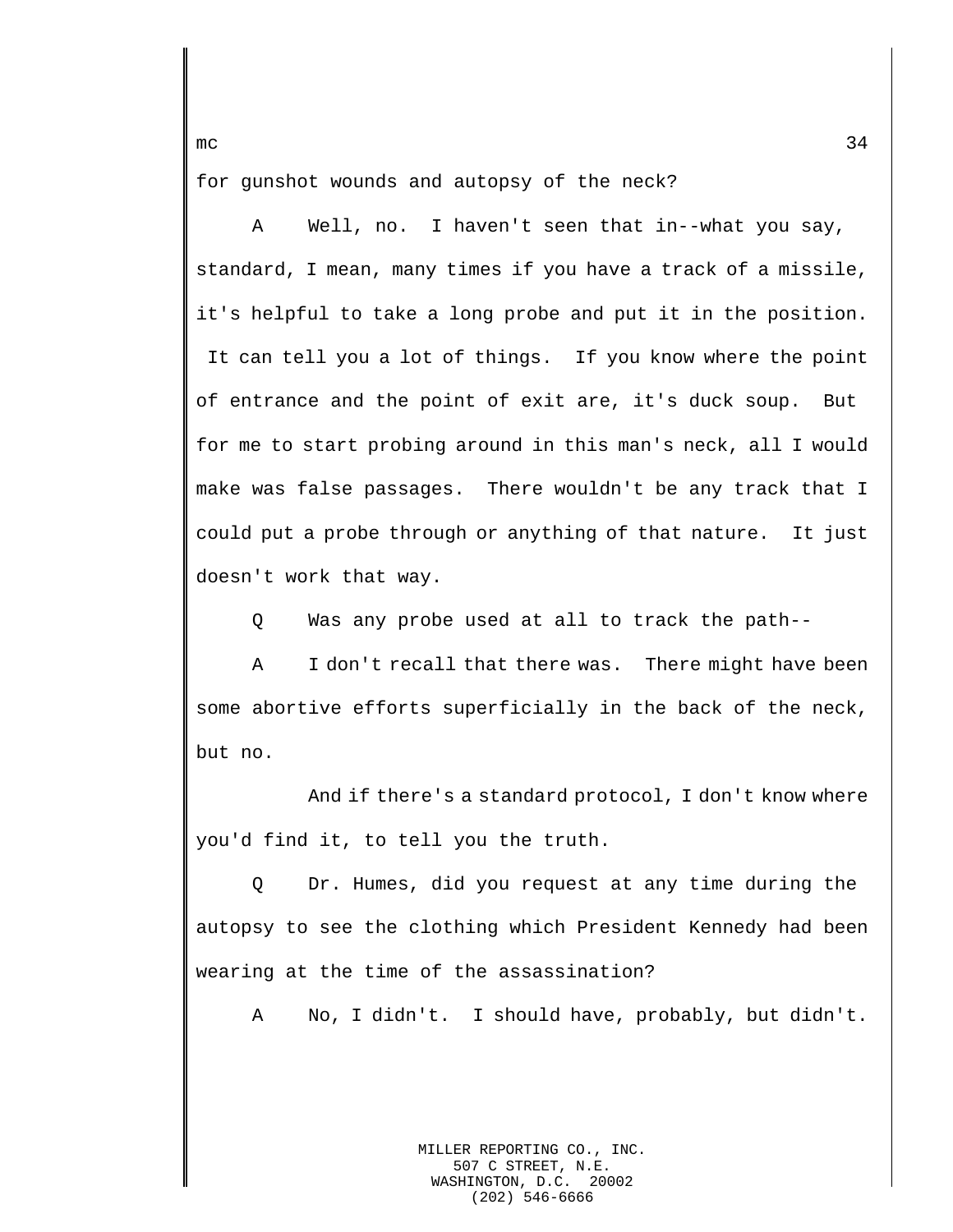for gunshot wounds and autopsy of the neck?

A Well, no. I haven't seen that in--what you say, standard, I mean, many times if you have a track of a missile, it's helpful to take a long probe and put it in the position. It can tell you a lot of things. If you know where the point of entrance and the point of exit are, it's duck soup. But for me to start probing around in this man's neck, all I would make was false passages. There wouldn't be any track that I could put a probe through or anything of that nature. It just doesn't work that way.

Q Was any probe used at all to track the path--

A I don't recall that there was. There might have been some abortive efforts superficially in the back of the neck, but no.

And if there's a standard protocol, I don't know where you'd find it, to tell you the truth.

Q Dr. Humes, did you request at any time during the autopsy to see the clothing which President Kennedy had been wearing at the time of the assassination?

A No, I didn't. I should have, probably, but didn't.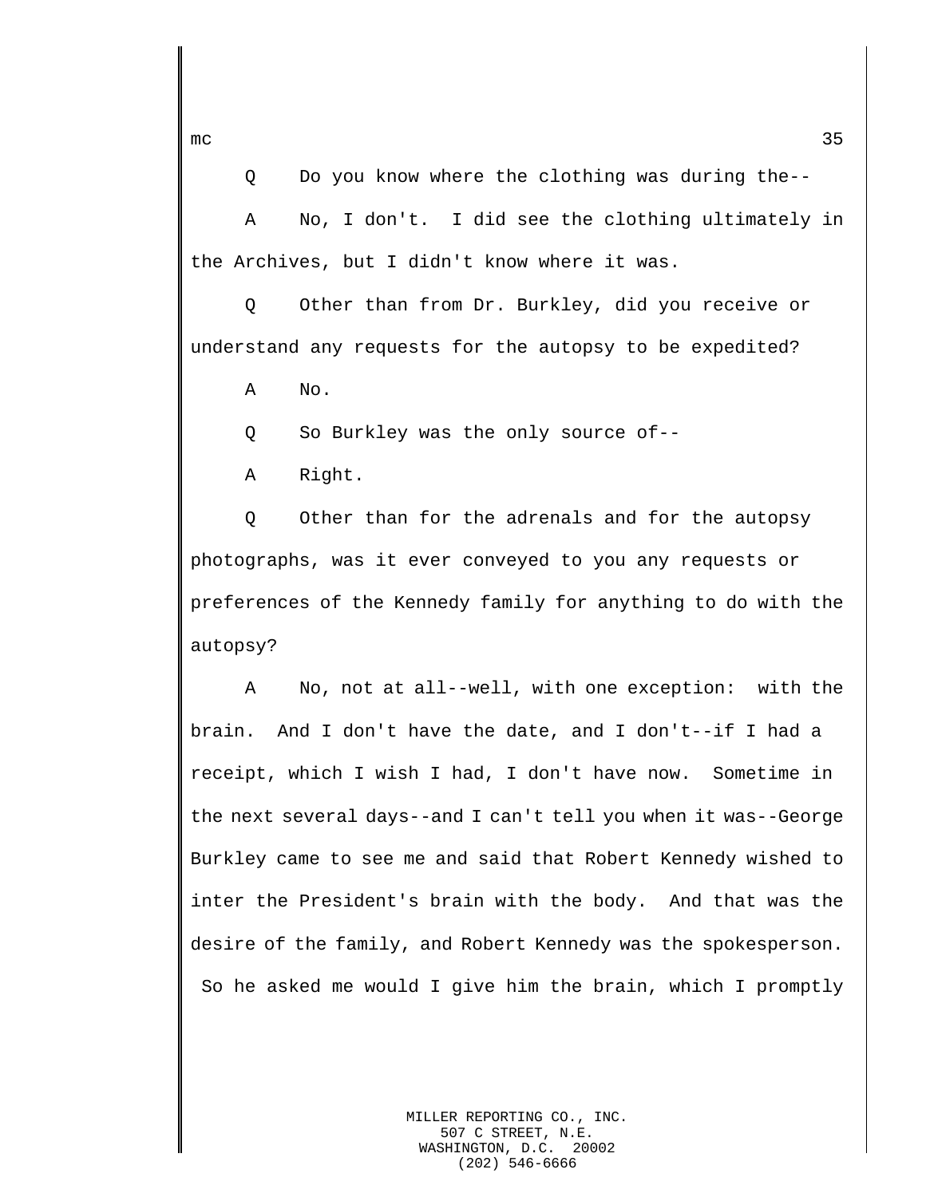Q Do you know where the clothing was during the--

A No, I don't. I did see the clothing ultimately in the Archives, but I didn't know where it was.

Q Other than from Dr. Burkley, did you receive or understand any requests for the autopsy to be expedited?

A No.

Q So Burkley was the only source of--

A Right.

Q Other than for the adrenals and for the autopsy photographs, was it ever conveyed to you any requests or preferences of the Kennedy family for anything to do with the autopsy?

A No, not at all--well, with one exception: with the brain. And I don't have the date, and I don't--if I had a receipt, which I wish I had, I don't have now. Sometime in the next several days--and I can't tell you when it was--George Burkley came to see me and said that Robert Kennedy wished to inter the President's brain with the body. And that was the desire of the family, and Robert Kennedy was the spokesperson. So he asked me would I give him the brain, which I promptly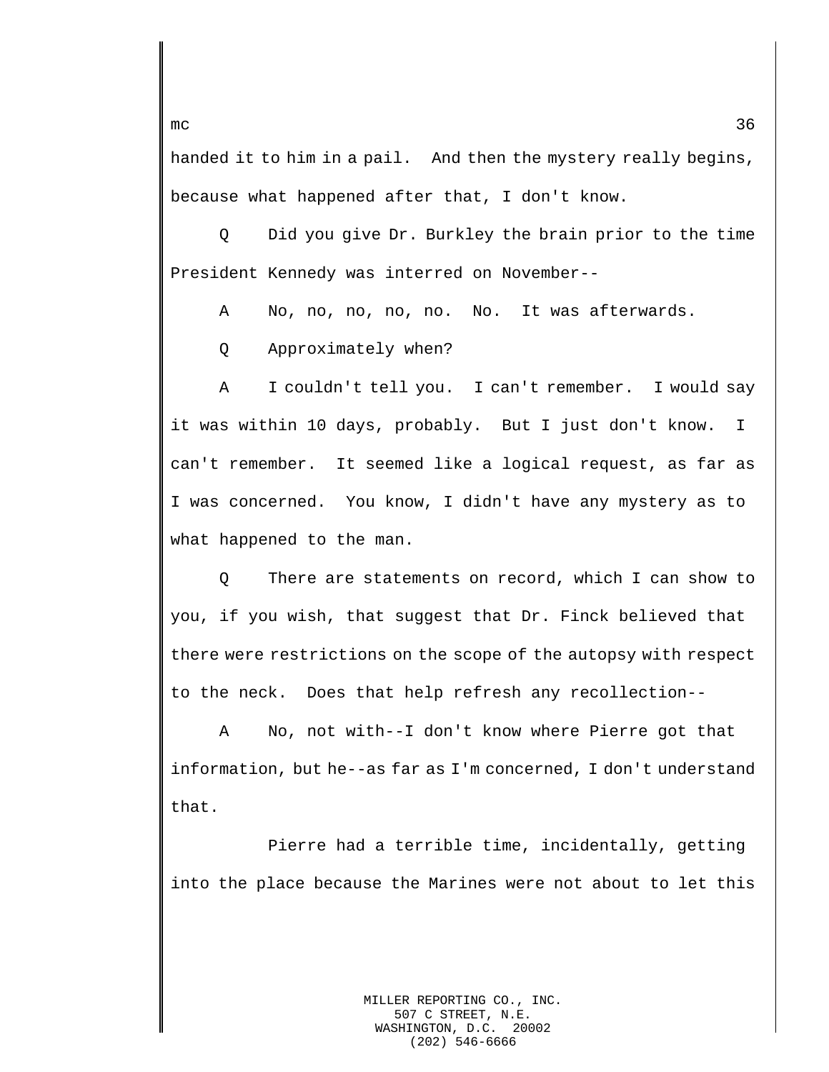handed it to him in a pail. And then the mystery really begins, because what happened after that, I don't know.

Q Did you give Dr. Burkley the brain prior to the time President Kennedy was interred on November--

A No, no, no, no, no. No. It was afterwards.

Q Approximately when?

A I couldn't tell you. I can't remember. I would say it was within 10 days, probably. But I just don't know. I can't remember. It seemed like a logical request, as far as I was concerned. You know, I didn't have any mystery as to what happened to the man.

Q There are statements on record, which I can show to you, if you wish, that suggest that Dr. Finck believed that there were restrictions on the scope of the autopsy with respect to the neck. Does that help refresh any recollection--

A No, not with--I don't know where Pierre got that information, but he--as far as I'm concerned, I don't understand that.

Pierre had a terrible time, incidentally, getting into the place because the Marines were not about to let this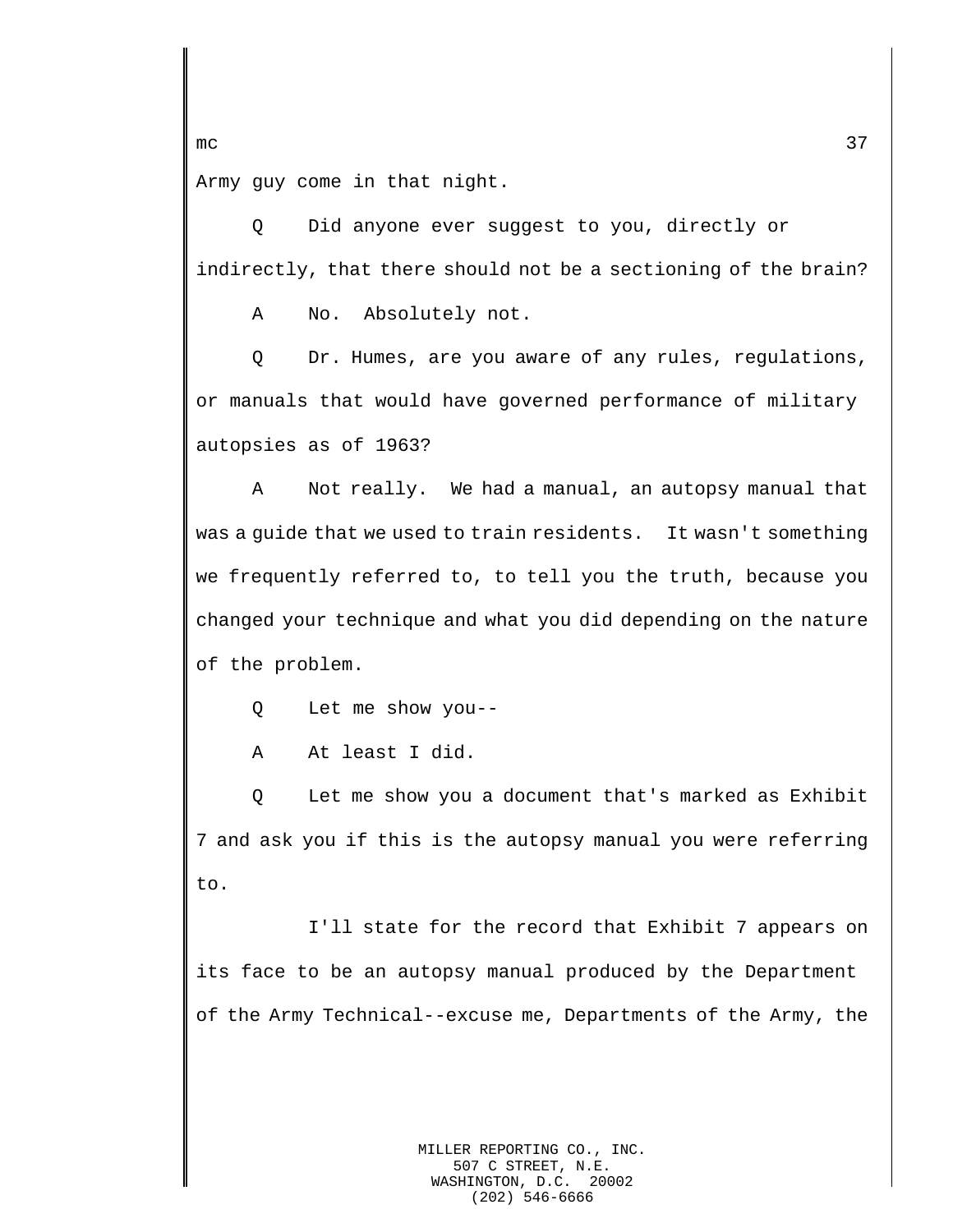Army guy come in that night.

Q Did anyone ever suggest to you, directly or indirectly, that there should not be a sectioning of the brain?

A No. Absolutely not.

Q Dr. Humes, are you aware of any rules, regulations, or manuals that would have governed performance of military autopsies as of 1963?

A Not really. We had a manual, an autopsy manual that was a guide that we used to train residents. It wasn't something we frequently referred to, to tell you the truth, because you changed your technique and what you did depending on the nature of the problem.

Q Let me show you--

A At least I did.

Q Let me show you a document that's marked as Exhibit 7 and ask you if this is the autopsy manual you were referring to.

I'll state for the record that Exhibit 7 appears on its face to be an autopsy manual produced by the Department of the Army Technical--excuse me, Departments of the Army, the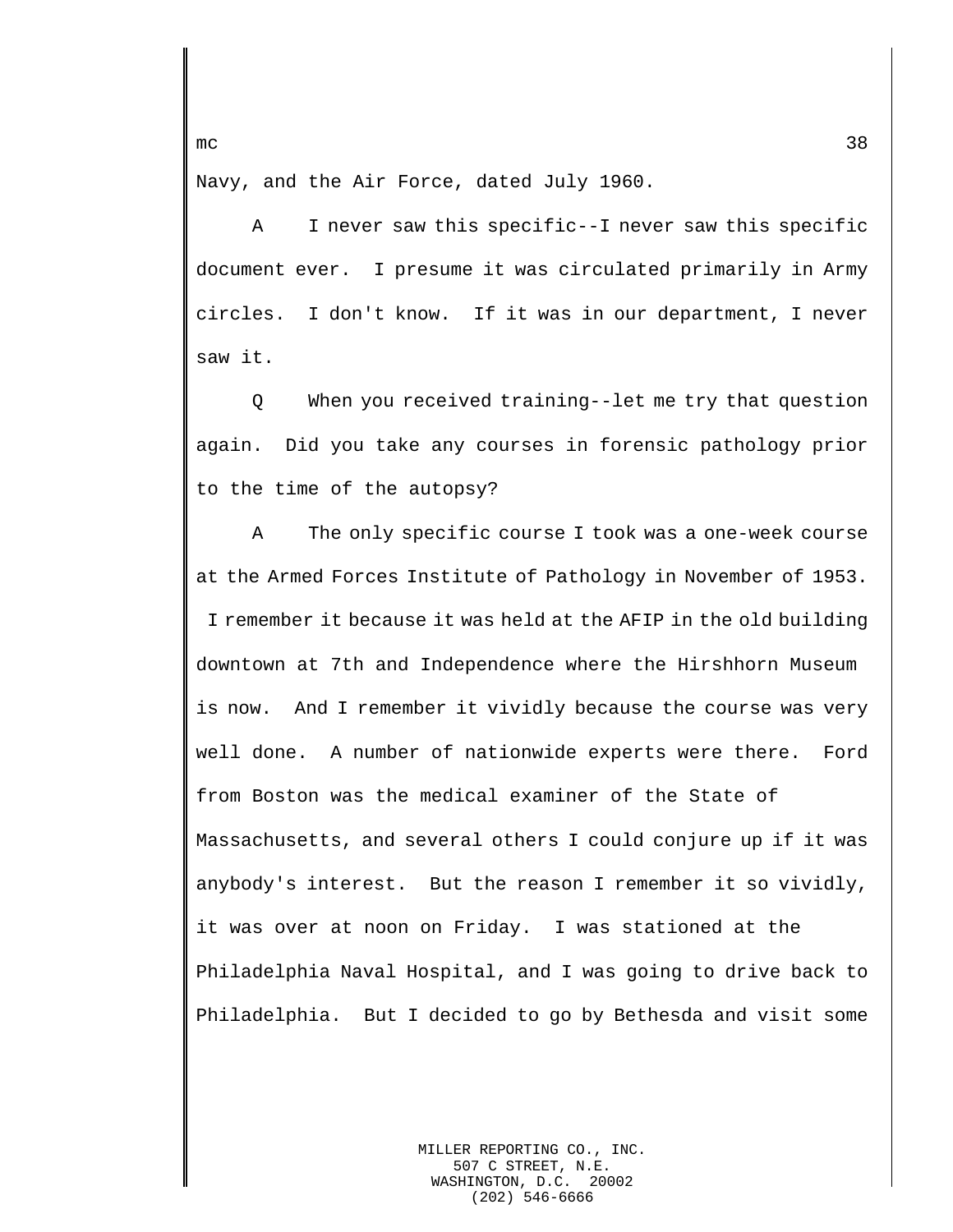Navy, and the Air Force, dated July 1960.

A I never saw this specific--I never saw this specific document ever. I presume it was circulated primarily in Army circles. I don't know. If it was in our department, I never saw it.

Q When you received training--let me try that question again. Did you take any courses in forensic pathology prior to the time of the autopsy?

A The only specific course I took was a one-week course at the Armed Forces Institute of Pathology in November of 1953. I remember it because it was held at the AFIP in the old building downtown at 7th and Independence where the Hirshhorn Museum is now. And I remember it vividly because the course was very well done. A number of nationwide experts were there. Ford from Boston was the medical examiner of the State of Massachusetts, and several others I could conjure up if it was anybody's interest. But the reason I remember it so vividly, it was over at noon on Friday. I was stationed at the Philadelphia Naval Hospital, and I was going to drive back to Philadelphia. But I decided to go by Bethesda and visit some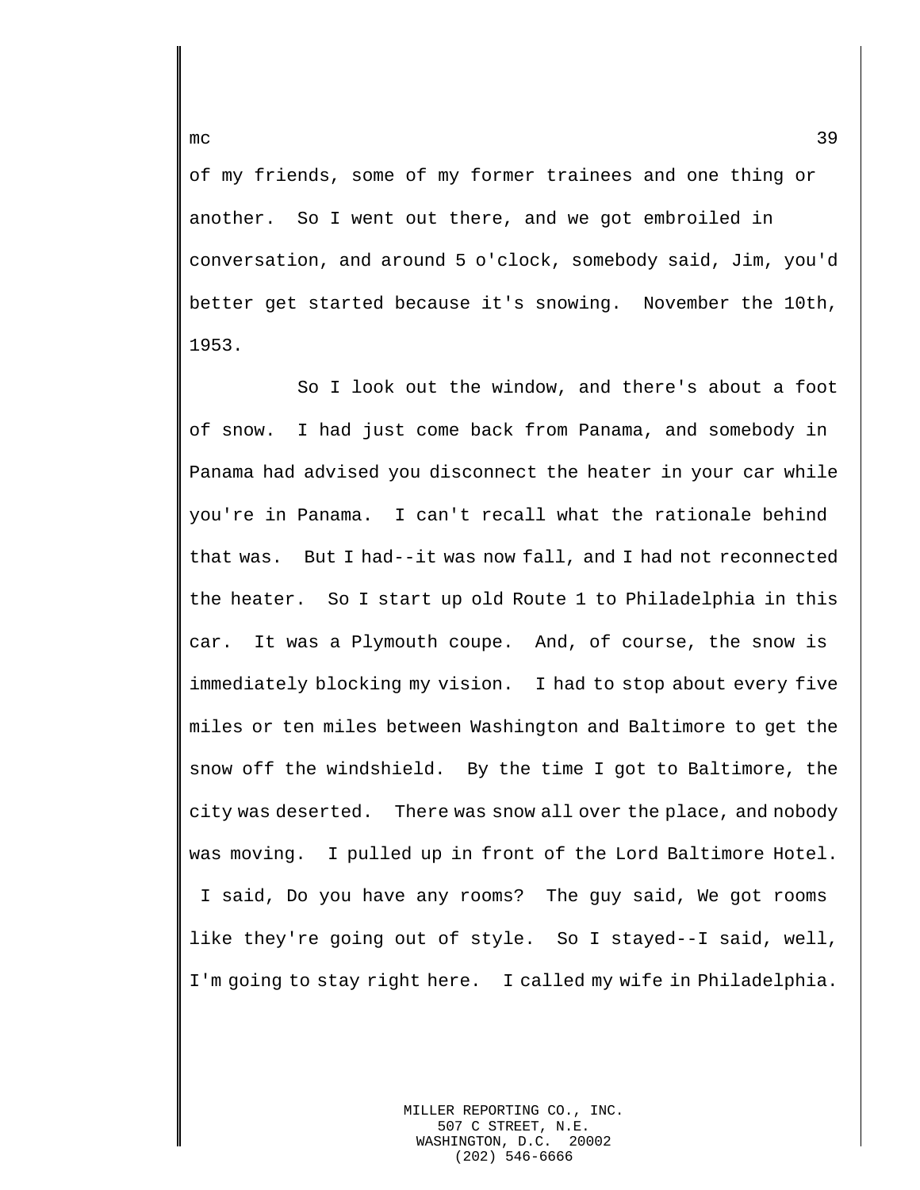of my friends, some of my former trainees and one thing or another. So I went out there, and we got embroiled in conversation, and around 5 o'clock, somebody said, Jim, you'd better get started because it's snowing. November the 10th, 1953.

So I look out the window, and there's about a foot of snow. I had just come back from Panama, and somebody in Panama had advised you disconnect the heater in your car while you're in Panama. I can't recall what the rationale behind that was. But I had--it was now fall, and I had not reconnected the heater. So I start up old Route 1 to Philadelphia in this car. It was a Plymouth coupe. And, of course, the snow is immediately blocking my vision. I had to stop about every five miles or ten miles between Washington and Baltimore to get the snow off the windshield. By the time I got to Baltimore, the city was deserted. There was snow all over the place, and nobody was moving. I pulled up in front of the Lord Baltimore Hotel. I said, Do you have any rooms? The guy said, We got rooms like they're going out of style. So I stayed--I said, well, I'm going to stay right here. I called my wife in Philadelphia.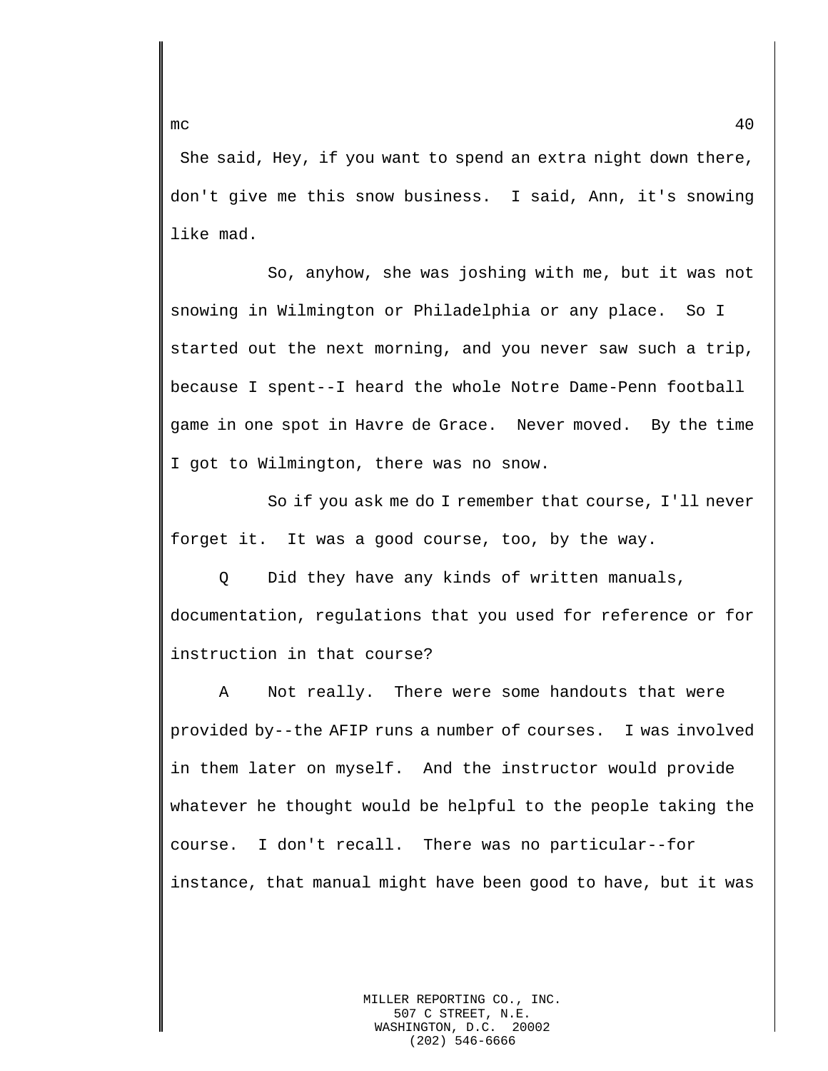She said, Hey, if you want to spend an extra night down there, don't give me this snow business. I said, Ann, it's snowing like mad.

So, anyhow, she was joshing with me, but it was not snowing in Wilmington or Philadelphia or any place. So I started out the next morning, and you never saw such a trip, because I spent--I heard the whole Notre Dame-Penn football game in one spot in Havre de Grace. Never moved. By the time I got to Wilmington, there was no snow.

So if you ask me do I remember that course, I'll never forget it. It was a good course, too, by the way.

Q Did they have any kinds of written manuals, documentation, regulations that you used for reference or for instruction in that course?

A Not really. There were some handouts that were provided by--the AFIP runs a number of courses. I was involved in them later on myself. And the instructor would provide whatever he thought would be helpful to the people taking the course. I don't recall. There was no particular--for instance, that manual might have been good to have, but it was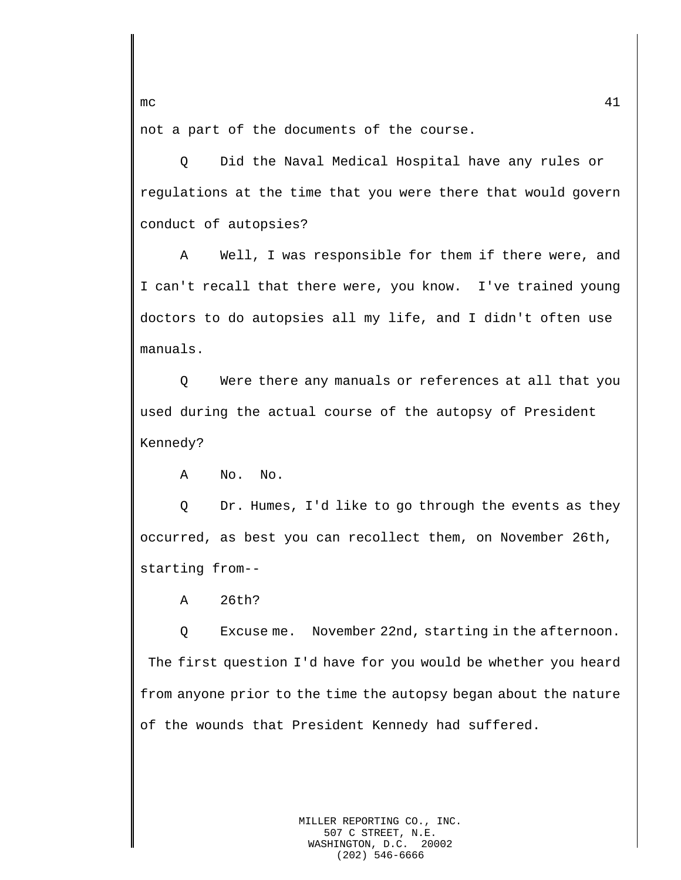not a part of the documents of the course.

Q Did the Naval Medical Hospital have any rules or regulations at the time that you were there that would govern conduct of autopsies?

A Well, I was responsible for them if there were, and I can't recall that there were, you know. I've trained young doctors to do autopsies all my life, and I didn't often use manuals.

Q Were there any manuals or references at all that you used during the actual course of the autopsy of President Kennedy?

A No. No.

Q Dr. Humes, I'd like to go through the events as they occurred, as best you can recollect them, on November 26th, starting from--

A 26th?

Q Excuse me. November 22nd, starting in the afternoon. The first question I'd have for you would be whether you heard from anyone prior to the time the autopsy began about the nature of the wounds that President Kennedy had suffered.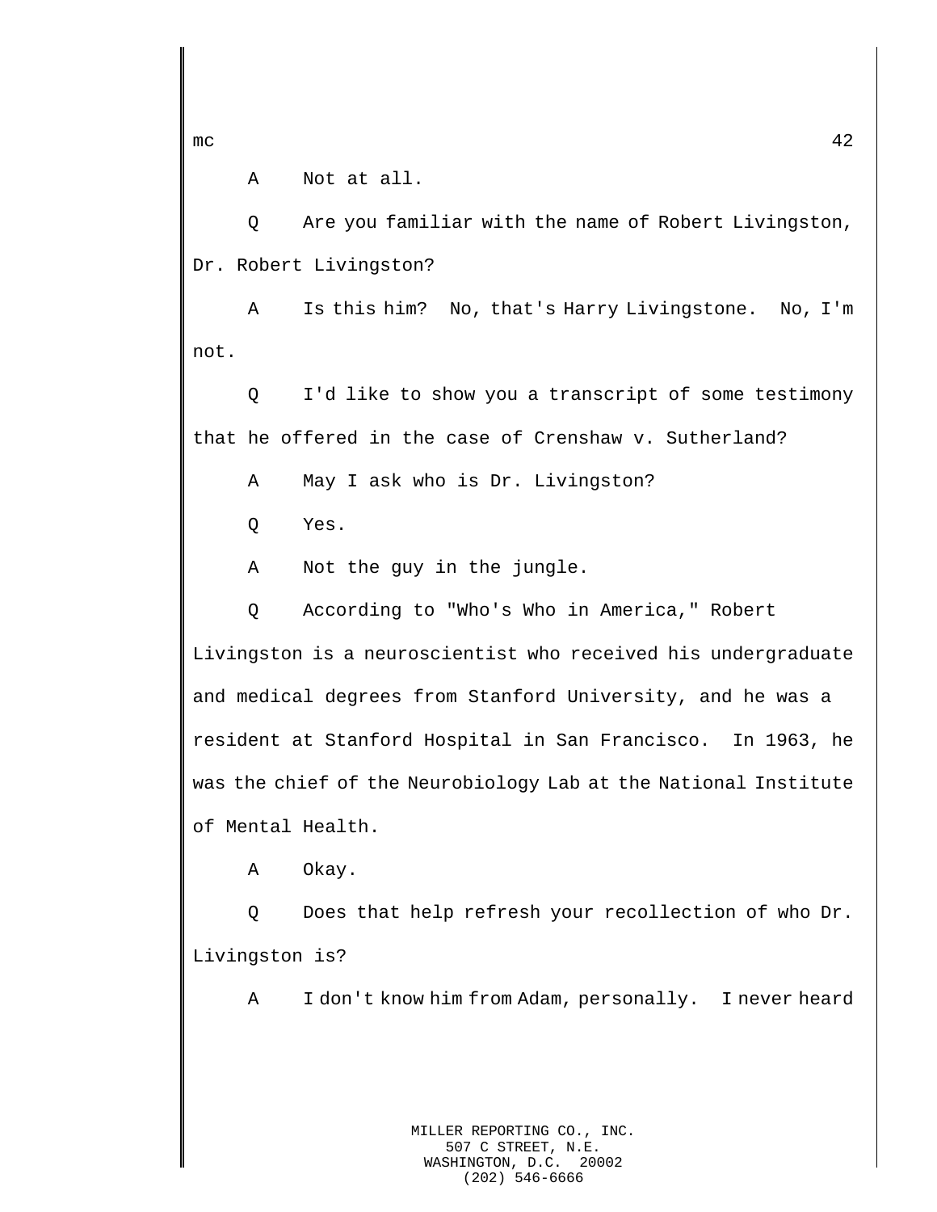A Not at all.

Q Are you familiar with the name of Robert Livingston, Dr. Robert Livingston?

A Is this him? No, that's Harry Livingstone. No, I'm not.

Q I'd like to show you a transcript of some testimony that he offered in the case of Crenshaw v. Sutherland?

A May I ask who is Dr. Livingston?

Q Yes.

A Not the guy in the jungle.

Q According to "Who's Who in America," Robert Livingston is a neuroscientist who received his undergraduate and medical degrees from Stanford University, and he was a resident at Stanford Hospital in San Francisco. In 1963, he was the chief of the Neurobiology Lab at the National Institute of Mental Health.

A Okay.

Q Does that help refresh your recollection of who Dr. Livingston is?

A I don't know him from Adam, personally. I never heard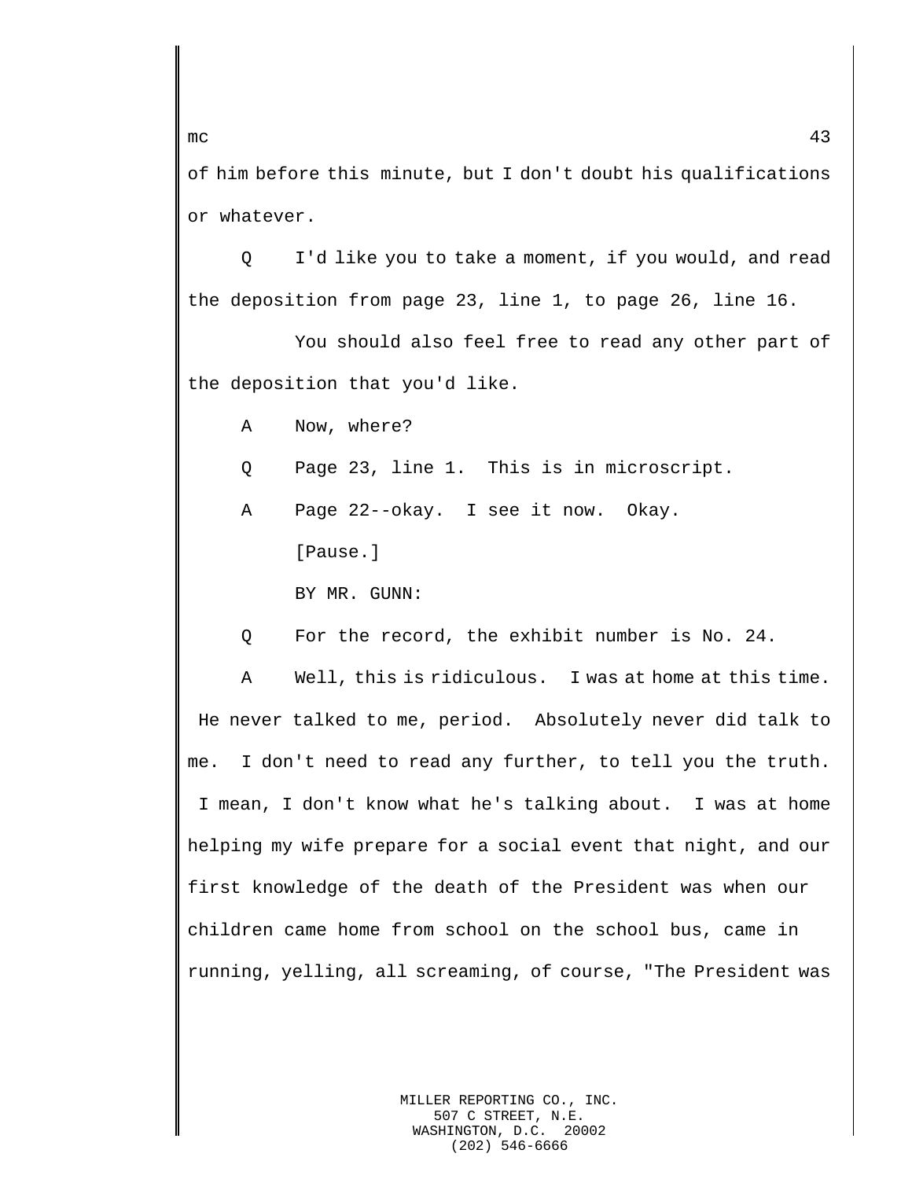of him before this minute, but I don't doubt his qualifications or whatever.

Q I'd like you to take a moment, if you would, and read the deposition from page 23, line 1, to page 26, line 16.

You should also feel free to read any other part of the deposition that you'd like.

A Now, where?

Q Page 23, line 1. This is in microscript.

A Page 22--okay. I see it now. Okay.

[Pause.]

BY MR. GUNN:

Q For the record, the exhibit number is No. 24.

A Well, this is ridiculous. I was at home at this time. He never talked to me, period. Absolutely never did talk to me. I don't need to read any further, to tell you the truth. I mean, I don't know what he's talking about. I was at home helping my wife prepare for a social event that night, and our first knowledge of the death of the President was when our children came home from school on the school bus, came in running, yelling, all screaming, of course, "The President was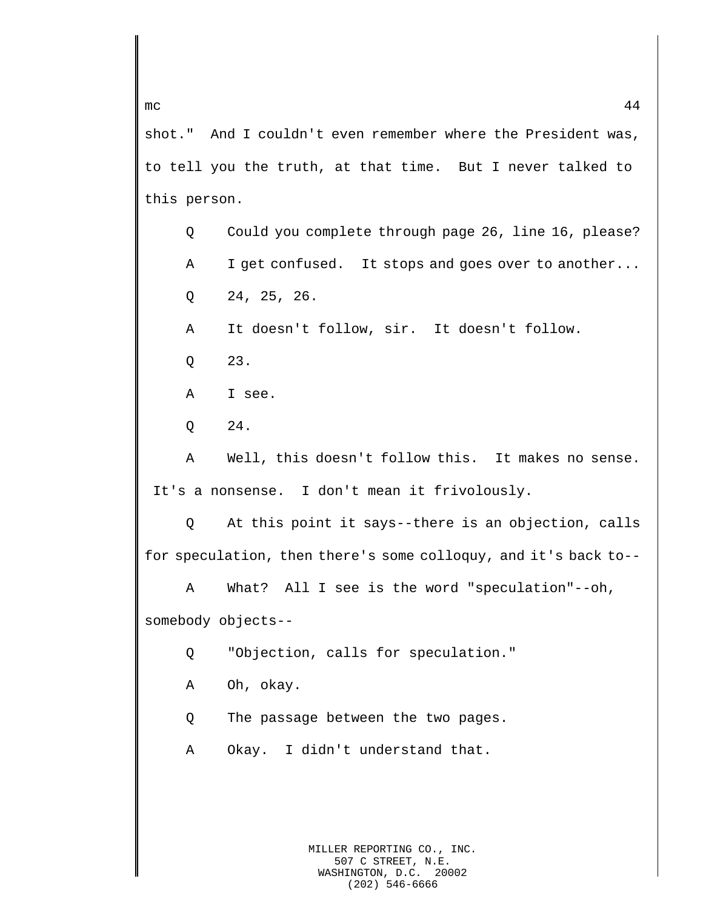shot."  And I couldn't even remember where the President was, to tell you the truth, at that time.  But I never talked to this person.

Q     Could you complete through page 26, line 16, please?

A     I get confused.  It stops and goes over to another...

Q     24, 25, 26.

A     It doesn't follow, sir.  It doesn't follow.

Q     23.

A     I see.

Q     24.

A     Well, this doesn't follow this.  It makes no sense. It's a nonsense.  I don't mean it frivolously.

Q     At this point it says--there is an objection, calls for speculation, then there's some colloquy, and it's back to--

A     What?  All I see is the word "speculation"--oh, somebody objects--

Q     "Objection, calls for speculation."

A     Oh, okay.

Q     The passage between the two pages.

A     Okay.  I didn't understand that.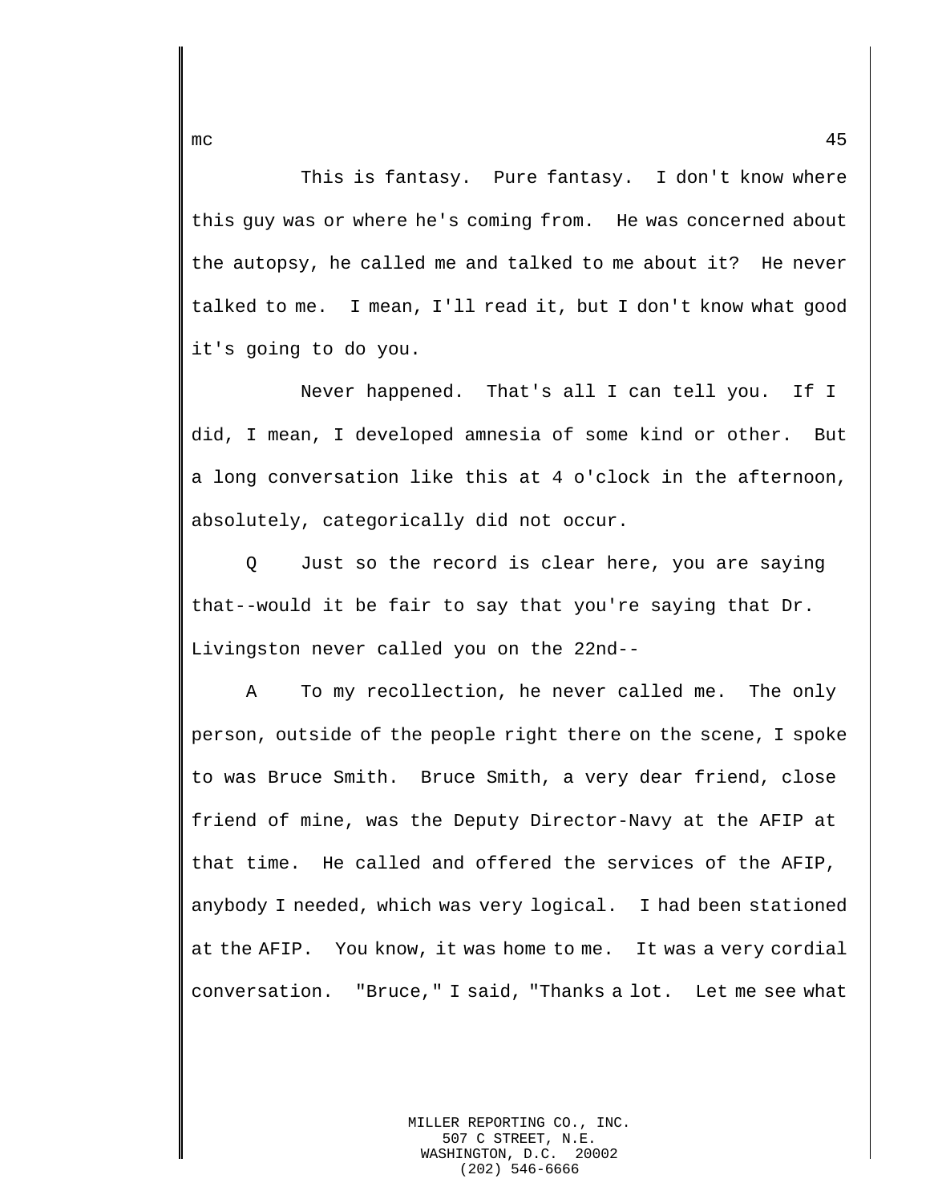This is fantasy. Pure fantasy. I don't know where this guy was or where he's coming from. He was concerned about the autopsy, he called me and talked to me about it? He never talked to me. I mean, I'll read it, but I don't know what good it's going to do you.

Never happened. That's all I can tell you. If I did, I mean, I developed amnesia of some kind or other. But a long conversation like this at 4 o'clock in the afternoon, absolutely, categorically did not occur.

Q Just so the record is clear here, you are saying that--would it be fair to say that you're saying that Dr. Livingston never called you on the 22nd--

A To my recollection, he never called me. The only person, outside of the people right there on the scene, I spoke to was Bruce Smith. Bruce Smith, a very dear friend, close friend of mine, was the Deputy Director-Navy at the AFIP at that time. He called and offered the services of the AFIP, anybody I needed, which was very logical. I had been stationed at the AFIP. You know, it was home to me. It was a very cordial conversation. "Bruce," I said, "Thanks a lot. Let me see what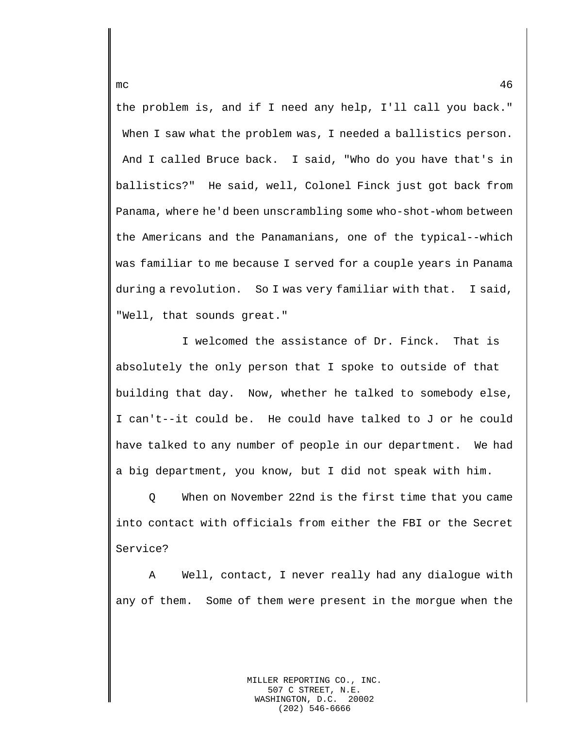the problem is, and if I need any help, I'll call you back." When I saw what the problem was, I needed a ballistics person. And I called Bruce back. I said, "Who do you have that's in ballistics?" He said, well, Colonel Finck just got back from Panama, where he'd been unscrambling some who-shot-whom between the Americans and the Panamanians, one of the typical--which was familiar to me because I served for a couple years in Panama during a revolution. So I was very familiar with that. I said, "Well, that sounds great."

I welcomed the assistance of Dr. Finck. That is absolutely the only person that I spoke to outside of that building that day. Now, whether he talked to somebody else, I can't--it could be. He could have talked to J or he could have talked to any number of people in our department. We had a big department, you know, but I did not speak with him.

Q When on November 22nd is the first time that you came into contact with officials from either the FBI or the Secret Service?

A Well, contact, I never really had any dialogue with any of them. Some of them were present in the morgue when the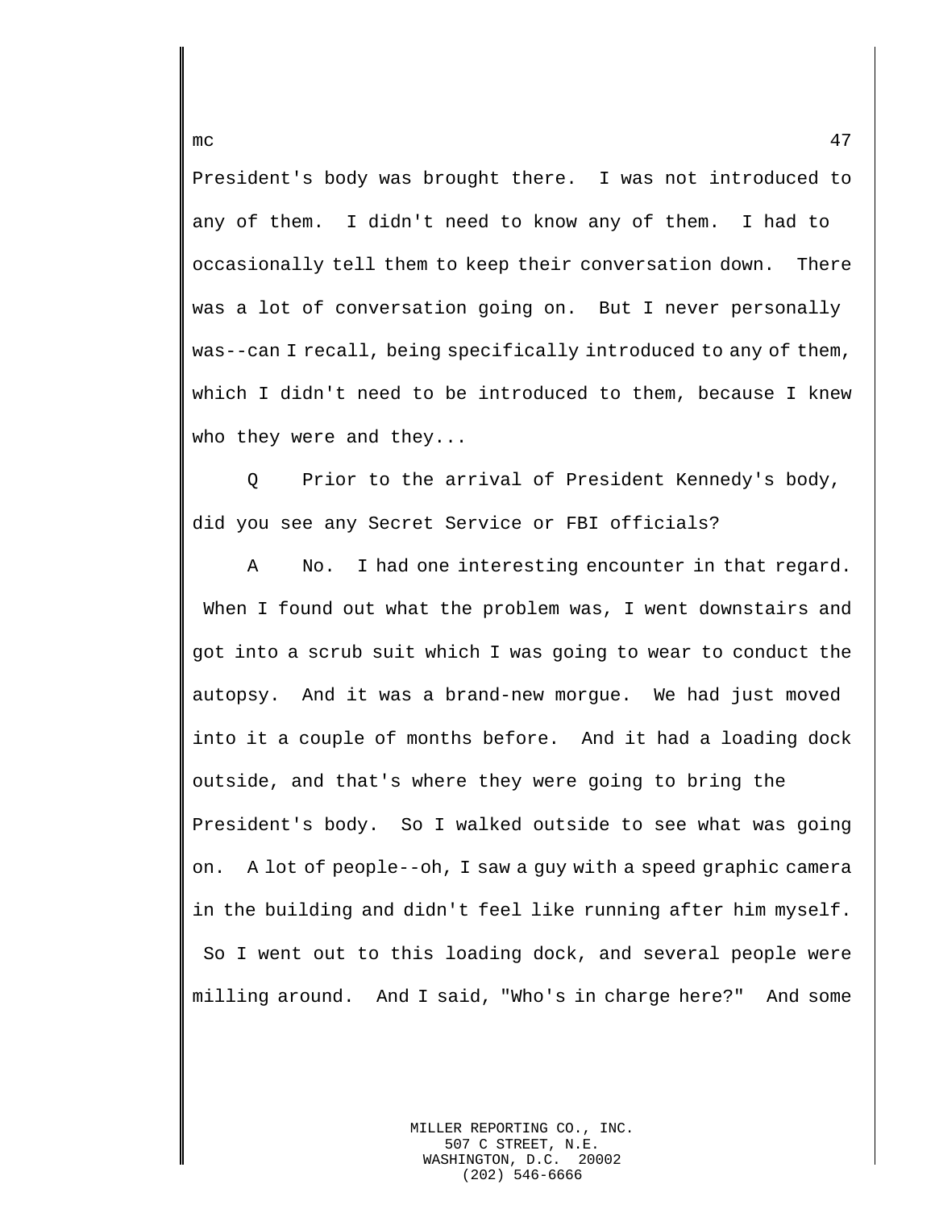President's body was brought there. I was not introduced to any of them. I didn't need to know any of them. I had to occasionally tell them to keep their conversation down. There was a lot of conversation going on. But I never personally was--can I recall, being specifically introduced to any of them, which I didn't need to be introduced to them, because I knew who they were and they...

Q Prior to the arrival of President Kennedy's body, did you see any Secret Service or FBI officials?

A No. I had one interesting encounter in that regard. When I found out what the problem was, I went downstairs and got into a scrub suit which I was going to wear to conduct the autopsy. And it was a brand-new morgue. We had just moved into it a couple of months before. And it had a loading dock outside, and that's where they were going to bring the President's body. So I walked outside to see what was going on. A lot of people--oh, I saw a guy with a speed graphic camera in the building and didn't feel like running after him myself. So I went out to this loading dock, and several people were milling around. And I said, "Who's in charge here?" And some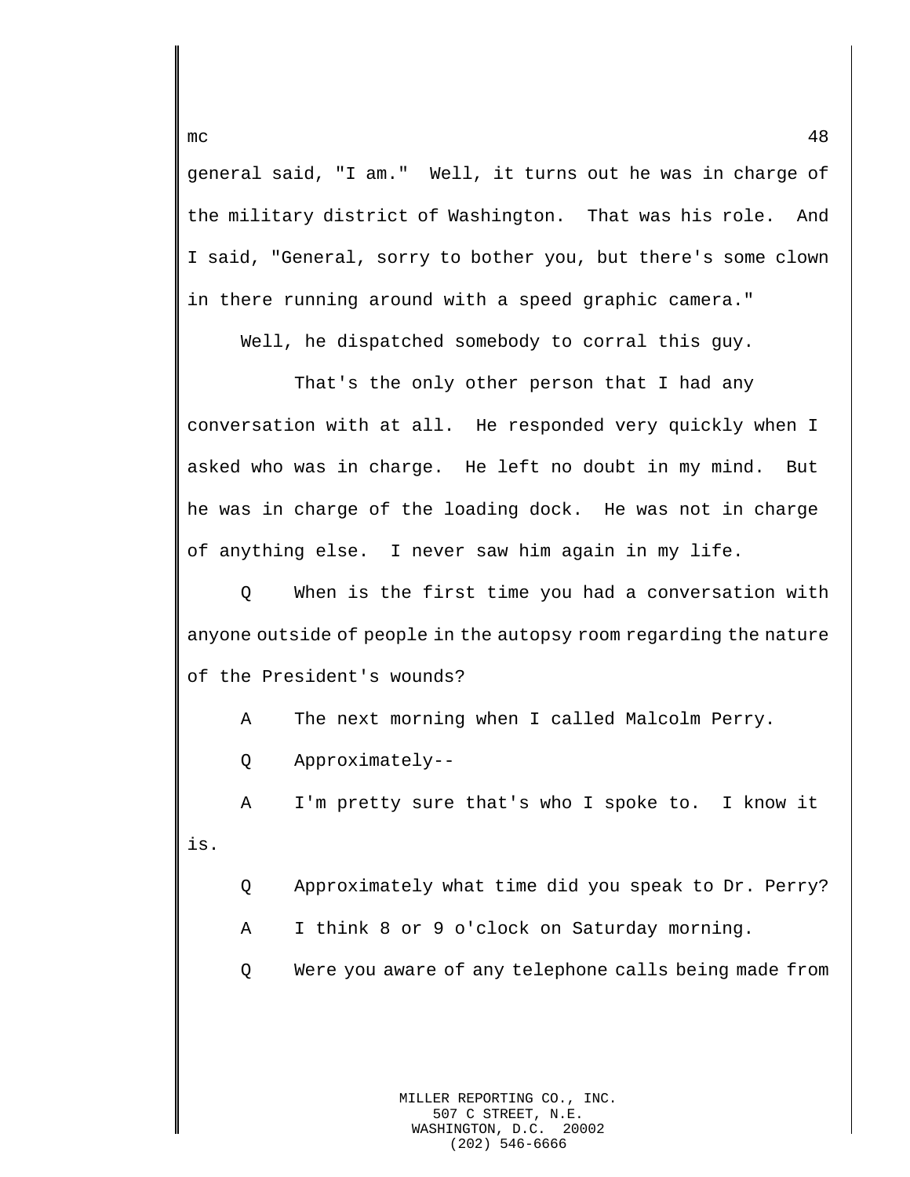general said, "I am." Well, it turns out he was in charge of the military district of Washington. That was his role. And I said, "General, sorry to bother you, but there's some clown in there running around with a speed graphic camera."

Well, he dispatched somebody to corral this guy.

That's the only other person that I had any conversation with at all. He responded very quickly when I asked who was in charge. He left no doubt in my mind. But he was in charge of the loading dock. He was not in charge of anything else. I never saw him again in my life.

Q When is the first time you had a conversation with anyone outside of people in the autopsy room regarding the nature of the President's wounds?

A The next morning when I called Malcolm Perry.

Q Approximately--

A I'm pretty sure that's who I spoke to. I know it is.

Q Approximately what time did you speak to Dr. Perry?

A I think 8 or 9 o'clock on Saturday morning.

Q Were you aware of any telephone calls being made from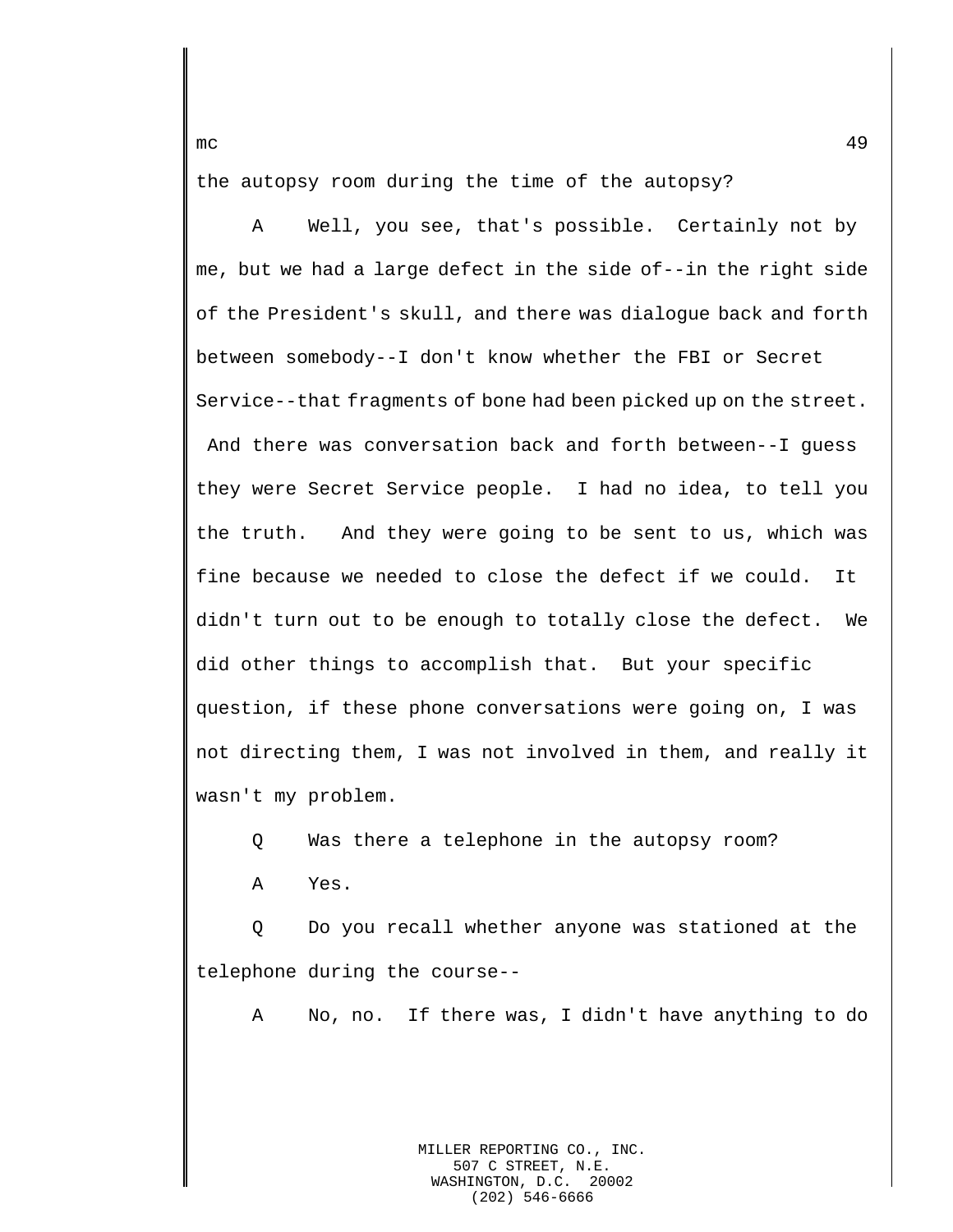the autopsy room during the time of the autopsy?

A Well, you see, that's possible. Certainly not by me, but we had a large defect in the side of--in the right side of the President's skull, and there was dialogue back and forth between somebody--I don't know whether the FBI or Secret Service--that fragments of bone had been picked up on the street. And there was conversation back and forth between--I guess they were Secret Service people. I had no idea, to tell you the truth. And they were going to be sent to us, which was fine because we needed to close the defect if we could. It didn't turn out to be enough to totally close the defect. We did other things to accomplish that. But your specific question, if these phone conversations were going on, I was not directing them, I was not involved in them, and really it wasn't my problem.

Q Was there a telephone in the autopsy room?

A Yes.

Q Do you recall whether anyone was stationed at the telephone during the course--

A No, no. If there was, I didn't have anything to do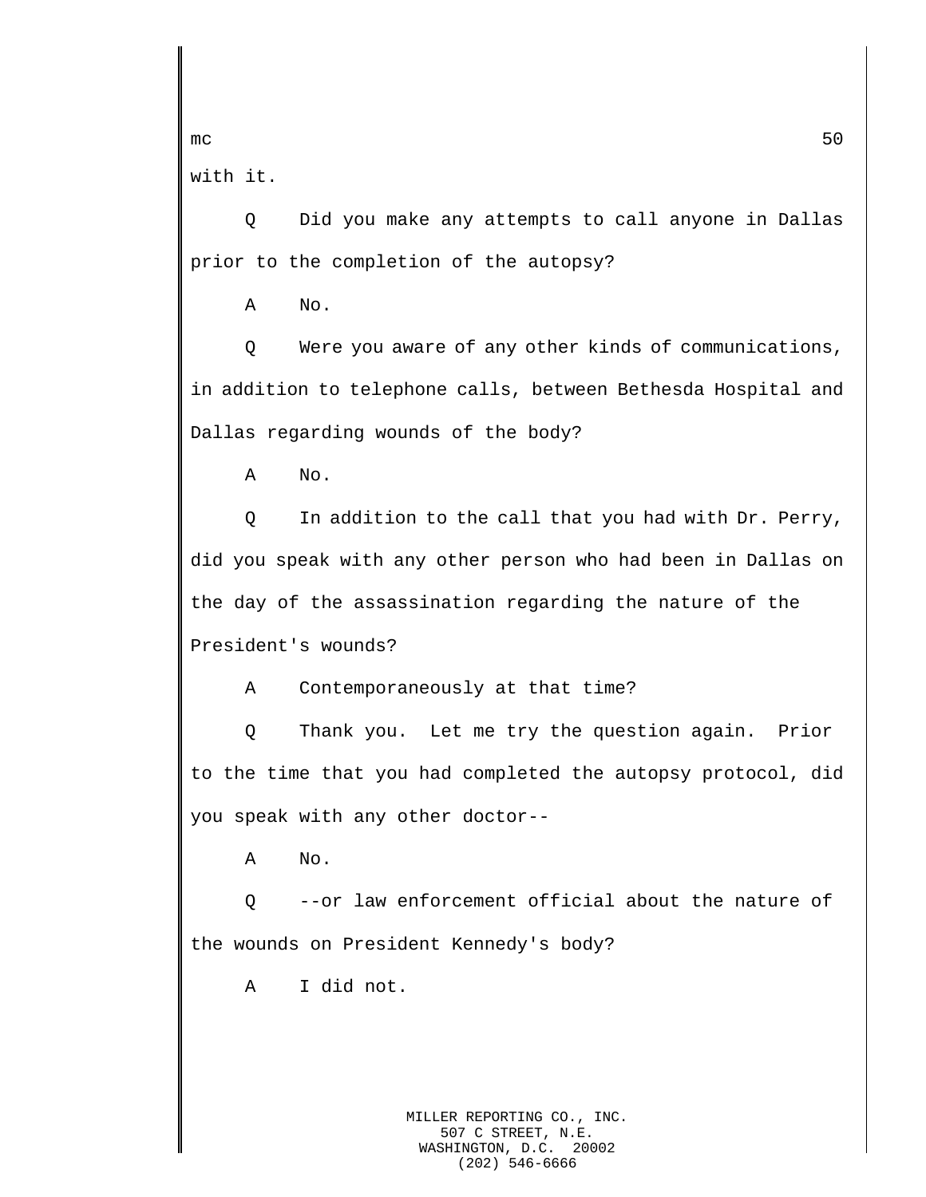with it.

Q Did you make any attempts to call anyone in Dallas prior to the completion of the autopsy?

A No.

Q Were you aware of any other kinds of communications, in addition to telephone calls, between Bethesda Hospital and Dallas regarding wounds of the body?

A No.

Q In addition to the call that you had with Dr. Perry, did you speak with any other person who had been in Dallas on the day of the assassination regarding the nature of the President's wounds?

A Contemporaneously at that time?

Q Thank you. Let me try the question again. Prior to the time that you had completed the autopsy protocol, did you speak with any other doctor--

A No.

Q --or law enforcement official about the nature of the wounds on President Kennedy's body?

A I did not.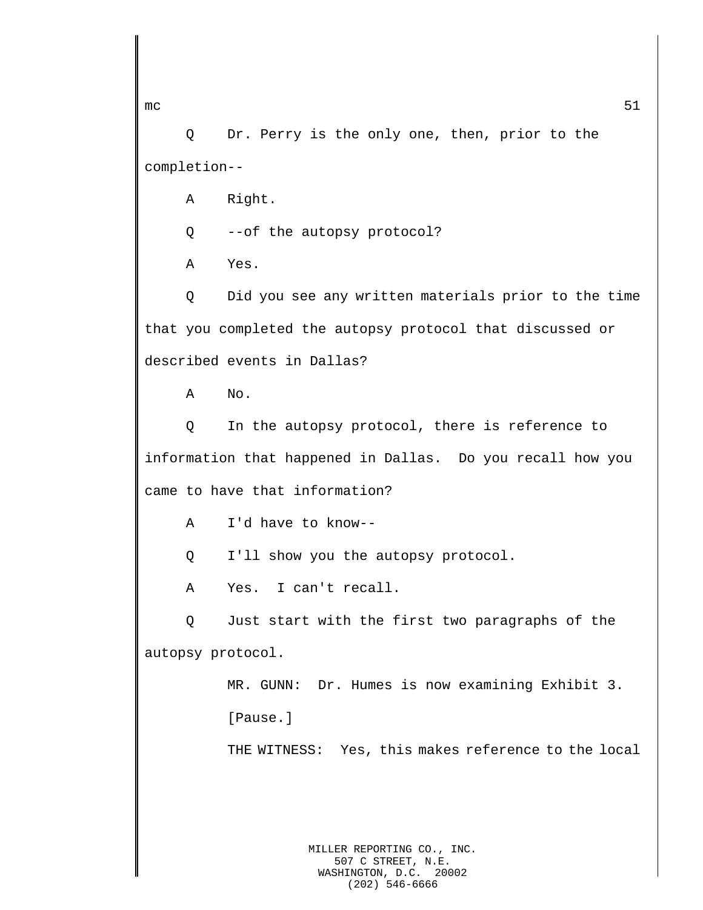Q Dr. Perry is the only one, then, prior to the completion--

A Right.

Q --of the autopsy protocol?

A Yes.

Q Did you see any written materials prior to the time that you completed the autopsy protocol that discussed or described events in Dallas?

A No.

Q In the autopsy protocol, there is reference to information that happened in Dallas. Do you recall how you came to have that information?

A I'd have to know--

Q I'll show you the autopsy protocol.

A Yes. I can't recall.

Q Just start with the first two paragraphs of the autopsy protocol.

MR. GUNN: Dr. Humes is now examining Exhibit 3.

[Pause.]

THE WITNESS: Yes, this makes reference to the local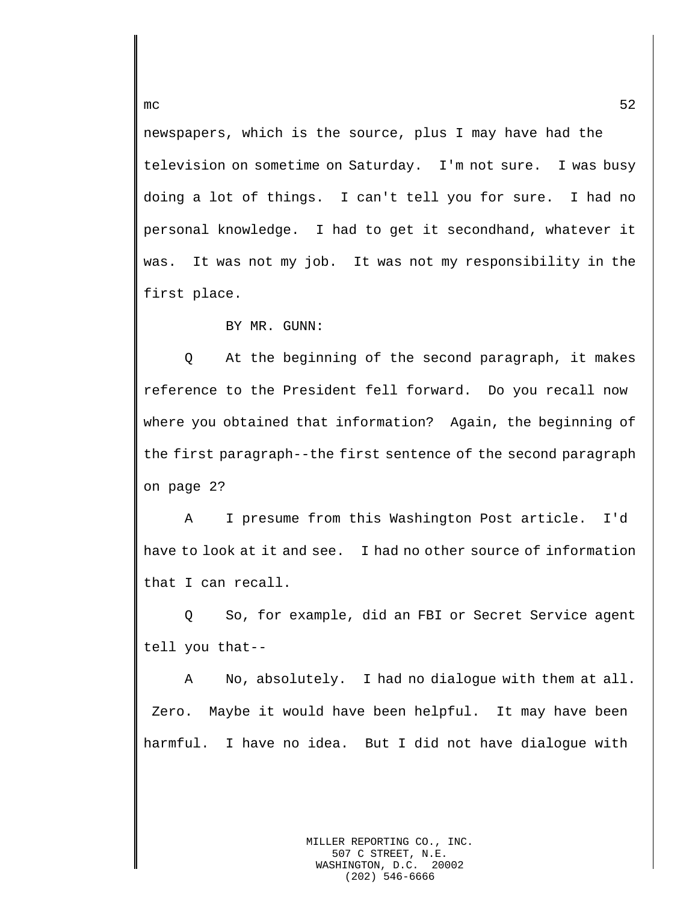newspapers, which is the source, plus I may have had the television on sometime on Saturday. I'm not sure. I was busy doing a lot of things. I can't tell you for sure. I had no personal knowledge. I had to get it secondhand, whatever it was. It was not my job. It was not my responsibility in the first place.

BY MR. GUNN:

Q At the beginning of the second paragraph, it makes reference to the President fell forward. Do you recall now where you obtained that information? Again, the beginning of the first paragraph--the first sentence of the second paragraph on page 2?

A I presume from this Washington Post article. I'd have to look at it and see. I had no other source of information that I can recall.

Q So, for example, did an FBI or Secret Service agent tell you that--

A No, absolutely. I had no dialogue with them at all. Zero. Maybe it would have been helpful. It may have been harmful. I have no idea. But I did not have dialogue with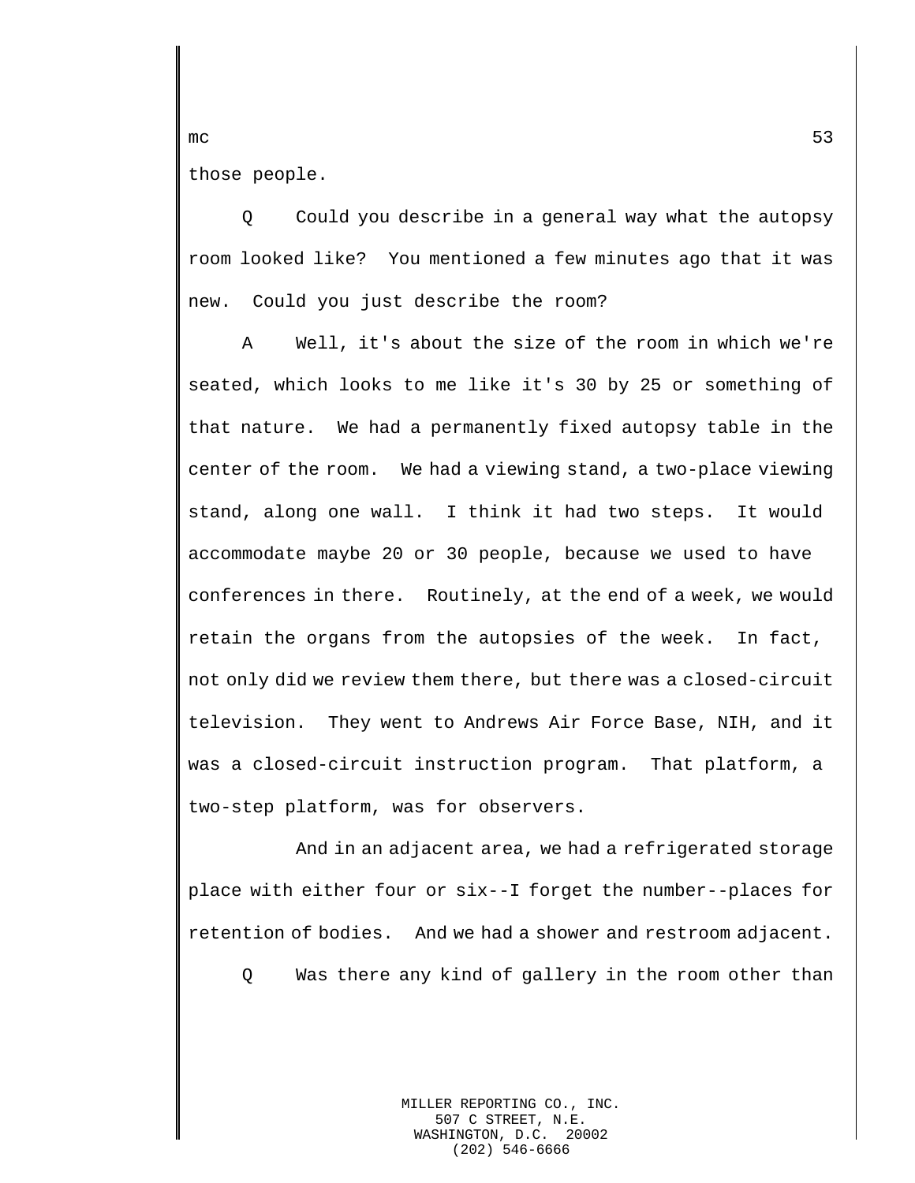those people.

Q Could you describe in a general way what the autopsy room looked like? You mentioned a few minutes ago that it was new. Could you just describe the room?

A Well, it's about the size of the room in which we're seated, which looks to me like it's 30 by 25 or something of that nature. We had a permanently fixed autopsy table in the center of the room. We had a viewing stand, a two-place viewing stand, along one wall. I think it had two steps. It would accommodate maybe 20 or 30 people, because we used to have conferences in there. Routinely, at the end of a week, we would retain the organs from the autopsies of the week. In fact, not only did we review them there, but there was a closed-circuit television. They went to Andrews Air Force Base, NIH, and it was a closed-circuit instruction program. That platform, a two-step platform, was for observers.

And in an adjacent area, we had a refrigerated storage place with either four or six--I forget the number--places for retention of bodies. And we had a shower and restroom adjacent.

Q Was there any kind of gallery in the room other than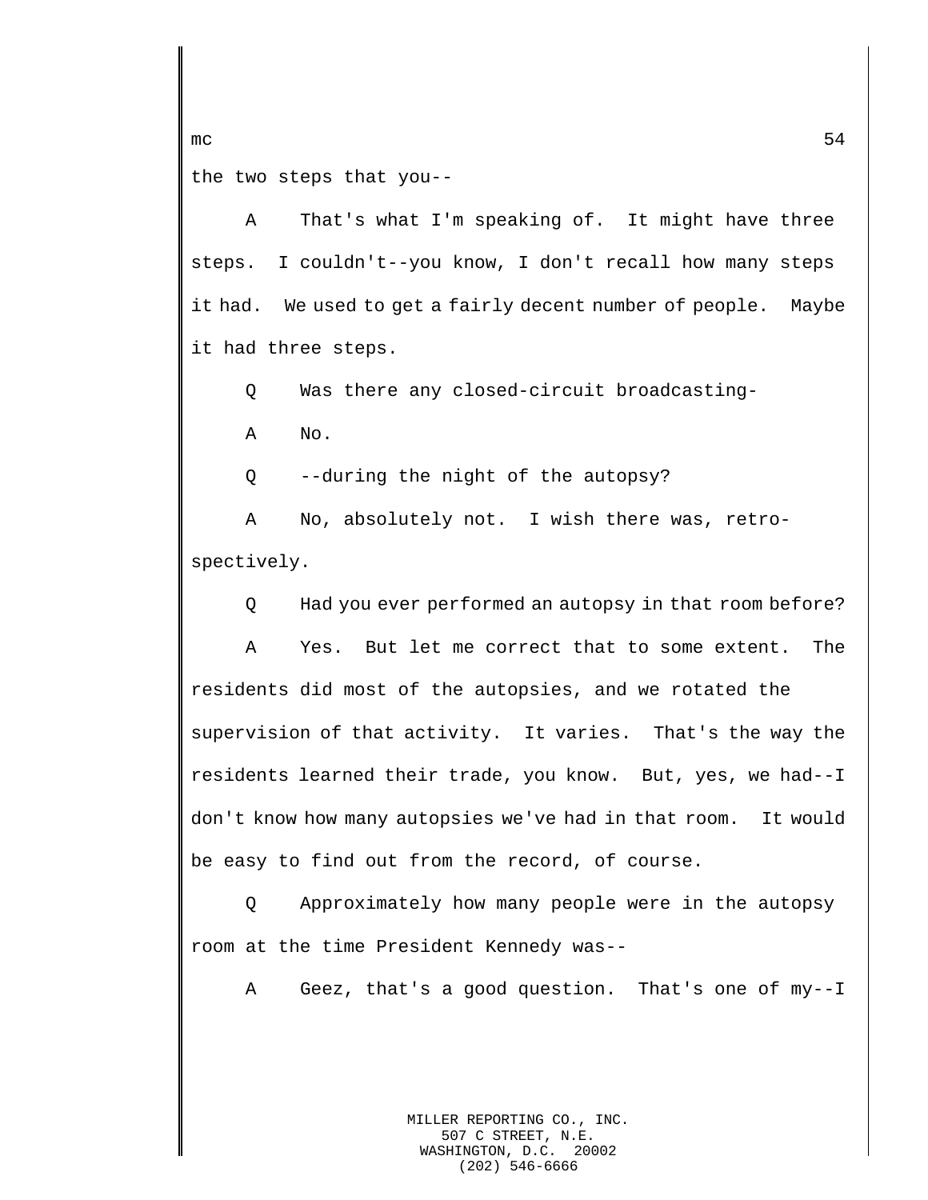the two steps that you--

A That's what I'm speaking of. It might have three steps. I couldn't--you know, I don't recall how many steps it had. We used to get a fairly decent number of people. Maybe it had three steps.

Q Was there any closed-circuit broadcasting-

A No.

Q --during the night of the autopsy?

A No, absolutely not. I wish there was, retro-spectively.

Q Had you ever performed an autopsy in that room before?

A Yes. But let me correct that to some extent. The residents did most of the autopsies, and we rotated the supervision of that activity. It varies. That's the way the residents learned their trade, you know. But, yes, we had--I don't know how many autopsies we've had in that room. It would be easy to find out from the record, of course.

Q Approximately how many people were in the autopsy room at the time President Kennedy was--

A Geez, that's a good question. That's one of my--I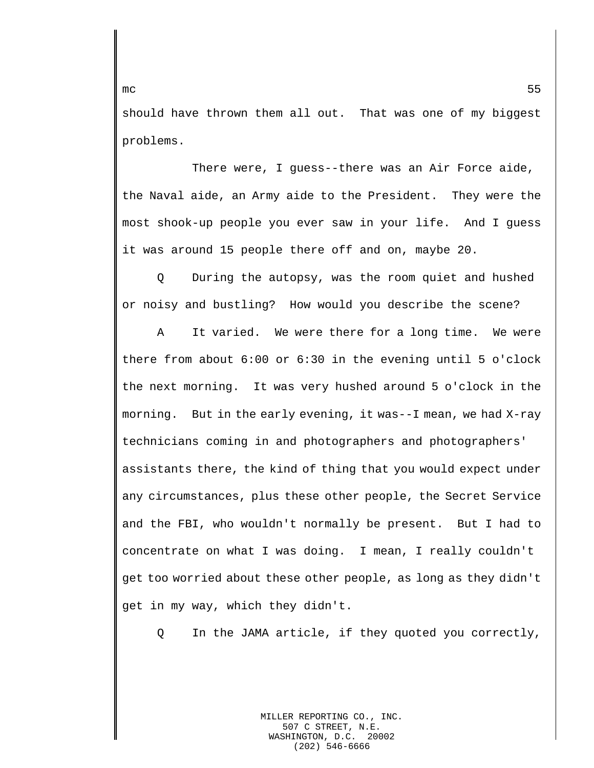should have thrown them all out. That was one of my biggest problems.

There were, I guess--there was an Air Force aide, the Naval aide, an Army aide to the President. They were the most shook-up people you ever saw in your life. And I guess it was around 15 people there off and on, maybe 20.

Q During the autopsy, was the room quiet and hushed or noisy and bustling? How would you describe the scene?

A It varied. We were there for a long time. We were there from about 6:00 or 6:30 in the evening until 5 o'clock the next morning. It was very hushed around 5 o'clock in the morning. But in the early evening, it was--I mean, we had X-ray technicians coming in and photographers and photographers' assistants there, the kind of thing that you would expect under any circumstances, plus these other people, the Secret Service and the FBI, who wouldn't normally be present. But I had to concentrate on what I was doing. I mean, I really couldn't get too worried about these other people, as long as they didn't get in my way, which they didn't.

Q In the JAMA article, if they quoted you correctly,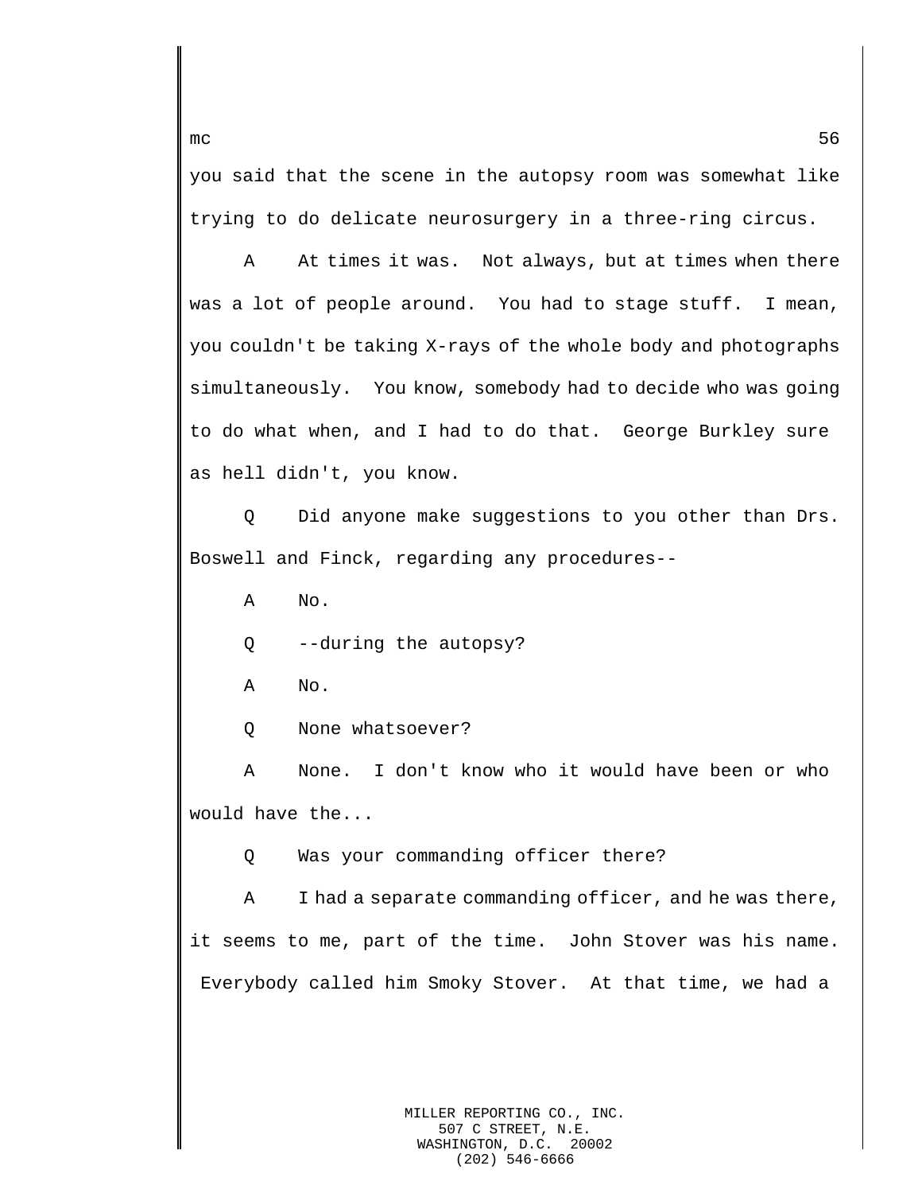you said that the scene in the autopsy room was somewhat like trying to do delicate neurosurgery in a three-ring circus.

A At times it was. Not always, but at times when there was a lot of people around. You had to stage stuff. I mean, you couldn't be taking X-rays of the whole body and photographs simultaneously. You know, somebody had to decide who was going to do what when, and I had to do that. George Burkley sure as hell didn't, you know.

Q Did anyone make suggestions to you other than Drs. Boswell and Finck, regarding any procedures--

A No.

Q --during the autopsy?

A No.

Q None whatsoever?

A None. I don't know who it would have been or who would have the...

Q Was your commanding officer there?

A I had a separate commanding officer, and he was there, it seems to me, part of the time. John Stover was his name. Everybody called him Smoky Stover. At that time, we had a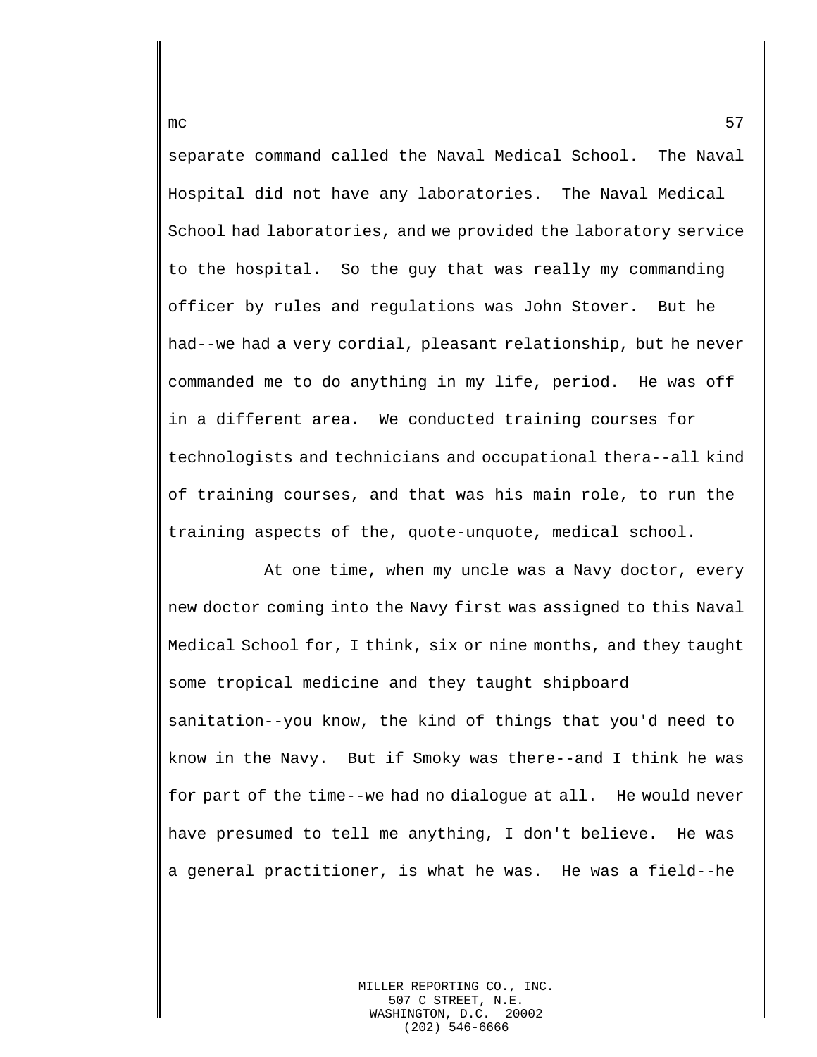separate command called the Naval Medical School. The Naval Hospital did not have any laboratories. The Naval Medical School had laboratories, and we provided the laboratory service to the hospital. So the guy that was really my commanding officer by rules and regulations was John Stover. But he had--we had a very cordial, pleasant relationship, but he never commanded me to do anything in my life, period. He was off in a different area. We conducted training courses for technologists and technicians and occupational thera--all kind of training courses, and that was his main role, to run the training aspects of the, quote-unquote, medical school.

At one time, when my uncle was a Navy doctor, every new doctor coming into the Navy first was assigned to this Naval Medical School for, I think, six or nine months, and they taught some tropical medicine and they taught shipboard sanitation--you know, the kind of things that you'd need to know in the Navy. But if Smoky was there--and I think he was for part of the time--we had no dialogue at all. He would never have presumed to tell me anything, I don't believe. He was a general practitioner, is what he was. He was a field--he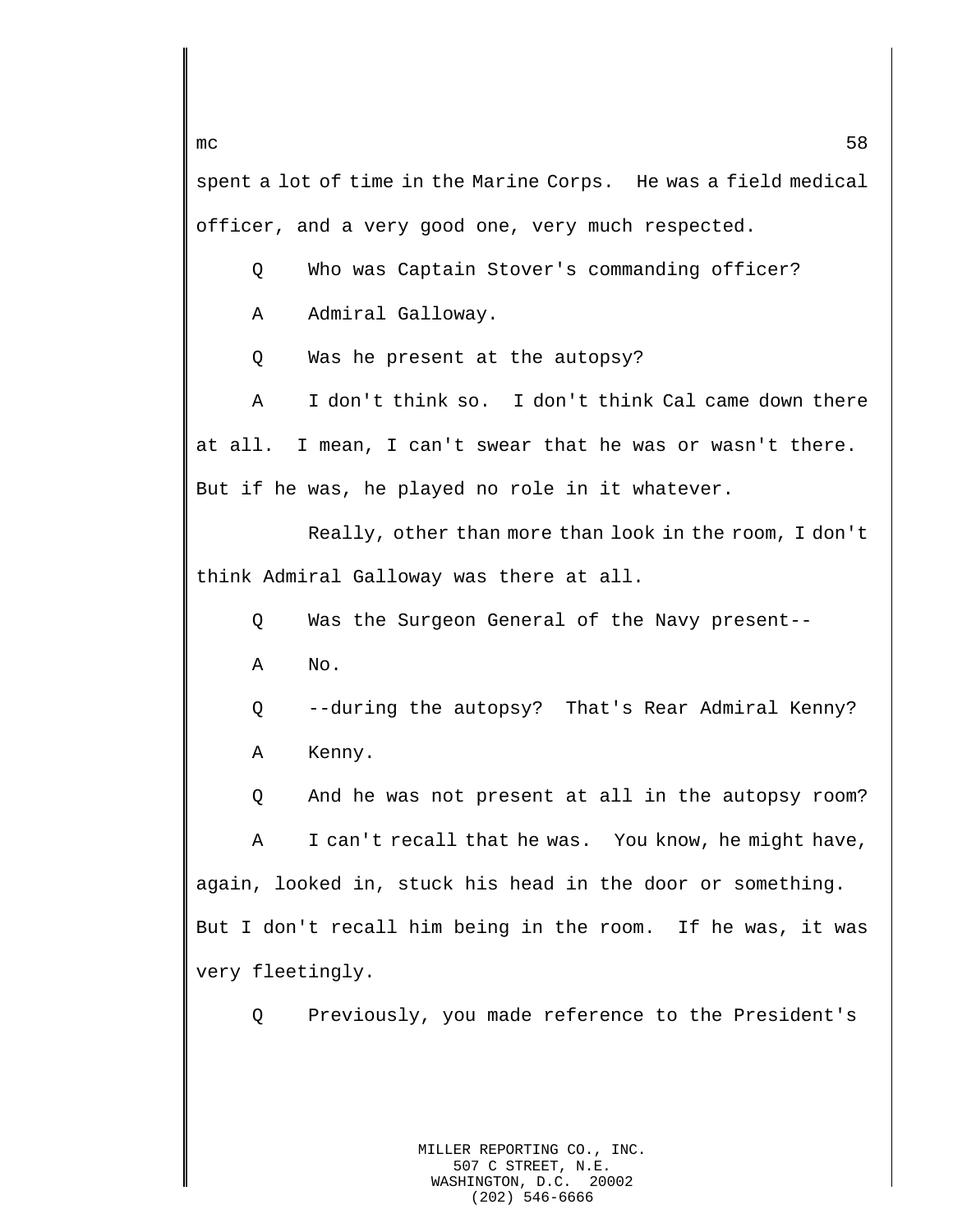spent a lot of time in the Marine Corps.  He was a field medical officer, and a very good one, very much respected.

Q    Who was Captain Stover's commanding officer?

A    Admiral Galloway.

Q    Was he present at the autopsy?

A    I don't think so.  I don't think Cal came down there at all.  I mean, I can't swear that he was or wasn't there. But if he was, he played no role in it whatever.

Really, other than more than look in the room, I don't think Admiral Galloway was there at all.

Q    Was the Surgeon General of the Navy present--

A    No.

Q    --during the autopsy?  That's Rear Admiral Kenny?

A    Kenny.

Q    And he was not present at all in the autopsy room?

A    I can't recall that he was.  You know, he might have, again, looked in, stuck his head in the door or something. But I don't recall him being in the room.  If he was, it was very fleetingly.

Q    Previously, you made reference to the President's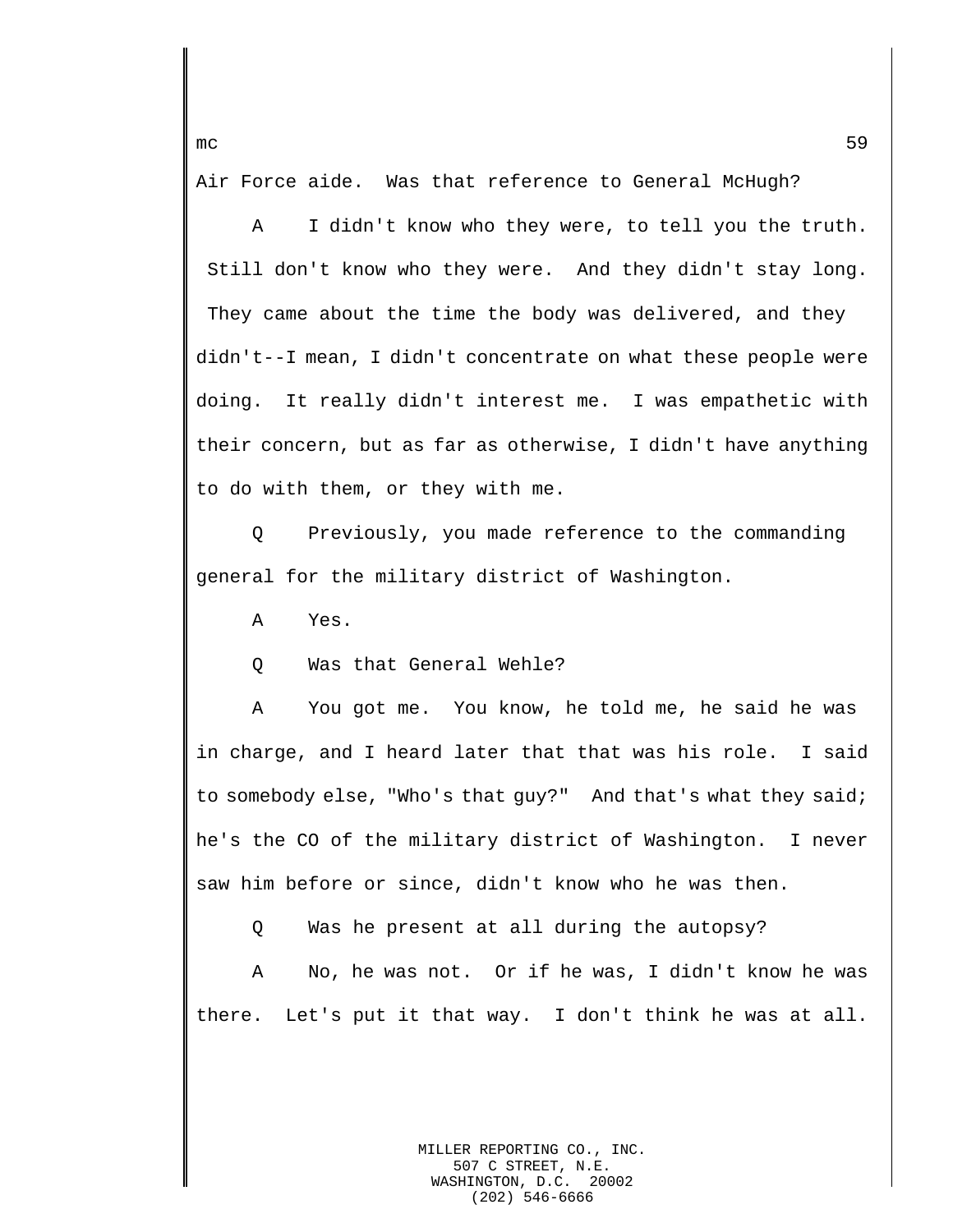Air Force aide. Was that reference to General McHugh?

A I didn't know who they were, to tell you the truth. Still don't know who they were. And they didn't stay long. They came about the time the body was delivered, and they didn't--I mean, I didn't concentrate on what these people were doing. It really didn't interest me. I was empathetic with their concern, but as far as otherwise, I didn't have anything to do with them, or they with me.

Q Previously, you made reference to the commanding general for the military district of Washington.

A Yes.

Q Was that General Wehle?

A You got me. You know, he told me, he said he was in charge, and I heard later that that was his role. I said to somebody else, "Who's that guy?" And that's what they said; he's the CO of the military district of Washington. I never saw him before or since, didn't know who he was then.

Q Was he present at all during the autopsy?

A No, he was not. Or if he was, I didn't know he was there. Let's put it that way. I don't think he was at all.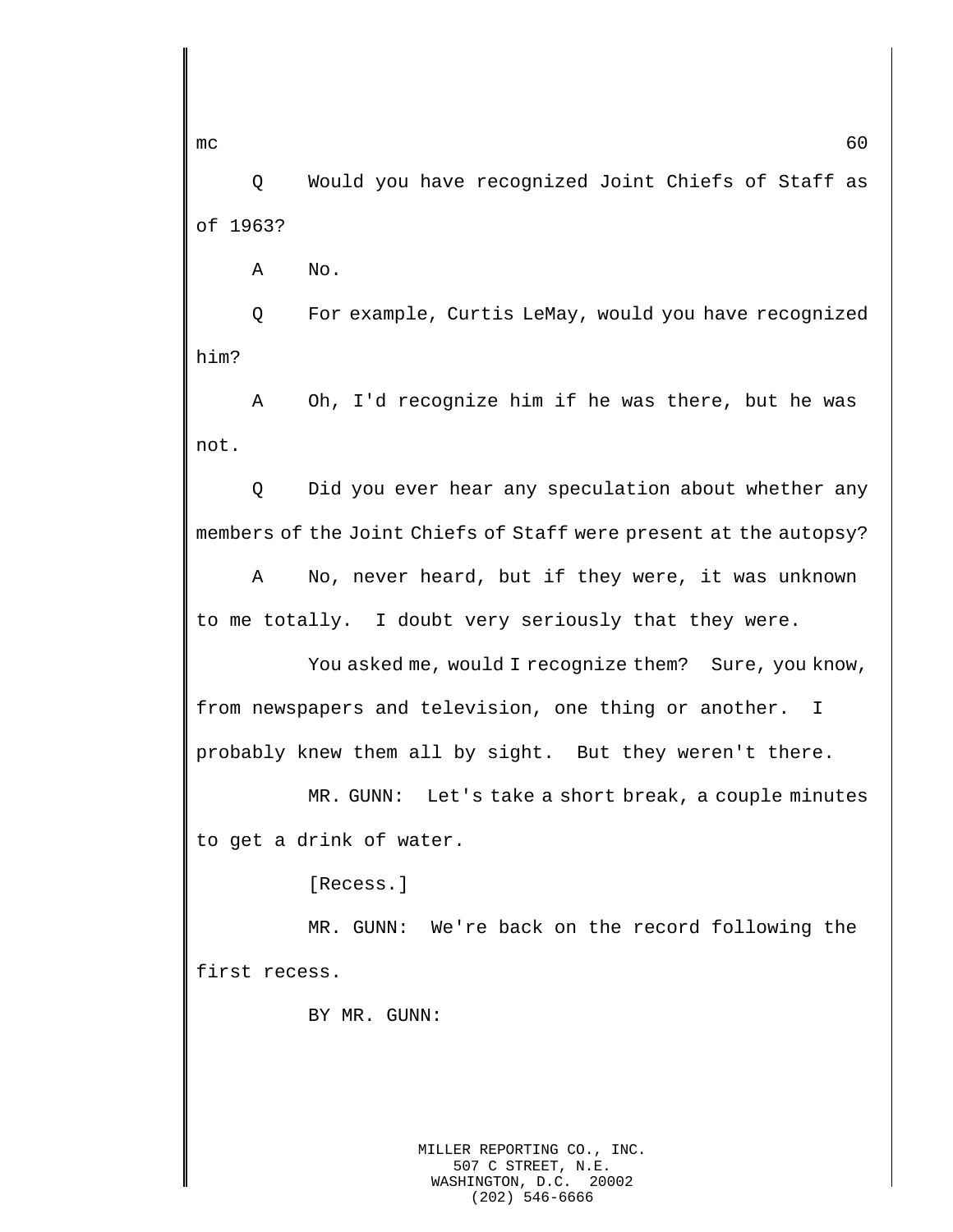Q    Would you have recognized Joint Chiefs of Staff as of 1963?

A    No.

Q    For example, Curtis LeMay, would you have recognized him?

A    Oh, I'd recognize him if he was there, but he was not.

Q    Did you ever hear any speculation about whether any members of the Joint Chiefs of Staff were present at the autopsy?

A    No, never heard, but if they were, it was unknown to me totally.  I doubt very seriously that they were.

You asked me, would I recognize them?  Sure, you know, from newspapers and television, one thing or another.  I probably knew them all by sight.  But they weren't there.

MR. GUNN:  Let's take a short break, a couple minutes to get a drink of water.

[Recess.]

MR. GUNN:  We're back on the record following the first recess.

BY MR. GUNN: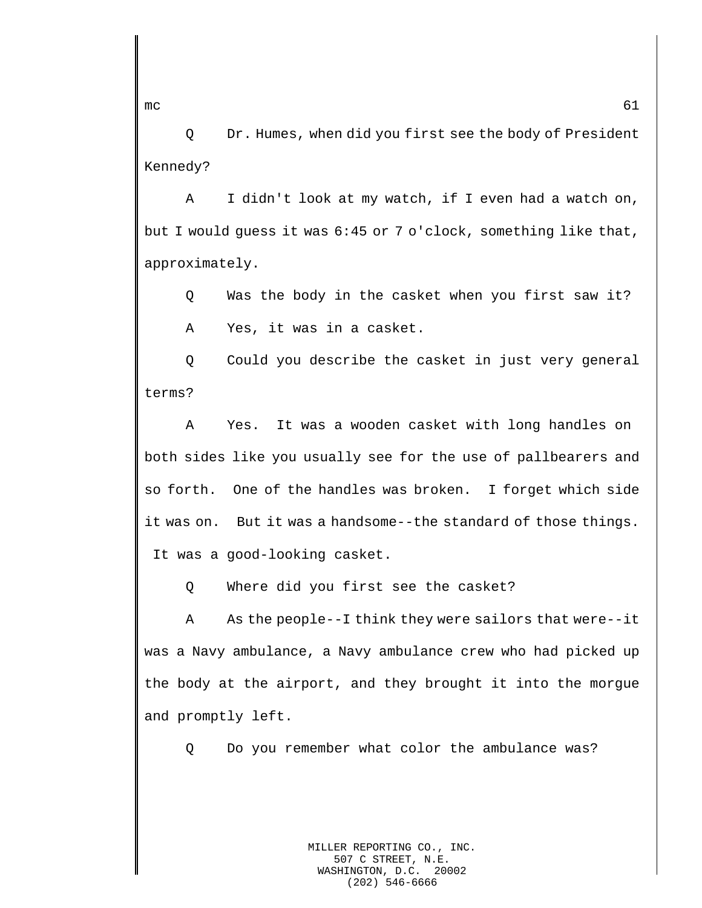Q Dr. Humes, when did you first see the body of President Kennedy?

A I didn't look at my watch, if I even had a watch on, but I would guess it was 6:45 or 7 o'clock, something like that, approximately.

Q Was the body in the casket when you first saw it?

A Yes, it was in a casket.

Q Could you describe the casket in just very general terms?

A Yes. It was a wooden casket with long handles on both sides like you usually see for the use of pallbearers and so forth. One of the handles was broken. I forget which side it was on. But it was a handsome--the standard of those things. It was a good-looking casket.

Q Where did you first see the casket?

A As the people--I think they were sailors that were--it was a Navy ambulance, a Navy ambulance crew who had picked up the body at the airport, and they brought it into the morgue and promptly left.

Q Do you remember what color the ambulance was?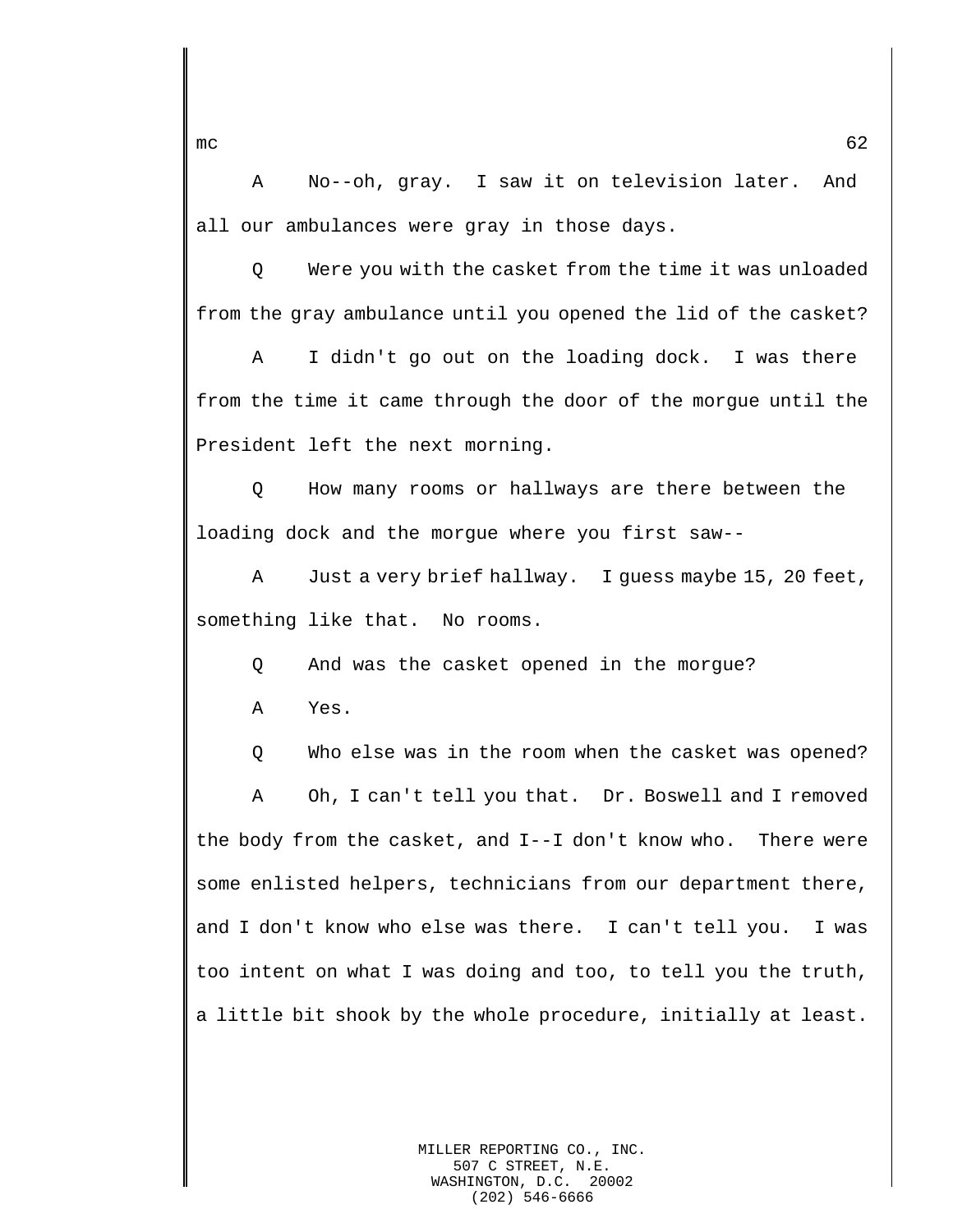A No--oh, gray. I saw it on television later. And all our ambulances were gray in those days.

Q Were you with the casket from the time it was unloaded from the gray ambulance until you opened the lid of the casket?

A I didn't go out on the loading dock. I was there from the time it came through the door of the morgue until the President left the next morning.

Q How many rooms or hallways are there between the loading dock and the morgue where you first saw--

A Just a very brief hallway. I guess maybe 15, 20 feet, something like that. No rooms.

Q And was the casket opened in the morgue?

A Yes.

Q Who else was in the room when the casket was opened?

A Oh, I can't tell you that. Dr. Boswell and I removed the body from the casket, and I--I don't know who. There were some enlisted helpers, technicians from our department there, and I don't know who else was there. I can't tell you. I was too intent on what I was doing and too, to tell you the truth, a little bit shook by the whole procedure, initially at least.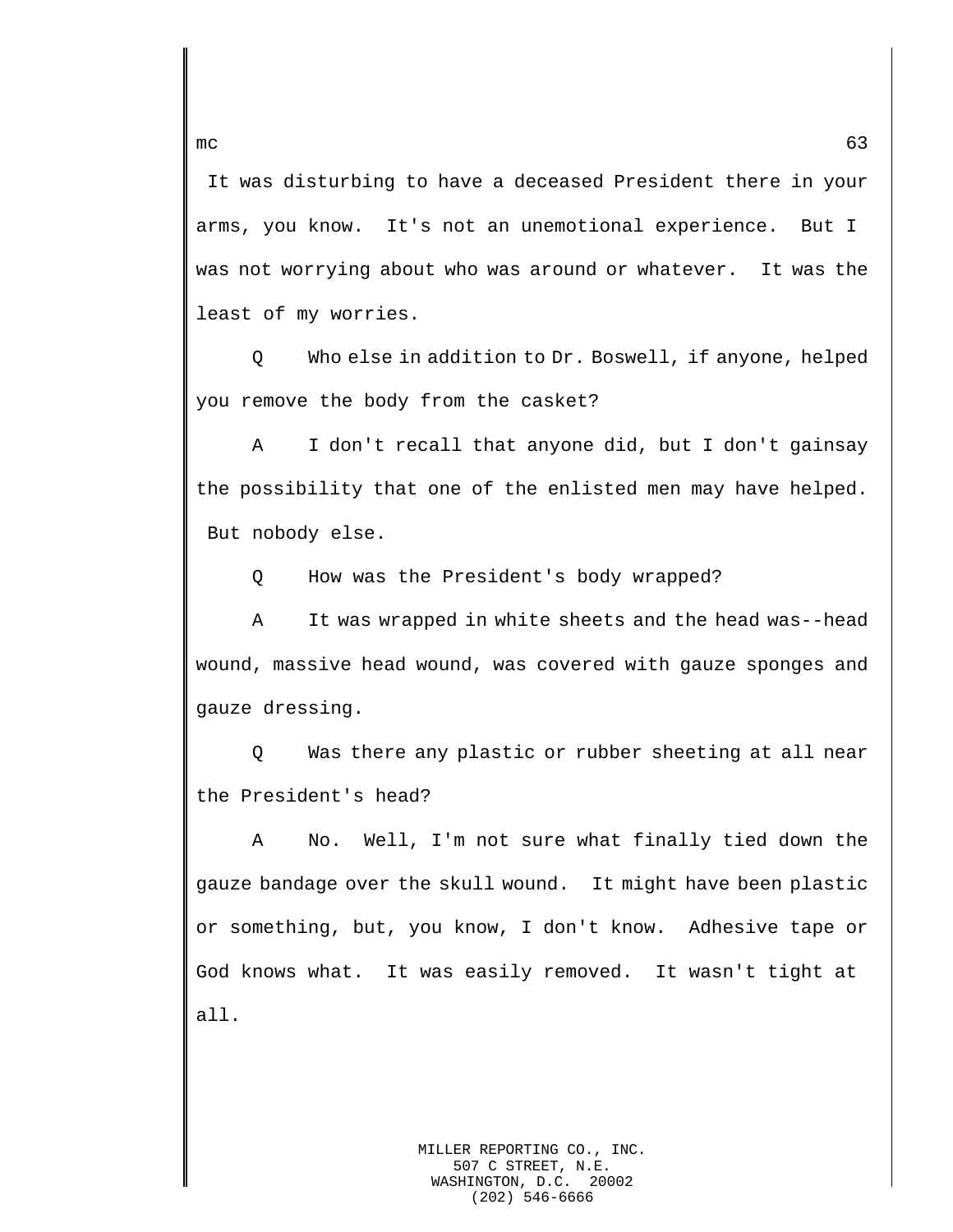It was disturbing to have a deceased President there in your arms, you know. It's not an unemotional experience. But I was not worrying about who was around or whatever. It was the least of my worries.

Q Who else in addition to Dr. Boswell, if anyone, helped you remove the body from the casket?

A I don't recall that anyone did, but I don't gainsay the possibility that one of the enlisted men may have helped. But nobody else.

Q How was the President's body wrapped?

A It was wrapped in white sheets and the head was--head wound, massive head wound, was covered with gauze sponges and gauze dressing.

Q Was there any plastic or rubber sheeting at all near the President's head?

A No. Well, I'm not sure what finally tied down the gauze bandage over the skull wound. It might have been plastic or something, but, you know, I don't know. Adhesive tape or God knows what. It was easily removed. It wasn't tight at all.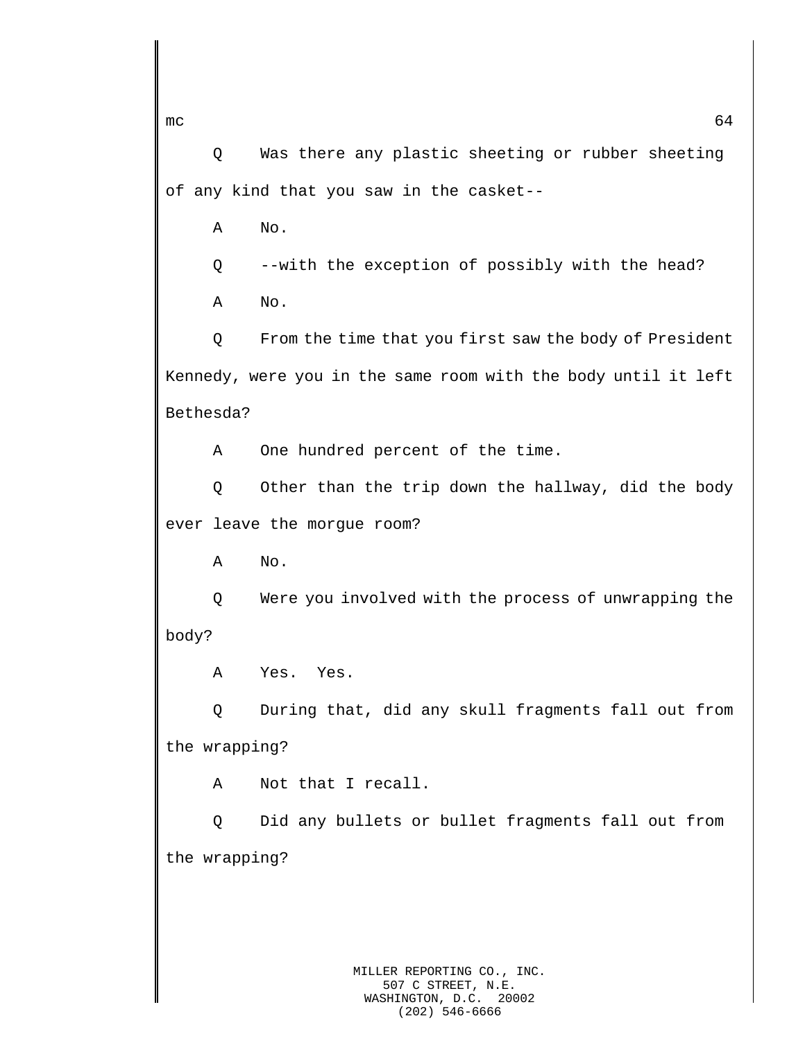Q Was there any plastic sheeting or rubber sheeting of any kind that you saw in the casket--

A No.

Q --with the exception of possibly with the head?

A No.

Q From the time that you first saw the body of President Kennedy, were you in the same room with the body until it left Bethesda?

A One hundred percent of the time.

Q Other than the trip down the hallway, did the body ever leave the morgue room?

A No.

Q Were you involved with the process of unwrapping the body?

A Yes. Yes.

Q During that, did any skull fragments fall out from the wrapping?

A Not that I recall.

Q Did any bullets or bullet fragments fall out from the wrapping?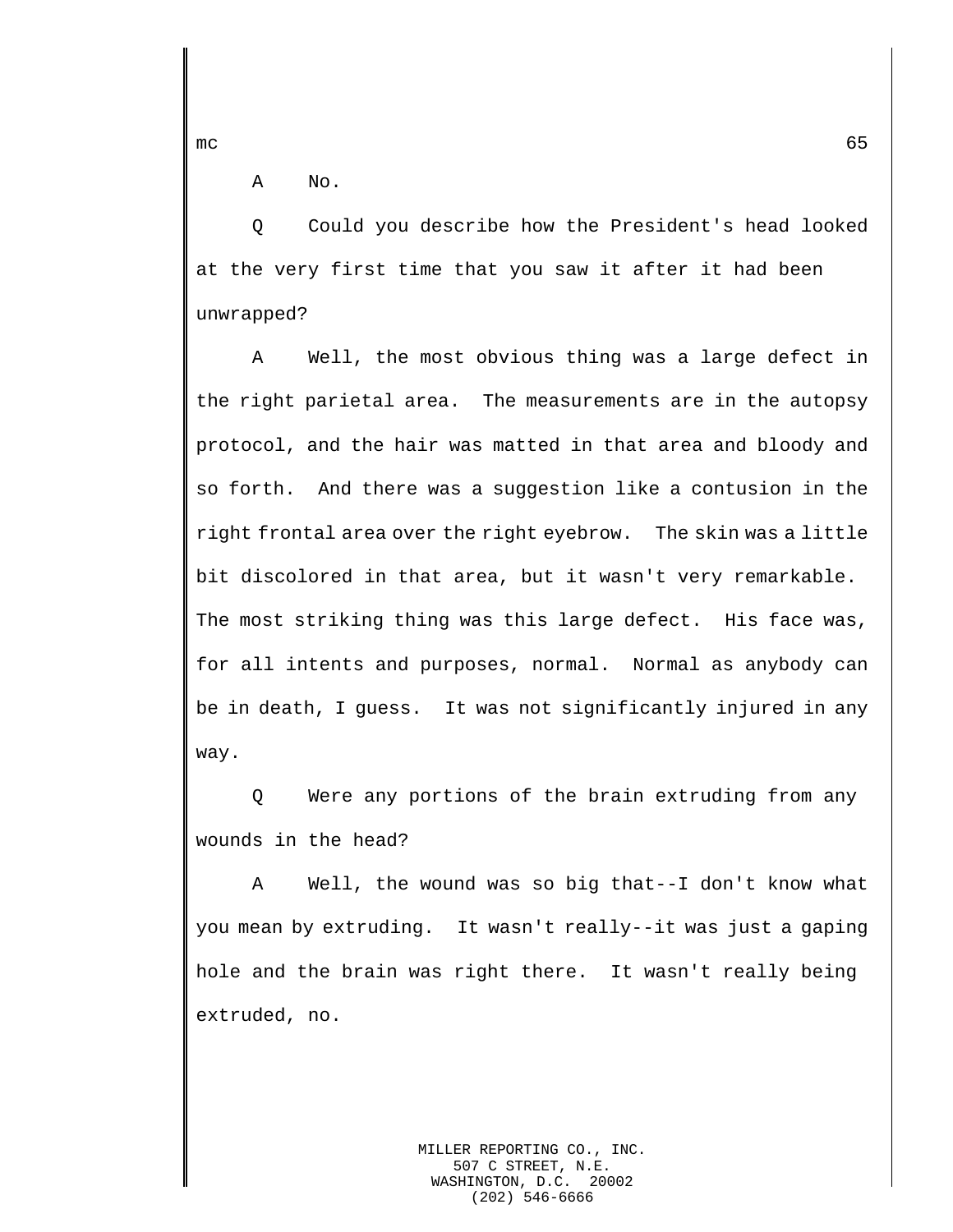A No.

Q Could you describe how the President's head looked at the very first time that you saw it after it had been unwrapped?

A Well, the most obvious thing was a large defect in the right parietal area. The measurements are in the autopsy protocol, and the hair was matted in that area and bloody and so forth. And there was a suggestion like a contusion in the right frontal area over the right eyebrow. The skin was a little bit discolored in that area, but it wasn't very remarkable. The most striking thing was this large defect. His face was, for all intents and purposes, normal. Normal as anybody can be in death, I guess. It was not significantly injured in any way.

Q Were any portions of the brain extruding from any wounds in the head?

A Well, the wound was so big that--I don't know what you mean by extruding. It wasn't really--it was just a gaping hole and the brain was right there. It wasn't really being extruded, no.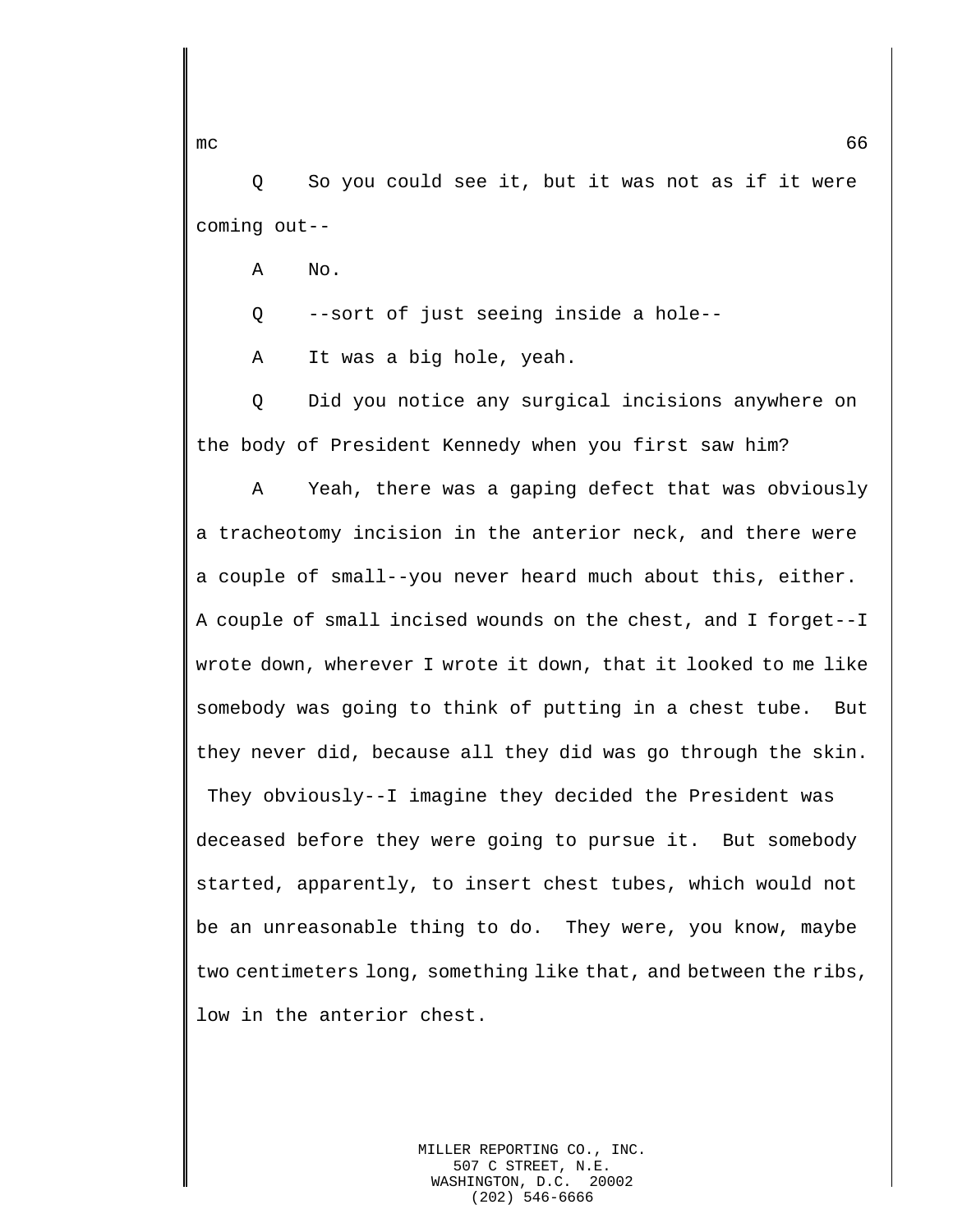Q So you could see it, but it was not as if it were coming out--

A No.

Q --sort of just seeing inside a hole--

A It was a big hole, yeah.

Q Did you notice any surgical incisions anywhere on the body of President Kennedy when you first saw him?

A Yeah, there was a gaping defect that was obviously a tracheotomy incision in the anterior neck, and there were a couple of small--you never heard much about this, either. A couple of small incised wounds on the chest, and I forget--I wrote down, wherever I wrote it down, that it looked to me like somebody was going to think of putting in a chest tube. But they never did, because all they did was go through the skin. They obviously--I imagine they decided the President was deceased before they were going to pursue it. But somebody started, apparently, to insert chest tubes, which would not be an unreasonable thing to do. They were, you know, maybe two centimeters long, something like that, and between the ribs, low in the anterior chest.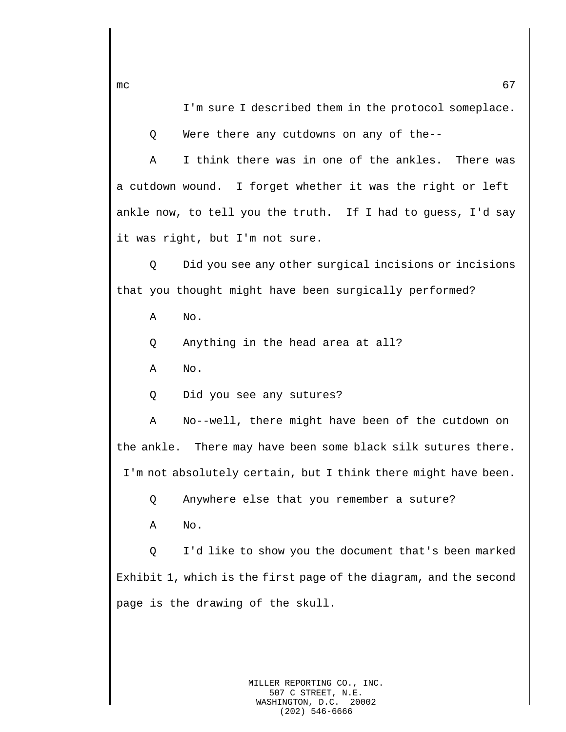I'm sure I described them in the protocol someplace.

Q Were there any cutdowns on any of the--

A I think there was in one of the ankles. There was a cutdown wound. I forget whether it was the right or left ankle now, to tell you the truth. If I had to guess, I'd say it was right, but I'm not sure.

Q Did you see any other surgical incisions or incisions that you thought might have been surgically performed?

A No.

Q Anything in the head area at all?

A No.

Q Did you see any sutures?

A No--well, there might have been of the cutdown on the ankle. There may have been some black silk sutures there. I'm not absolutely certain, but I think there might have been.

Q Anywhere else that you remember a suture?

A No.

Q I'd like to show you the document that's been marked Exhibit 1, which is the first page of the diagram, and the second page is the drawing of the skull.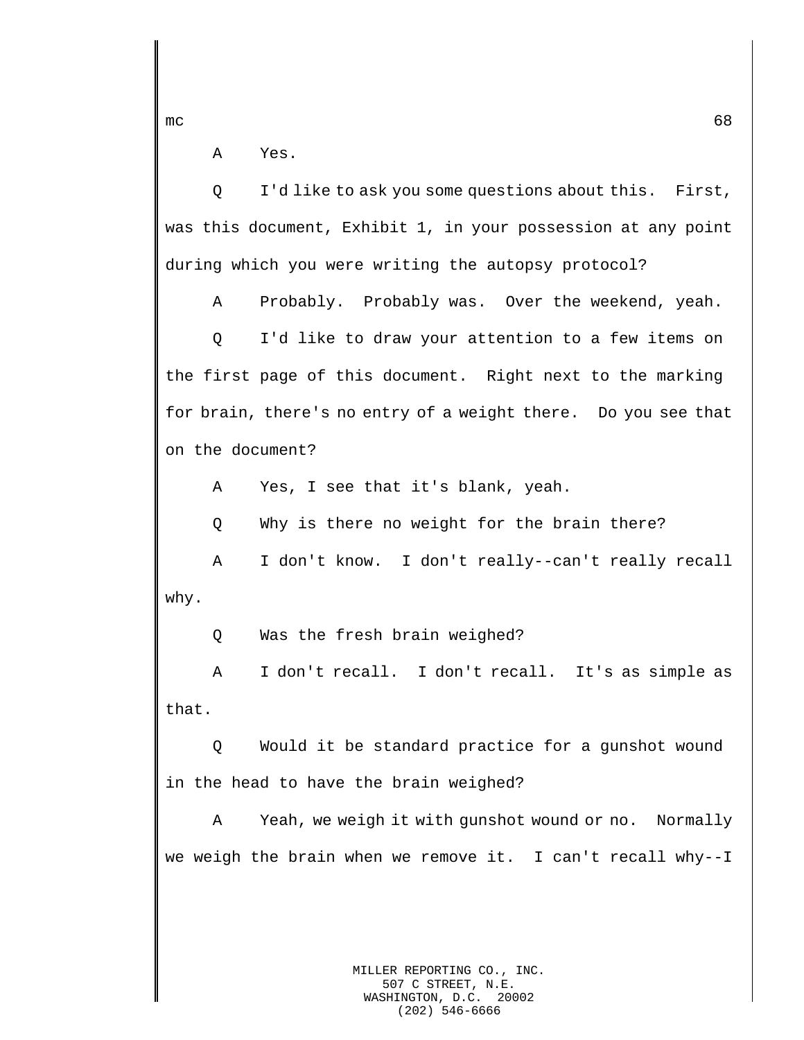A Yes.

Q I'd like to ask you some questions about this. First, was this document, Exhibit 1, in your possession at any point during which you were writing the autopsy protocol?

A Probably. Probably was. Over the weekend, yeah.

Q I'd like to draw your attention to a few items on the first page of this document. Right next to the marking for brain, there's no entry of a weight there. Do you see that on the document?

A Yes, I see that it's blank, yeah.

Q Why is there no weight for the brain there?

A I don't know. I don't really--can't really recall why.

Q Was the fresh brain weighed?

A I don't recall. I don't recall. It's as simple as that.

Q Would it be standard practice for a gunshot wound in the head to have the brain weighed?

A Yeah, we weigh it with gunshot wound or no. Normally we weigh the brain when we remove it. I can't recall why--I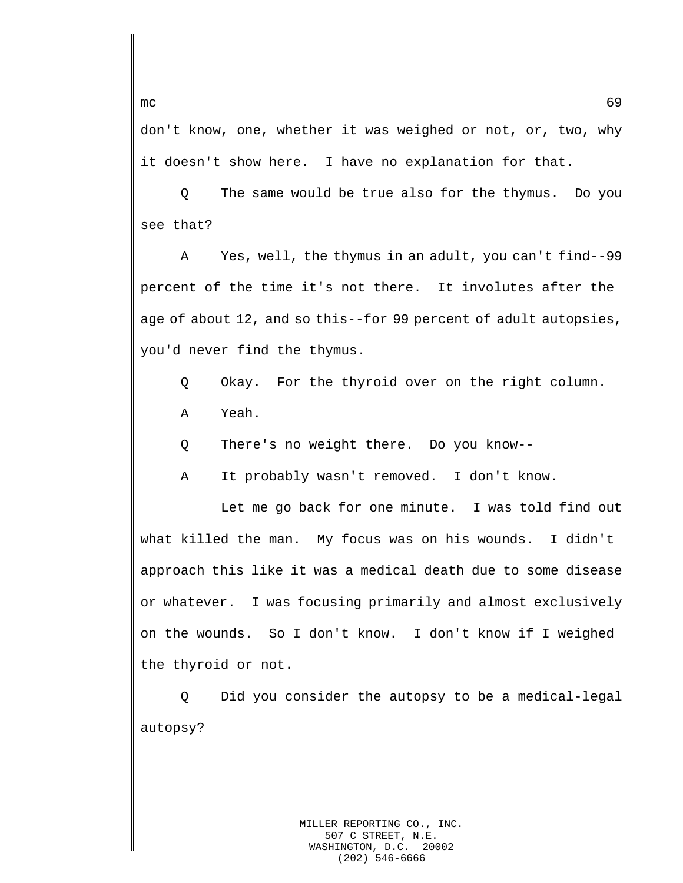don't know, one, whether it was weighed or not, or, two, why it doesn't show here. I have no explanation for that.

Q The same would be true also for the thymus. Do you see that?

A Yes, well, the thymus in an adult, you can't find--99 percent of the time it's not there. It involutes after the age of about 12, and so this--for 99 percent of adult autopsies, you'd never find the thymus.

Q Okay. For the thyroid over on the right column.

A Yeah.

Q There's no weight there. Do you know--

A It probably wasn't removed. I don't know.

Let me go back for one minute. I was told find out what killed the man. My focus was on his wounds. I didn't approach this like it was a medical death due to some disease or whatever. I was focusing primarily and almost exclusively on the wounds. So I don't know. I don't know if I weighed the thyroid or not.

Q Did you consider the autopsy to be a medical-legal autopsy?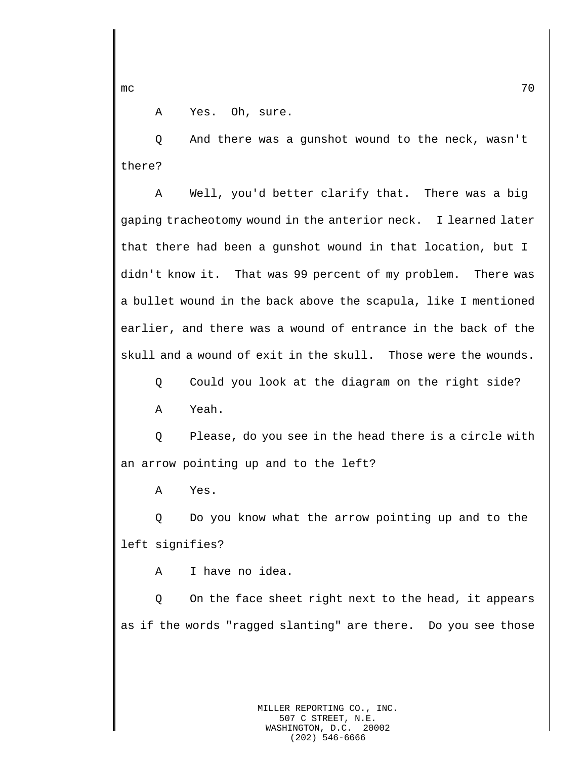A Yes. Oh, sure.

Q And there was a gunshot wound to the neck, wasn't there?

A Well, you'd better clarify that. There was a big gaping tracheotomy wound in the anterior neck. I learned later that there had been a gunshot wound in that location, but I didn't know it. That was 99 percent of my problem. There was a bullet wound in the back above the scapula, like I mentioned earlier, and there was a wound of entrance in the back of the skull and a wound of exit in the skull. Those were the wounds.

Q Could you look at the diagram on the right side?

A Yeah.

Q Please, do you see in the head there is a circle with an arrow pointing up and to the left?

A Yes.

Q Do you know what the arrow pointing up and to the left signifies?

A I have no idea.

Q On the face sheet right next to the head, it appears as if the words "ragged slanting" are there. Do you see those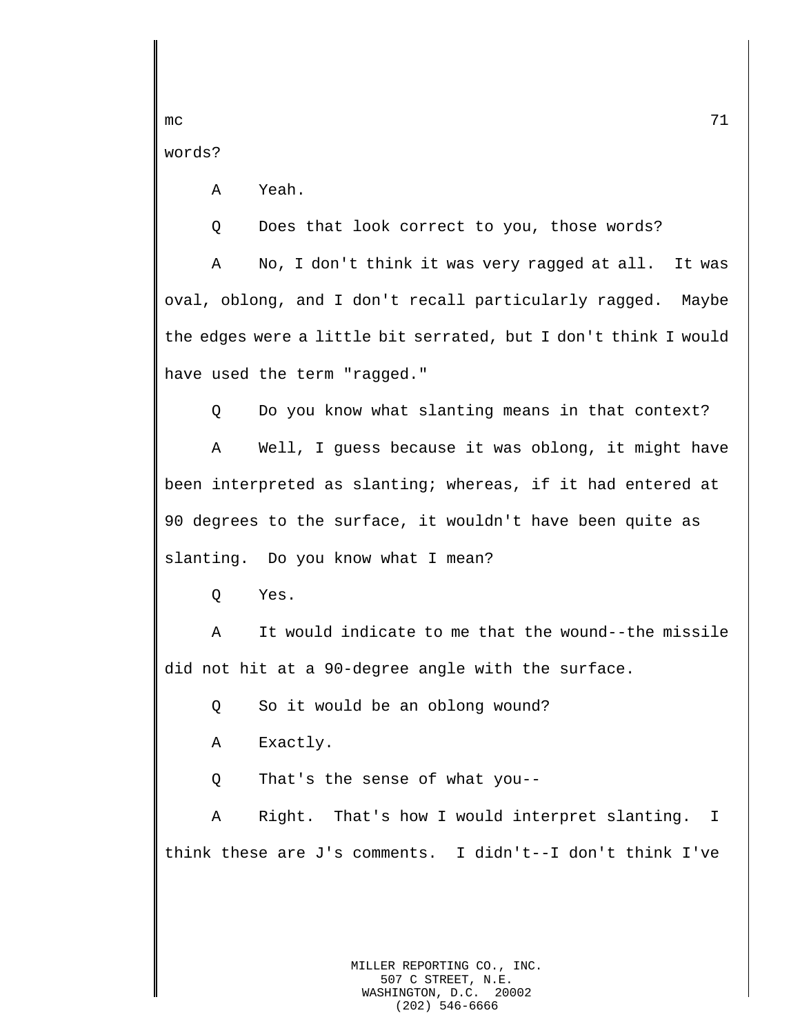words?

A Yeah.

Q Does that look correct to you, those words?

A No, I don't think it was very ragged at all. It was oval, oblong, and I don't recall particularly ragged. Maybe the edges were a little bit serrated, but I don't think I would have used the term "ragged."

Q Do you know what slanting means in that context?

A Well, I guess because it was oblong, it might have been interpreted as slanting; whereas, if it had entered at 90 degrees to the surface, it wouldn't have been quite as slanting. Do you know what I mean?

Q Yes.

A It would indicate to me that the wound--the missile did not hit at a 90-degree angle with the surface.

Q So it would be an oblong wound?

A Exactly.

Q That's the sense of what you--

A Right. That's how I would interpret slanting. I think these are J's comments. I didn't--I don't think I've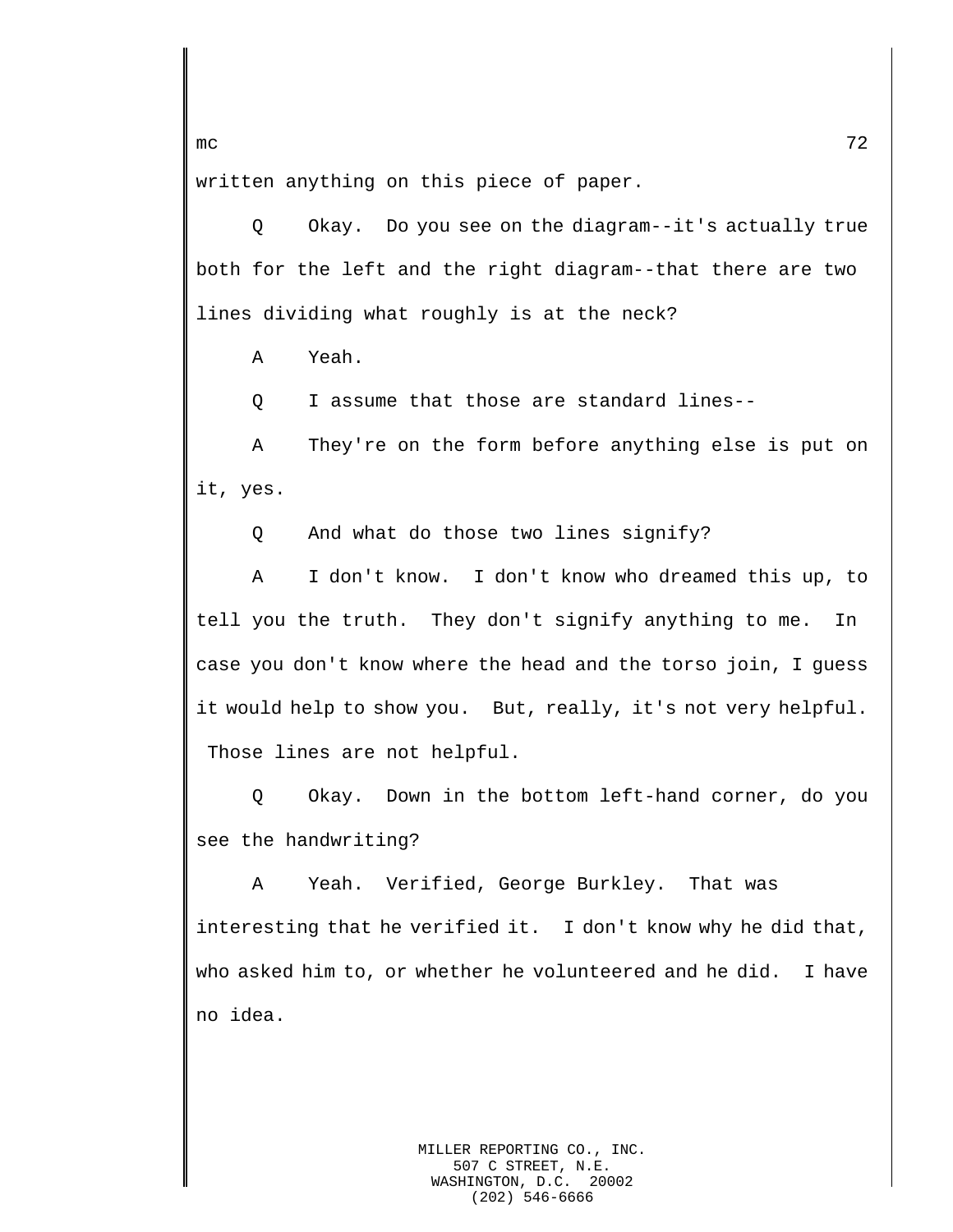written anything on this piece of paper.

Q Okay. Do you see on the diagram--it's actually true both for the left and the right diagram--that there are two lines dividing what roughly is at the neck?

A Yeah.

Q I assume that those are standard lines--

A They're on the form before anything else is put on it, yes.

Q And what do those two lines signify?

A I don't know. I don't know who dreamed this up, to tell you the truth. They don't signify anything to me. In case you don't know where the head and the torso join, I guess it would help to show you. But, really, it's not very helpful. Those lines are not helpful.

Q Okay. Down in the bottom left-hand corner, do you see the handwriting?

A Yeah. Verified, George Burkley. That was interesting that he verified it. I don't know why he did that, who asked him to, or whether he volunteered and he did. I have no idea.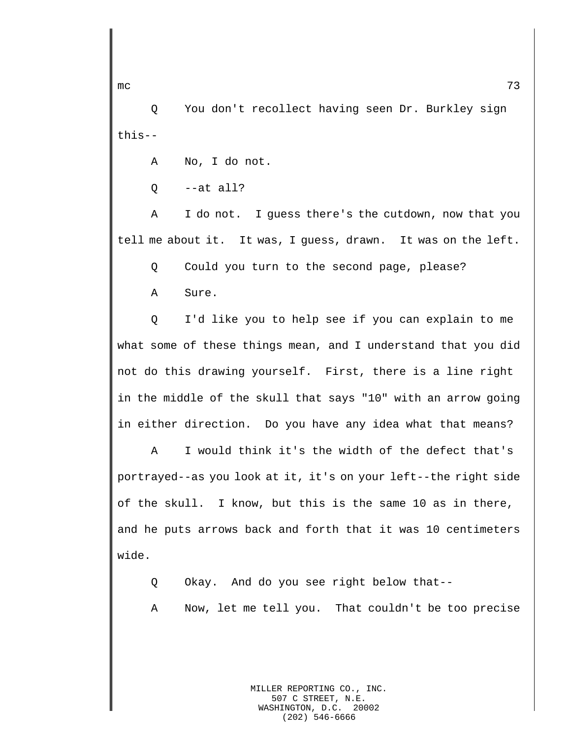Q You don't recollect having seen Dr. Burkley sign this--

A No, I do not.

Q --at all?

A I do not. I guess there's the cutdown, now that you tell me about it. It was, I guess, drawn. It was on the left.

Q Could you turn to the second page, please?

A Sure.

Q I'd like you to help see if you can explain to me what some of these things mean, and I understand that you did not do this drawing yourself. First, there is a line right in the middle of the skull that says "10" with an arrow going in either direction. Do you have any idea what that means?

A I would think it's the width of the defect that's portrayed--as you look at it, it's on your left--the right side of the skull. I know, but this is the same 10 as in there, and he puts arrows back and forth that it was 10 centimeters wide.

Q Okay. And do you see right below that--

A Now, let me tell you. That couldn't be too precise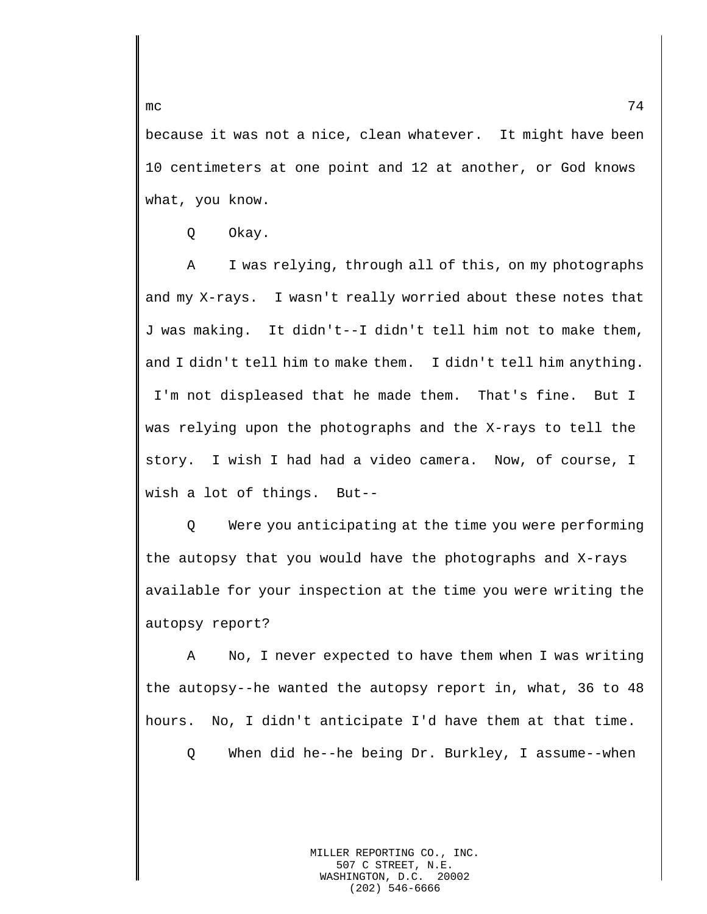because it was not a nice, clean whatever. It might have been 10 centimeters at one point and 12 at another, or God knows what, you know.

Q Okay.

A I was relying, through all of this, on my photographs and my X-rays. I wasn't really worried about these notes that J was making. It didn't--I didn't tell him not to make them, and I didn't tell him to make them. I didn't tell him anything. I'm not displeased that he made them. That's fine. But I was relying upon the photographs and the X-rays to tell the story. I wish I had had a video camera. Now, of course, I wish a lot of things. But--

Q Were you anticipating at the time you were performing the autopsy that you would have the photographs and X-rays available for your inspection at the time you were writing the autopsy report?

A No, I never expected to have them when I was writing the autopsy--he wanted the autopsy report in, what, 36 to 48 hours. No, I didn't anticipate I'd have them at that time.

Q When did he--he being Dr. Burkley, I assume--when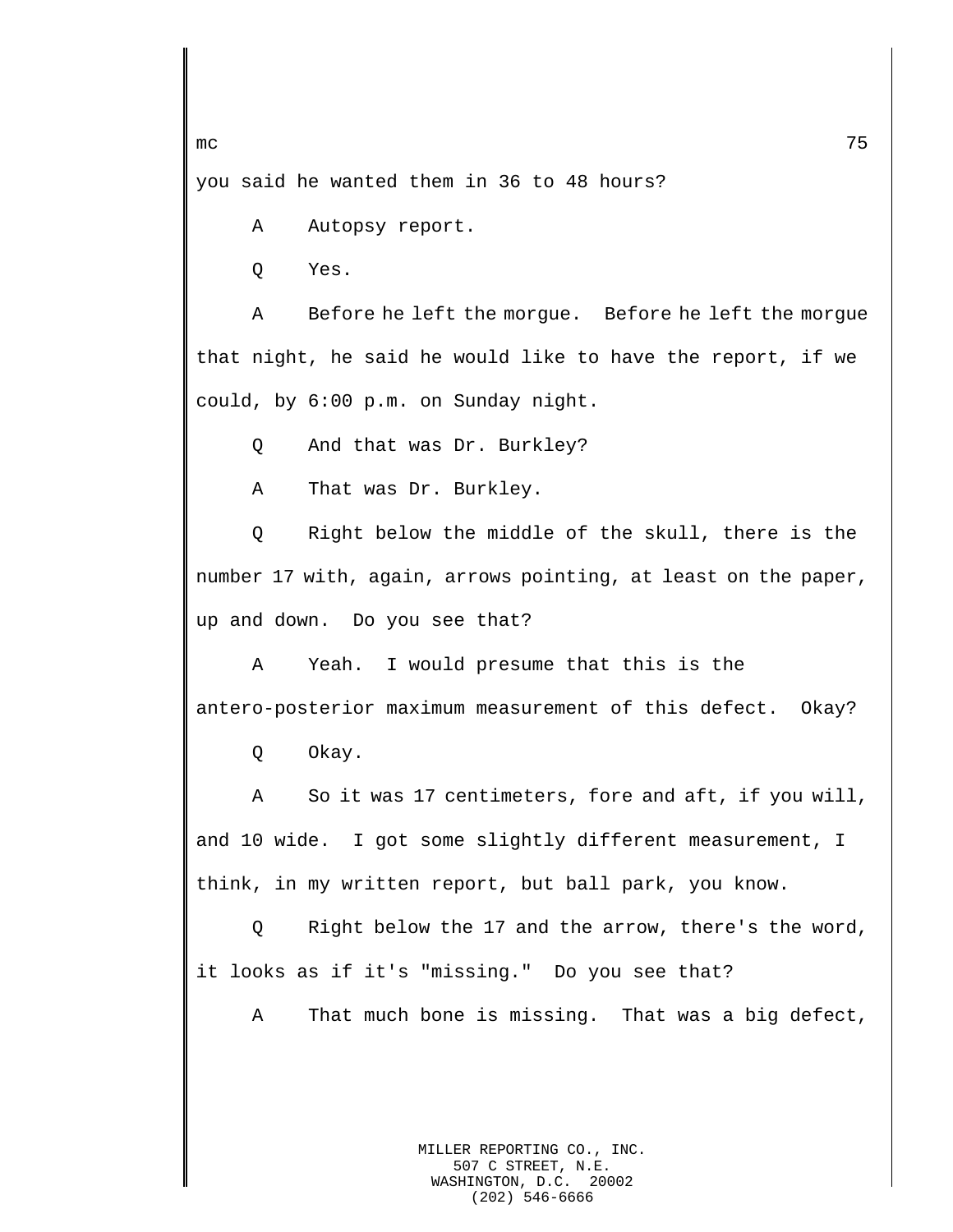you said he wanted them in 36 to 48 hours?

A Autopsy report.

Q Yes.

A Before he left the morgue. Before he left the morgue that night, he said he would like to have the report, if we could, by 6:00 p.m. on Sunday night.

Q And that was Dr. Burkley?

A That was Dr. Burkley.

Q Right below the middle of the skull, there is the number 17 with, again, arrows pointing, at least on the paper, up and down. Do you see that?

A Yeah. I would presume that this is the antero-posterior maximum measurement of this defect. Okay?

Q Okay.

A So it was 17 centimeters, fore and aft, if you will, and 10 wide. I got some slightly different measurement, I think, in my written report, but ball park, you know.

Q Right below the 17 and the arrow, there's the word, it looks as if it's "missing." Do you see that?

A That much bone is missing. That was a big defect,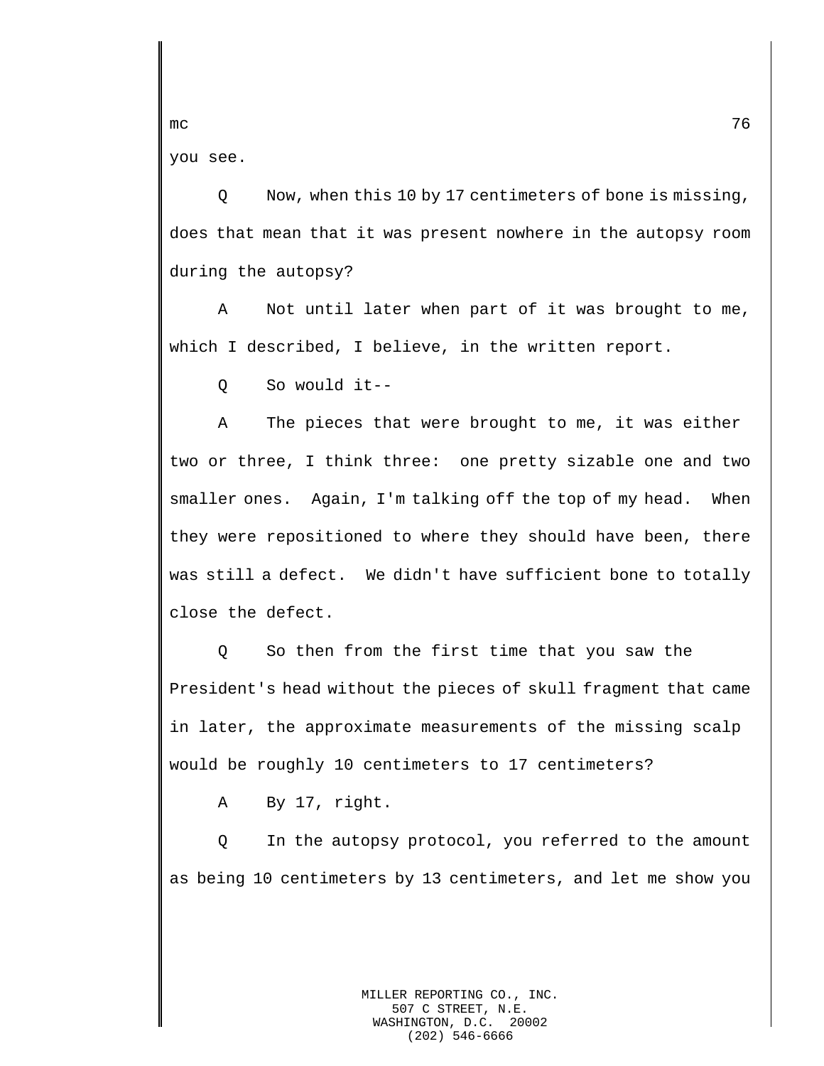you see.

Q Now, when this 10 by 17 centimeters of bone is missing, does that mean that it was present nowhere in the autopsy room during the autopsy?

A Not until later when part of it was brought to me, which I described, I believe, in the written report.

Q So would it--

A The pieces that were brought to me, it was either two or three, I think three: one pretty sizable one and two smaller ones. Again, I'm talking off the top of my head. When they were repositioned to where they should have been, there was still a defect. We didn't have sufficient bone to totally close the defect.

Q So then from the first time that you saw the President's head without the pieces of skull fragment that came in later, the approximate measurements of the missing scalp would be roughly 10 centimeters to 17 centimeters?

A By 17, right.

Q In the autopsy protocol, you referred to the amount as being 10 centimeters by 13 centimeters, and let me show you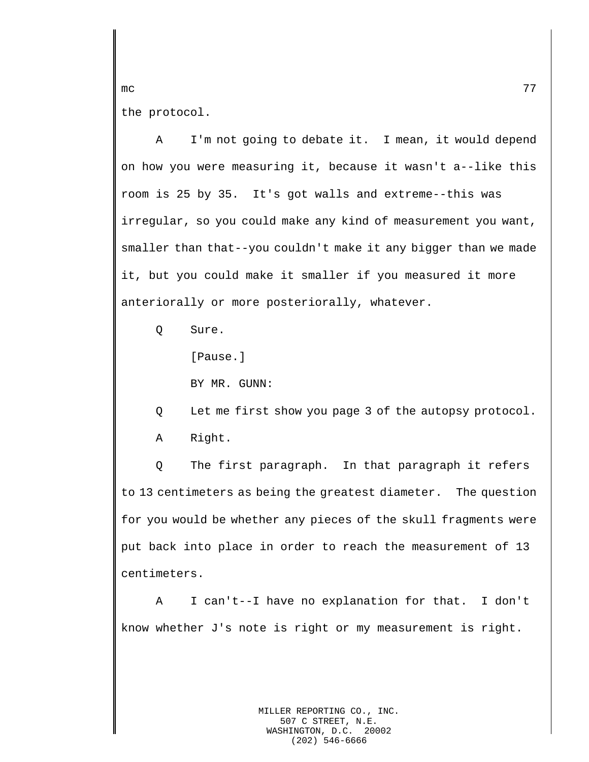the protocol.

A I'm not going to debate it. I mean, it would depend on how you were measuring it, because it wasn't a--like this room is 25 by 35. It's got walls and extreme--this was irregular, so you could make any kind of measurement you want, smaller than that--you couldn't make it any bigger than we made it, but you could make it smaller if you measured it more anteriorally or more posteriorally, whatever.

Q Sure.

[Pause.]

BY MR. GUNN:

Q Let me first show you page 3 of the autopsy protocol.

A Right.

Q The first paragraph. In that paragraph it refers to 13 centimeters as being the greatest diameter. The question for you would be whether any pieces of the skull fragments were put back into place in order to reach the measurement of 13 centimeters.

A I can't--I have no explanation for that. I don't know whether J's note is right or my measurement is right.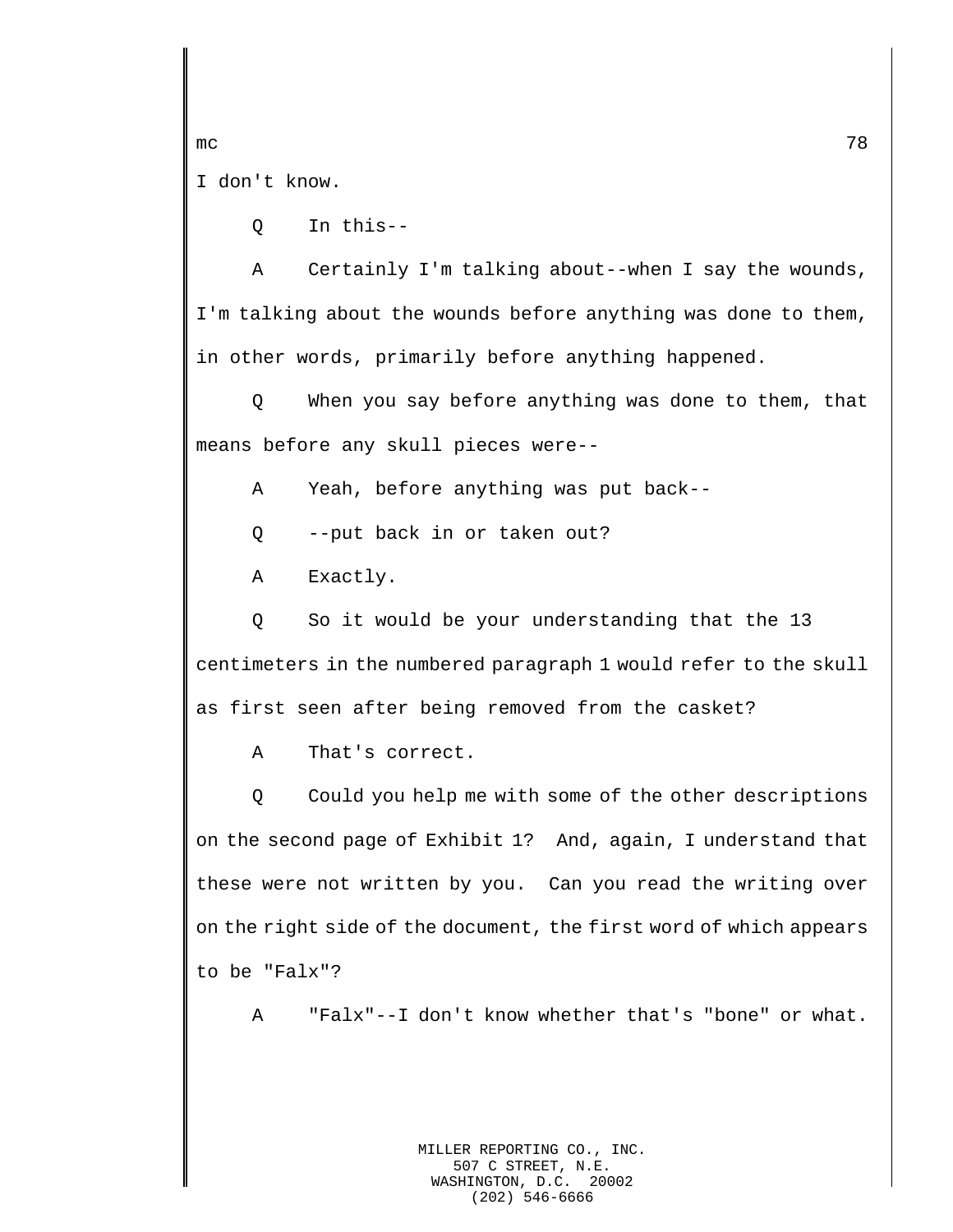I don't know.

Q In this--

A Certainly I'm talking about--when I say the wounds, I'm talking about the wounds before anything was done to them, in other words, primarily before anything happened.

Q When you say before anything was done to them, that means before any skull pieces were--

A Yeah, before anything was put back--

Q --put back in or taken out?

A Exactly.

Q So it would be your understanding that the 13 centimeters in the numbered paragraph 1 would refer to the skull as first seen after being removed from the casket?

A That's correct.

Q Could you help me with some of the other descriptions on the second page of Exhibit 1? And, again, I understand that these were not written by you. Can you read the writing over on the right side of the document, the first word of which appears to be "Falx"?

A "Falx"--I don't know whether that's "bone" or what.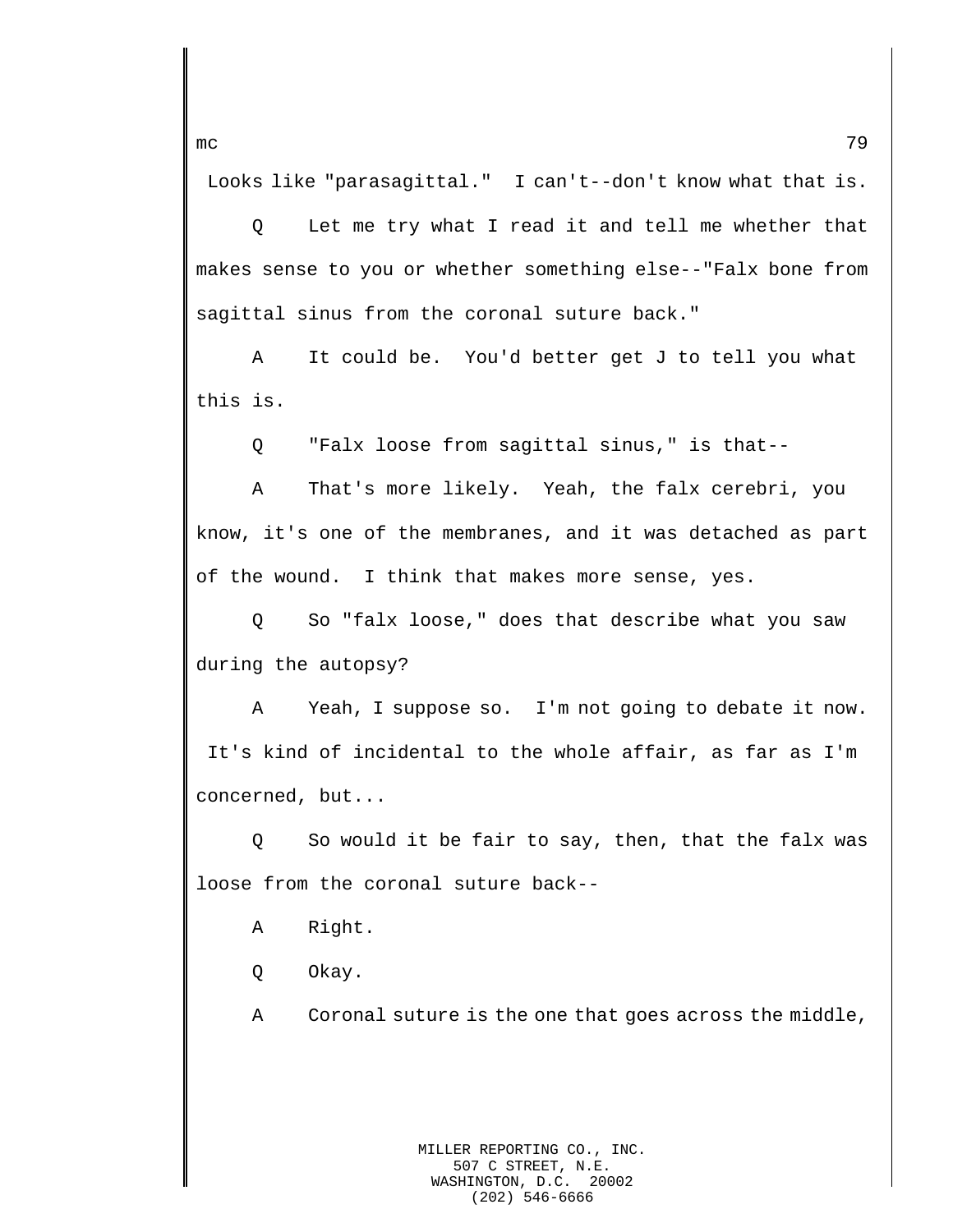Looks like "parasagittal." I can't--don't know what that is.

Q Let me try what I read it and tell me whether that makes sense to you or whether something else--"Falx bone from sagittal sinus from the coronal suture back."

A It could be. You'd better get J to tell you what this is.

Q "Falx loose from sagittal sinus," is that--

A That's more likely. Yeah, the falx cerebri, you know, it's one of the membranes, and it was detached as part of the wound. I think that makes more sense, yes.

Q So "falx loose," does that describe what you saw during the autopsy?

A Yeah, I suppose so. I'm not going to debate it now. It's kind of incidental to the whole affair, as far as I'm concerned, but...

Q So would it be fair to say, then, that the falx was loose from the coronal suture back--

A Right.

Q Okay.

A Coronal suture is the one that goes across the middle,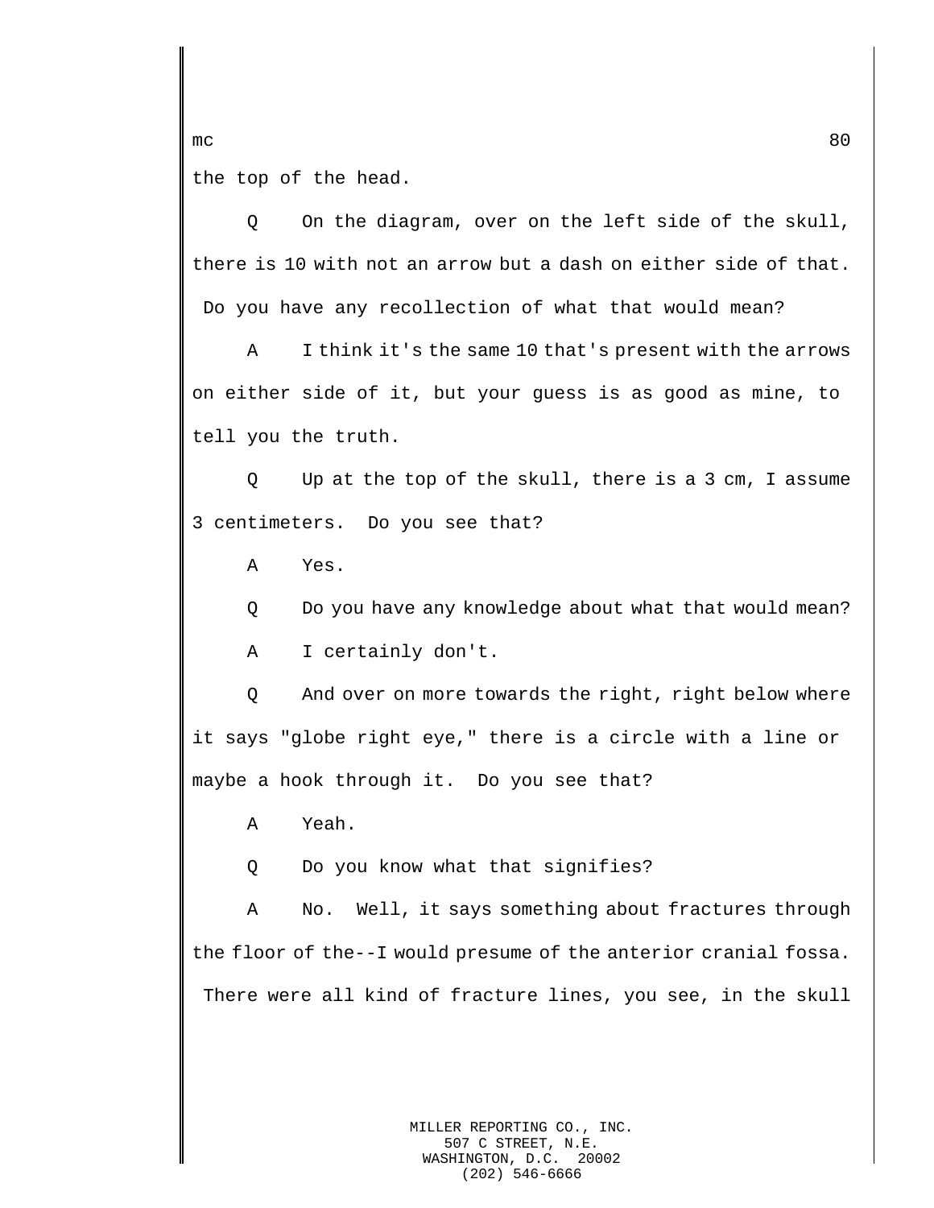the top of the head.

Q On the diagram, over on the left side of the skull, there is 10 with not an arrow but a dash on either side of that. Do you have any recollection of what that would mean?

A I think it's the same 10 that's present with the arrows on either side of it, but your guess is as good as mine, to tell you the truth.

Q Up at the top of the skull, there is a 3 cm, I assume 3 centimeters. Do you see that?

A Yes.

Q Do you have any knowledge about what that would mean?

A I certainly don't.

Q And over on more towards the right, right below where it says "globe right eye," there is a circle with a line or maybe a hook through it. Do you see that?

A Yeah.

Q Do you know what that signifies?

A No. Well, it says something about fractures through the floor of the--I would presume of the anterior cranial fossa. There were all kind of fracture lines, you see, in the skull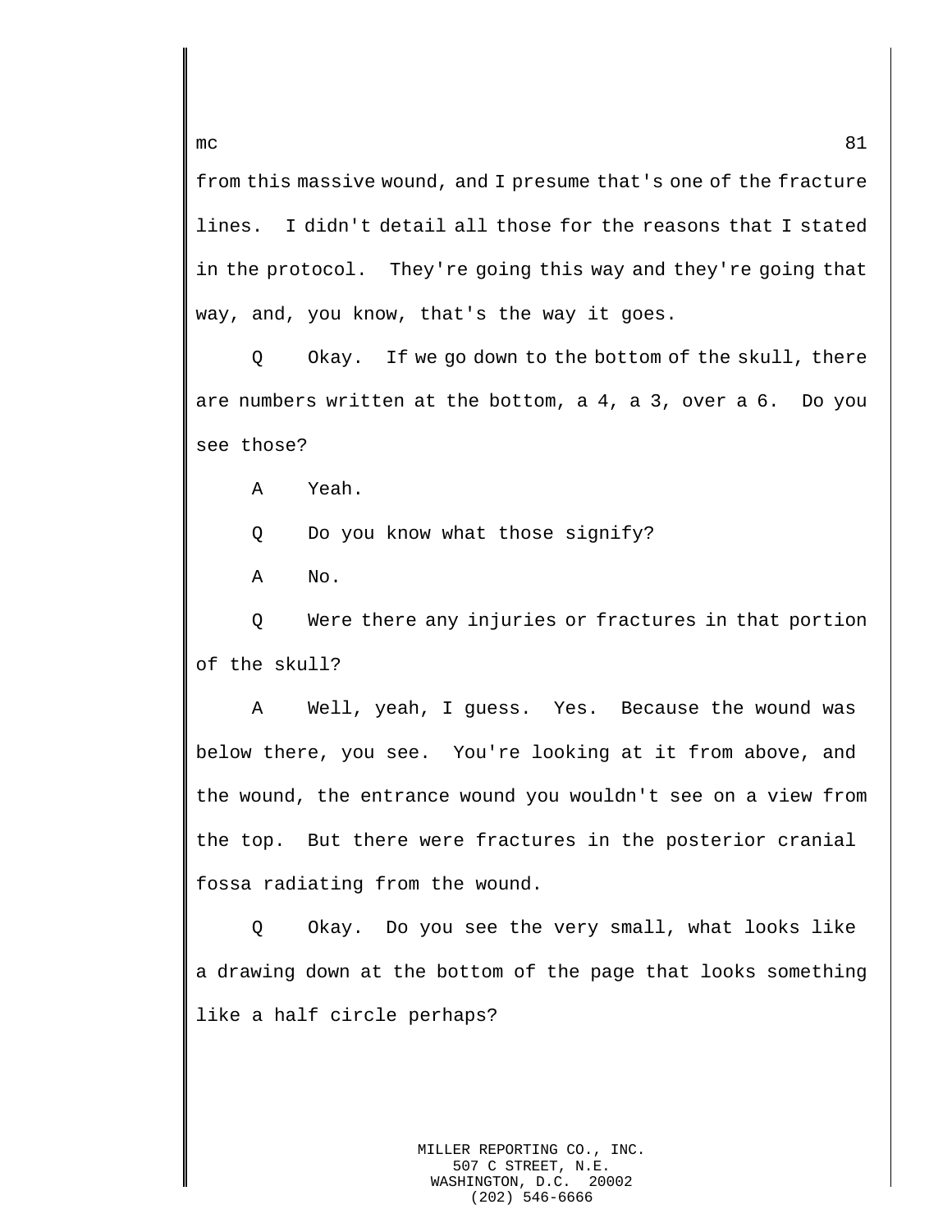from this massive wound, and I presume that's one of the fracture lines. I didn't detail all those for the reasons that I stated in the protocol. They're going this way and they're going that way, and, you know, that's the way it goes.

Q Okay. If we go down to the bottom of the skull, there are numbers written at the bottom, a 4, a 3, over a 6. Do you see those?

A Yeah.

Q Do you know what those signify?

A No.

Q Were there any injuries or fractures in that portion of the skull?

A Well, yeah, I guess. Yes. Because the wound was below there, you see. You're looking at it from above, and the wound, the entrance wound you wouldn't see on a view from the top. But there were fractures in the posterior cranial fossa radiating from the wound.

Q Okay. Do you see the very small, what looks like a drawing down at the bottom of the page that looks something like a half circle perhaps?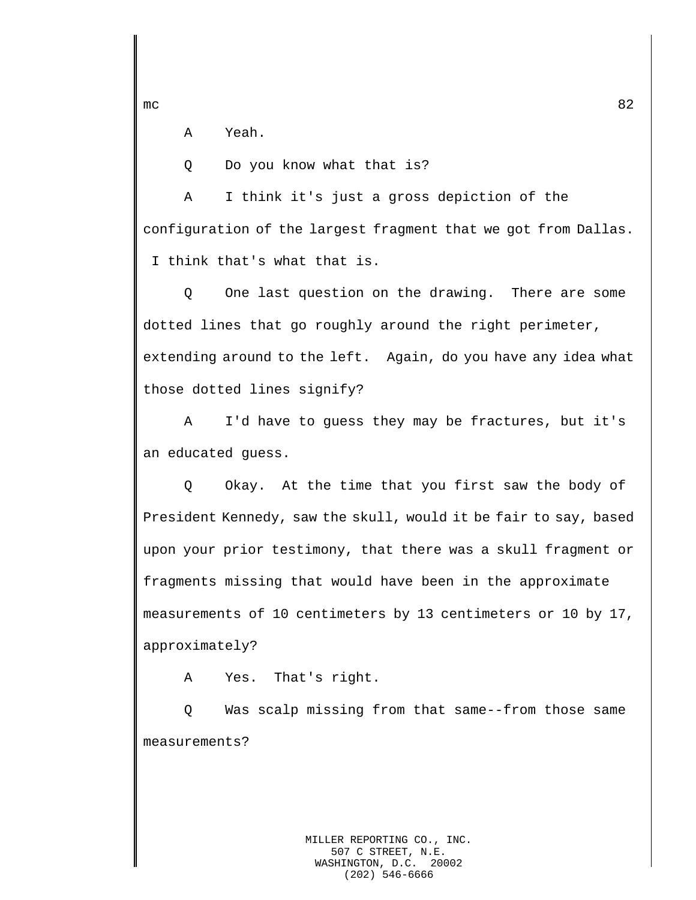A Yeah.

Q Do you know what that is?

A I think it's just a gross depiction of the configuration of the largest fragment that we got from Dallas. I think that's what that is.

Q One last question on the drawing. There are some dotted lines that go roughly around the right perimeter, extending around to the left. Again, do you have any idea what those dotted lines signify?

A I'd have to guess they may be fractures, but it's an educated guess.

Q Okay. At the time that you first saw the body of President Kennedy, saw the skull, would it be fair to say, based upon your prior testimony, that there was a skull fragment or fragments missing that would have been in the approximate measurements of 10 centimeters by 13 centimeters or 10 by 17, approximately?

A Yes. That's right.

Q Was scalp missing from that same--from those same measurements?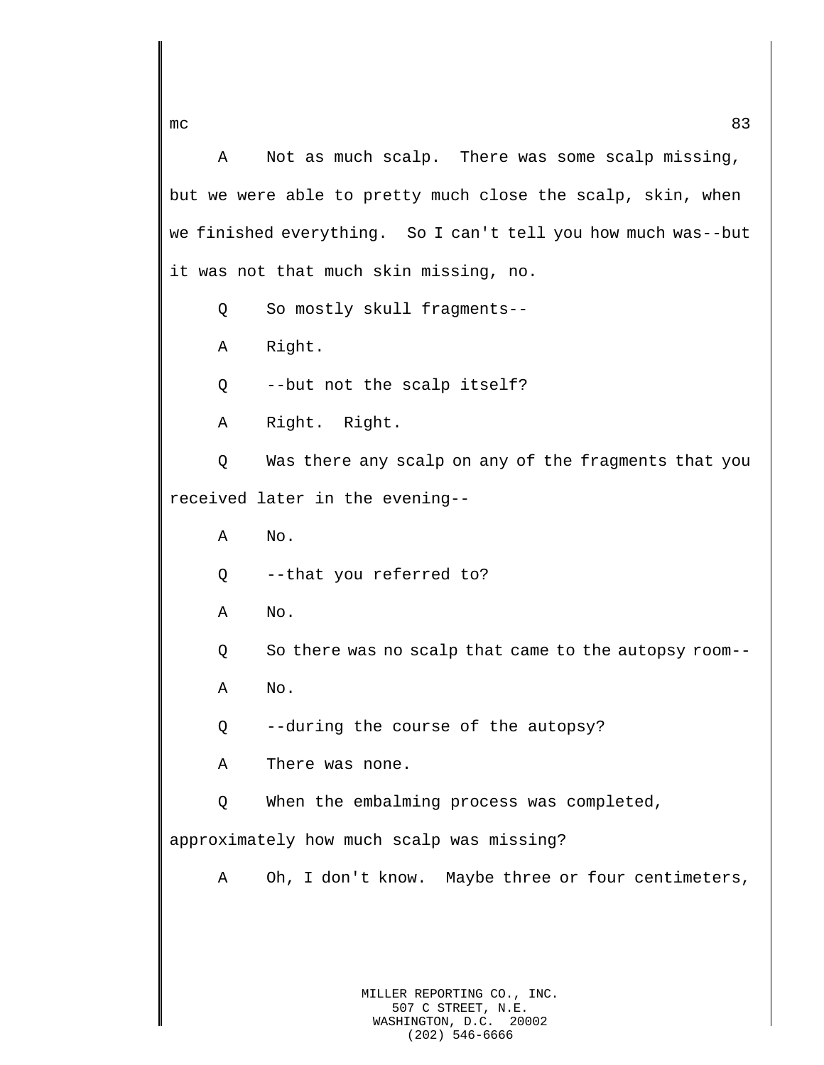A Not as much scalp. There was some scalp missing, but we were able to pretty much close the scalp, skin, when we finished everything. So I can't tell you how much was--but it was not that much skin missing, no.

Q So mostly skull fragments--

A Right.

Q --but not the scalp itself?

A Right. Right.

Q Was there any scalp on any of the fragments that you received later in the evening--

A No.

Q --that you referred to?

A No.

Q So there was no scalp that came to the autopsy room--

A No.

Q --during the course of the autopsy?

A There was none.

Q When the embalming process was completed, approximately how much scalp was missing?

A Oh, I don't know. Maybe three or four centimeters,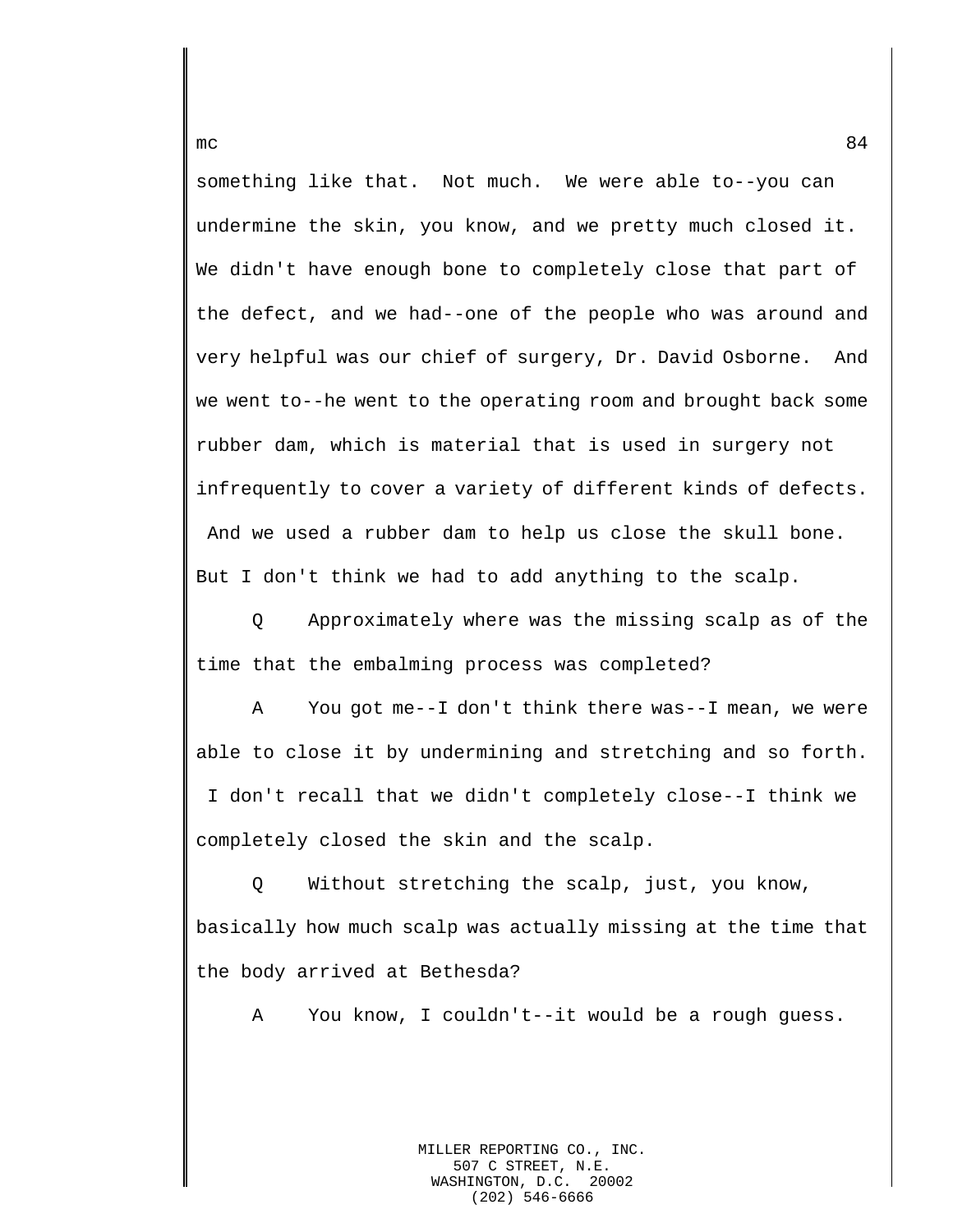something like that.  Not much.  We were able to--you can undermine the skin, you know, and we pretty much closed it. We didn't have enough bone to completely close that part of the defect, and we had--one of the people who was around and very helpful was our chief of surgery, Dr. David Osborne.  And we went to--he went to the operating room and brought back some rubber dam, which is material that is used in surgery not infrequently to cover a variety of different kinds of defects. And we used a rubber dam to help us close the skull bone. But I don't think we had to add anything to the scalp.

Q     Approximately where was the missing scalp as of the time that the embalming process was completed?

A     You got me--I don't think there was--I mean, we were able to close it by undermining and stretching and so forth. I don't recall that we didn't completely close--I think we completely closed the skin and the scalp.

Q     Without stretching the scalp, just, you know, basically how much scalp was actually missing at the time that the body arrived at Bethesda?

A     You know, I couldn't--it would be a rough guess.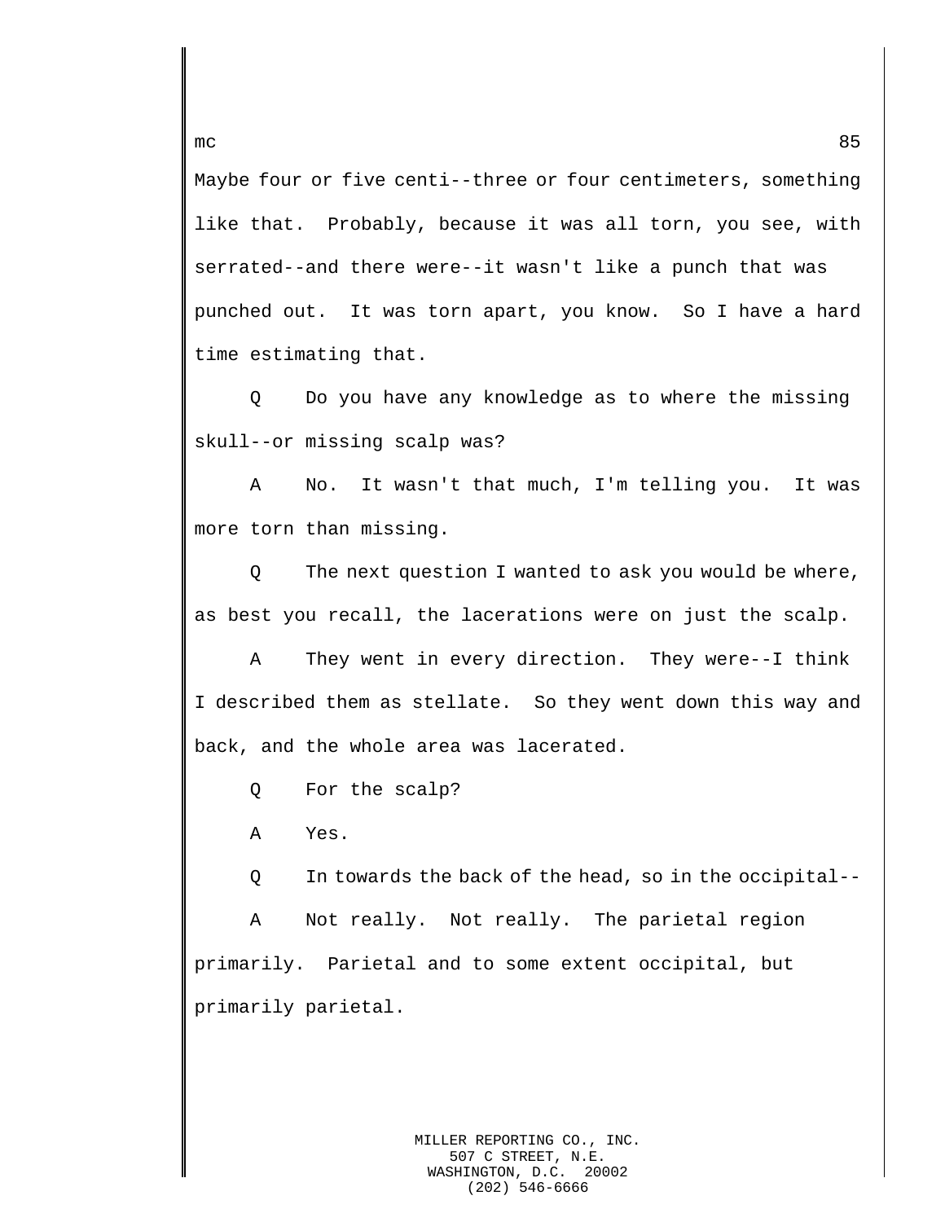Maybe four or five centi--three or four centimeters, something like that. Probably, because it was all torn, you see, with serrated--and there were--it wasn't like a punch that was punched out. It was torn apart, you know. So I have a hard time estimating that.

Q Do you have any knowledge as to where the missing skull--or missing scalp was?

A No. It wasn't that much, I'm telling you. It was more torn than missing.

Q The next question I wanted to ask you would be where, as best you recall, the lacerations were on just the scalp.

A They went in every direction. They were--I think I described them as stellate. So they went down this way and back, and the whole area was lacerated.

Q For the scalp?

A Yes.

Q In towards the back of the head, so in the occipital--

A Not really. Not really. The parietal region primarily. Parietal and to some extent occipital, but primarily parietal.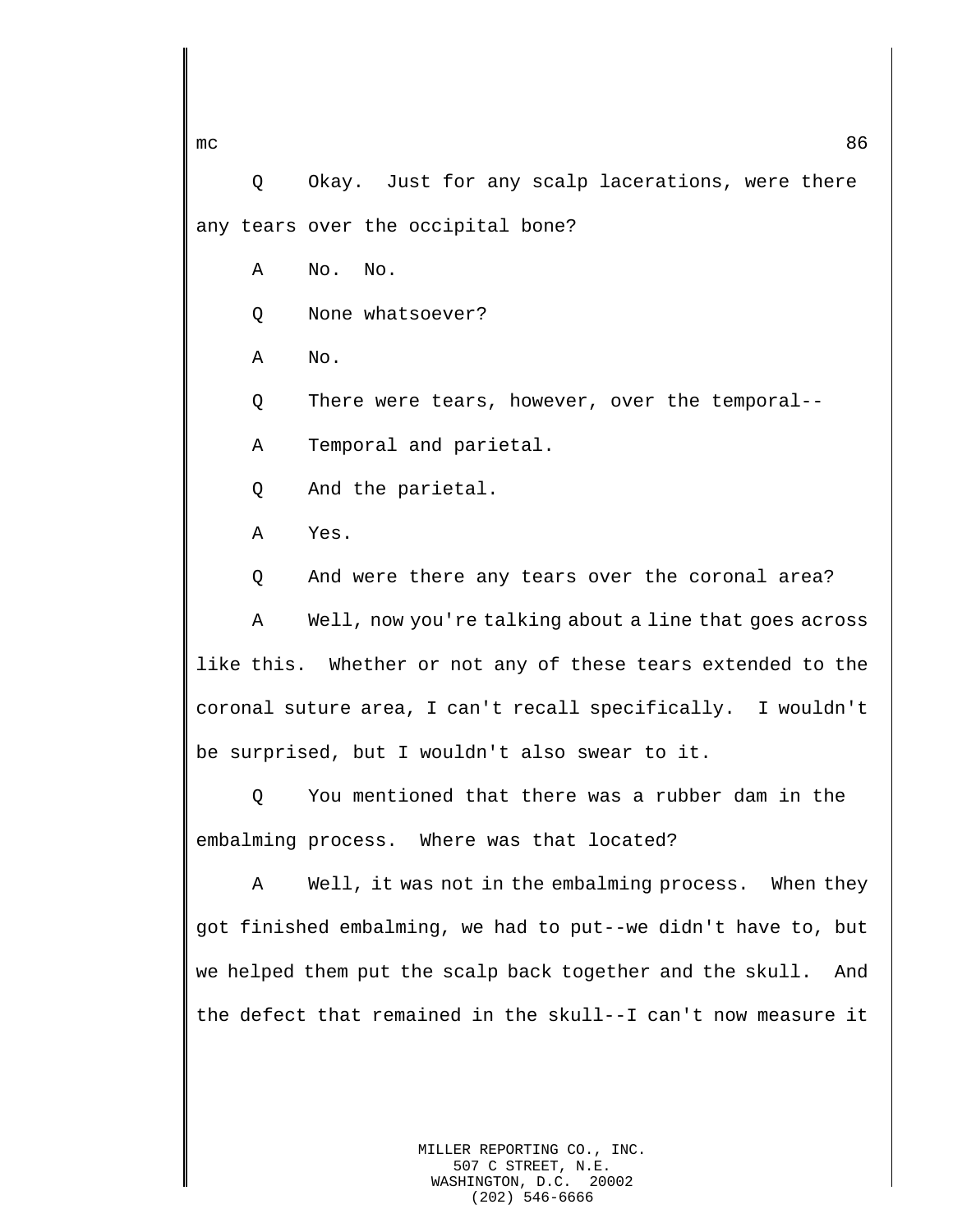Q Okay. Just for any scalp lacerations, were there any tears over the occipital bone?

A No. No.

Q None whatsoever?

A No.

Q There were tears, however, over the temporal--

A Temporal and parietal.

Q And the parietal.

A Yes.

Q And were there any tears over the coronal area?

A Well, now you're talking about a line that goes across like this. Whether or not any of these tears extended to the coronal suture area, I can't recall specifically. I wouldn't be surprised, but I wouldn't also swear to it.

Q You mentioned that there was a rubber dam in the embalming process. Where was that located?

A Well, it was not in the embalming process. When they got finished embalming, we had to put--we didn't have to, but we helped them put the scalp back together and the skull. And the defect that remained in the skull--I can't now measure it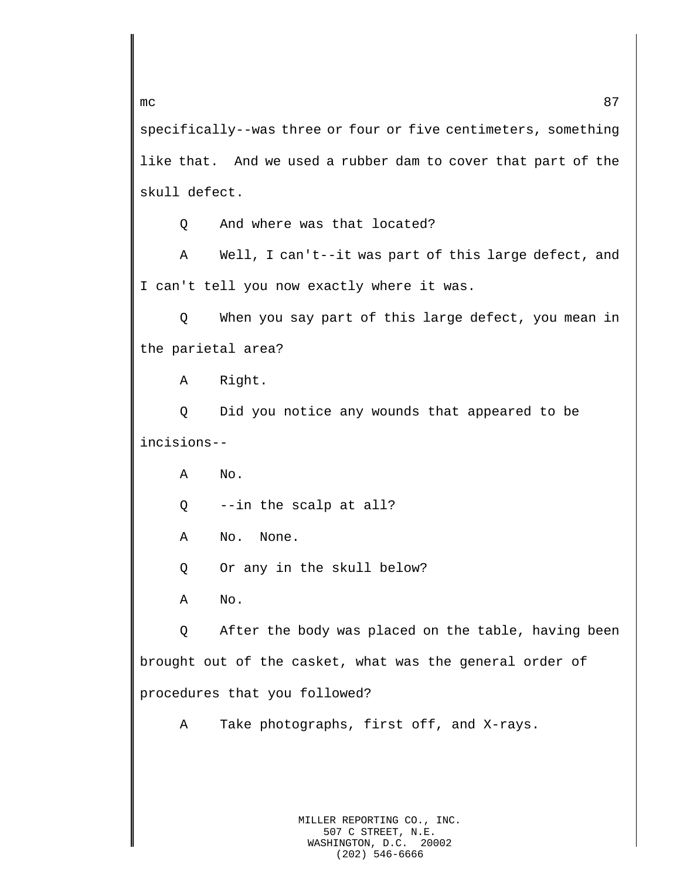specifically--was three or four or five centimeters, something like that. And we used a rubber dam to cover that part of the skull defect.

Q And where was that located?

A Well, I can't--it was part of this large defect, and I can't tell you now exactly where it was.

Q When you say part of this large defect, you mean in the parietal area?

A Right.

Q Did you notice any wounds that appeared to be incisions--

A No.

Q --in the scalp at all?

A No. None.

Q Or any in the skull below?

A No.

Q After the body was placed on the table, having been brought out of the casket, what was the general order of procedures that you followed?

A Take photographs, first off, and X-rays.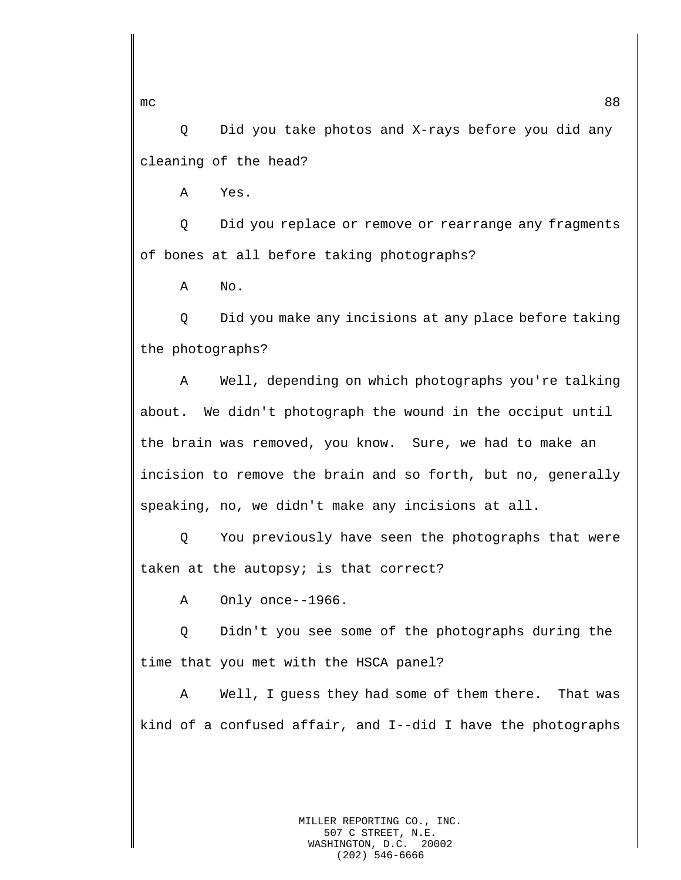Q Did you take photos and X-rays before you did any cleaning of the head?

A Yes.

Q Did you replace or remove or rearrange any fragments of bones at all before taking photographs?

A No.

Q Did you make any incisions at any place before taking the photographs?

A Well, depending on which photographs you're talking about. We didn't photograph the wound in the occiput until the brain was removed, you know. Sure, we had to make an incision to remove the brain and so forth, but no, generally speaking, no, we didn't make any incisions at all.

Q You previously have seen the photographs that were taken at the autopsy; is that correct?

A Only once--1966.

Q Didn't you see some of the photographs during the time that you met with the HSCA panel?

A Well, I guess they had some of them there. That was kind of a confused affair, and I--did I have the photographs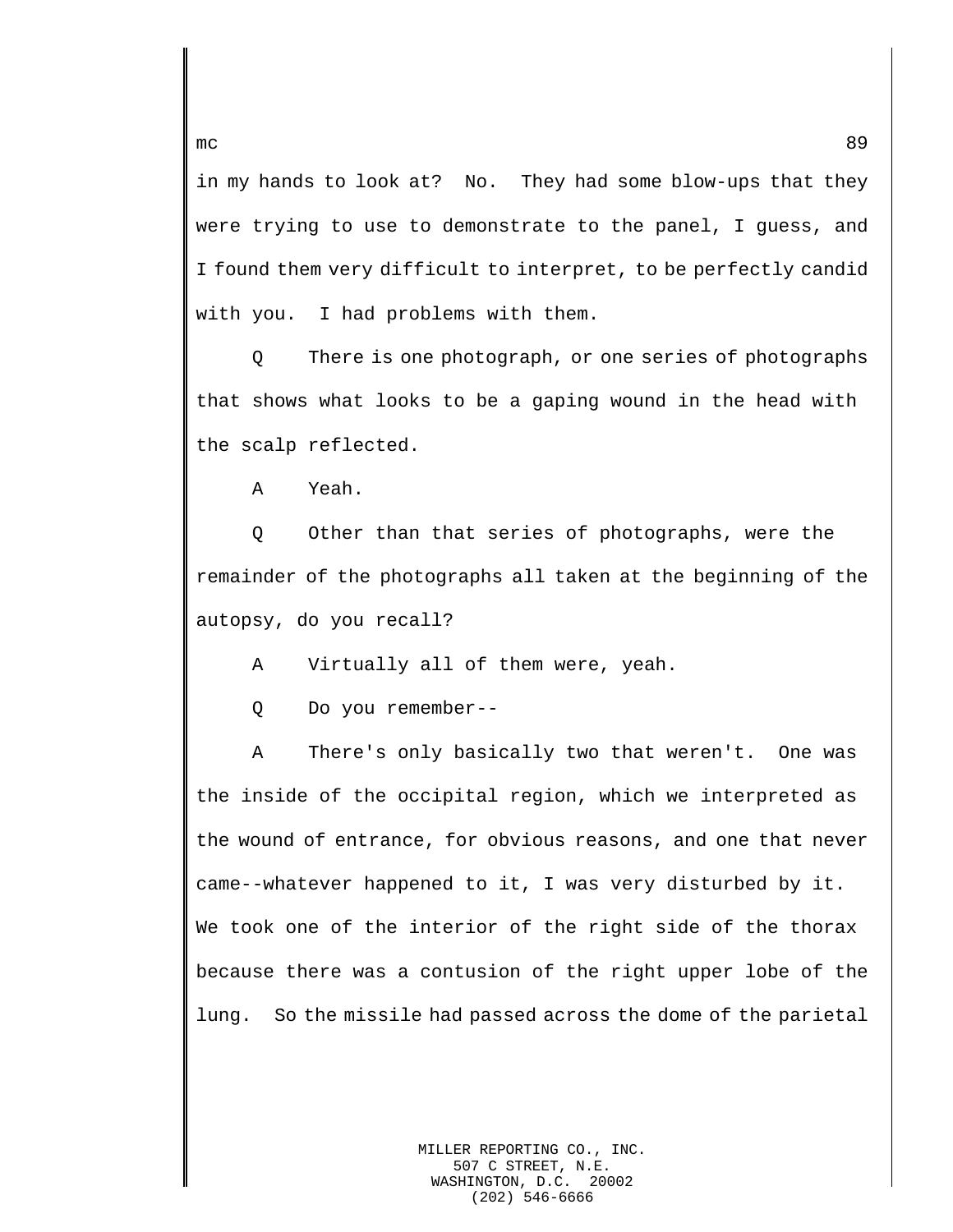in my hands to look at? No. They had some blow-ups that they were trying to use to demonstrate to the panel, I guess, and I found them very difficult to interpret, to be perfectly candid with you. I had problems with them.

Q There is one photograph, or one series of photographs that shows what looks to be a gaping wound in the head with the scalp reflected.

A Yeah.

Q Other than that series of photographs, were the remainder of the photographs all taken at the beginning of the autopsy, do you recall?

A Virtually all of them were, yeah.

Q Do you remember--

A There's only basically two that weren't. One was the inside of the occipital region, which we interpreted as the wound of entrance, for obvious reasons, and one that never came--whatever happened to it, I was very disturbed by it. We took one of the interior of the right side of the thorax because there was a contusion of the right upper lobe of the lung. So the missile had passed across the dome of the parietal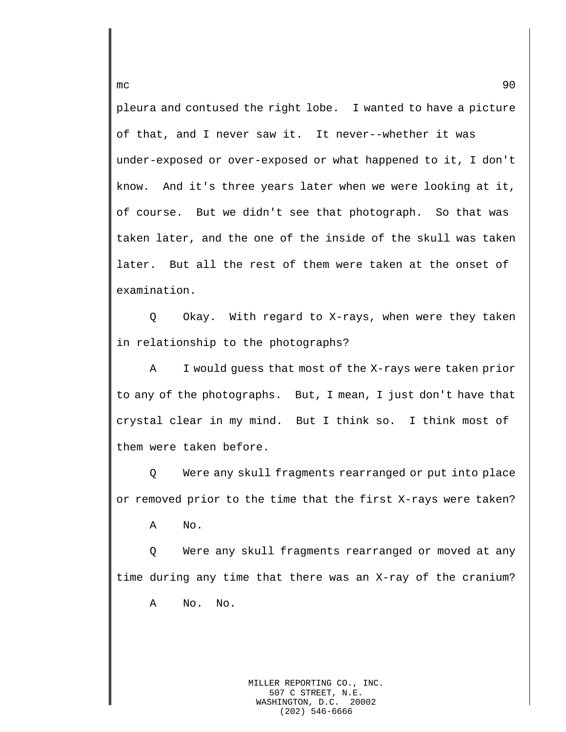pleura and contused the right lobe. I wanted to have a picture of that, and I never saw it. It never--whether it was under-exposed or over-exposed or what happened to it, I don't know. And it's three years later when we were looking at it, of course. But we didn't see that photograph. So that was taken later, and the one of the inside of the skull was taken later. But all the rest of them were taken at the onset of examination.

Q Okay. With regard to X-rays, when were they taken in relationship to the photographs?

A I would guess that most of the X-rays were taken prior to any of the photographs. But, I mean, I just don't have that crystal clear in my mind. But I think so. I think most of them were taken before.

Q Were any skull fragments rearranged or put into place or removed prior to the time that the first X-rays were taken?

A No.

Q Were any skull fragments rearranged or moved at any time during any time that there was an X-ray of the cranium?

A No. No.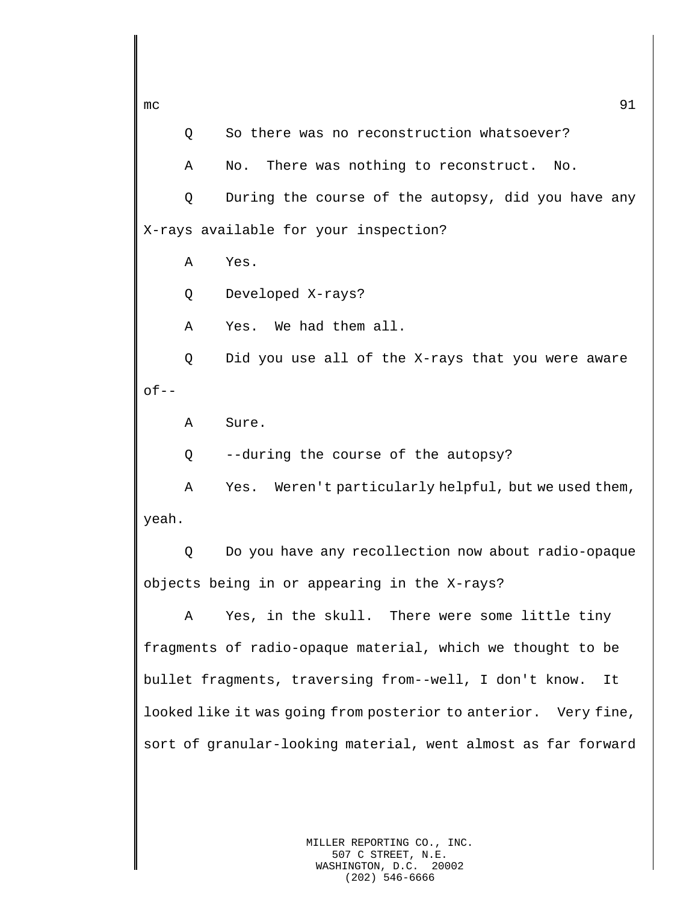Q So there was no reconstruction whatsoever?

A No. There was nothing to reconstruct. No.

Q During the course of the autopsy, did you have any X-rays available for your inspection?

A Yes.

Q Developed X-rays?

A Yes. We had them all.

Q Did you use all of the X-rays that you were aware of--

A Sure.

Q --during the course of the autopsy?

A Yes. Weren't particularly helpful, but we used them, yeah.

Q Do you have any recollection now about radio-opaque objects being in or appearing in the X-rays?

A Yes, in the skull. There were some little tiny fragments of radio-opaque material, which we thought to be bullet fragments, traversing from--well, I don't know. It looked like it was going from posterior to anterior. Very fine, sort of granular-looking material, went almost as far forward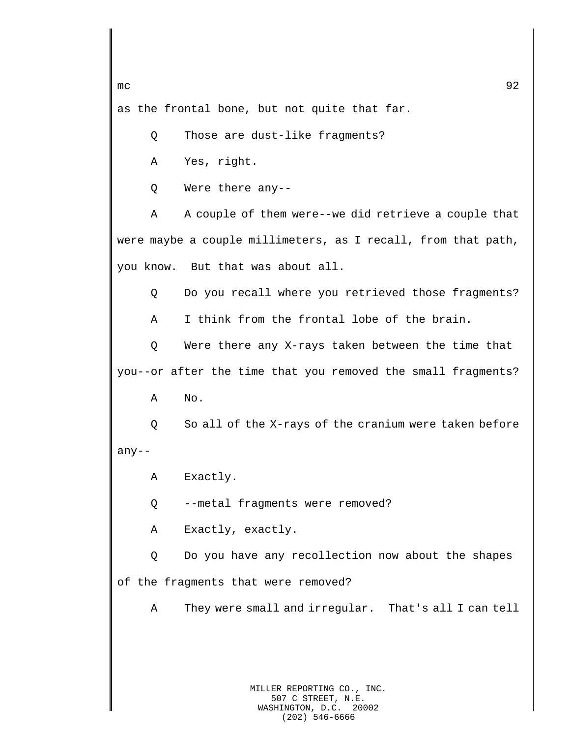as the frontal bone, but not quite that far.

Q Those are dust-like fragments?

A Yes, right.

Q Were there any--

A A couple of them were--we did retrieve a couple that were maybe a couple millimeters, as I recall, from that path, you know. But that was about all.

Q Do you recall where you retrieved those fragments?

A I think from the frontal lobe of the brain.

Q Were there any X-rays taken between the time that you--or after the time that you removed the small fragments?

A No.

Q So all of the X-rays of the cranium were taken before any--

A Exactly.

Q --metal fragments were removed?

A Exactly, exactly.

Q Do you have any recollection now about the shapes of the fragments that were removed?

A They were small and irregular. That's all I can tell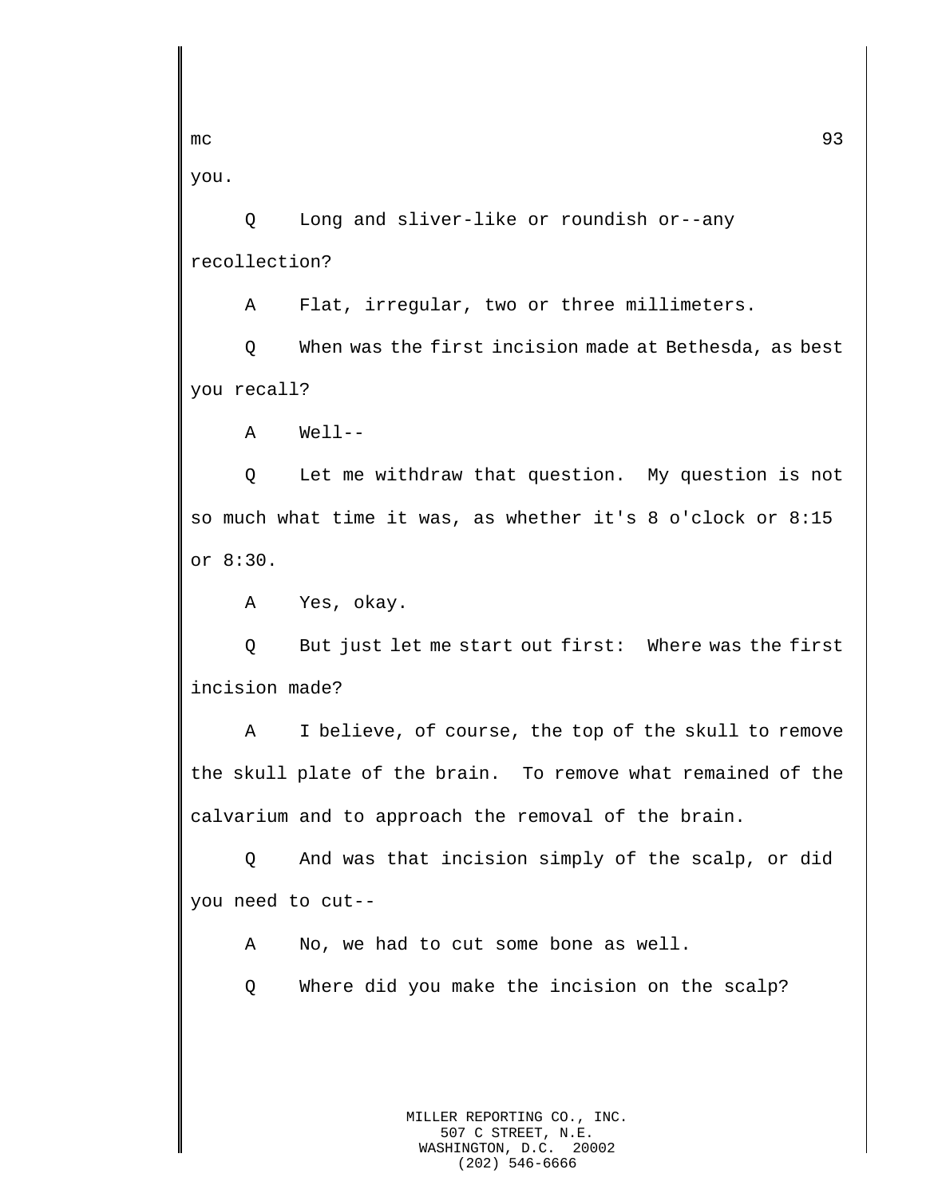you.

Q Long and sliver-like or roundish or--any recollection?

A Flat, irregular, two or three millimeters.

Q When was the first incision made at Bethesda, as best you recall?

A Well--

Q Let me withdraw that question. My question is not so much what time it was, as whether it's 8 o'clock or 8:15 or 8:30.

A Yes, okay.

Q But just let me start out first: Where was the first incision made?

A I believe, of course, the top of the skull to remove the skull plate of the brain. To remove what remained of the calvarium and to approach the removal of the brain.

Q And was that incision simply of the scalp, or did you need to cut--

A No, we had to cut some bone as well.

Q Where did you make the incision on the scalp?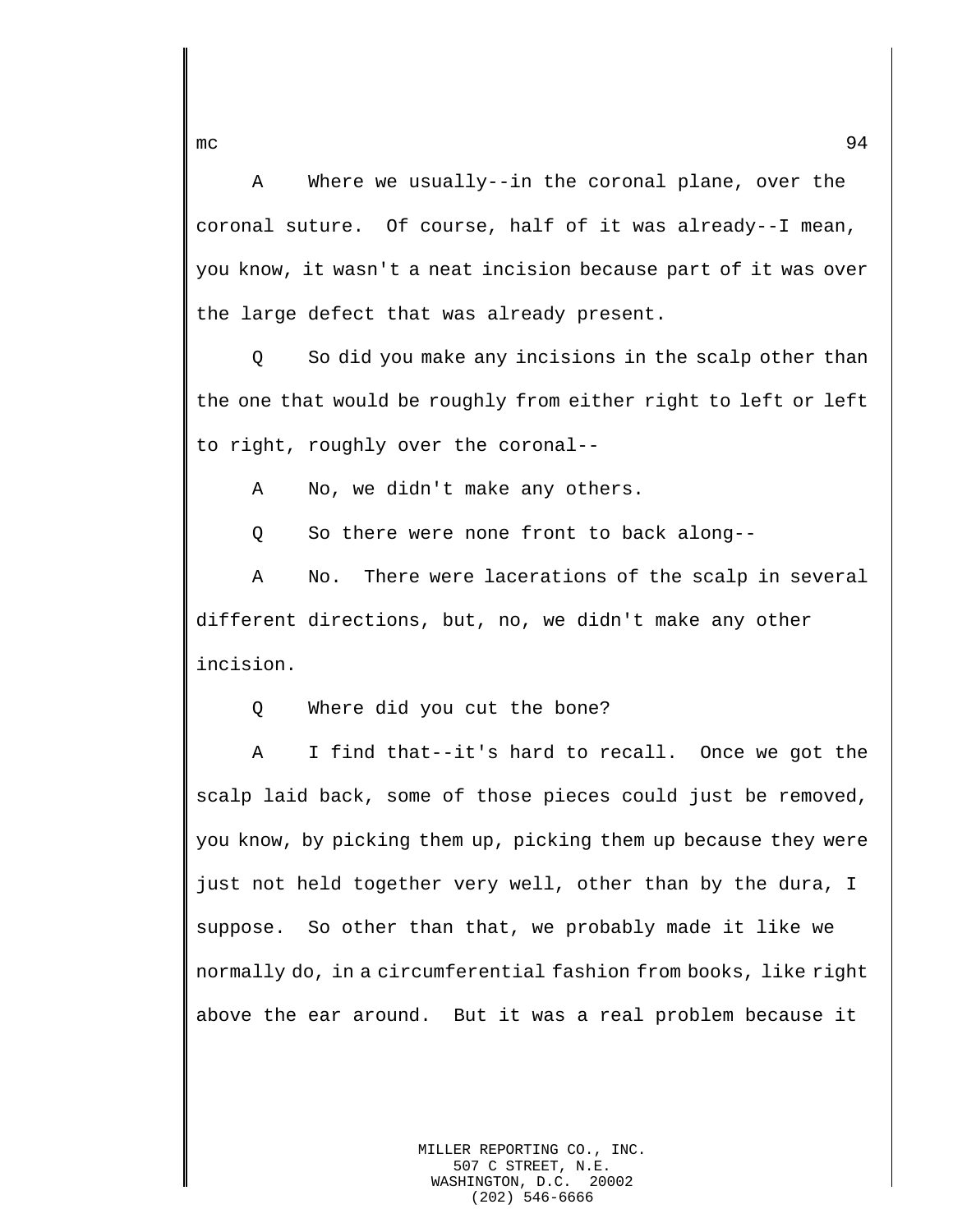A Where we usually--in the coronal plane, over the coronal suture. Of course, half of it was already--I mean, you know, it wasn't a neat incision because part of it was over the large defect that was already present.

Q So did you make any incisions in the scalp other than the one that would be roughly from either right to left or left to right, roughly over the coronal--

A No, we didn't make any others.

Q So there were none front to back along--

A No. There were lacerations of the scalp in several different directions, but, no, we didn't make any other incision.

Q Where did you cut the bone?

A I find that--it's hard to recall. Once we got the scalp laid back, some of those pieces could just be removed, you know, by picking them up, picking them up because they were just not held together very well, other than by the dura, I suppose. So other than that, we probably made it like we normally do, in a circumferential fashion from books, like right above the ear around. But it was a real problem because it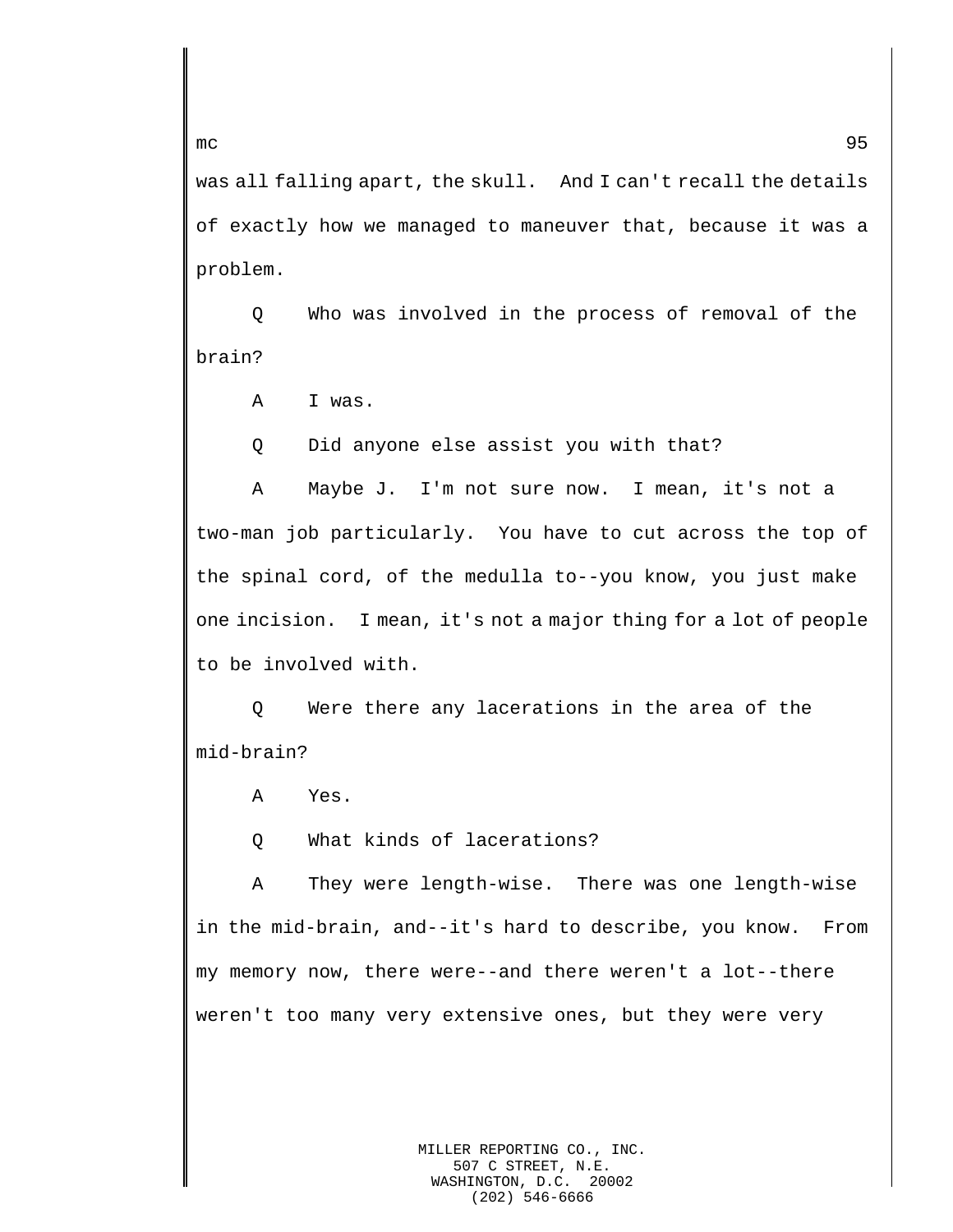was all falling apart, the skull. And I can't recall the details of exactly how we managed to maneuver that, because it was a problem.

Q Who was involved in the process of removal of the brain?

A I was.

Q Did anyone else assist you with that?

A Maybe J. I'm not sure now. I mean, it's not a two-man job particularly. You have to cut across the top of the spinal cord, of the medulla to--you know, you just make one incision. I mean, it's not a major thing for a lot of people to be involved with.

Q Were there any lacerations in the area of the mid-brain?

A Yes.

Q What kinds of lacerations?

A They were length-wise. There was one length-wise in the mid-brain, and--it's hard to describe, you know. From my memory now, there were--and there weren't a lot--there weren't too many very extensive ones, but they were very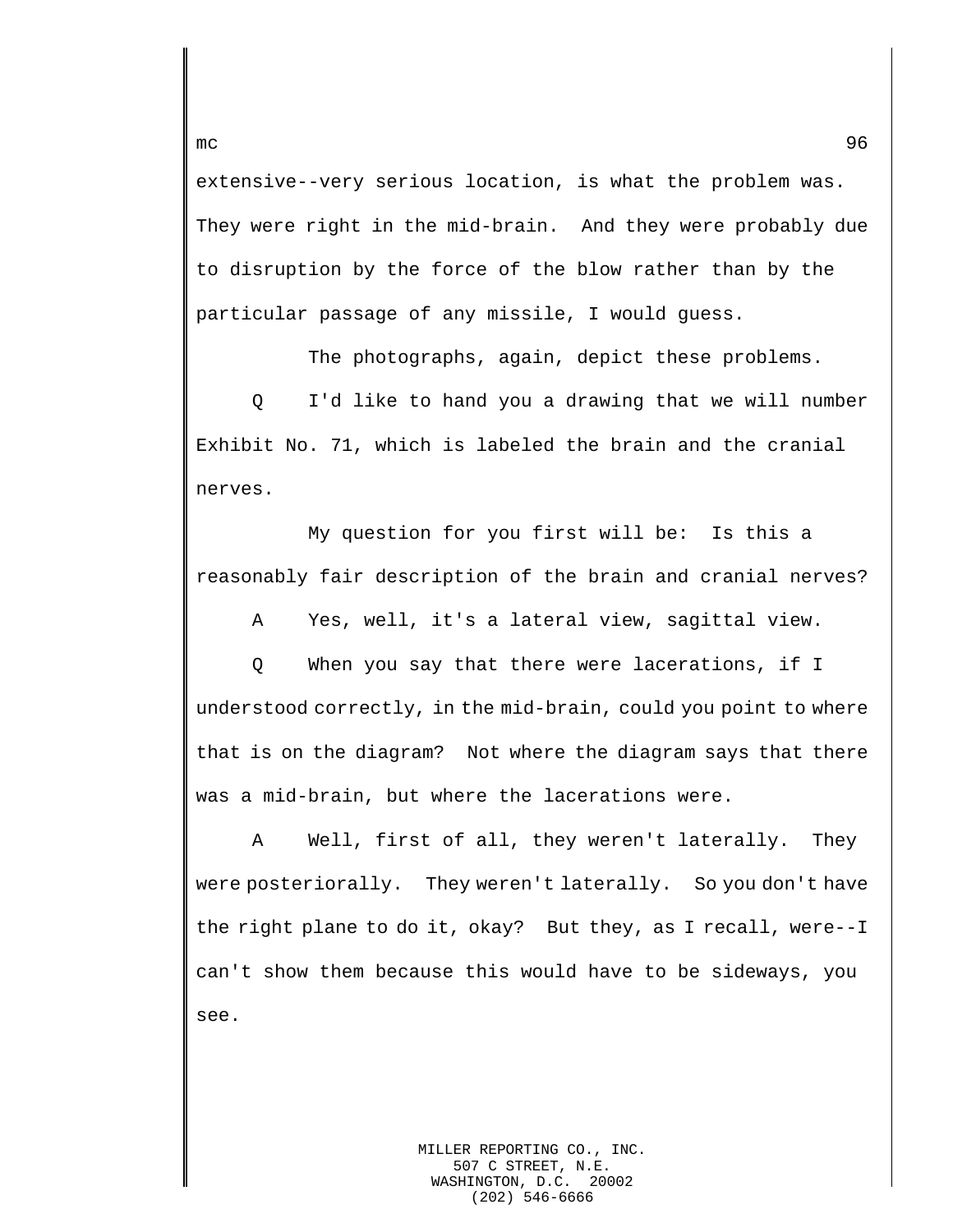extensive--very serious location, is what the problem was. They were right in the mid-brain. And they were probably due to disruption by the force of the blow rather than by the particular passage of any missile, I would guess.

The photographs, again, depict these problems.

Q I'd like to hand you a drawing that we will number Exhibit No. 71, which is labeled the brain and the cranial nerves.

My question for you first will be: Is this a reasonably fair description of the brain and cranial nerves?

A Yes, well, it's a lateral view, sagittal view.

Q When you say that there were lacerations, if I understood correctly, in the mid-brain, could you point to where that is on the diagram? Not where the diagram says that there was a mid-brain, but where the lacerations were.

A Well, first of all, they weren't laterally. They were posteriorally. They weren't laterally. So you don't have the right plane to do it, okay? But they, as I recall, were--I can't show them because this would have to be sideways, you see.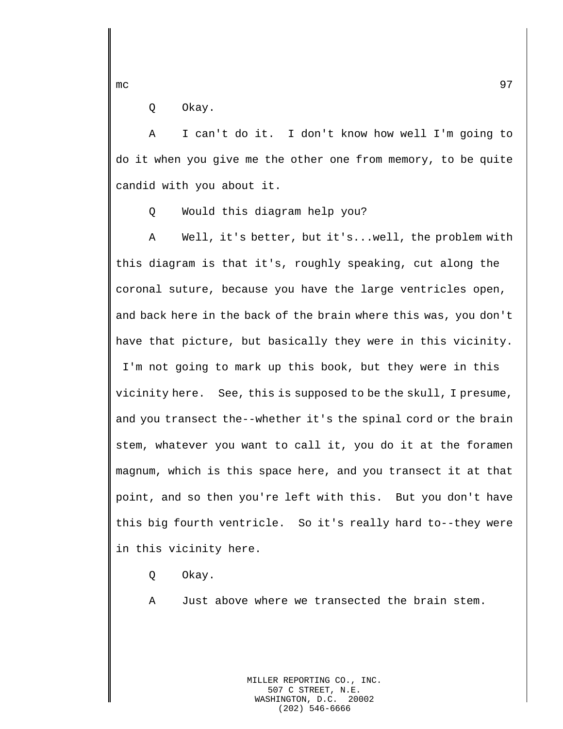Q Okay.

A I can't do it. I don't know how well I'm going to do it when you give me the other one from memory, to be quite candid with you about it.

Q Would this diagram help you?

A Well, it's better, but it's...well, the problem with this diagram is that it's, roughly speaking, cut along the coronal suture, because you have the large ventricles open, and back here in the back of the brain where this was, you don't have that picture, but basically they were in this vicinity. I'm not going to mark up this book, but they were in this vicinity here. See, this is supposed to be the skull, I presume, and you transect the--whether it's the spinal cord or the brain stem, whatever you want to call it, you do it at the foramen magnum, which is this space here, and you transect it at that point, and so then you're left with this. But you don't have this big fourth ventricle. So it's really hard to--they were in this vicinity here.

Q Okay.

A Just above where we transected the brain stem.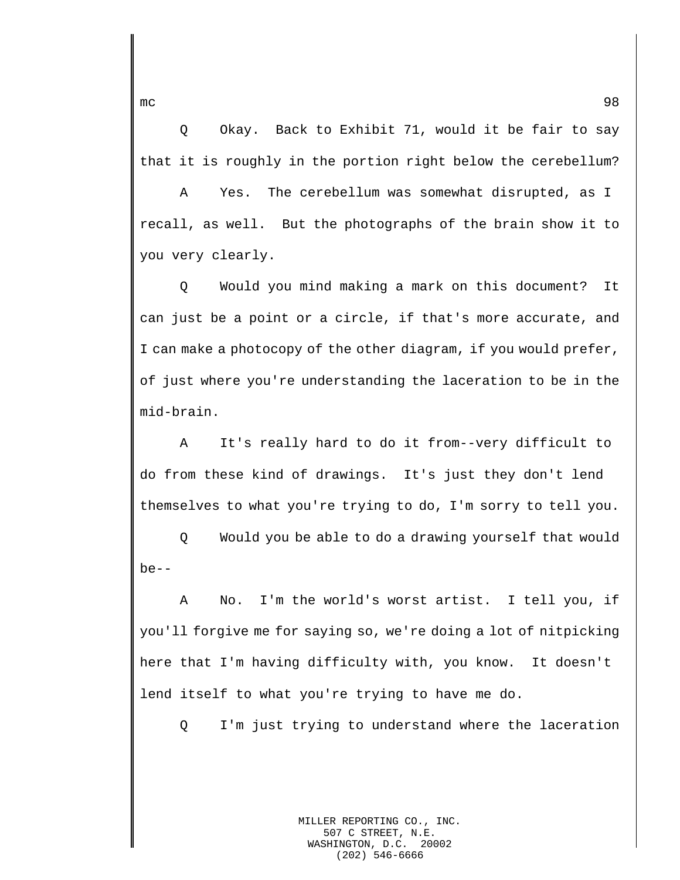Q Okay. Back to Exhibit 71, would it be fair to say that it is roughly in the portion right below the cerebellum?

A Yes. The cerebellum was somewhat disrupted, as I recall, as well. But the photographs of the brain show it to you very clearly.

Q Would you mind making a mark on this document? It can just be a point or a circle, if that's more accurate, and I can make a photocopy of the other diagram, if you would prefer, of just where you're understanding the laceration to be in the mid-brain.

A It's really hard to do it from--very difficult to do from these kind of drawings. It's just they don't lend themselves to what you're trying to do, I'm sorry to tell you.

Q Would you be able to do a drawing yourself that would be--

A No. I'm the world's worst artist. I tell you, if you'll forgive me for saying so, we're doing a lot of nitpicking here that I'm having difficulty with, you know. It doesn't lend itself to what you're trying to have me do.

Q I'm just trying to understand where the laceration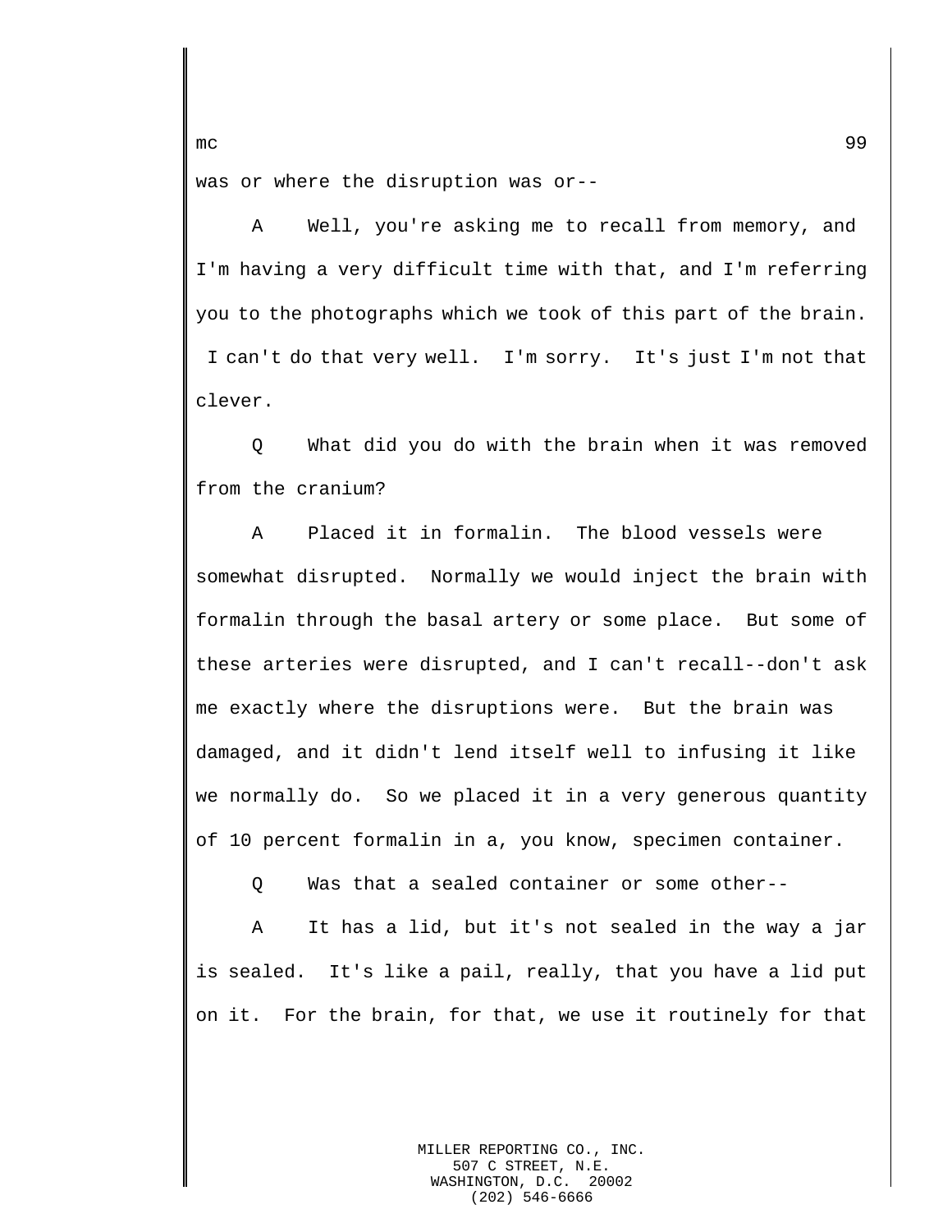was or where the disruption was or--

A Well, you're asking me to recall from memory, and I'm having a very difficult time with that, and I'm referring you to the photographs which we took of this part of the brain. I can't do that very well. I'm sorry. It's just I'm not that clever.

Q What did you do with the brain when it was removed from the cranium?

A Placed it in formalin. The blood vessels were somewhat disrupted. Normally we would inject the brain with formalin through the basal artery or some place. But some of these arteries were disrupted, and I can't recall--don't ask me exactly where the disruptions were. But the brain was damaged, and it didn't lend itself well to infusing it like we normally do. So we placed it in a very generous quantity of 10 percent formalin in a, you know, specimen container.

Q Was that a sealed container or some other--

A It has a lid, but it's not sealed in the way a jar is sealed. It's like a pail, really, that you have a lid put on it. For the brain, for that, we use it routinely for that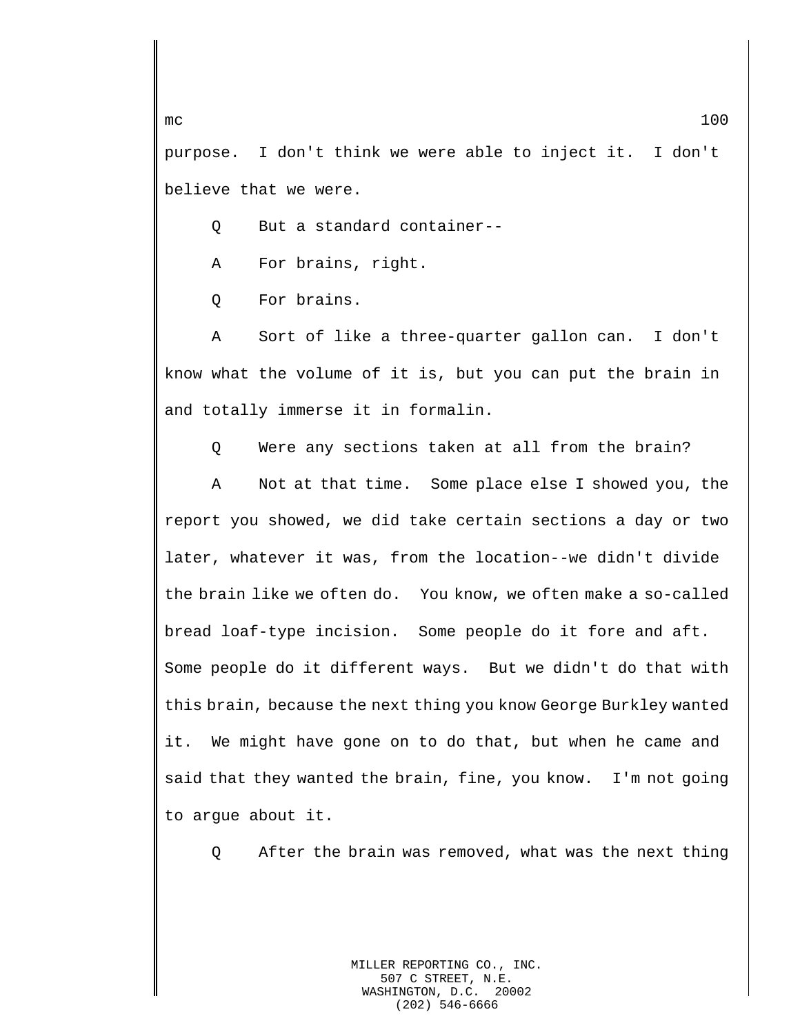purpose.  I don't think we were able to inject it.  I don't believe that we were.

Q    But a standard container--

A    For brains, right.

Q    For brains.

A    Sort of like a three-quarter gallon can.  I don't know what the volume of it is, but you can put the brain in and totally immerse it in formalin.

Q    Were any sections taken at all from the brain?

A    Not at that time.  Some place else I showed you, the report you showed, we did take certain sections a day or two later, whatever it was, from the location--we didn't divide the brain like we often do.  You know, we often make a so-called bread loaf-type incision.  Some people do it fore and aft. Some people do it different ways.  But we didn't do that with this brain, because the next thing you know George Burkley wanted it.  We might have gone on to do that, but when he came and said that they wanted the brain, fine, you know.  I'm not going to argue about it.

Q    After the brain was removed, what was the next thing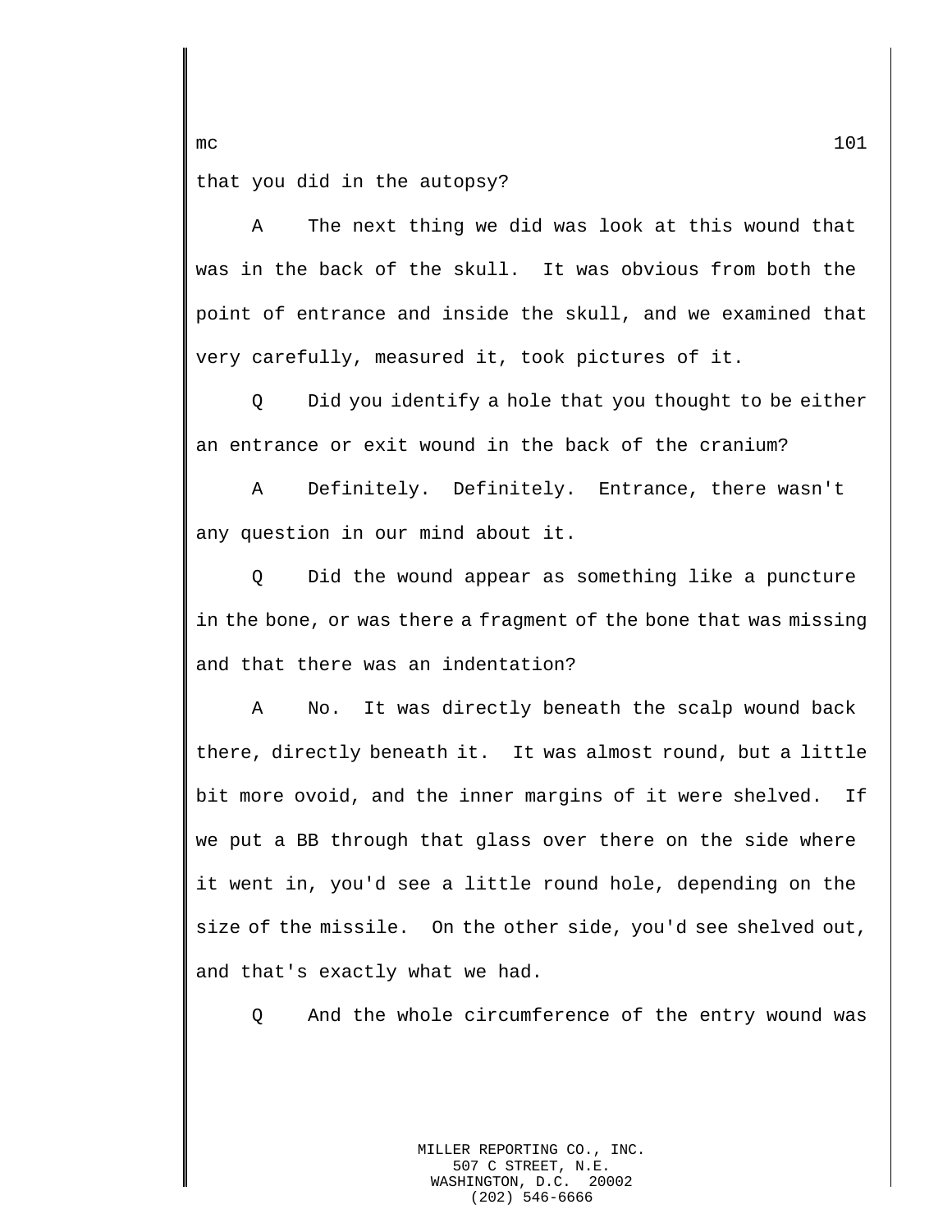that you did in the autopsy?

A The next thing we did was look at this wound that was in the back of the skull. It was obvious from both the point of entrance and inside the skull, and we examined that very carefully, measured it, took pictures of it.

Q Did you identify a hole that you thought to be either an entrance or exit wound in the back of the cranium?

A Definitely. Definitely. Entrance, there wasn't any question in our mind about it.

Q Did the wound appear as something like a puncture in the bone, or was there a fragment of the bone that was missing and that there was an indentation?

A No. It was directly beneath the scalp wound back there, directly beneath it. It was almost round, but a little bit more ovoid, and the inner margins of it were shelved. If we put a BB through that glass over there on the side where it went in, you'd see a little round hole, depending on the size of the missile. On the other side, you'd see shelved out, and that's exactly what we had.

Q And the whole circumference of the entry wound was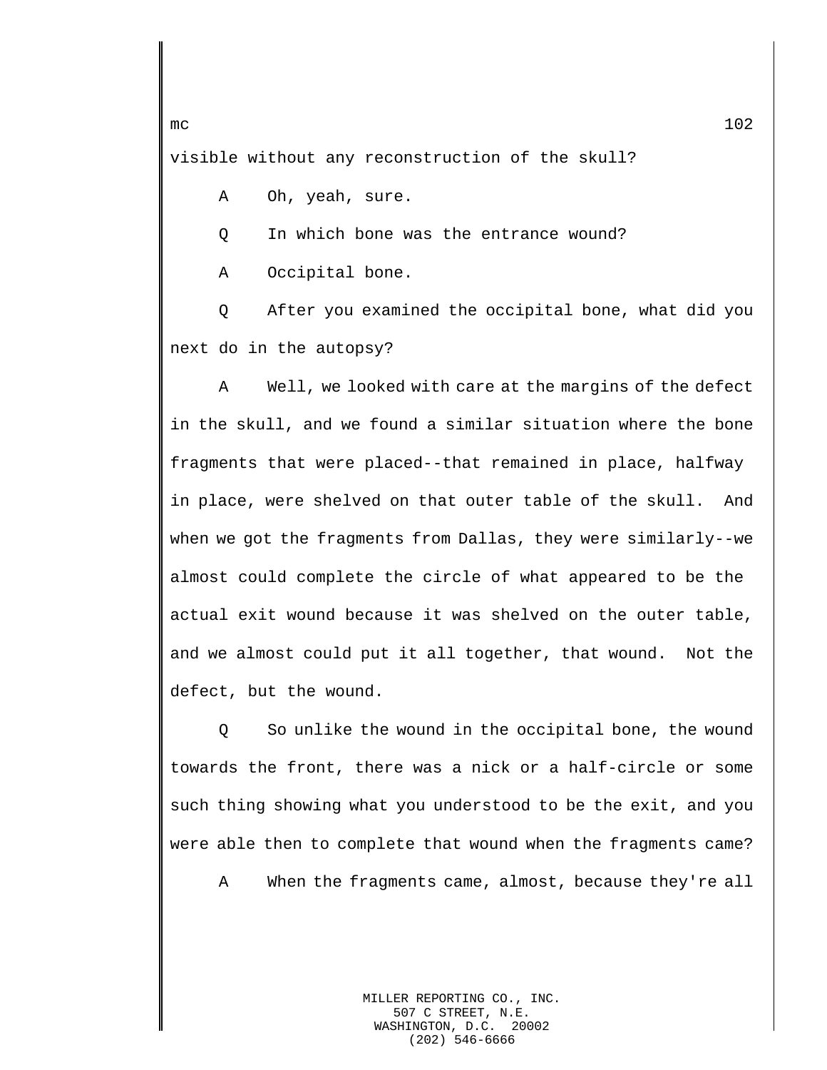visible without any reconstruction of the skull?

A Oh, yeah, sure.

Q In which bone was the entrance wound?

A Occipital bone.

Q After you examined the occipital bone, what did you next do in the autopsy?

A Well, we looked with care at the margins of the defect in the skull, and we found a similar situation where the bone fragments that were placed--that remained in place, halfway in place, were shelved on that outer table of the skull. And when we got the fragments from Dallas, they were similarly--we almost could complete the circle of what appeared to be the actual exit wound because it was shelved on the outer table, and we almost could put it all together, that wound. Not the defect, but the wound.

Q So unlike the wound in the occipital bone, the wound towards the front, there was a nick or a half-circle or some such thing showing what you understood to be the exit, and you were able then to complete that wound when the fragments came?

A When the fragments came, almost, because they're all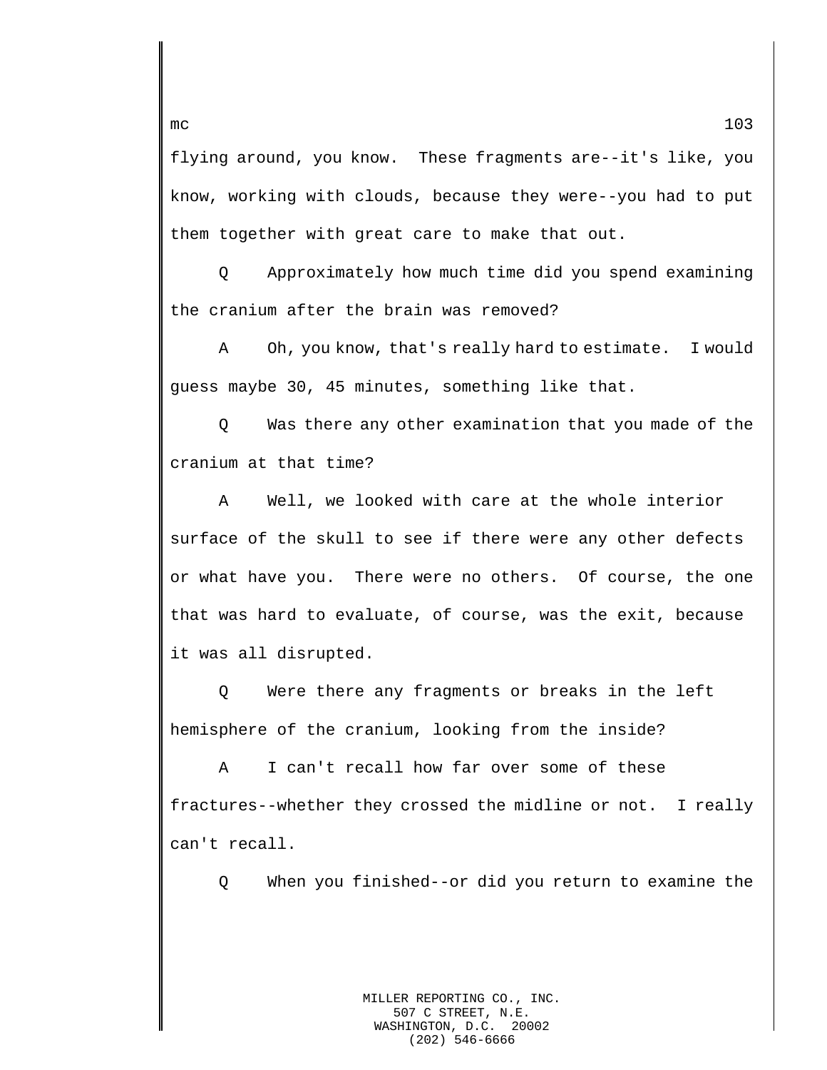flying around, you know.  These fragments are--it's like, you know, working with clouds, because they were--you had to put them together with great care to make that out.

Q     Approximately how much time did you spend examining the cranium after the brain was removed?

A     Oh, you know, that's really hard to estimate.  I would guess maybe 30, 45 minutes, something like that.

Q     Was there any other examination that you made of the cranium at that time?

A     Well, we looked with care at the whole interior surface of the skull to see if there were any other defects or what have you.  There were no others.  Of course, the one that was hard to evaluate, of course, was the exit, because it was all disrupted.

Q     Were there any fragments or breaks in the left hemisphere of the cranium, looking from the inside?

A     I can't recall how far over some of these fractures--whether they crossed the midline or not.  I really can't recall.

Q     When you finished--or did you return to examine the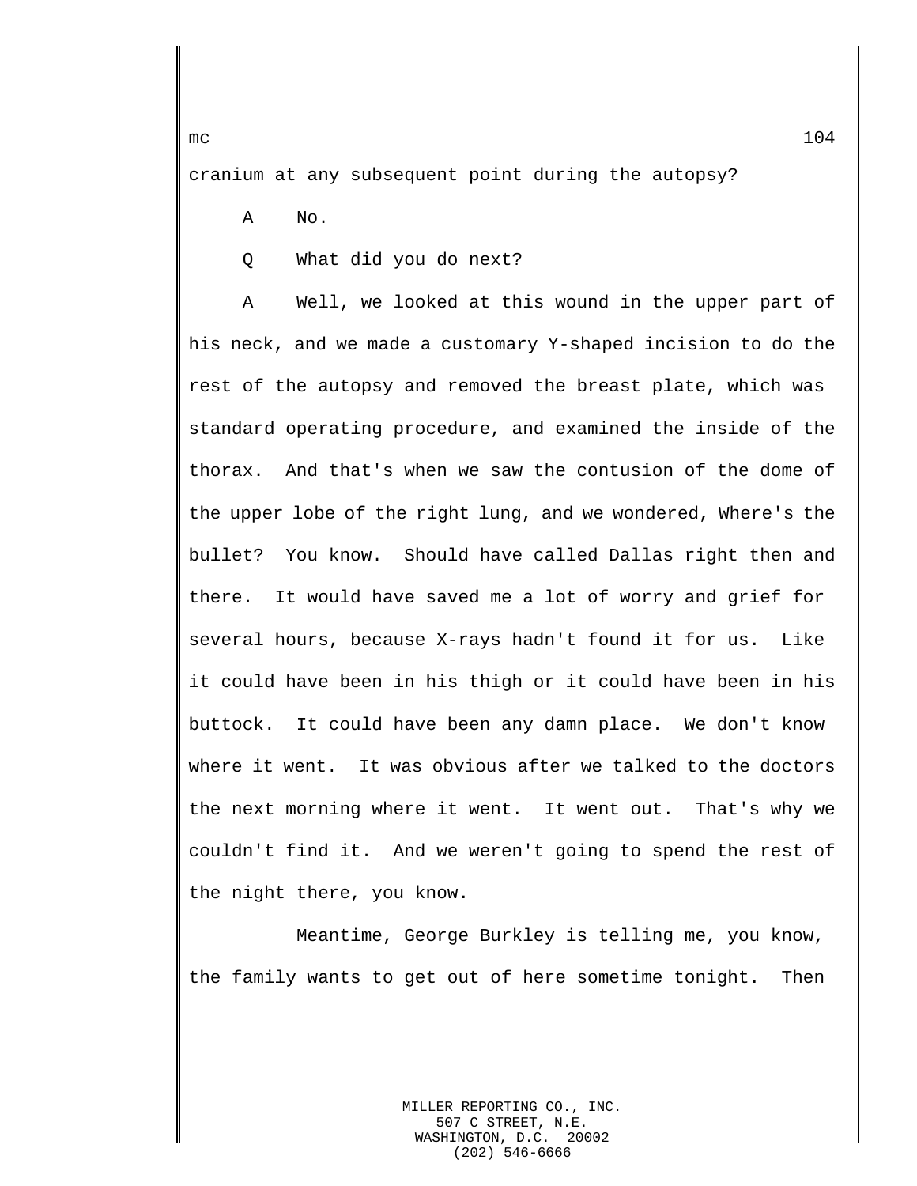cranium at any subsequent point during the autopsy?

A No.

Q What did you do next?

A Well, we looked at this wound in the upper part of his neck, and we made a customary Y-shaped incision to do the rest of the autopsy and removed the breast plate, which was standard operating procedure, and examined the inside of the thorax. And that's when we saw the contusion of the dome of the upper lobe of the right lung, and we wondered, Where's the bullet? You know. Should have called Dallas right then and there. It would have saved me a lot of worry and grief for several hours, because X-rays hadn't found it for us. Like it could have been in his thigh or it could have been in his buttock. It could have been any damn place. We don't know where it went. It was obvious after we talked to the doctors the next morning where it went. It went out. That's why we couldn't find it. And we weren't going to spend the rest of the night there, you know.

Meantime, George Burkley is telling me, you know, the family wants to get out of here sometime tonight. Then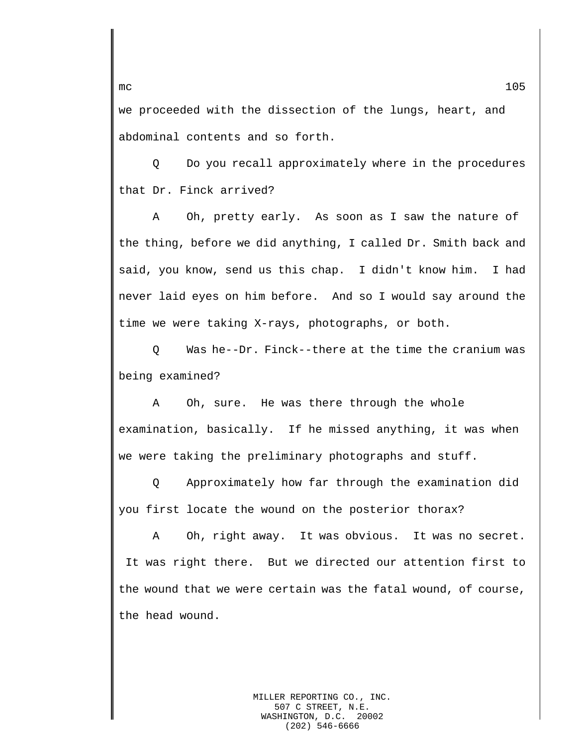we proceeded with the dissection of the lungs, heart, and abdominal contents and so forth.

Q Do you recall approximately where in the procedures that Dr. Finck arrived?

A Oh, pretty early. As soon as I saw the nature of the thing, before we did anything, I called Dr. Smith back and said, you know, send us this chap. I didn't know him. I had never laid eyes on him before. And so I would say around the time we were taking X-rays, photographs, or both.

Q Was he--Dr. Finck--there at the time the cranium was being examined?

A Oh, sure. He was there through the whole examination, basically. If he missed anything, it was when we were taking the preliminary photographs and stuff.

Q Approximately how far through the examination did you first locate the wound on the posterior thorax?

A Oh, right away. It was obvious. It was no secret. It was right there. But we directed our attention first to the wound that we were certain was the fatal wound, of course, the head wound.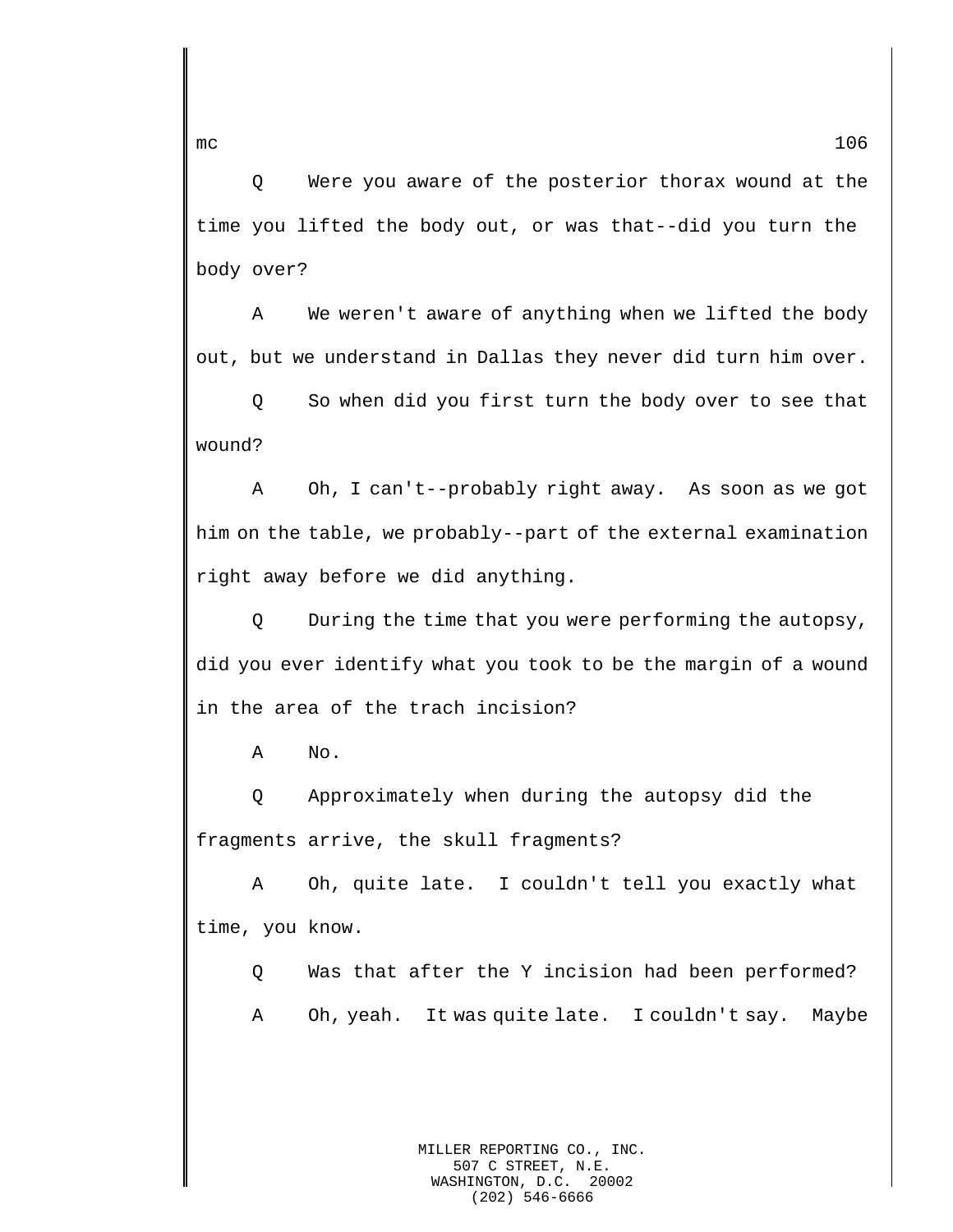Q Were you aware of the posterior thorax wound at the time you lifted the body out, or was that--did you turn the body over?

A We weren't aware of anything when we lifted the body out, but we understand in Dallas they never did turn him over.

Q So when did you first turn the body over to see that wound?

A Oh, I can't--probably right away. As soon as we got him on the table, we probably--part of the external examination right away before we did anything.

Q During the time that you were performing the autopsy, did you ever identify what you took to be the margin of a wound in the area of the trach incision?

A No.

Q Approximately when during the autopsy did the fragments arrive, the skull fragments?

A Oh, quite late. I couldn't tell you exactly what time, you know.

Q Was that after the Y incision had been performed?

A Oh, yeah. It was quite late. I couldn't say. Maybe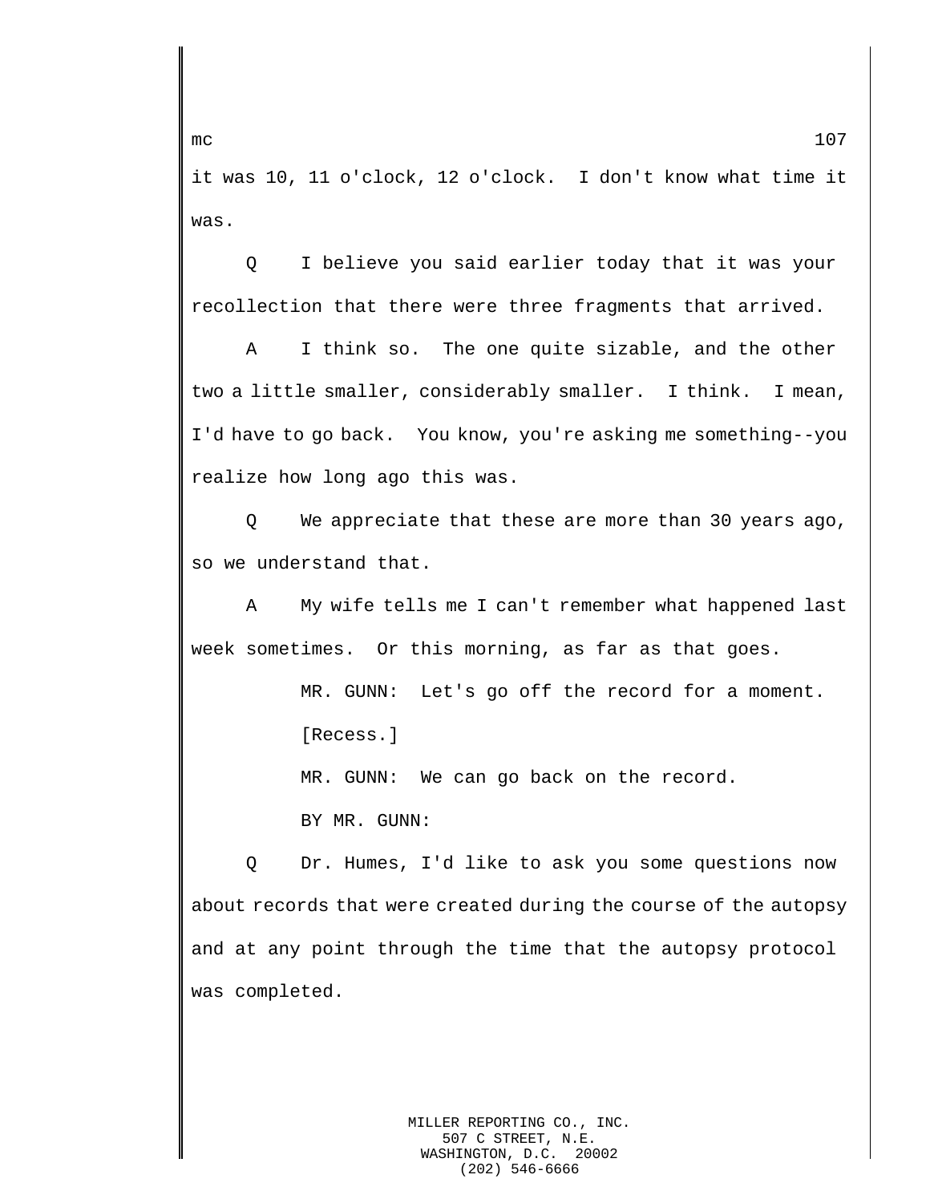it was 10, 11 o'clock, 12 o'clock. I don't know what time it was.

Q I believe you said earlier today that it was your recollection that there were three fragments that arrived.

A I think so. The one quite sizable, and the other two a little smaller, considerably smaller. I think. I mean, I'd have to go back. You know, you're asking me something--you realize how long ago this was.

Q We appreciate that these are more than 30 years ago, so we understand that.

A My wife tells me I can't remember what happened last week sometimes. Or this morning, as far as that goes.

MR. GUNN: Let's go off the record for a moment.

[Recess.]

MR. GUNN: We can go back on the record.

BY MR. GUNN:

Q Dr. Humes, I'd like to ask you some questions now about records that were created during the course of the autopsy and at any point through the time that the autopsy protocol was completed.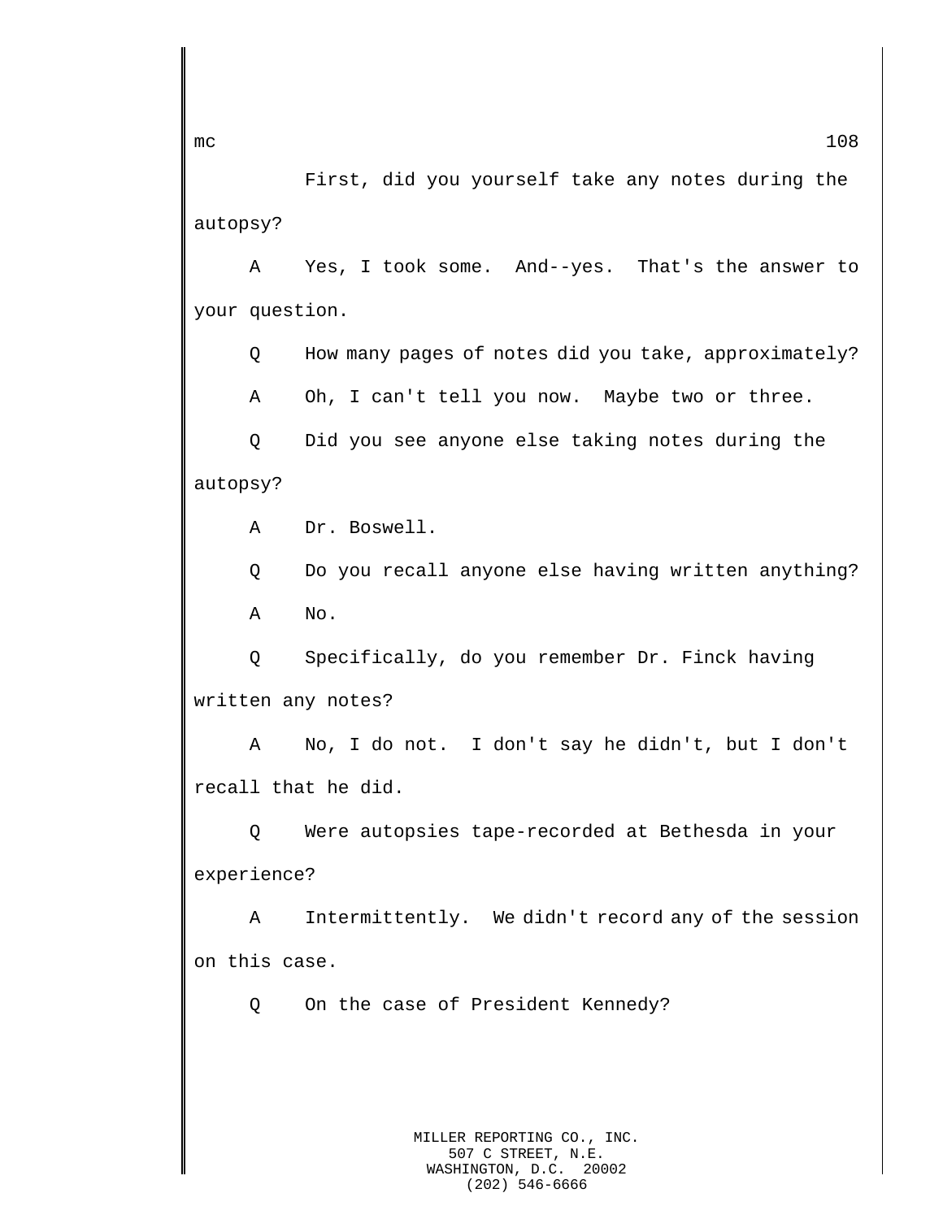First, did you yourself take any notes during the autopsy?

A Yes, I took some. And--yes. That's the answer to your question.

Q How many pages of notes did you take, approximately?

A Oh, I can't tell you now. Maybe two or three.

Q Did you see anyone else taking notes during the autopsy?

A Dr. Boswell.

Q Do you recall anyone else having written anything?

A No.

Q Specifically, do you remember Dr. Finck having written any notes?

A No, I do not. I don't say he didn't, but I don't recall that he did.

Q Were autopsies tape-recorded at Bethesda in your experience?

A Intermittently. We didn't record any of the session on this case.

Q On the case of President Kennedy?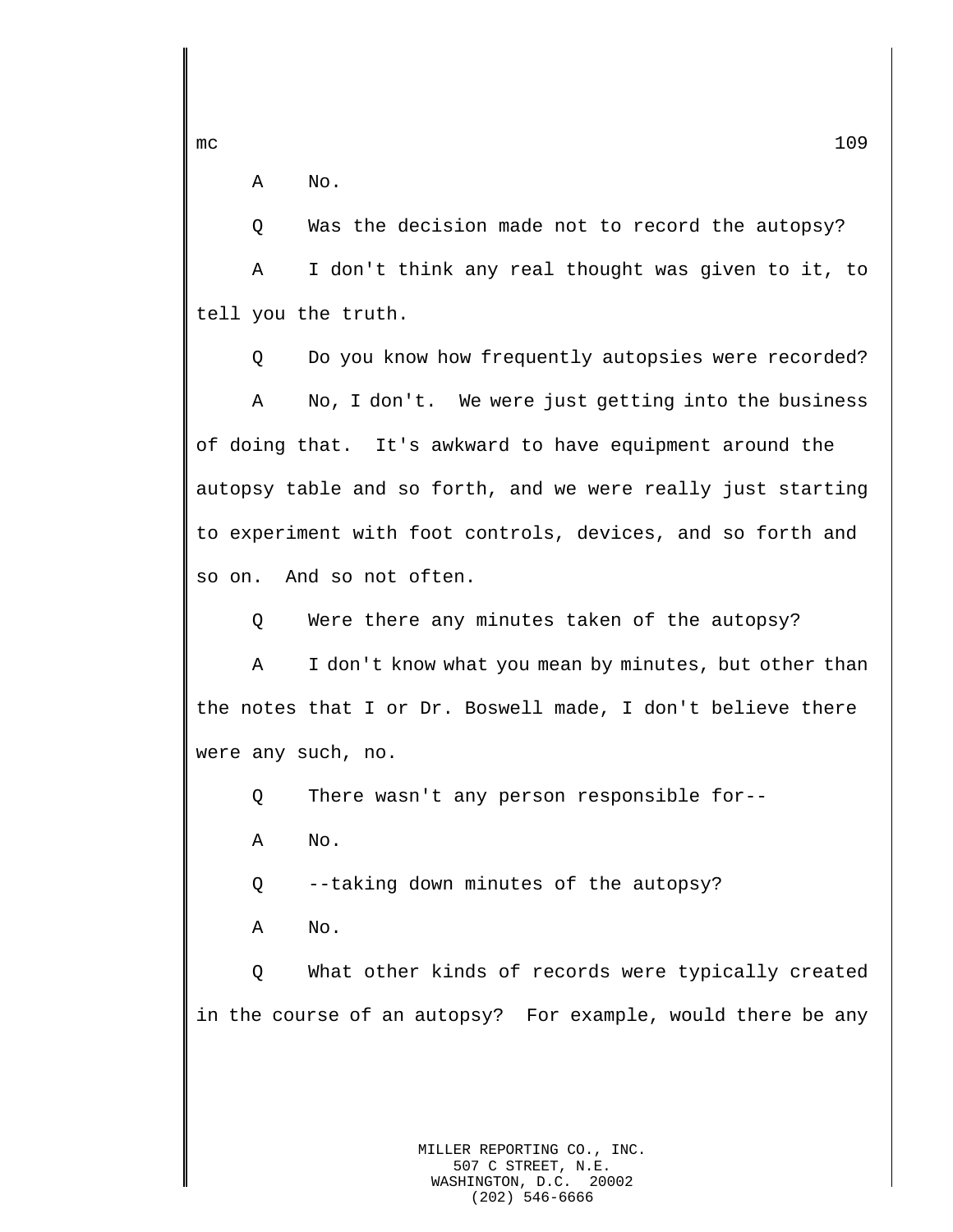A    No.

Q    Was the decision made not to record the autopsy?

A    I don't think any real thought was given to it, to tell you the truth.

Q    Do you know how frequently autopsies were recorded?

A    No, I don't.  We were just getting into the business of doing that.  It's awkward to have equipment around the autopsy table and so forth, and we were really just starting to experiment with foot controls, devices, and so forth and so on.  And so not often.

Q    Were there any minutes taken of the autopsy?

A    I don't know what you mean by minutes, but other than the notes that I or Dr. Boswell made, I don't believe there were any such, no.

Q    There wasn't any person responsible for--

A    No.

Q    --taking down minutes of the autopsy?

A    No.

Q    What other kinds of records were typically created in the course of an autopsy?  For example, would there be any

MILLER REPORTING CO., INC.
507 C STREET, N.E.
WASHINGTON, D.C.  20002
(202) 546-6666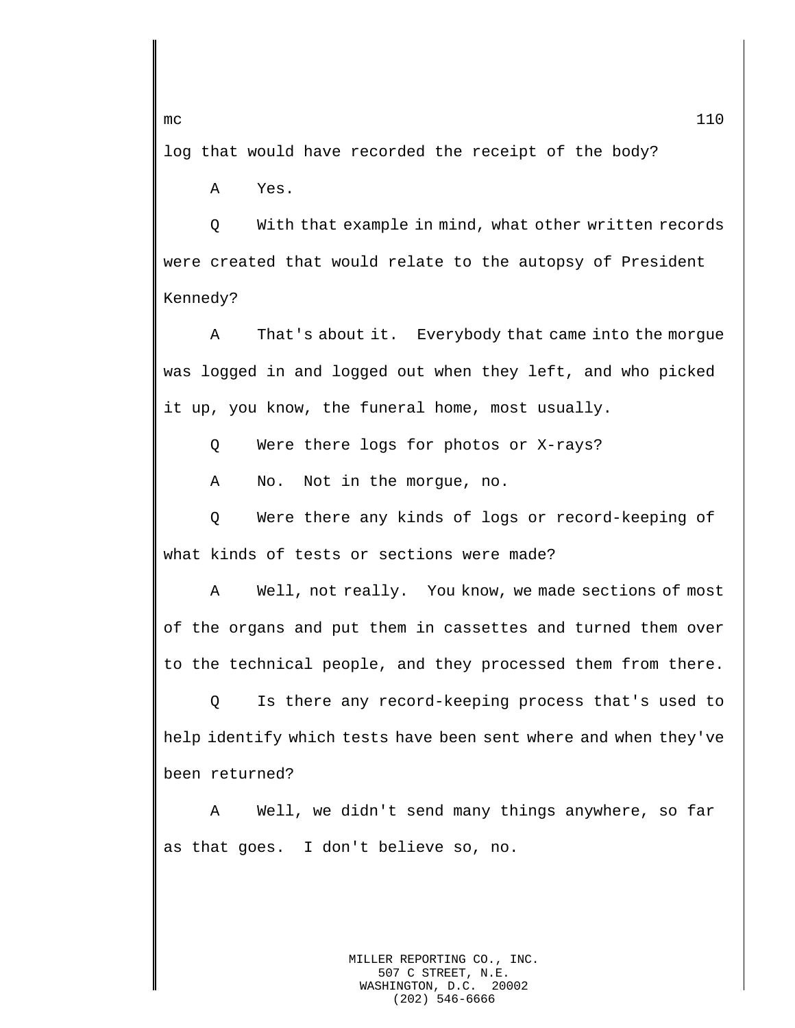log that would have recorded the receipt of the body?

A Yes.

Q With that example in mind, what other written records were created that would relate to the autopsy of President Kennedy?

A That's about it. Everybody that came into the morgue was logged in and logged out when they left, and who picked it up, you know, the funeral home, most usually.

Q Were there logs for photos or X-rays?

A No. Not in the morgue, no.

Q Were there any kinds of logs or record-keeping of what kinds of tests or sections were made?

A Well, not really. You know, we made sections of most of the organs and put them in cassettes and turned them over to the technical people, and they processed them from there.

Q Is there any record-keeping process that's used to help identify which tests have been sent where and when they've been returned?

A Well, we didn't send many things anywhere, so far as that goes. I don't believe so, no.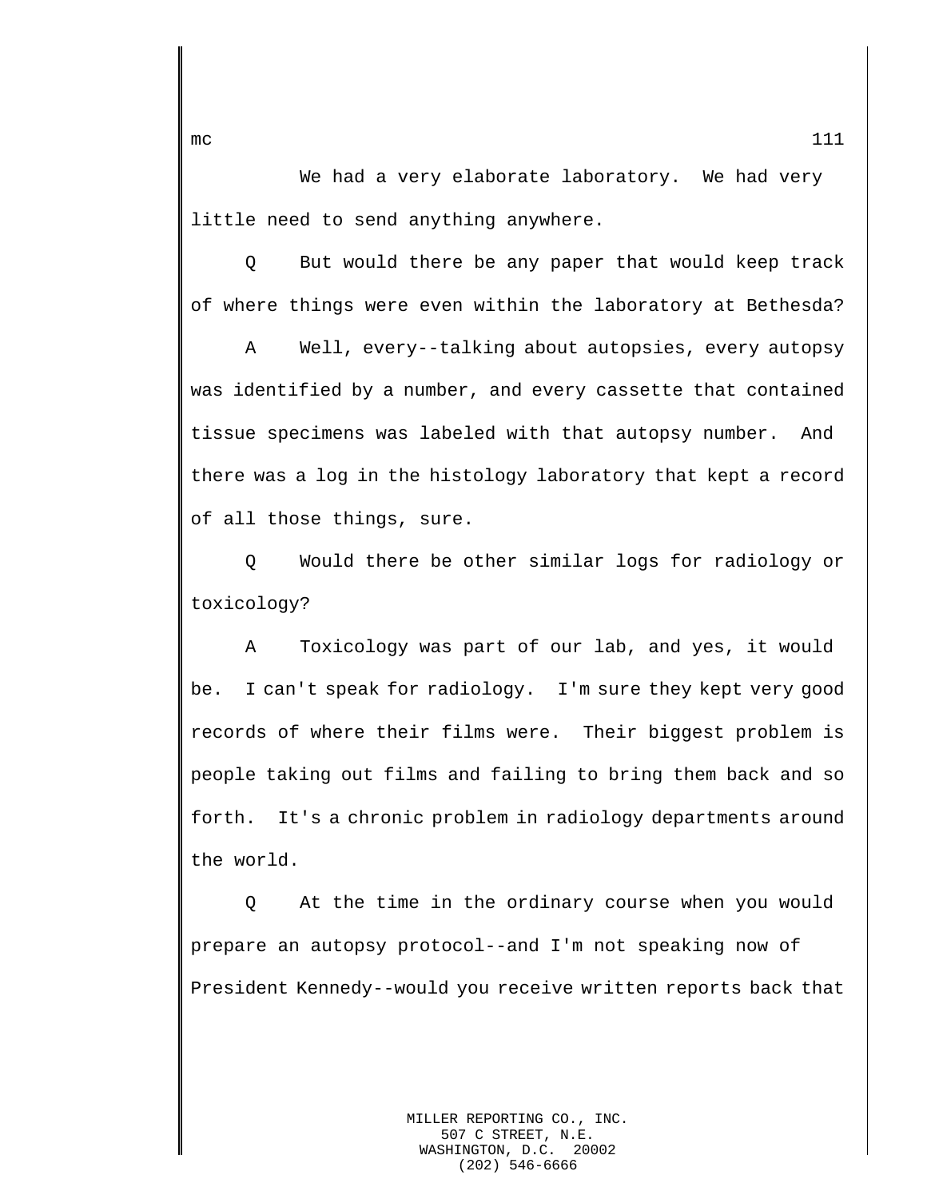We had a very elaborate laboratory. We had very little need to send anything anywhere.

Q But would there be any paper that would keep track of where things were even within the laboratory at Bethesda?

A Well, every--talking about autopsies, every autopsy was identified by a number, and every cassette that contained tissue specimens was labeled with that autopsy number. And there was a log in the histology laboratory that kept a record of all those things, sure.

Q Would there be other similar logs for radiology or toxicology?

A Toxicology was part of our lab, and yes, it would be. I can't speak for radiology. I'm sure they kept very good records of where their films were. Their biggest problem is people taking out films and failing to bring them back and so forth. It's a chronic problem in radiology departments around the world.

Q At the time in the ordinary course when you would prepare an autopsy protocol--and I'm not speaking now of President Kennedy--would you receive written reports back that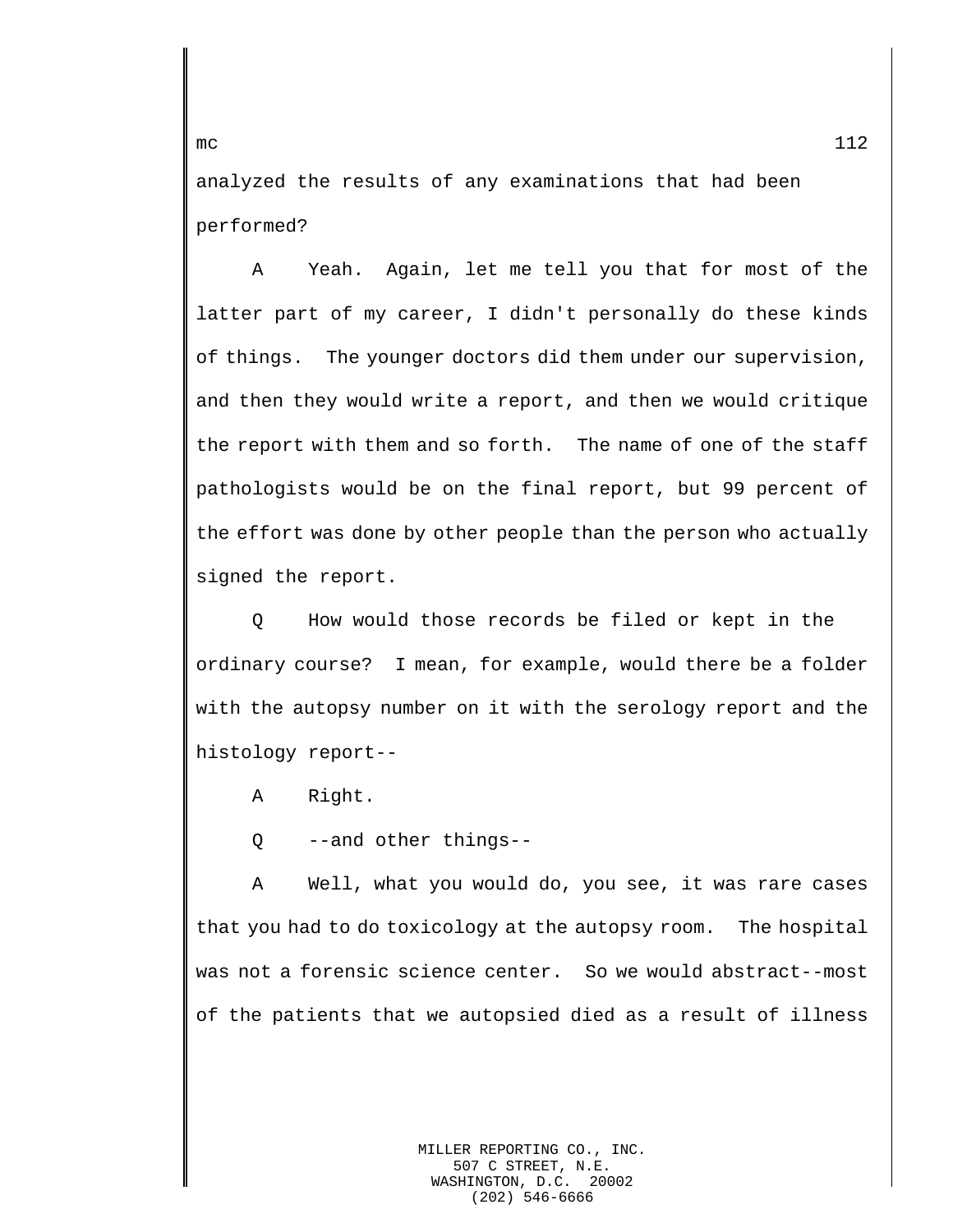analyzed the results of any examinations that had been performed?

A Yeah. Again, let me tell you that for most of the latter part of my career, I didn't personally do these kinds of things. The younger doctors did them under our supervision, and then they would write a report, and then we would critique the report with them and so forth. The name of one of the staff pathologists would be on the final report, but 99 percent of the effort was done by other people than the person who actually signed the report.

Q How would those records be filed or kept in the ordinary course? I mean, for example, would there be a folder with the autopsy number on it with the serology report and the histology report--

A Right.

Q --and other things--

A Well, what you would do, you see, it was rare cases that you had to do toxicology at the autopsy room. The hospital was not a forensic science center. So we would abstract--most of the patients that we autopsied died as a result of illness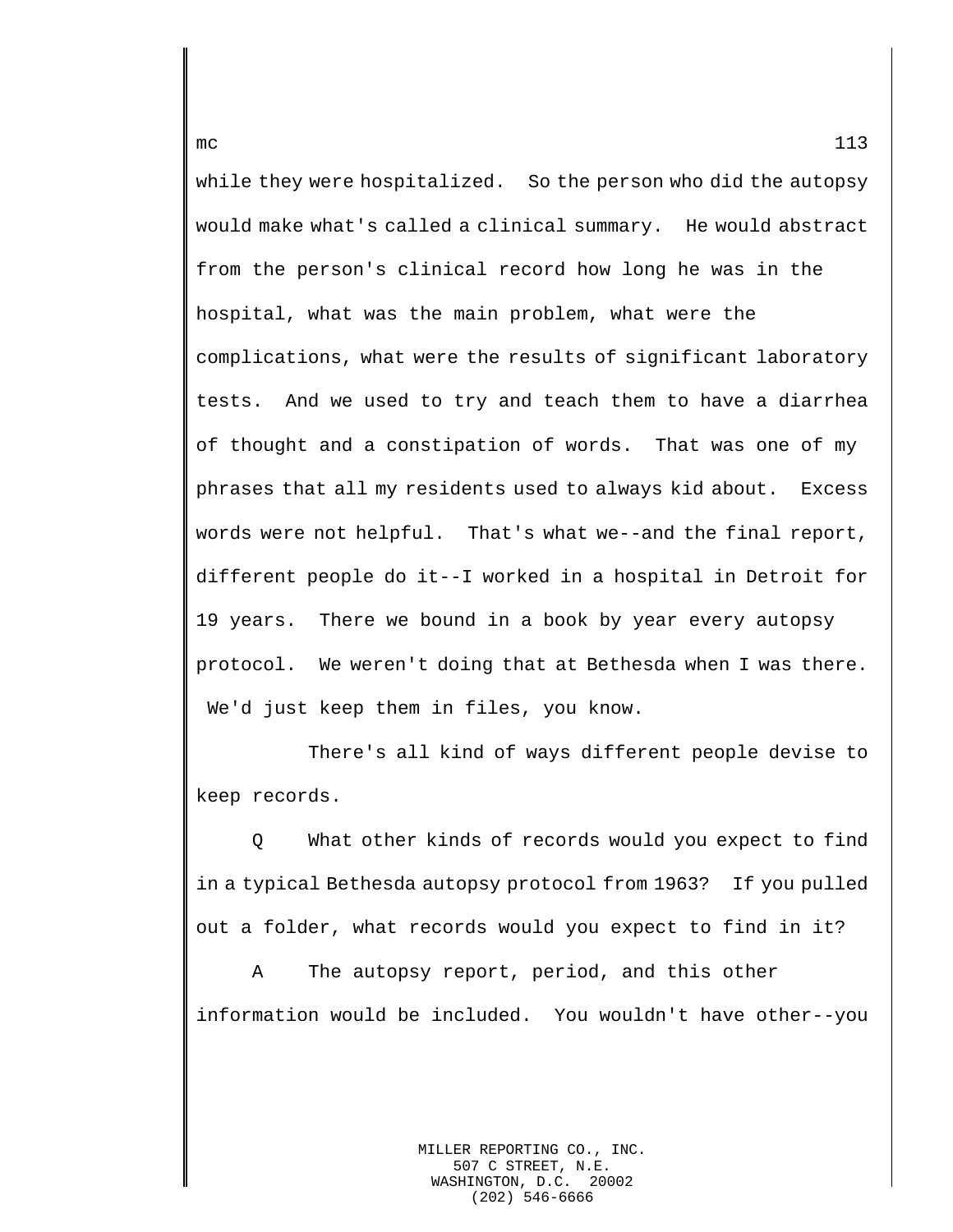while they were hospitalized. So the person who did the autopsy would make what's called a clinical summary. He would abstract from the person's clinical record how long he was in the hospital, what was the main problem, what were the complications, what were the results of significant laboratory tests. And we used to try and teach them to have a diarrhea of thought and a constipation of words. That was one of my phrases that all my residents used to always kid about. Excess words were not helpful. That's what we--and the final report, different people do it--I worked in a hospital in Detroit for 19 years. There we bound in a book by year every autopsy protocol. We weren't doing that at Bethesda when I was there. We'd just keep them in files, you know.

There's all kind of ways different people devise to keep records.

Q What other kinds of records would you expect to find in a typical Bethesda autopsy protocol from 1963? If you pulled out a folder, what records would you expect to find in it?

A The autopsy report, period, and this other information would be included. You wouldn't have other--you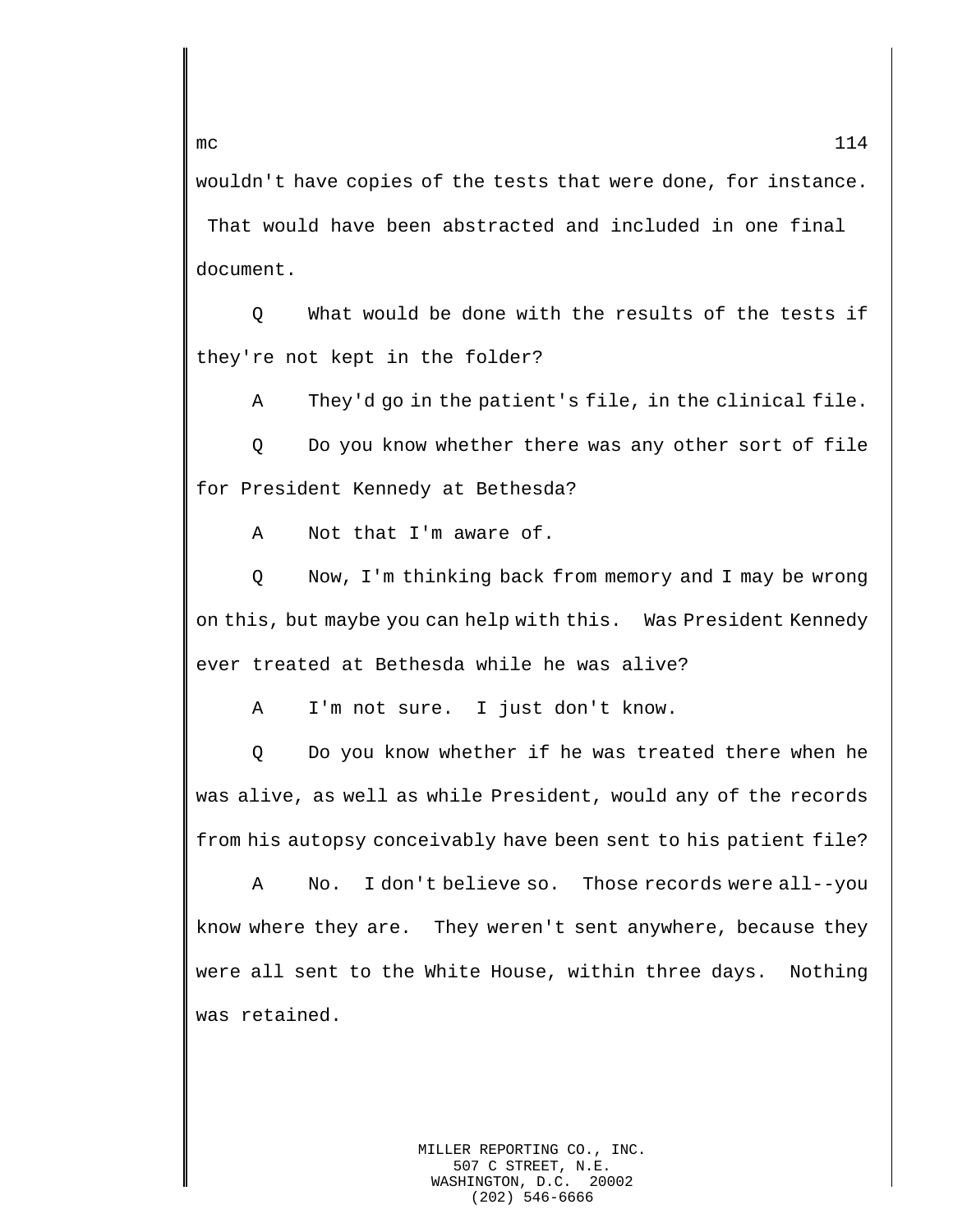wouldn't have copies of the tests that were done, for instance. That would have been abstracted and included in one final document.

Q What would be done with the results of the tests if they're not kept in the folder?

A They'd go in the patient's file, in the clinical file.

Q Do you know whether there was any other sort of file for President Kennedy at Bethesda?

A Not that I'm aware of.

Q Now, I'm thinking back from memory and I may be wrong on this, but maybe you can help with this. Was President Kennedy ever treated at Bethesda while he was alive?

A I'm not sure. I just don't know.

Q Do you know whether if he was treated there when he was alive, as well as while President, would any of the records from his autopsy conceivably have been sent to his patient file?

A No. I don't believe so. Those records were all--you know where they are. They weren't sent anywhere, because they were all sent to the White House, within three days. Nothing was retained.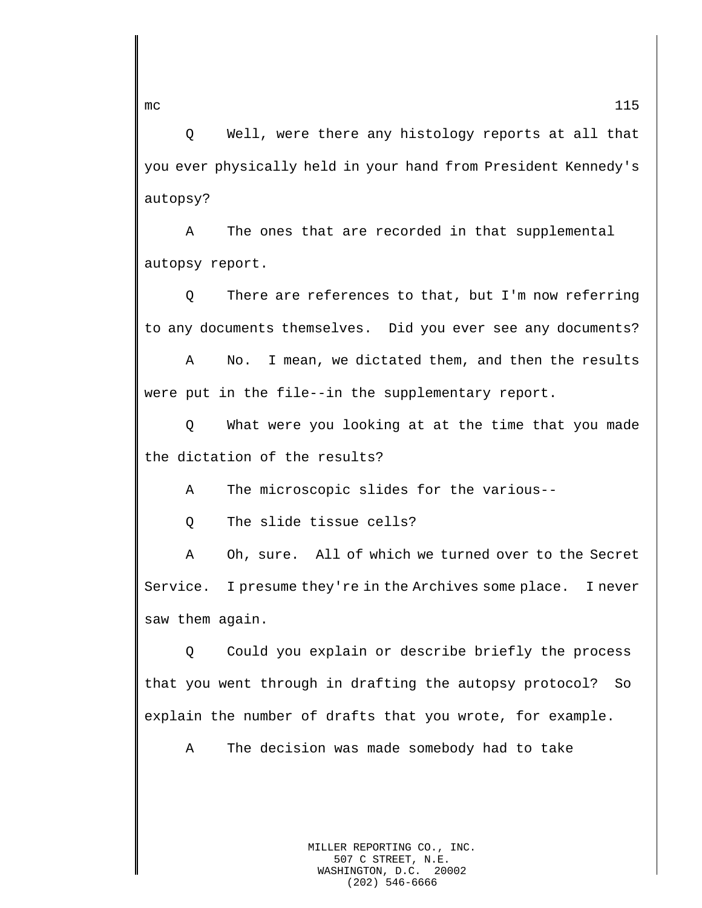Q Well, were there any histology reports at all that you ever physically held in your hand from President Kennedy's autopsy?

A The ones that are recorded in that supplemental autopsy report.

Q There are references to that, but I'm now referring to any documents themselves. Did you ever see any documents?

A No. I mean, we dictated them, and then the results were put in the file--in the supplementary report.

Q What were you looking at at the time that you made the dictation of the results?

A The microscopic slides for the various--

Q The slide tissue cells?

A Oh, sure. All of which we turned over to the Secret Service. I presume they're in the Archives some place. I never saw them again.

Q Could you explain or describe briefly the process that you went through in drafting the autopsy protocol? So explain the number of drafts that you wrote, for example.

A The decision was made somebody had to take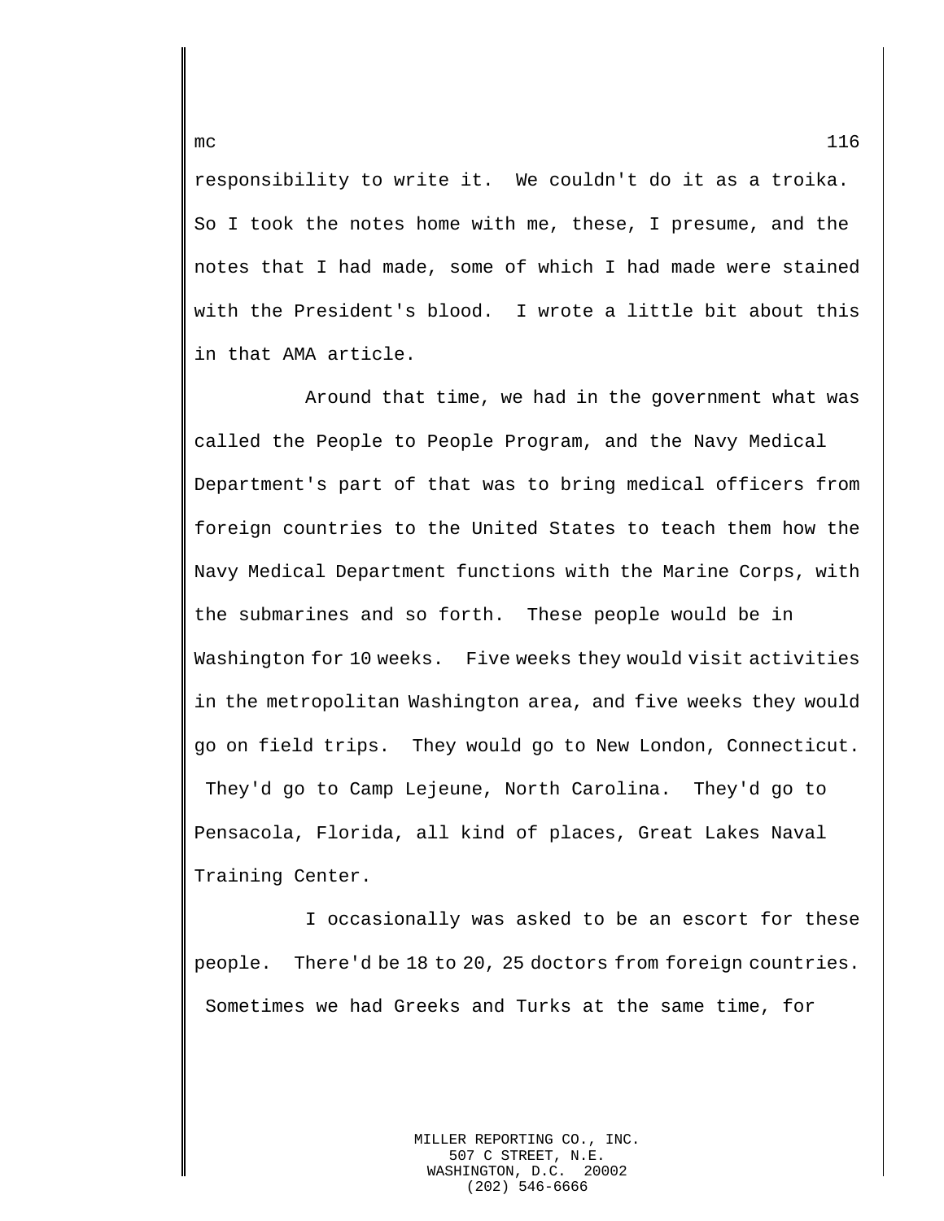responsibility to write it. We couldn't do it as a troika. So I took the notes home with me, these, I presume, and the notes that I had made, some of which I had made were stained with the President's blood. I wrote a little bit about this in that AMA article.

Around that time, we had in the government what was called the People to People Program, and the Navy Medical Department's part of that was to bring medical officers from foreign countries to the United States to teach them how the Navy Medical Department functions with the Marine Corps, with the submarines and so forth. These people would be in Washington for 10 weeks. Five weeks they would visit activities in the metropolitan Washington area, and five weeks they would go on field trips. They would go to New London, Connecticut. They'd go to Camp Lejeune, North Carolina. They'd go to Pensacola, Florida, all kind of places, Great Lakes Naval Training Center.

I occasionally was asked to be an escort for these people. There'd be 18 to 20, 25 doctors from foreign countries. Sometimes we had Greeks and Turks at the same time, for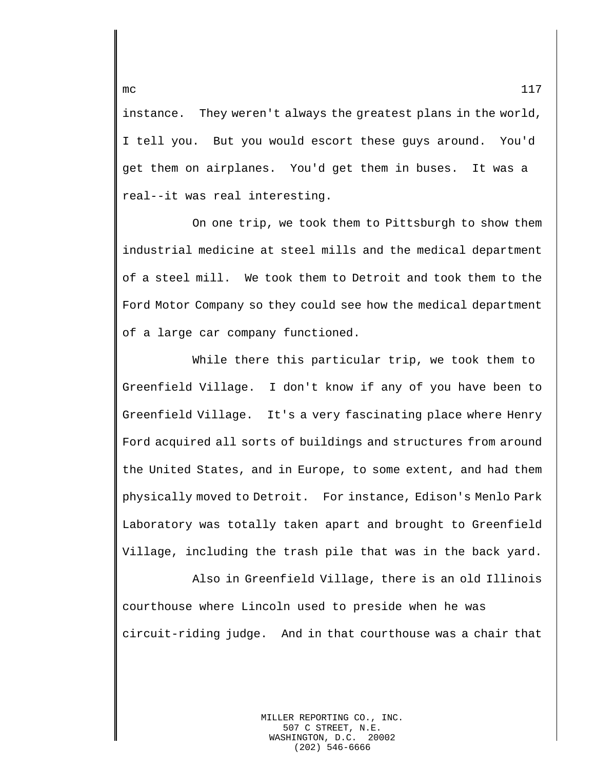instance. They weren't always the greatest plans in the world, I tell you. But you would escort these guys around. You'd get them on airplanes. You'd get them in buses. It was a real--it was real interesting.

On one trip, we took them to Pittsburgh to show them industrial medicine at steel mills and the medical department of a steel mill. We took them to Detroit and took them to the Ford Motor Company so they could see how the medical department of a large car company functioned.

While there this particular trip, we took them to Greenfield Village. I don't know if any of you have been to Greenfield Village. It's a very fascinating place where Henry Ford acquired all sorts of buildings and structures from around the United States, and in Europe, to some extent, and had them physically moved to Detroit. For instance, Edison's Menlo Park Laboratory was totally taken apart and brought to Greenfield Village, including the trash pile that was in the back yard.

Also in Greenfield Village, there is an old Illinois courthouse where Lincoln used to preside when he was circuit-riding judge. And in that courthouse was a chair that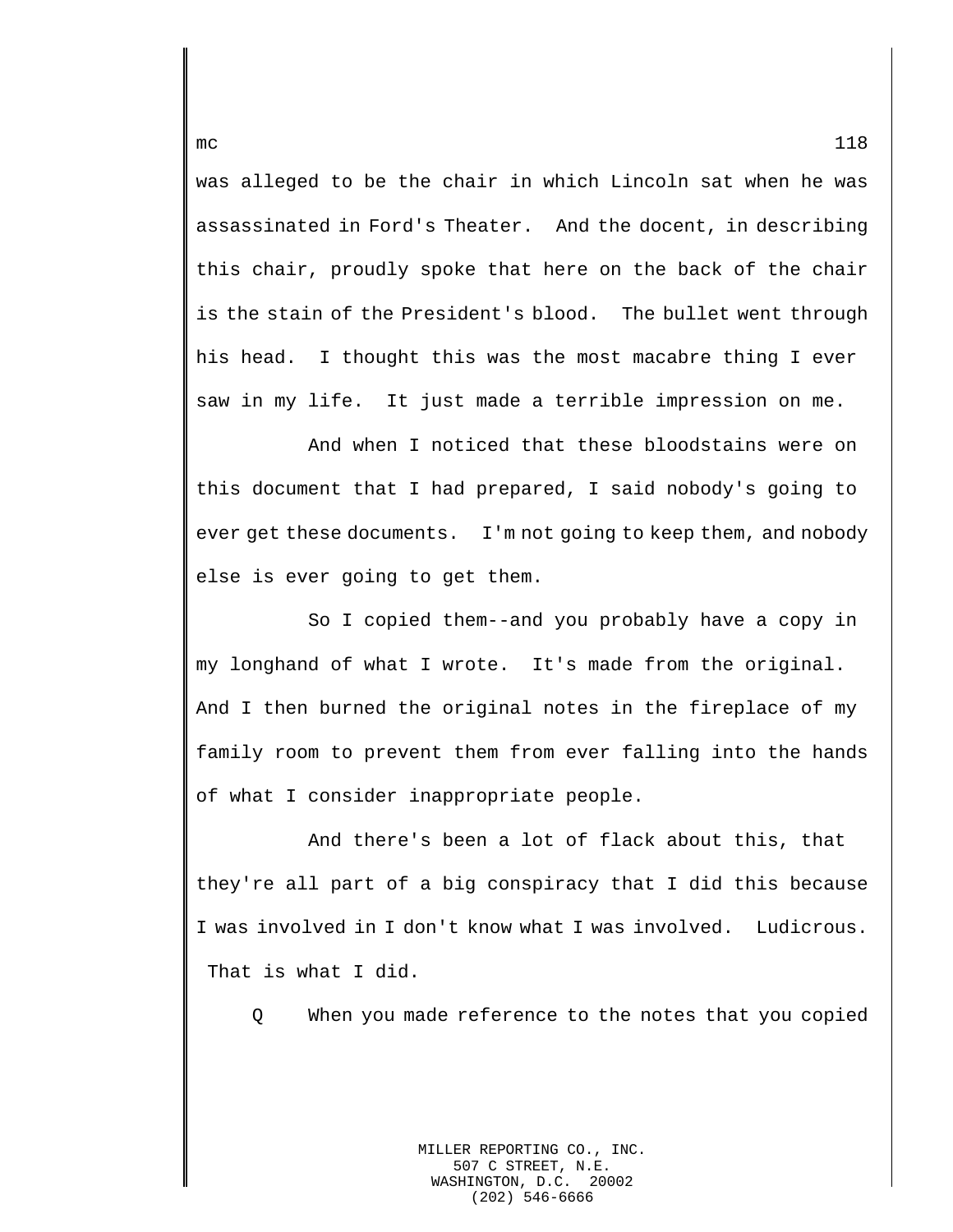was alleged to be the chair in which Lincoln sat when he was assassinated in Ford's Theater. And the docent, in describing this chair, proudly spoke that here on the back of the chair is the stain of the President's blood. The bullet went through his head. I thought this was the most macabre thing I ever saw in my life. It just made a terrible impression on me.

And when I noticed that these bloodstains were on this document that I had prepared, I said nobody's going to ever get these documents. I'm not going to keep them, and nobody else is ever going to get them.

So I copied them--and you probably have a copy in my longhand of what I wrote. It's made from the original. And I then burned the original notes in the fireplace of my family room to prevent them from ever falling into the hands of what I consider inappropriate people.

And there's been a lot of flack about this, that they're all part of a big conspiracy that I did this because I was involved in I don't know what I was involved. Ludicrous. That is what I did.

Q When you made reference to the notes that you copied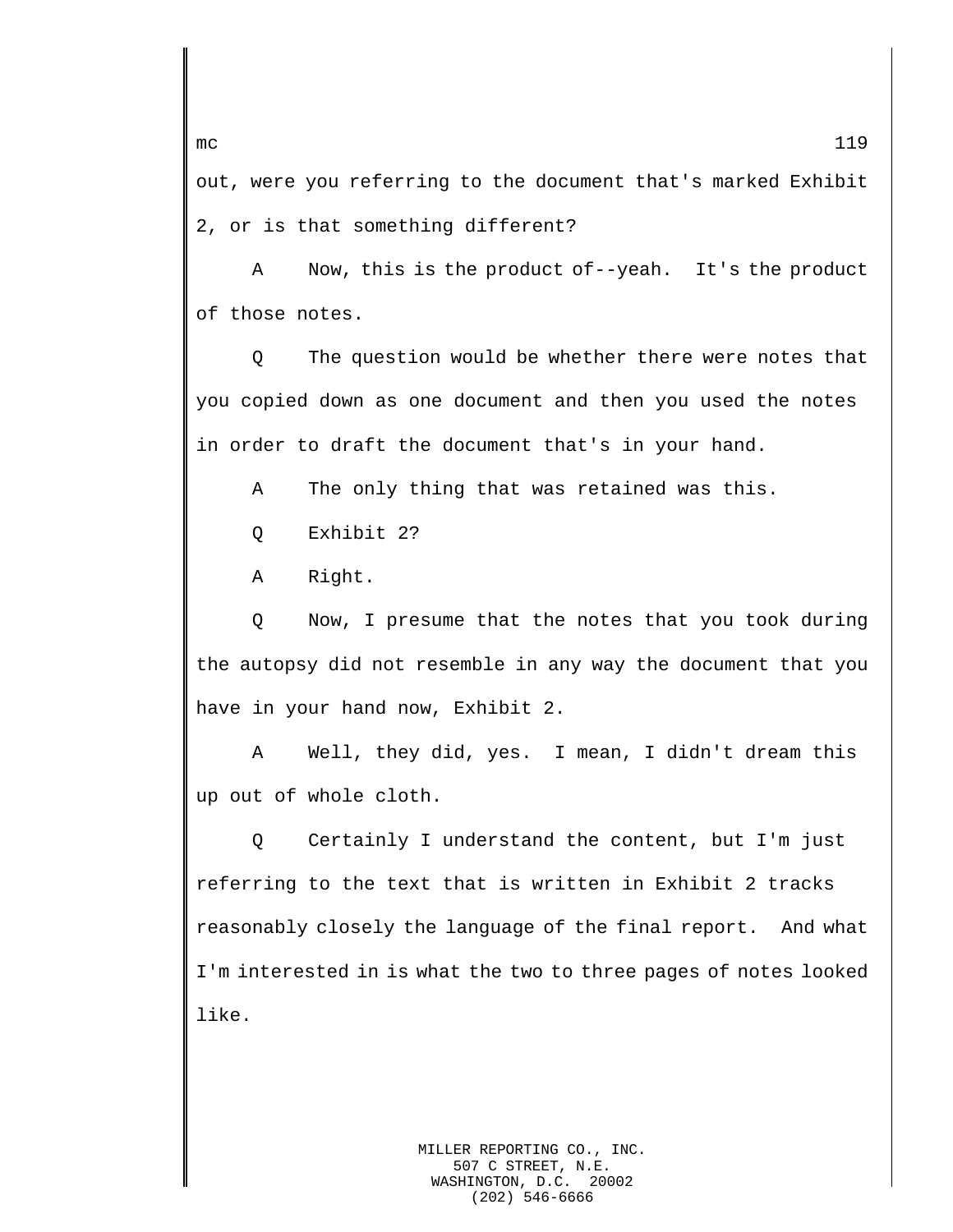out, were you referring to the document that's marked Exhibit 2, or is that something different?

A Now, this is the product of--yeah. It's the product of those notes.

Q The question would be whether there were notes that you copied down as one document and then you used the notes in order to draft the document that's in your hand.

A The only thing that was retained was this.

Q Exhibit 2?

A Right.

Q Now, I presume that the notes that you took during the autopsy did not resemble in any way the document that you have in your hand now, Exhibit 2.

A Well, they did, yes. I mean, I didn't dream this up out of whole cloth.

Q Certainly I understand the content, but I'm just referring to the text that is written in Exhibit 2 tracks reasonably closely the language of the final report. And what I'm interested in is what the two to three pages of notes looked like.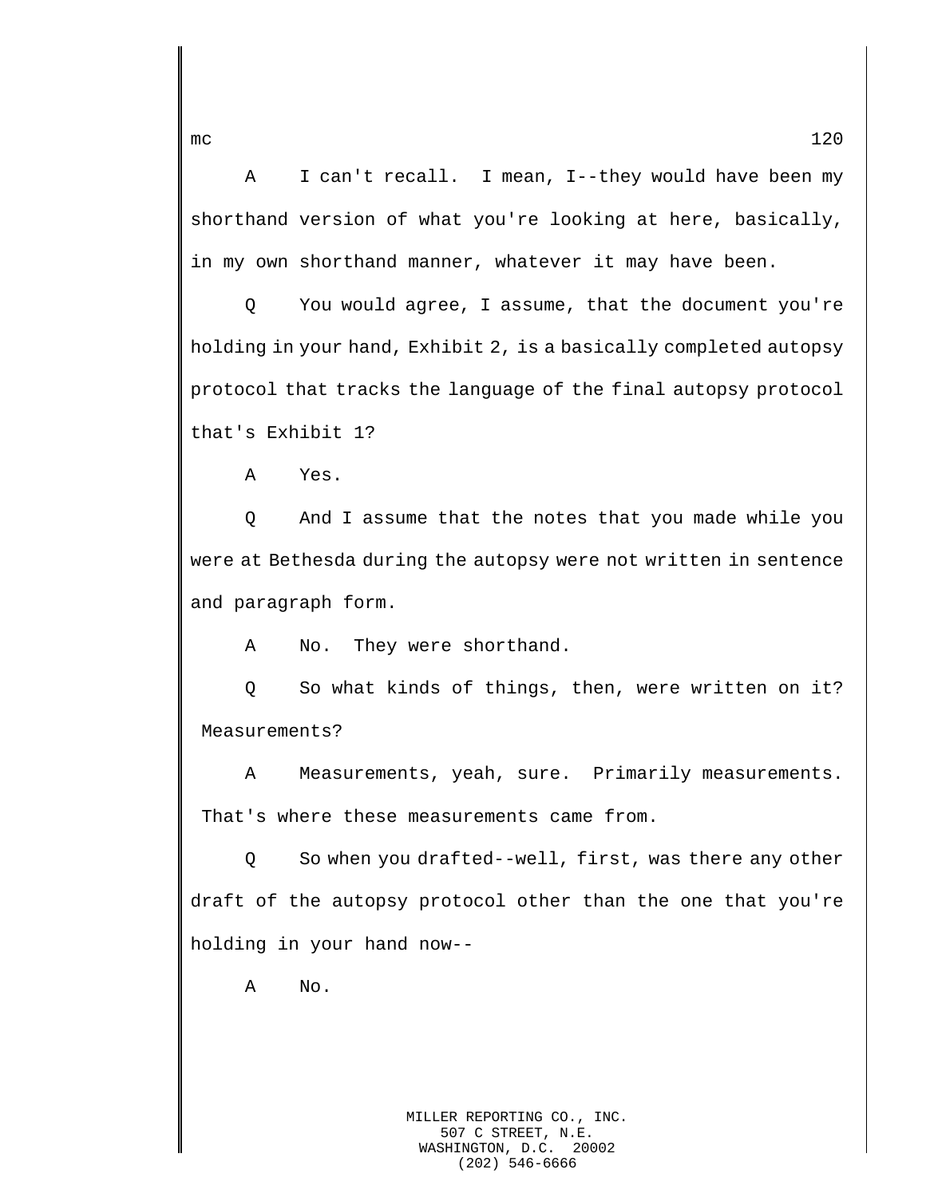A I can't recall. I mean, I--they would have been my shorthand version of what you're looking at here, basically, in my own shorthand manner, whatever it may have been.

Q You would agree, I assume, that the document you're holding in your hand, Exhibit 2, is a basically completed autopsy protocol that tracks the language of the final autopsy protocol that's Exhibit 1?

A Yes.

Q And I assume that the notes that you made while you were at Bethesda during the autopsy were not written in sentence and paragraph form.

A No. They were shorthand.

Q So what kinds of things, then, were written on it? Measurements?

A Measurements, yeah, sure. Primarily measurements. That's where these measurements came from.

Q So when you drafted--well, first, was there any other draft of the autopsy protocol other than the one that you're holding in your hand now--

A No.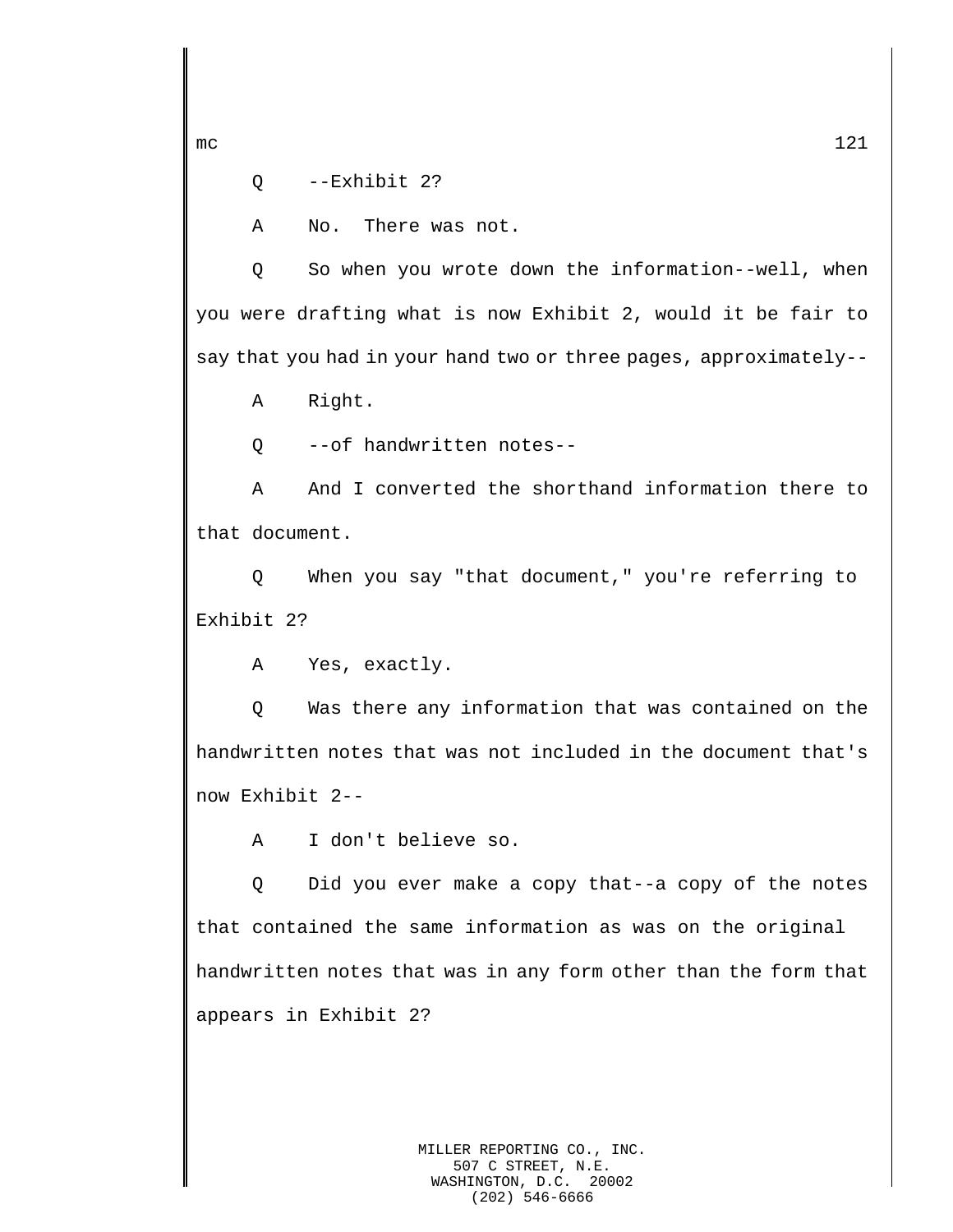Q --Exhibit 2?

A No. There was not.

Q So when you wrote down the information--well, when you were drafting what is now Exhibit 2, would it be fair to say that you had in your hand two or three pages, approximately--

A Right.

Q --of handwritten notes--

A And I converted the shorthand information there to that document.

Q When you say "that document," you're referring to Exhibit 2?

A Yes, exactly.

Q Was there any information that was contained on the handwritten notes that was not included in the document that's now Exhibit 2--

A I don't believe so.

Q Did you ever make a copy that--a copy of the notes that contained the same information as was on the original handwritten notes that was in any form other than the form that appears in Exhibit 2?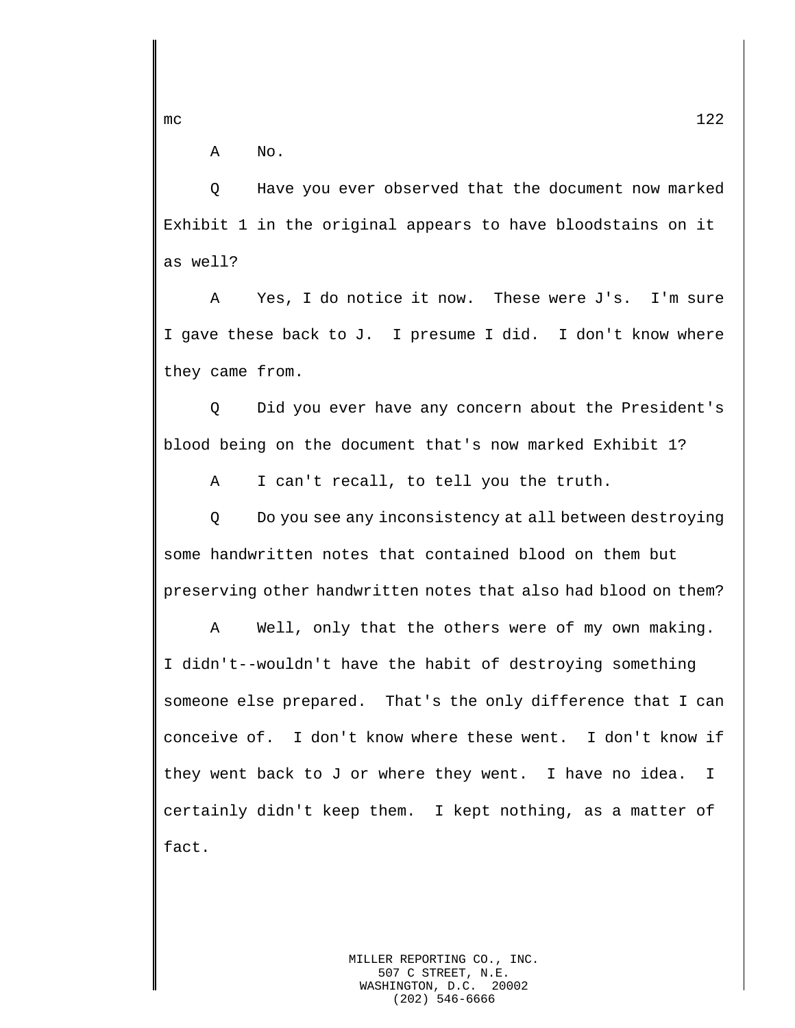A No.

Q Have you ever observed that the document now marked Exhibit 1 in the original appears to have bloodstains on it as well?

A Yes, I do notice it now. These were J's. I'm sure I gave these back to J. I presume I did. I don't know where they came from.

Q Did you ever have any concern about the President's blood being on the document that's now marked Exhibit 1?

A I can't recall, to tell you the truth.

Q Do you see any inconsistency at all between destroying some handwritten notes that contained blood on them but preserving other handwritten notes that also had blood on them?

A Well, only that the others were of my own making. I didn't--wouldn't have the habit of destroying something someone else prepared. That's the only difference that I can conceive of. I don't know where these went. I don't know if they went back to J or where they went. I have no idea. I certainly didn't keep them. I kept nothing, as a matter of fact.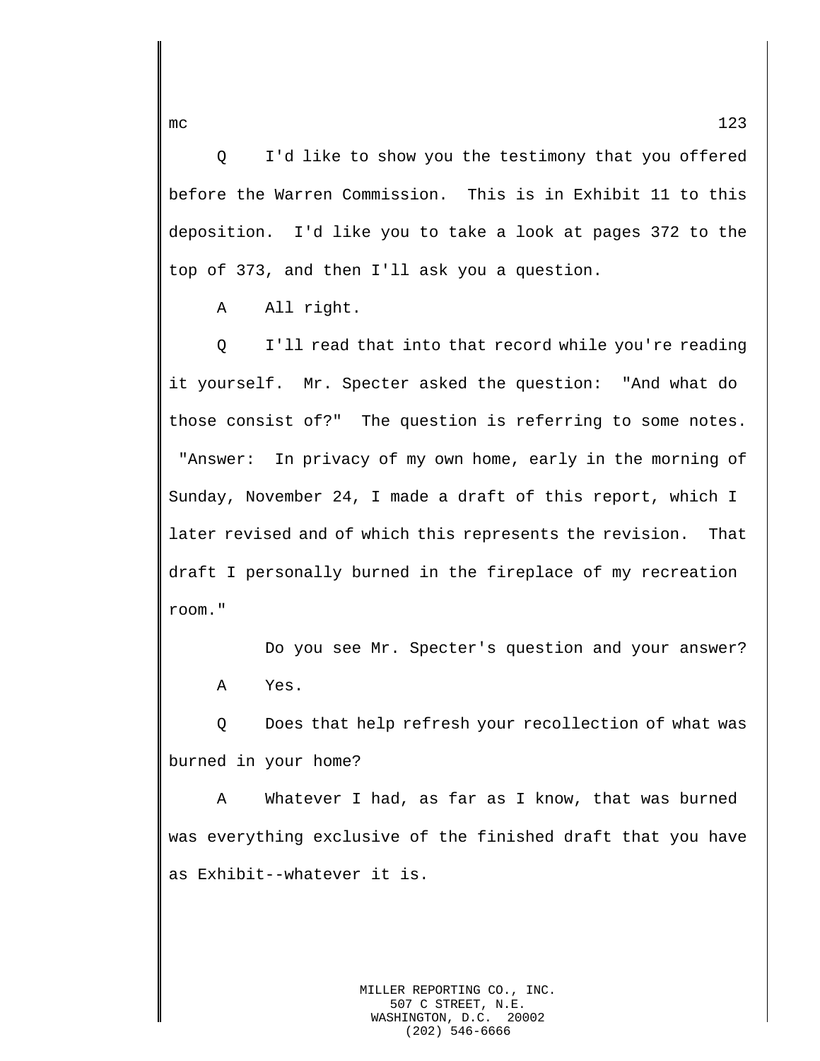Q I'd like to show you the testimony that you offered before the Warren Commission. This is in Exhibit 11 to this deposition. I'd like you to take a look at pages 372 to the top of 373, and then I'll ask you a question.

A All right.

Q I'll read that into that record while you're reading it yourself. Mr. Specter asked the question: "And what do those consist of?" The question is referring to some notes. "Answer: In privacy of my own home, early in the morning of Sunday, November 24, I made a draft of this report, which I later revised and of which this represents the revision. That draft I personally burned in the fireplace of my recreation room."

Do you see Mr. Specter's question and your answer?

A Yes.

Q Does that help refresh your recollection of what was burned in your home?

A Whatever I had, as far as I know, that was burned was everything exclusive of the finished draft that you have as Exhibit--whatever it is.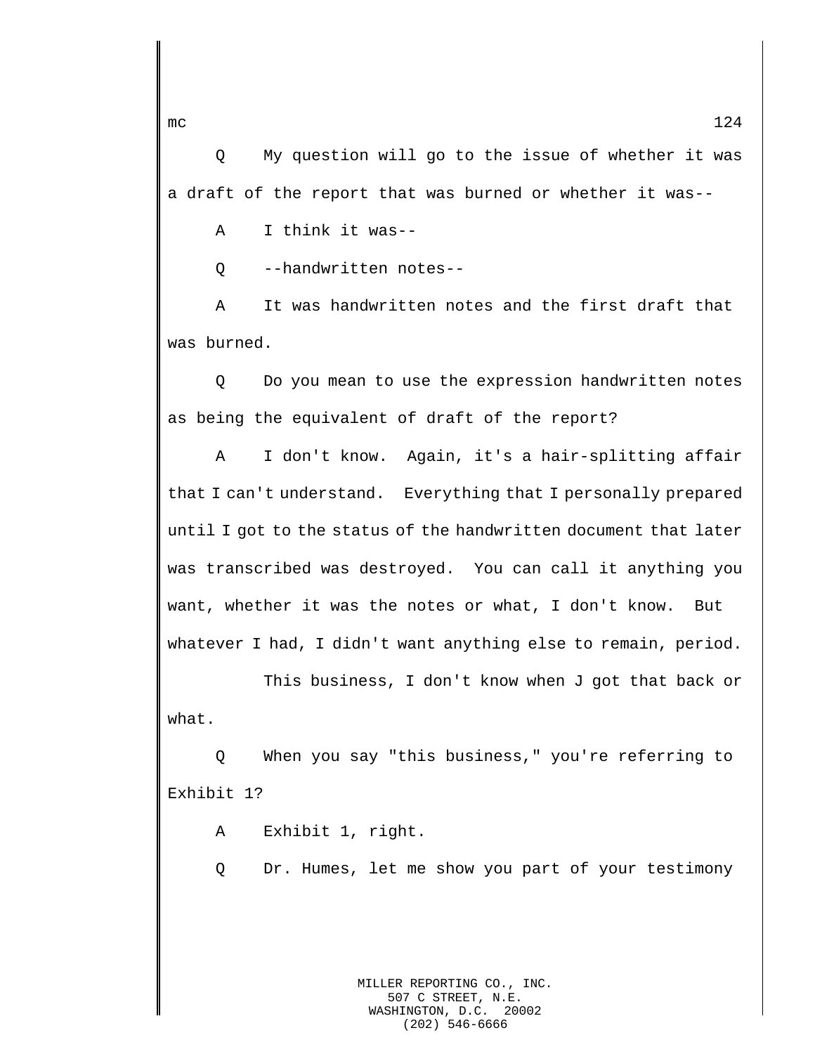Q My question will go to the issue of whether it was a draft of the report that was burned or whether it was--

A I think it was--

Q --handwritten notes--

A It was handwritten notes and the first draft that was burned.

Q Do you mean to use the expression handwritten notes as being the equivalent of draft of the report?

A I don't know. Again, it's a hair-splitting affair that I can't understand. Everything that I personally prepared until I got to the status of the handwritten document that later was transcribed was destroyed. You can call it anything you want, whether it was the notes or what, I don't know. But whatever I had, I didn't want anything else to remain, period.

This business, I don't know when J got that back or what.

Q When you say "this business," you're referring to Exhibit 1?

A Exhibit 1, right.

Q Dr. Humes, let me show you part of your testimony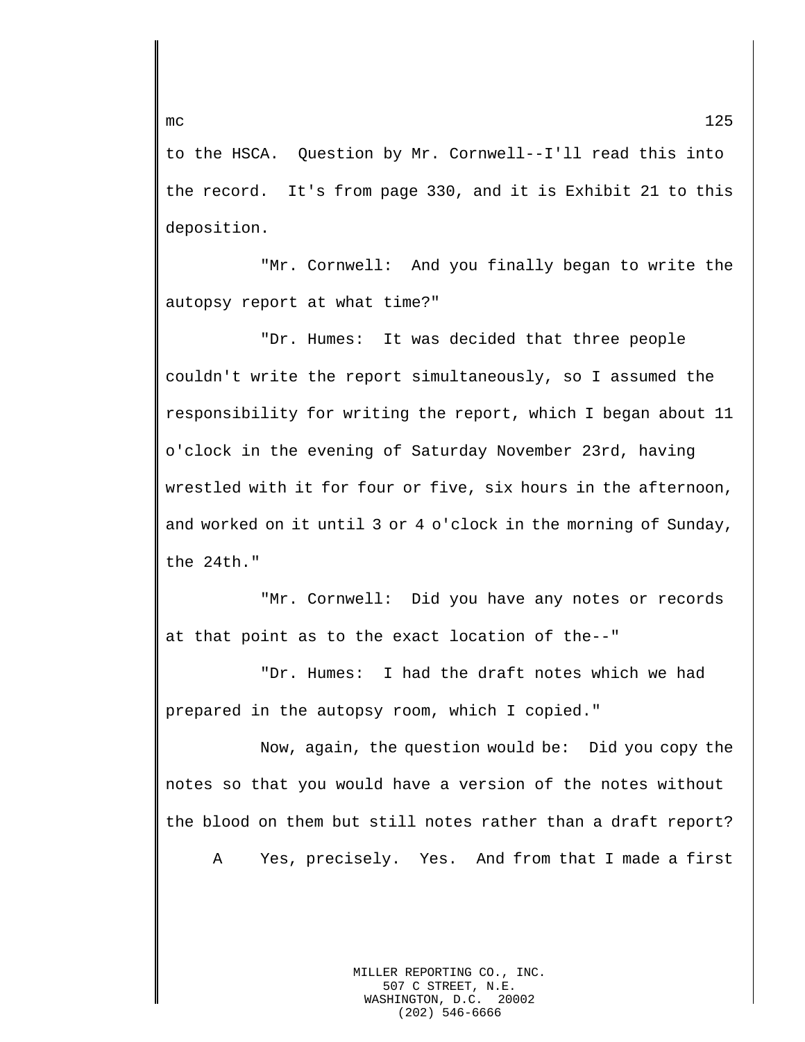to the HSCA. Question by Mr. Cornwell--I'll read this into the record. It's from page 330, and it is Exhibit 21 to this deposition.

"Mr. Cornwell: And you finally began to write the autopsy report at what time?"

"Dr. Humes: It was decided that three people couldn't write the report simultaneously, so I assumed the responsibility for writing the report, which I began about 11 o'clock in the evening of Saturday November 23rd, having wrestled with it for four or five, six hours in the afternoon, and worked on it until 3 or 4 o'clock in the morning of Sunday, the 24th."

"Mr. Cornwell: Did you have any notes or records at that point as to the exact location of the--"

"Dr. Humes: I had the draft notes which we had prepared in the autopsy room, which I copied."

Now, again, the question would be: Did you copy the notes so that you would have a version of the notes without the blood on them but still notes rather than a draft report?

A Yes, precisely. Yes. And from that I made a first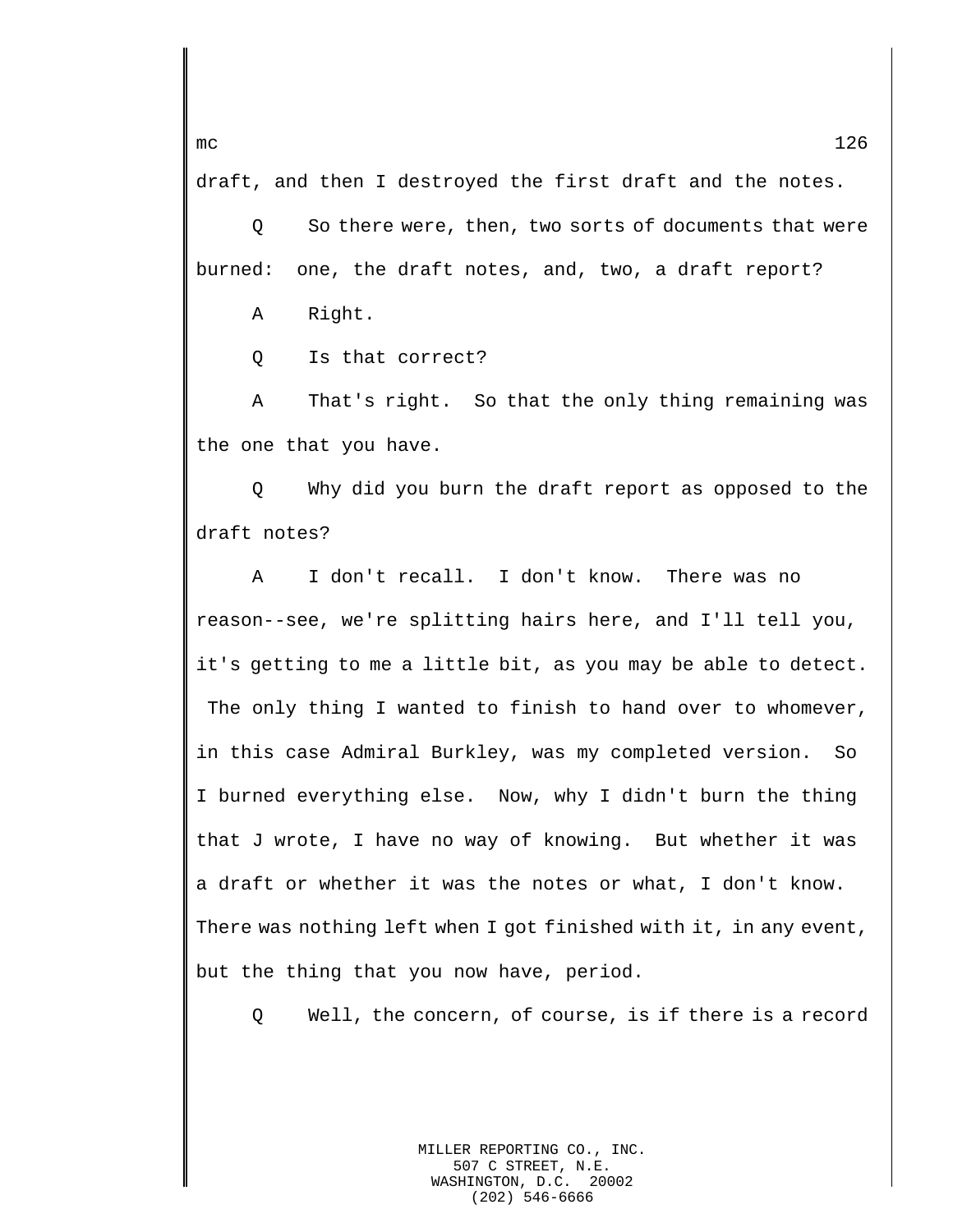draft, and then I destroyed the first draft and the notes.

Q So there were, then, two sorts of documents that were burned: one, the draft notes, and, two, a draft report?

A Right.

Q Is that correct?

A That's right. So that the only thing remaining was the one that you have.

Q Why did you burn the draft report as opposed to the draft notes?

A I don't recall. I don't know. There was no reason--see, we're splitting hairs here, and I'll tell you, it's getting to me a little bit, as you may be able to detect. The only thing I wanted to finish to hand over to whomever, in this case Admiral Burkley, was my completed version. So I burned everything else. Now, why I didn't burn the thing that J wrote, I have no way of knowing. But whether it was a draft or whether it was the notes or what, I don't know. There was nothing left when I got finished with it, in any event, but the thing that you now have, period.

Q Well, the concern, of course, is if there is a record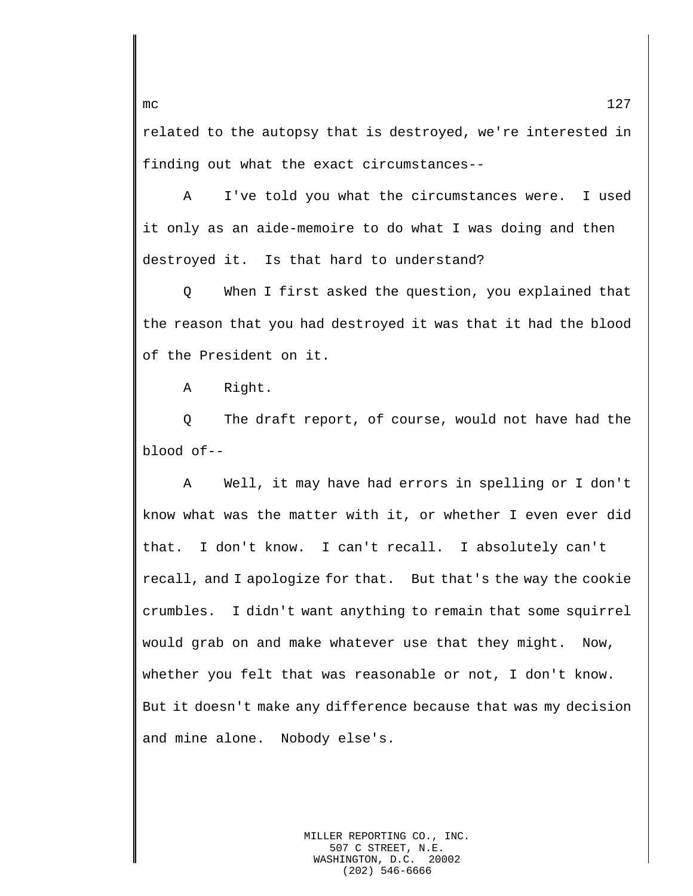related to the autopsy that is destroyed, we're interested in finding out what the exact circumstances--

A I've told you what the circumstances were. I used it only as an aide-memoire to do what I was doing and then destroyed it. Is that hard to understand?

Q When I first asked the question, you explained that the reason that you had destroyed it was that it had the blood of the President on it.

A Right.

Q The draft report, of course, would not have had the blood of--

A Well, it may have had errors in spelling or I don't know what was the matter with it, or whether I even ever did that. I don't know. I can't recall. I absolutely can't recall, and I apologize for that. But that's the way the cookie crumbles. I didn't want anything to remain that some squirrel would grab on and make whatever use that they might. Now, whether you felt that was reasonable or not, I don't know. But it doesn't make any difference because that was my decision and mine alone. Nobody else's.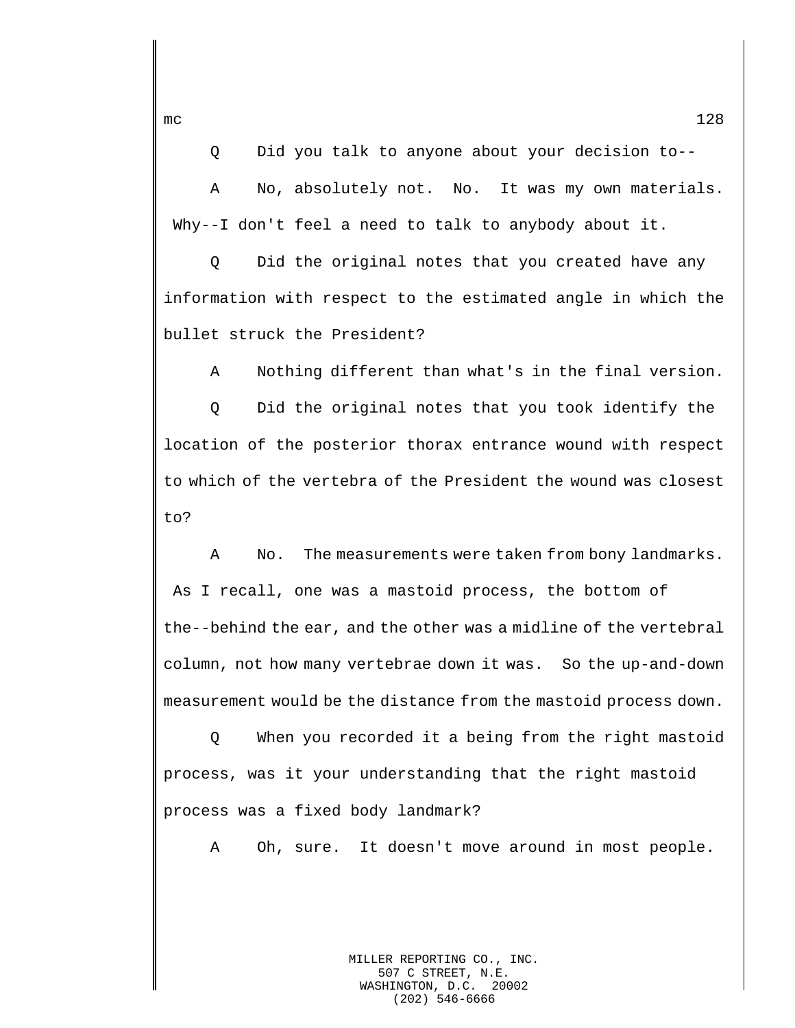Q Did you talk to anyone about your decision to--

A No, absolutely not. No. It was my own materials. Why--I don't feel a need to talk to anybody about it.

Q Did the original notes that you created have any information with respect to the estimated angle in which the bullet struck the President?

A Nothing different than what's in the final version.

Q Did the original notes that you took identify the location of the posterior thorax entrance wound with respect to which of the vertebra of the President the wound was closest to?

A No. The measurements were taken from bony landmarks. As I recall, one was a mastoid process, the bottom of the--behind the ear, and the other was a midline of the vertebral column, not how many vertebrae down it was. So the up-and-down measurement would be the distance from the mastoid process down.

Q When you recorded it a being from the right mastoid process, was it your understanding that the right mastoid process was a fixed body landmark?

A Oh, sure. It doesn't move around in most people.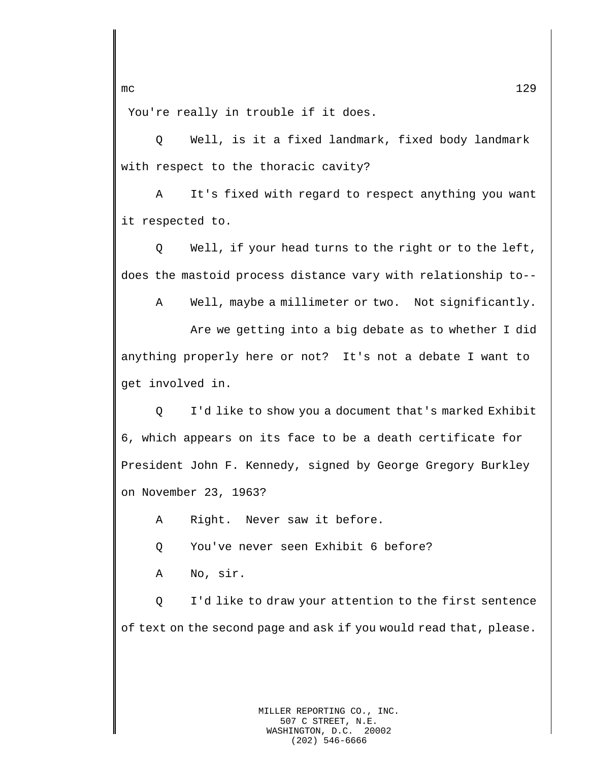You're really in trouble if it does.

Q Well, is it a fixed landmark, fixed body landmark with respect to the thoracic cavity?

A It's fixed with regard to respect anything you want it respected to.

Q Well, if your head turns to the right or to the left, does the mastoid process distance vary with relationship to--

A Well, maybe a millimeter or two. Not significantly.

Are we getting into a big debate as to whether I did anything properly here or not? It's not a debate I want to get involved in.

Q I'd like to show you a document that's marked Exhibit 6, which appears on its face to be a death certificate for President John F. Kennedy, signed by George Gregory Burkley on November 23, 1963?

A Right. Never saw it before.

Q You've never seen Exhibit 6 before?

A No, sir.

Q I'd like to draw your attention to the first sentence of text on the second page and ask if you would read that, please.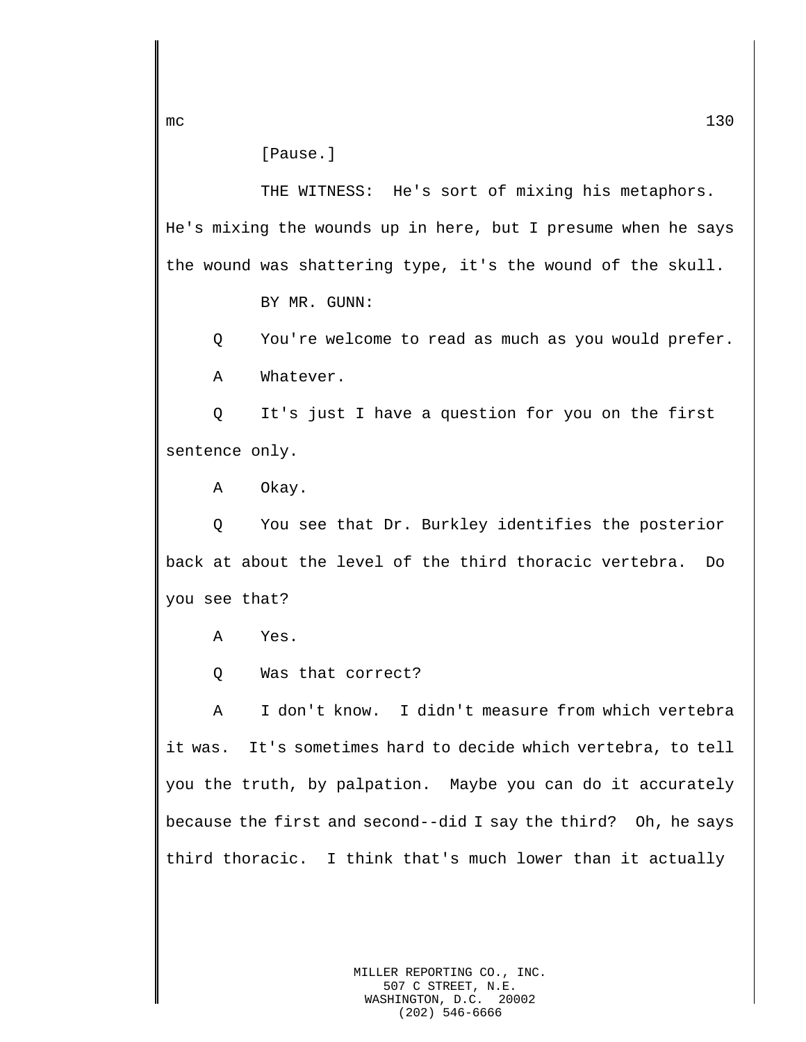[Pause.]

THE WITNESS: He's sort of mixing his metaphors. He's mixing the wounds up in here, but I presume when he says the wound was shattering type, it's the wound of the skull.

BY MR. GUNN:

Q You're welcome to read as much as you would prefer.

A Whatever.

Q It's just I have a question for you on the first sentence only.

A Okay.

Q You see that Dr. Burkley identifies the posterior back at about the level of the third thoracic vertebra. Do you see that?

A Yes.

Q Was that correct?

A I don't know. I didn't measure from which vertebra it was. It's sometimes hard to decide which vertebra, to tell you the truth, by palpation. Maybe you can do it accurately because the first and second--did I say the third? Oh, he says third thoracic. I think that's much lower than it actually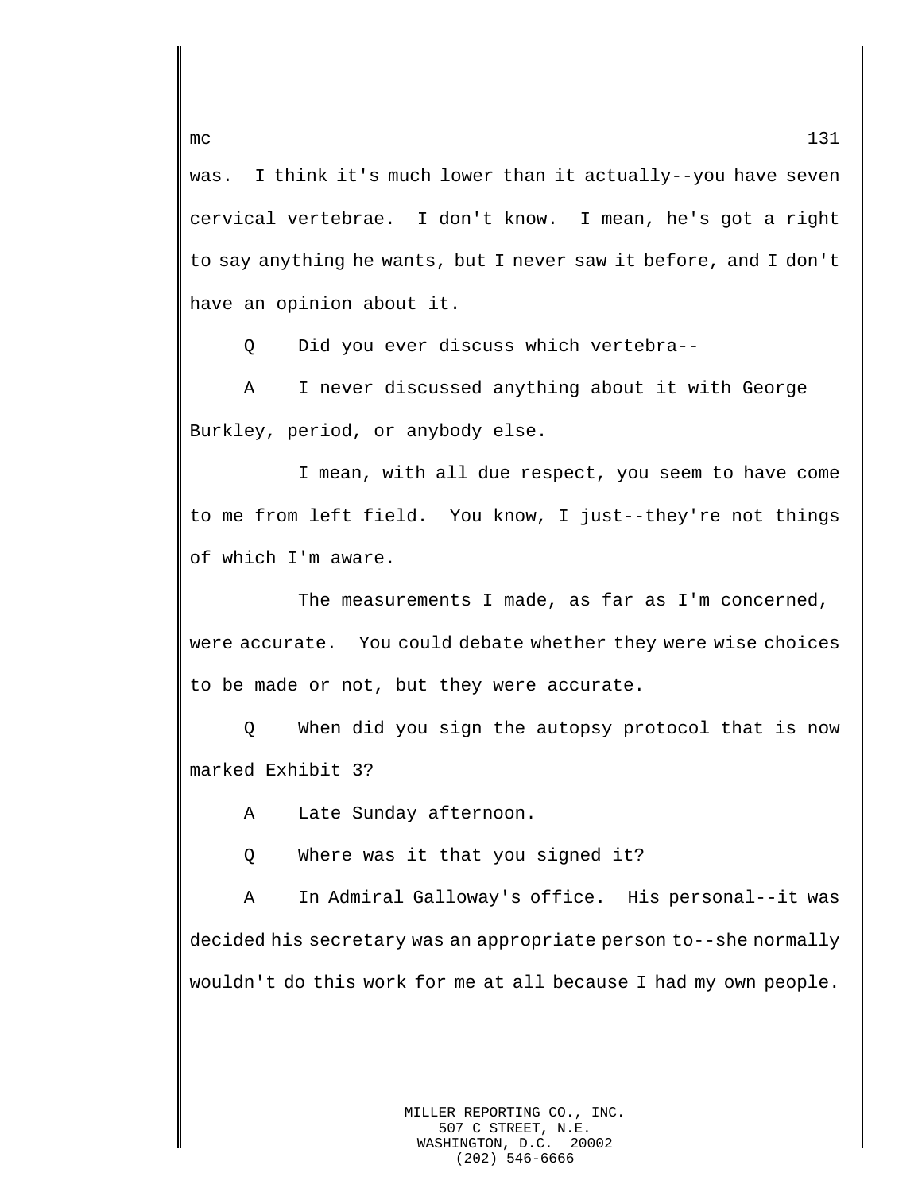was. I think it's much lower than it actually--you have seven cervical vertebrae. I don't know. I mean, he's got a right to say anything he wants, but I never saw it before, and I don't have an opinion about it.

Q Did you ever discuss which vertebra--

A I never discussed anything about it with George Burkley, period, or anybody else.

I mean, with all due respect, you seem to have come to me from left field. You know, I just--they're not things of which I'm aware.

The measurements I made, as far as I'm concerned, were accurate. You could debate whether they were wise choices to be made or not, but they were accurate.

Q When did you sign the autopsy protocol that is now marked Exhibit 3?

A Late Sunday afternoon.

Q Where was it that you signed it?

A In Admiral Galloway's office. His personal--it was decided his secretary was an appropriate person to--she normally wouldn't do this work for me at all because I had my own people.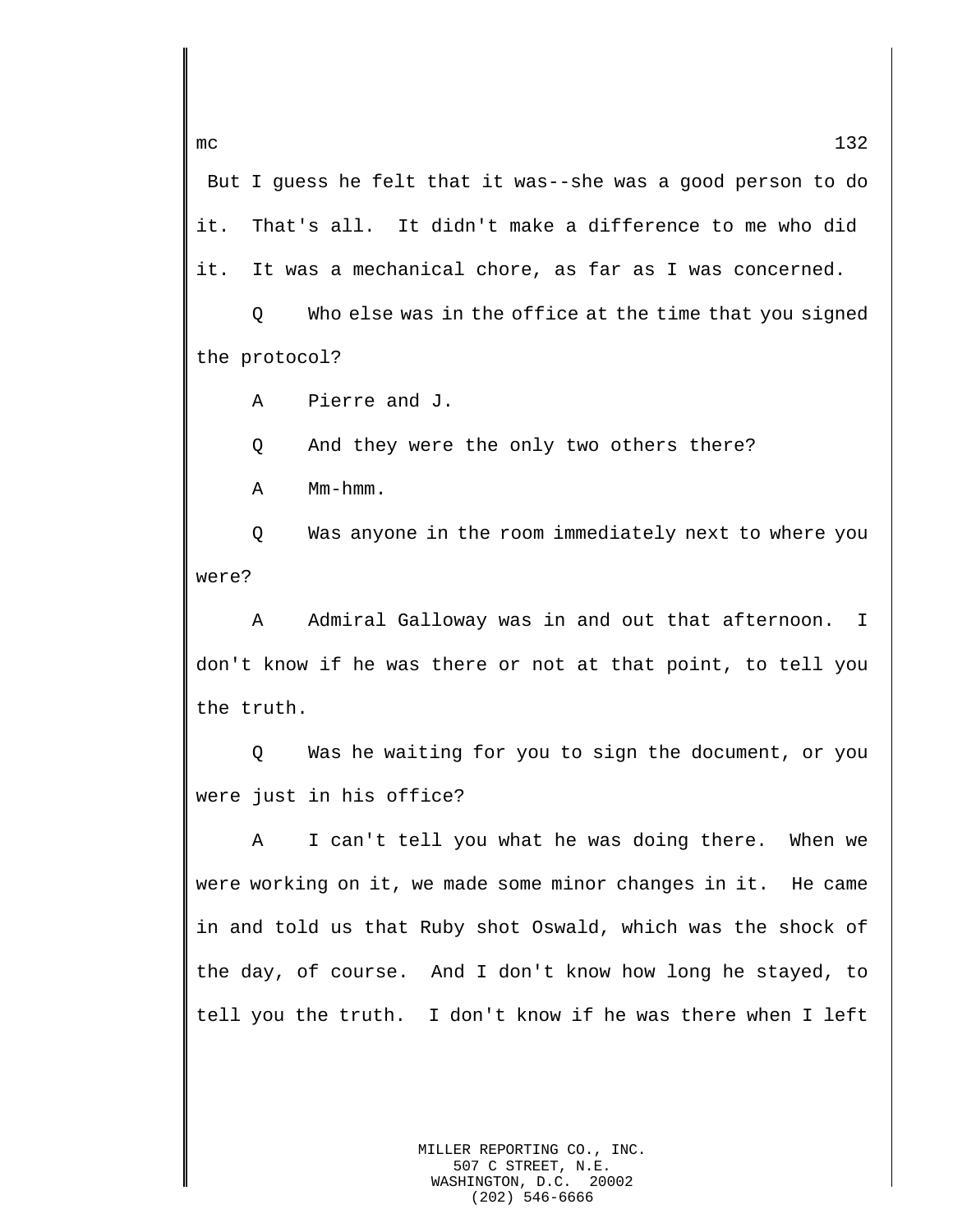But I guess he felt that it was--she was a good person to do it. That's all. It didn't make a difference to me who did it. It was a mechanical chore, as far as I was concerned.

Q Who else was in the office at the time that you signed the protocol?

A Pierre and J.

Q And they were the only two others there?

A Mm-hmm.

Q Was anyone in the room immediately next to where you were?

A Admiral Galloway was in and out that afternoon. I don't know if he was there or not at that point, to tell you the truth.

Q Was he waiting for you to sign the document, or you were just in his office?

A I can't tell you what he was doing there. When we were working on it, we made some minor changes in it. He came in and told us that Ruby shot Oswald, which was the shock of the day, of course. And I don't know how long he stayed, to tell you the truth. I don't know if he was there when I left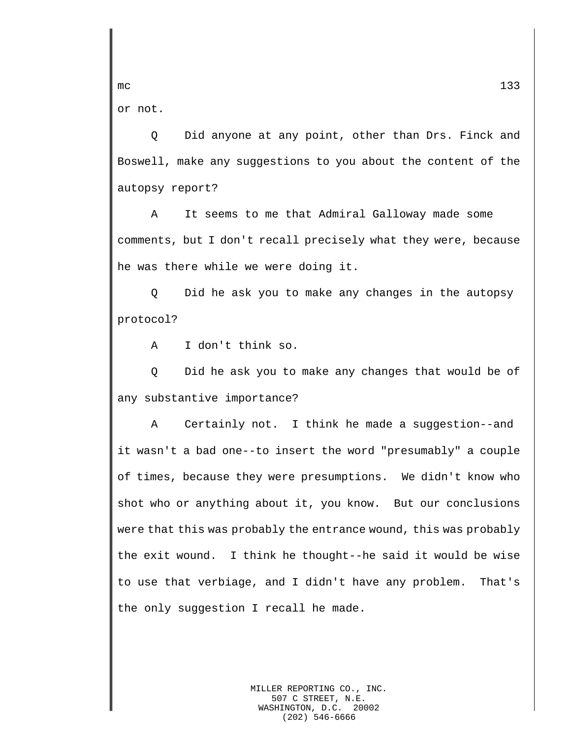or not.

Q Did anyone at any point, other than Drs. Finck and Boswell, make any suggestions to you about the content of the autopsy report?

A It seems to me that Admiral Galloway made some comments, but I don't recall precisely what they were, because he was there while we were doing it.

Q Did he ask you to make any changes in the autopsy protocol?

A I don't think so.

Q Did he ask you to make any changes that would be of any substantive importance?

A Certainly not. I think he made a suggestion--and it wasn't a bad one--to insert the word "presumably" a couple of times, because they were presumptions. We didn't know who shot who or anything about it, you know. But our conclusions were that this was probably the entrance wound, this was probably the exit wound. I think he thought--he said it would be wise to use that verbiage, and I didn't have any problem. That's the only suggestion I recall he made.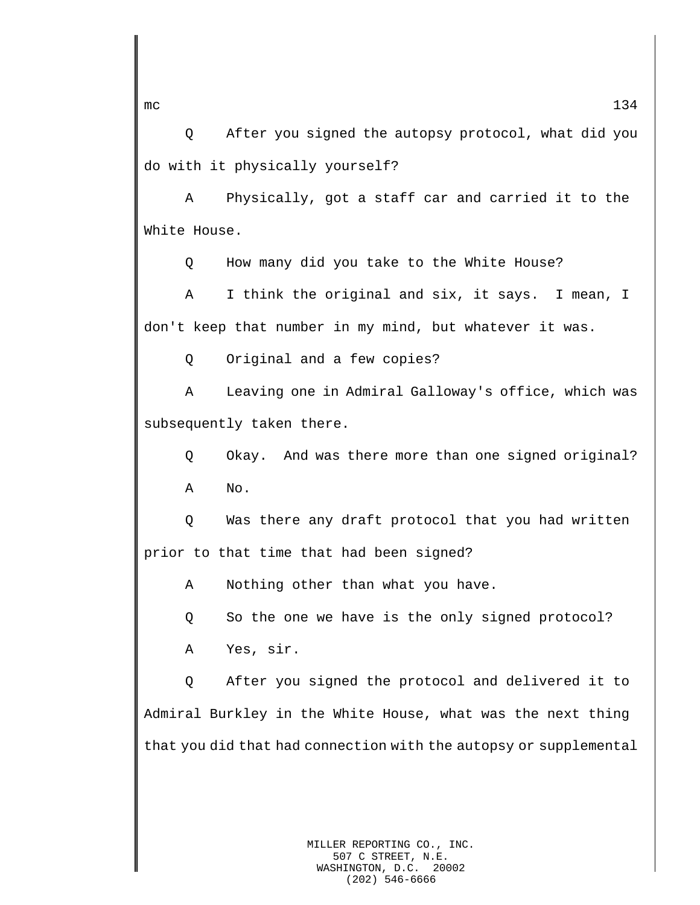Q After you signed the autopsy protocol, what did you do with it physically yourself?

A Physically, got a staff car and carried it to the White House.

Q How many did you take to the White House?

A I think the original and six, it says. I mean, I don't keep that number in my mind, but whatever it was.

Q Original and a few copies?

A Leaving one in Admiral Galloway's office, which was subsequently taken there.

Q Okay. And was there more than one signed original?

A No.

Q Was there any draft protocol that you had written prior to that time that had been signed?

A Nothing other than what you have.

Q So the one we have is the only signed protocol?

A Yes, sir.

Q After you signed the protocol and delivered it to Admiral Burkley in the White House, what was the next thing that you did that had connection with the autopsy or supplemental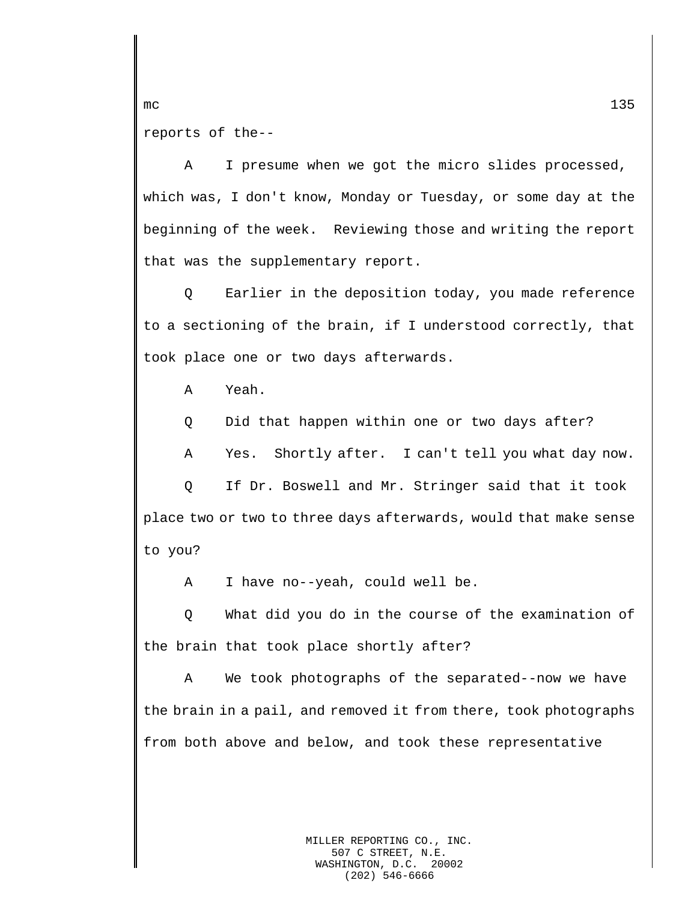reports of the--

A I presume when we got the micro slides processed, which was, I don't know, Monday or Tuesday, or some day at the beginning of the week. Reviewing those and writing the report that was the supplementary report.

Q Earlier in the deposition today, you made reference to a sectioning of the brain, if I understood correctly, that took place one or two days afterwards.

A Yeah.

Q Did that happen within one or two days after?

A Yes. Shortly after. I can't tell you what day now.

Q If Dr. Boswell and Mr. Stringer said that it took place two or two to three days afterwards, would that make sense to you?

A I have no--yeah, could well be.

Q What did you do in the course of the examination of the brain that took place shortly after?

A We took photographs of the separated--now we have the brain in a pail, and removed it from there, took photographs from both above and below, and took these representative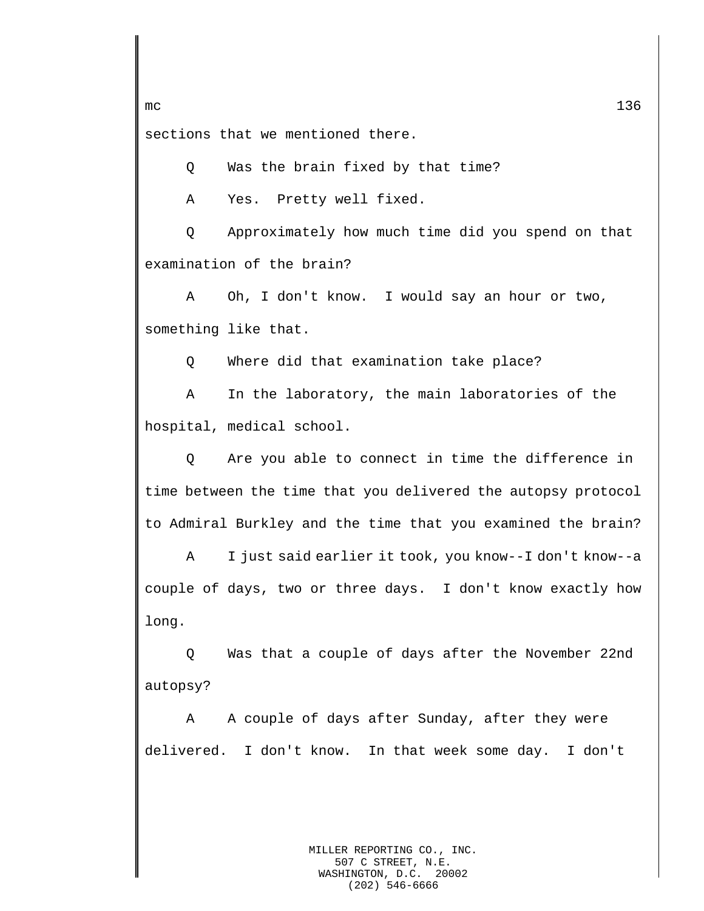sections that we mentioned there.

Q Was the brain fixed by that time?

A Yes. Pretty well fixed.

Q Approximately how much time did you spend on that examination of the brain?

A Oh, I don't know. I would say an hour or two, something like that.

Q Where did that examination take place?

A In the laboratory, the main laboratories of the hospital, medical school.

Q Are you able to connect in time the difference in time between the time that you delivered the autopsy protocol to Admiral Burkley and the time that you examined the brain?

A I just said earlier it took, you know--I don't know--a couple of days, two or three days. I don't know exactly how long.

Q Was that a couple of days after the November 22nd autopsy?

A A couple of days after Sunday, after they were delivered. I don't know. In that week some day. I don't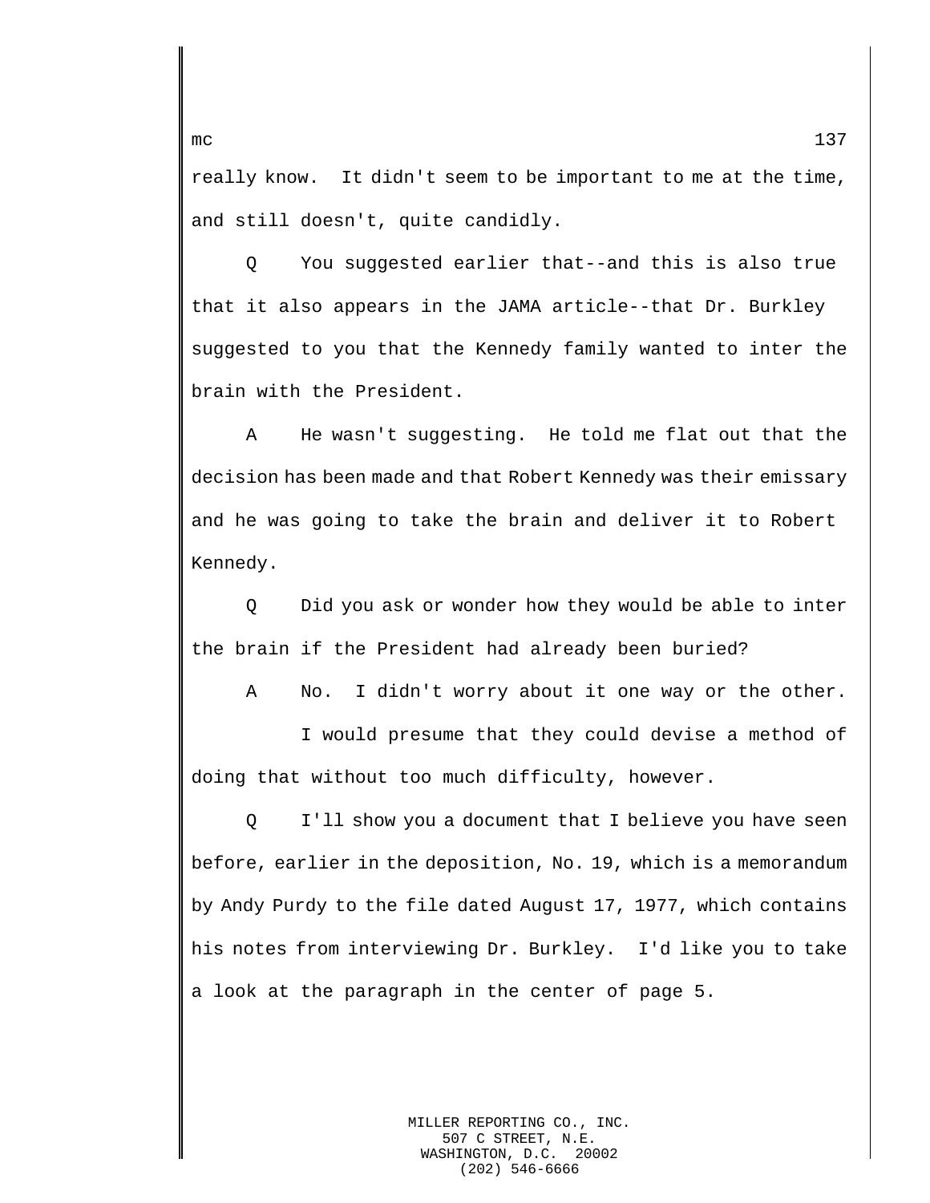really know. It didn't seem to be important to me at the time, and still doesn't, quite candidly.

Q You suggested earlier that--and this is also true that it also appears in the JAMA article--that Dr. Burkley suggested to you that the Kennedy family wanted to inter the brain with the President.

A He wasn't suggesting. He told me flat out that the decision has been made and that Robert Kennedy was their emissary and he was going to take the brain and deliver it to Robert Kennedy.

Q Did you ask or wonder how they would be able to inter the brain if the President had already been buried?

A No. I didn't worry about it one way or the other.

I would presume that they could devise a method of doing that without too much difficulty, however.

Q I'll show you a document that I believe you have seen before, earlier in the deposition, No. 19, which is a memorandum by Andy Purdy to the file dated August 17, 1977, which contains his notes from interviewing Dr. Burkley. I'd like you to take a look at the paragraph in the center of page 5.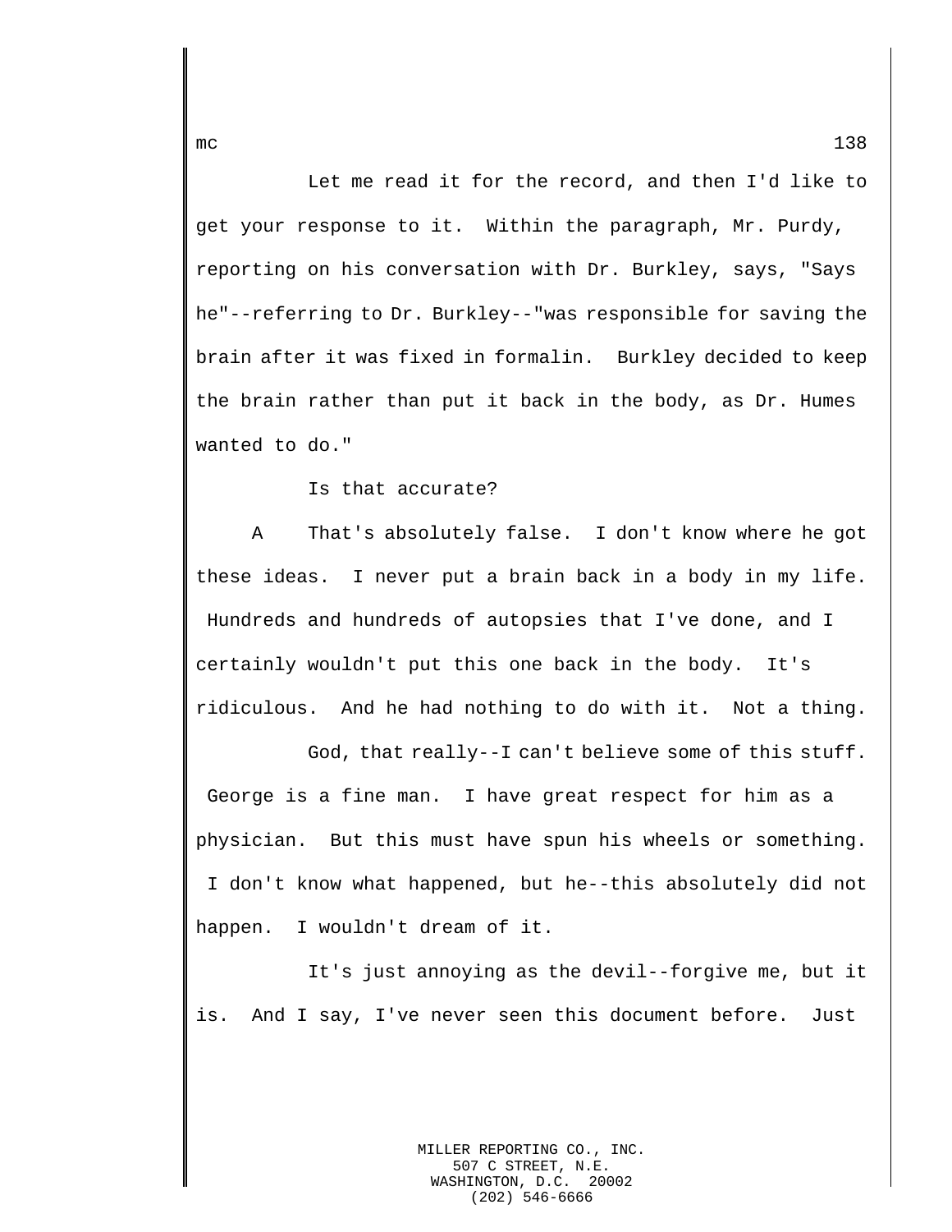Let me read it for the record, and then I'd like to get your response to it. Within the paragraph, Mr. Purdy, reporting on his conversation with Dr. Burkley, says, "Says he"--referring to Dr. Burkley--"was responsible for saving the brain after it was fixed in formalin. Burkley decided to keep the brain rather than put it back in the body, as Dr. Humes wanted to do."

Is that accurate?

A That's absolutely false. I don't know where he got these ideas. I never put a brain back in a body in my life. Hundreds and hundreds of autopsies that I've done, and I certainly wouldn't put this one back in the body. It's ridiculous. And he had nothing to do with it. Not a thing.

God, that really--I can't believe some of this stuff. George is a fine man. I have great respect for him as a physician. But this must have spun his wheels or something. I don't know what happened, but he--this absolutely did not happen. I wouldn't dream of it.

It's just annoying as the devil--forgive me, but it is. And I say, I've never seen this document before. Just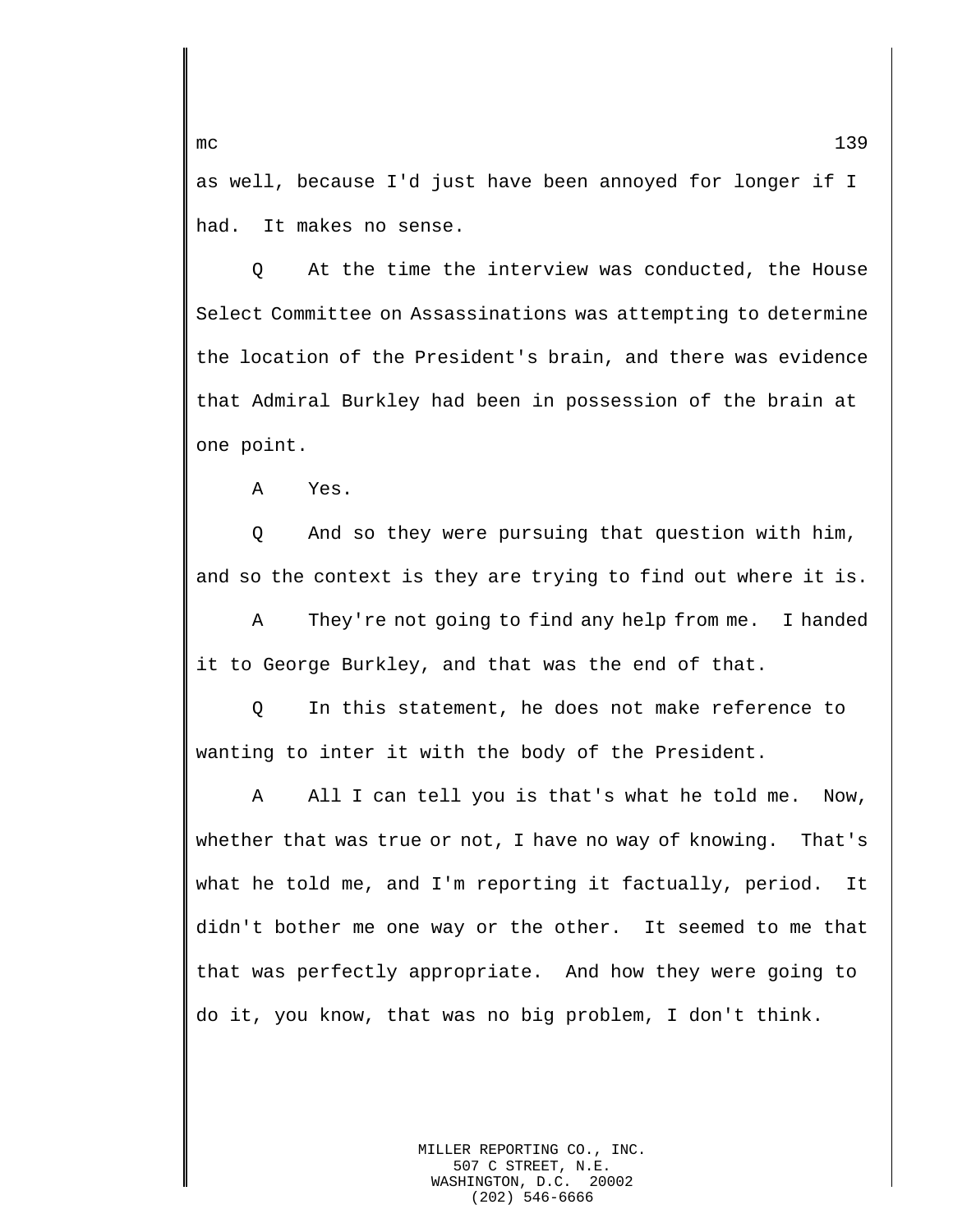as well, because I'd just have been annoyed for longer if I had. It makes no sense.

Q At the time the interview was conducted, the House Select Committee on Assassinations was attempting to determine the location of the President's brain, and there was evidence that Admiral Burkley had been in possession of the brain at one point.

A Yes.

Q And so they were pursuing that question with him, and so the context is they are trying to find out where it is.

A They're not going to find any help from me. I handed it to George Burkley, and that was the end of that.

Q In this statement, he does not make reference to wanting to inter it with the body of the President.

A All I can tell you is that's what he told me. Now, whether that was true or not, I have no way of knowing. That's what he told me, and I'm reporting it factually, period. It didn't bother me one way or the other. It seemed to me that that was perfectly appropriate. And how they were going to do it, you know, that was no big problem, I don't think.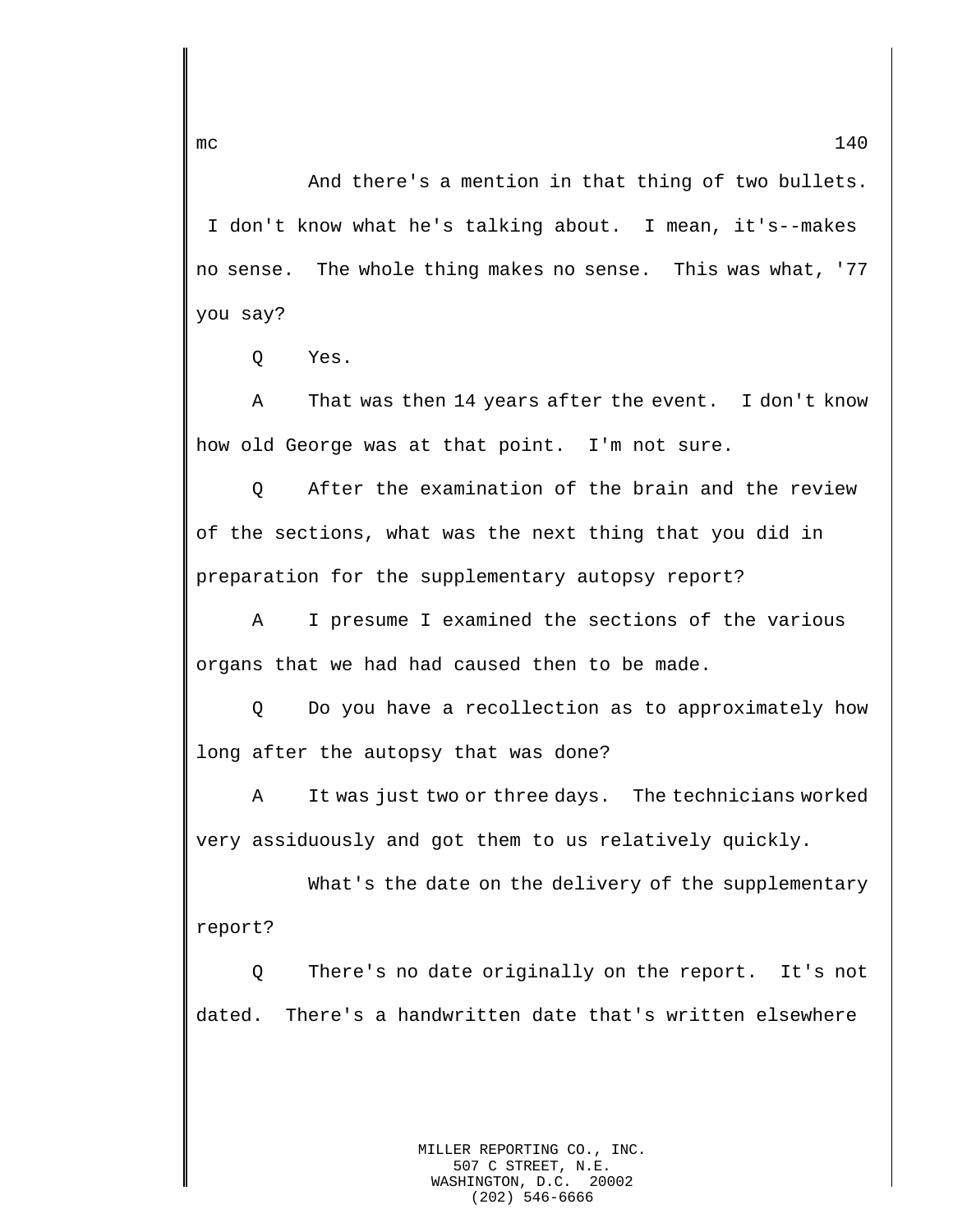And there's a mention in that thing of two bullets. I don't know what he's talking about. I mean, it's--makes no sense. The whole thing makes no sense. This was what, '77 you say?

Q Yes.

A That was then 14 years after the event. I don't know how old George was at that point. I'm not sure.

Q After the examination of the brain and the review of the sections, what was the next thing that you did in preparation for the supplementary autopsy report?

A I presume I examined the sections of the various organs that we had had caused then to be made.

Q Do you have a recollection as to approximately how long after the autopsy that was done?

A It was just two or three days. The technicians worked very assiduously and got them to us relatively quickly.

What's the date on the delivery of the supplementary report?

Q There's no date originally on the report. It's not dated. There's a handwritten date that's written elsewhere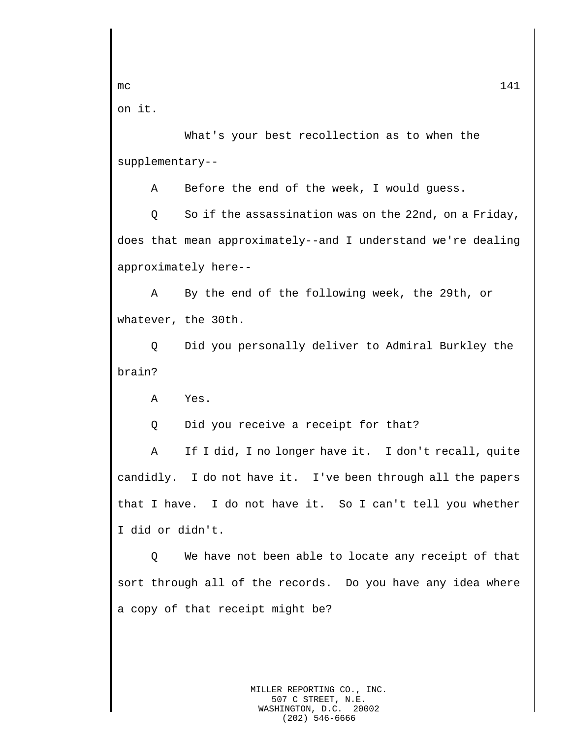on it.

What's your best recollection as to when the supplementary--

A Before the end of the week, I would guess.

Q So if the assassination was on the 22nd, on a Friday, does that mean approximately--and I understand we're dealing approximately here--

A By the end of the following week, the 29th, or whatever, the 30th.

Q Did you personally deliver to Admiral Burkley the brain?

A Yes.

Q Did you receive a receipt for that?

A If I did, I no longer have it. I don't recall, quite candidly. I do not have it. I've been through all the papers that I have. I do not have it. So I can't tell you whether I did or didn't.

Q We have not been able to locate any receipt of that sort through all of the records. Do you have any idea where a copy of that receipt might be?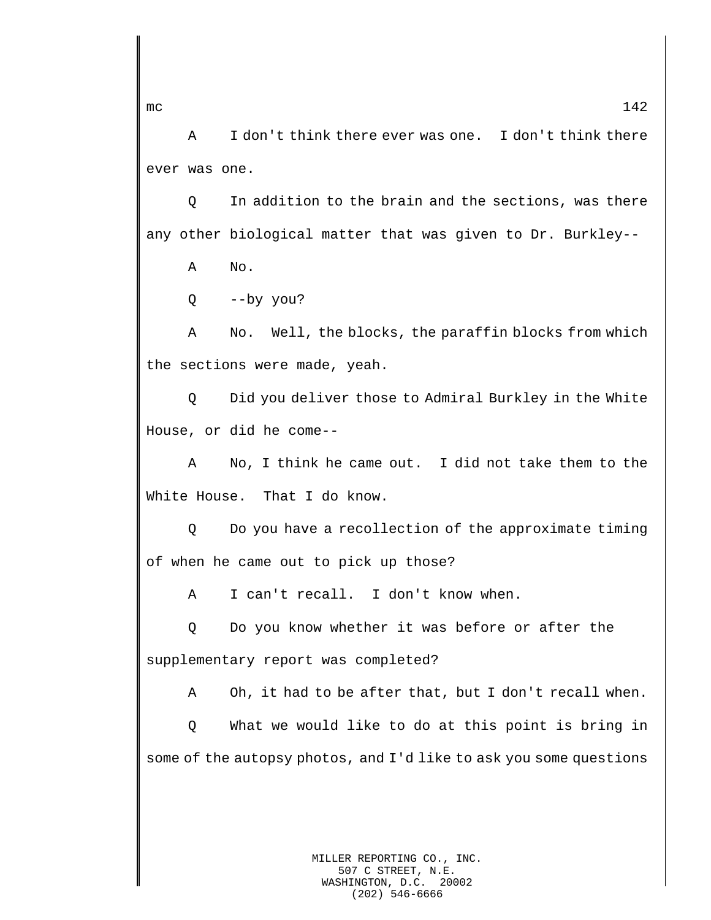A I don't think there ever was one. I don't think there ever was one.

Q In addition to the brain and the sections, was there any other biological matter that was given to Dr. Burkley--

A No.

Q --by you?

A No. Well, the blocks, the paraffin blocks from which the sections were made, yeah.

Q Did you deliver those to Admiral Burkley in the White House, or did he come--

A No, I think he came out. I did not take them to the White House. That I do know.

Q Do you have a recollection of the approximate timing of when he came out to pick up those?

A I can't recall. I don't know when.

Q Do you know whether it was before or after the supplementary report was completed?

A Oh, it had to be after that, but I don't recall when.

Q What we would like to do at this point is bring in some of the autopsy photos, and I'd like to ask you some questions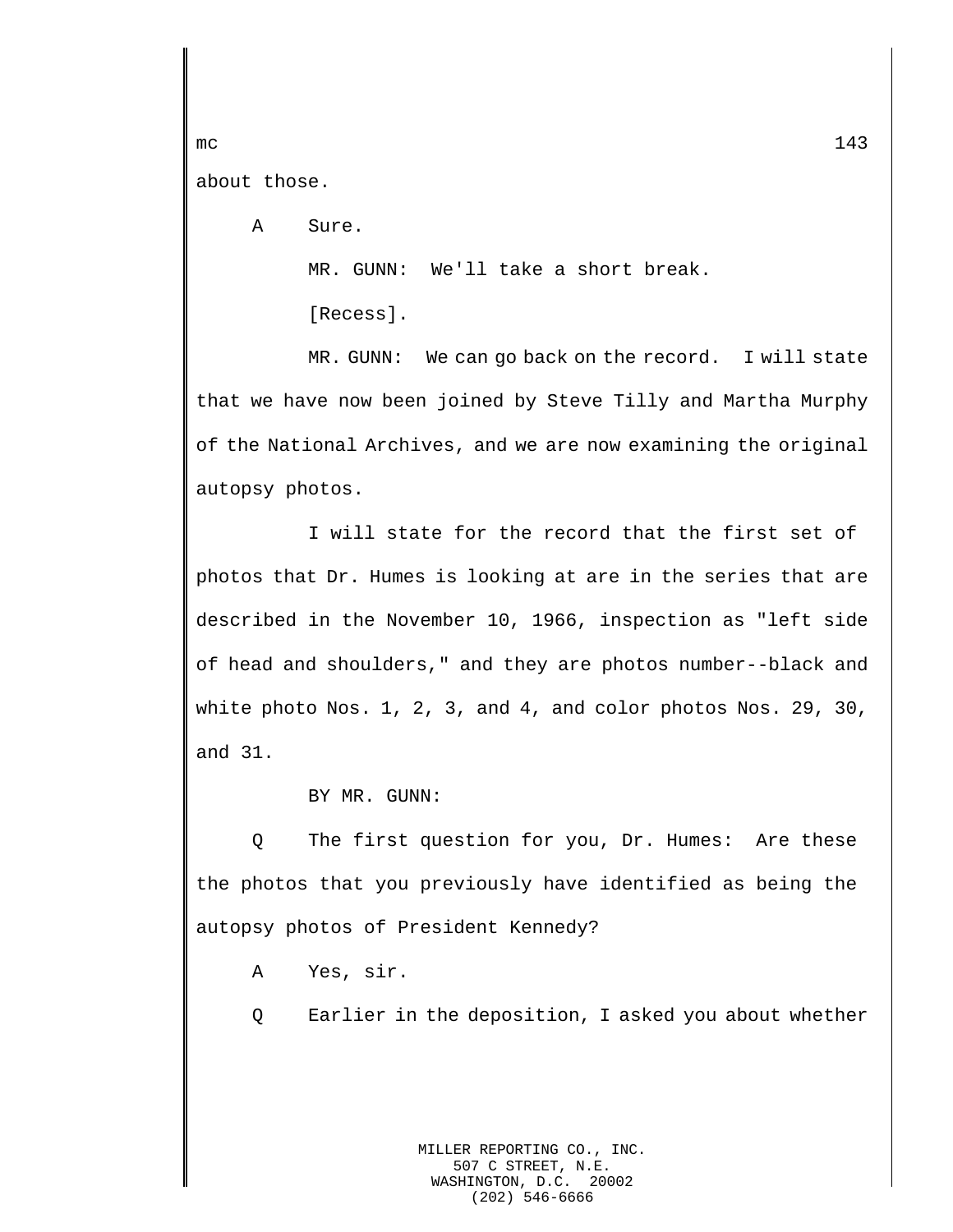about those.

A Sure.

MR. GUNN: We'll take a short break.

[Recess].

MR. GUNN: We can go back on the record. I will state that we have now been joined by Steve Tilly and Martha Murphy of the National Archives, and we are now examining the original autopsy photos.

I will state for the record that the first set of photos that Dr. Humes is looking at are in the series that are described in the November 10, 1966, inspection as "left side of head and shoulders," and they are photos number--black and white photo Nos. 1, 2, 3, and 4, and color photos Nos. 29, 30, and 31.

BY MR. GUNN:

Q The first question for you, Dr. Humes: Are these the photos that you previously have identified as being the autopsy photos of President Kennedy?

A Yes, sir.

Q Earlier in the deposition, I asked you about whether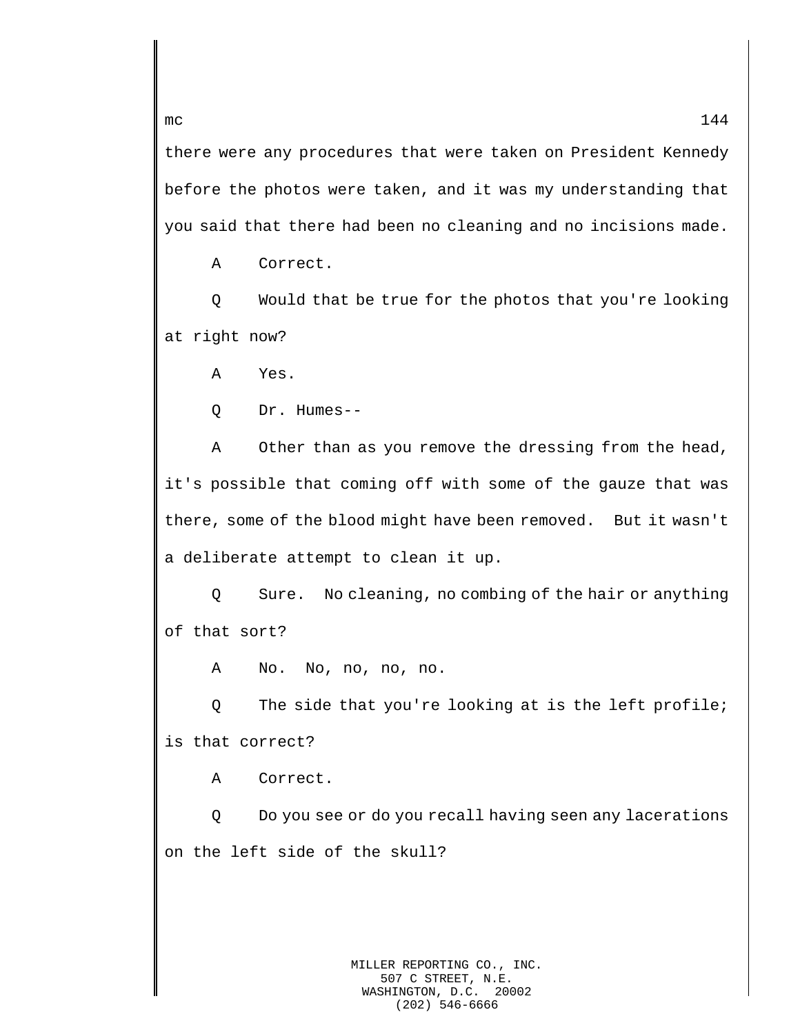there were any procedures that were taken on President Kennedy before the photos were taken, and it was my understanding that you said that there had been no cleaning and no incisions made.

A Correct.

Q Would that be true for the photos that you're looking at right now?

A Yes.

Q Dr. Humes--

A Other than as you remove the dressing from the head, it's possible that coming off with some of the gauze that was there, some of the blood might have been removed. But it wasn't a deliberate attempt to clean it up.

Q Sure. No cleaning, no combing of the hair or anything of that sort?

A No. No, no, no, no.

Q The side that you're looking at is the left profile; is that correct?

A Correct.

Q Do you see or do you recall having seen any lacerations on the left side of the skull?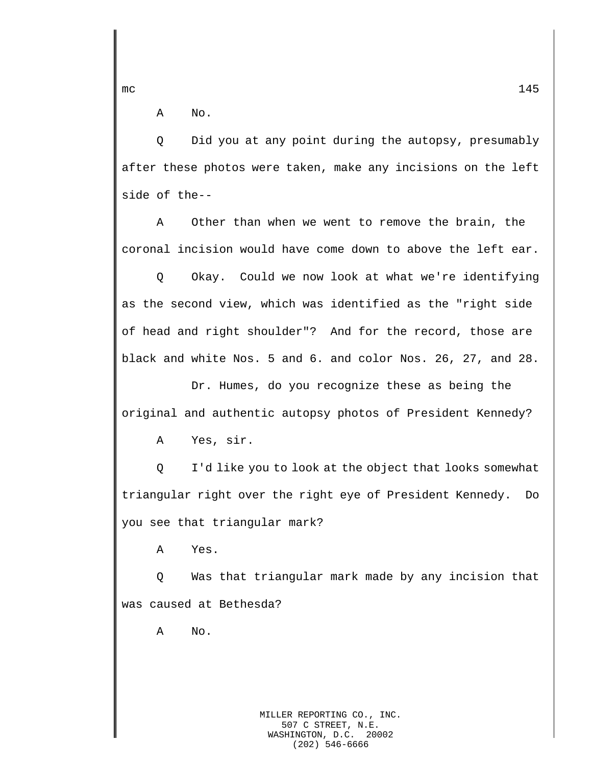A No.

Q Did you at any point during the autopsy, presumably after these photos were taken, make any incisions on the left side of the--

A Other than when we went to remove the brain, the coronal incision would have come down to above the left ear.

Q Okay. Could we now look at what we're identifying as the second view, which was identified as the "right side of head and right shoulder"? And for the record, those are black and white Nos. 5 and 6. and color Nos. 26, 27, and 28.

Dr. Humes, do you recognize these as being the original and authentic autopsy photos of President Kennedy?

A Yes, sir.

Q I'd like you to look at the object that looks somewhat triangular right over the right eye of President Kennedy. Do you see that triangular mark?

A Yes.

Q Was that triangular mark made by any incision that was caused at Bethesda?

A No.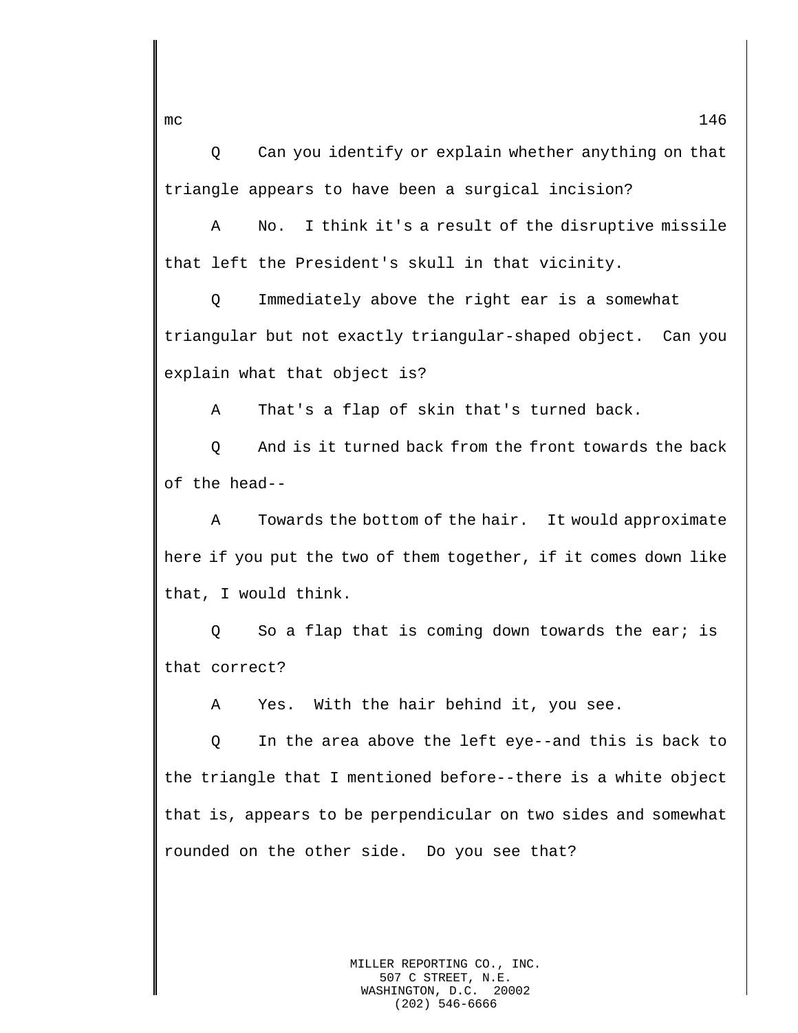Q Can you identify or explain whether anything on that triangle appears to have been a surgical incision?

A No. I think it's a result of the disruptive missile that left the President's skull in that vicinity.

Q Immediately above the right ear is a somewhat triangular but not exactly triangular-shaped object. Can you explain what that object is?

A That's a flap of skin that's turned back.

Q And is it turned back from the front towards the back of the head--

A Towards the bottom of the hair. It would approximate here if you put the two of them together, if it comes down like that, I would think.

Q So a flap that is coming down towards the ear; is that correct?

A Yes. With the hair behind it, you see.

Q In the area above the left eye--and this is back to the triangle that I mentioned before--there is a white object that is, appears to be perpendicular on two sides and somewhat rounded on the other side. Do you see that?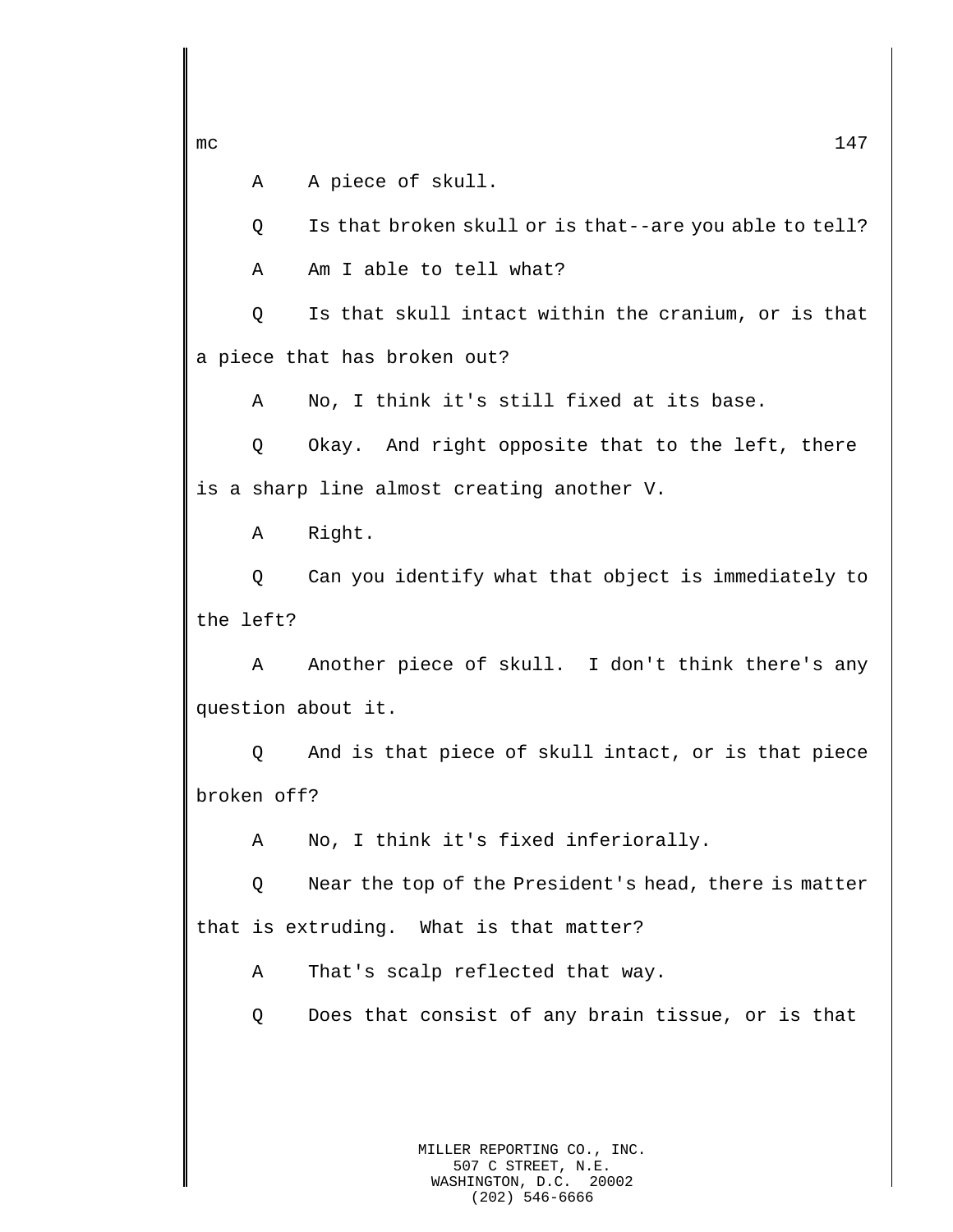A A piece of skull.

Q Is that broken skull or is that--are you able to tell?

A Am I able to tell what?

Q Is that skull intact within the cranium, or is that a piece that has broken out?

A No, I think it's still fixed at its base.

Q Okay. And right opposite that to the left, there is a sharp line almost creating another V.

A Right.

Q Can you identify what that object is immediately to the left?

A Another piece of skull. I don't think there's any question about it.

Q And is that piece of skull intact, or is that piece broken off?

A No, I think it's fixed inferiorally.

Q Near the top of the President's head, there is matter that is extruding. What is that matter?

A That's scalp reflected that way.

Q Does that consist of any brain tissue, or is that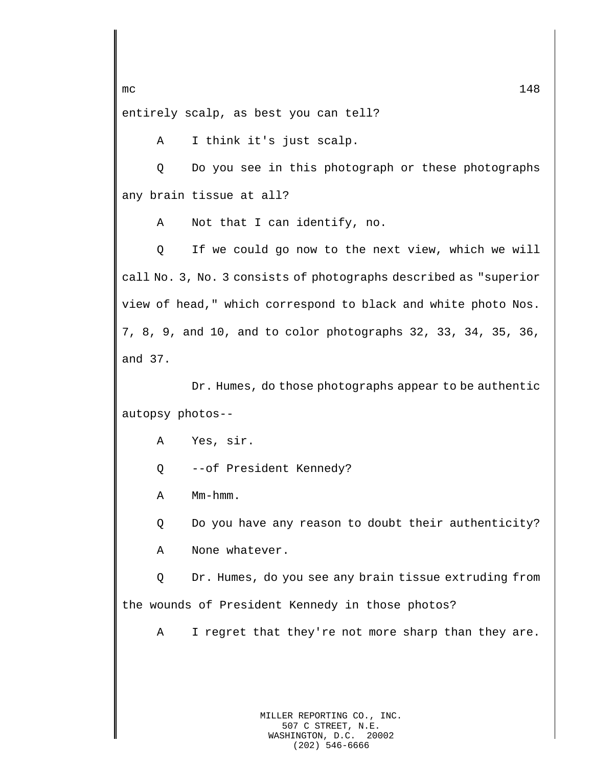entirely scalp, as best you can tell?

A I think it's just scalp.

Q Do you see in this photograph or these photographs any brain tissue at all?

A Not that I can identify, no.

Q If we could go now to the next view, which we will call No. 3, No. 3 consists of photographs described as "superior view of head," which correspond to black and white photo Nos. 7, 8, 9, and 10, and to color photographs 32, 33, 34, 35, 36, and 37.

Dr. Humes, do those photographs appear to be authentic autopsy photos--

A Yes, sir.

Q --of President Kennedy?

A Mm-hmm.

Q Do you have any reason to doubt their authenticity?

A None whatever.

Q Dr. Humes, do you see any brain tissue extruding from the wounds of President Kennedy in those photos?

A I regret that they're not more sharp than they are.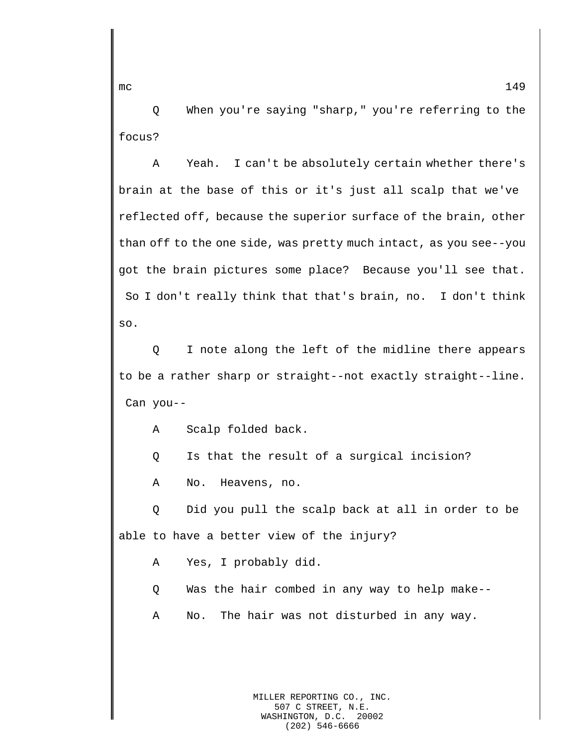Q When you're saying "sharp," you're referring to the focus?

A Yeah. I can't be absolutely certain whether there's brain at the base of this or it's just all scalp that we've reflected off, because the superior surface of the brain, other than off to the one side, was pretty much intact, as you see--you got the brain pictures some place? Because you'll see that. So I don't really think that that's brain, no. I don't think so.

Q I note along the left of the midline there appears to be a rather sharp or straight--not exactly straight--line. Can you--

A Scalp folded back.

Q Is that the result of a surgical incision?

A No. Heavens, no.

Q Did you pull the scalp back at all in order to be able to have a better view of the injury?

A Yes, I probably did.

Q Was the hair combed in any way to help make--

A No. The hair was not disturbed in any way.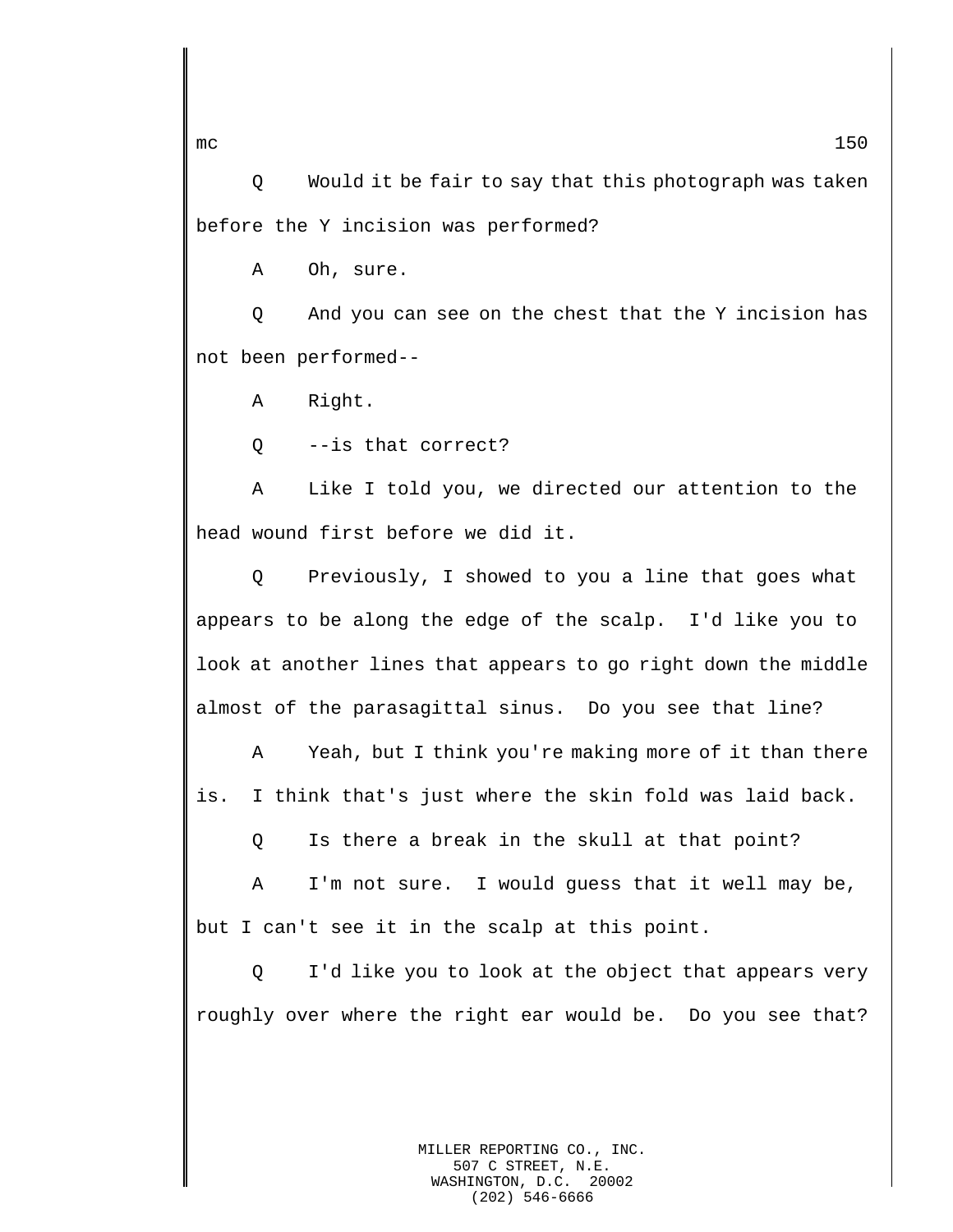Q Would it be fair to say that this photograph was taken before the Y incision was performed?

A Oh, sure.

Q And you can see on the chest that the Y incision has not been performed--

A Right.

Q --is that correct?

A Like I told you, we directed our attention to the head wound first before we did it.

Q Previously, I showed to you a line that goes what appears to be along the edge of the scalp. I'd like you to look at another lines that appears to go right down the middle almost of the parasagittal sinus. Do you see that line?

A Yeah, but I think you're making more of it than there is. I think that's just where the skin fold was laid back.

Q Is there a break in the skull at that point?

A I'm not sure. I would guess that it well may be, but I can't see it in the scalp at this point.

Q I'd like you to look at the object that appears very roughly over where the right ear would be. Do you see that?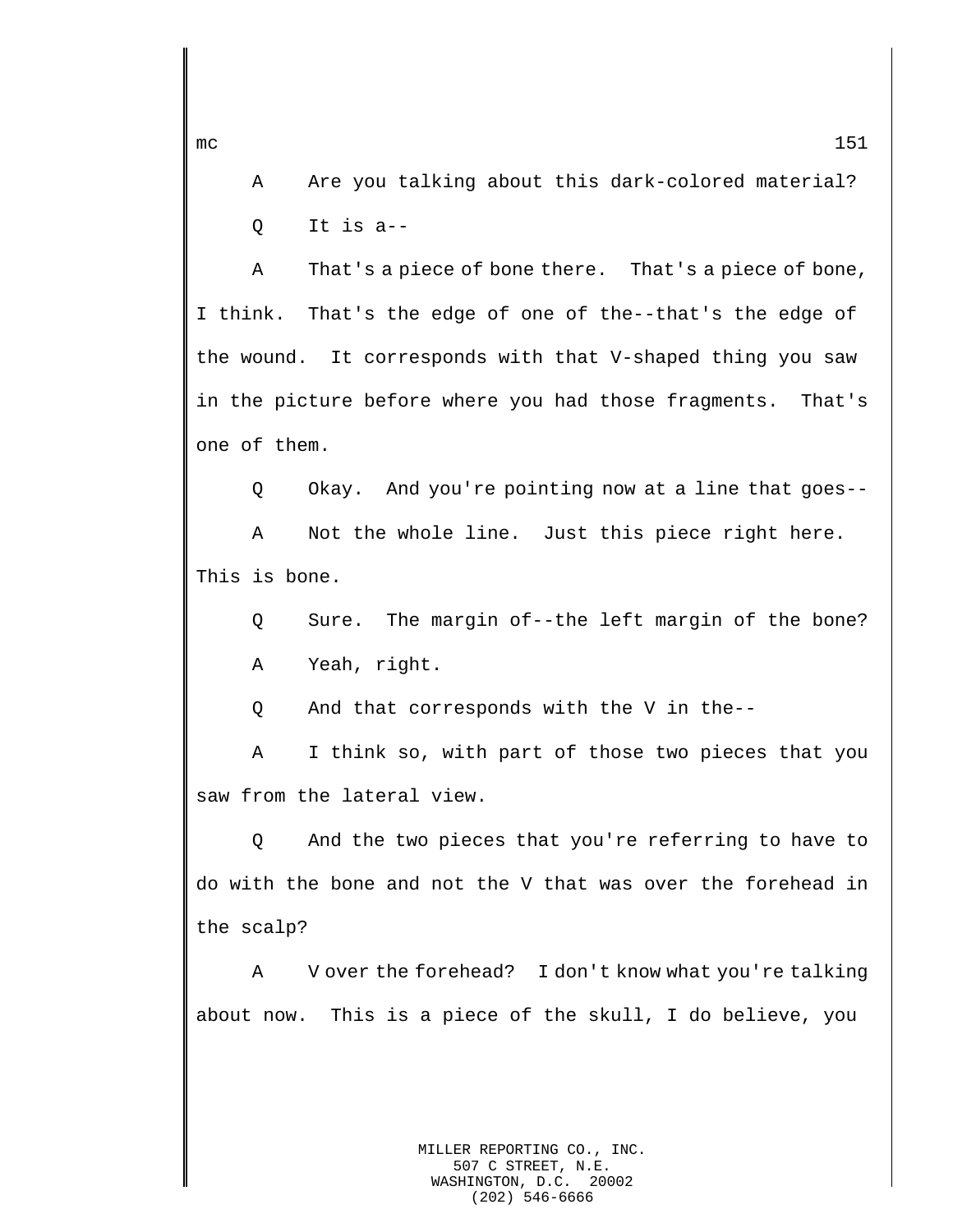A Are you talking about this dark-colored material?

Q It is a--

A That's a piece of bone there. That's a piece of bone, I think. That's the edge of one of the--that's the edge of the wound. It corresponds with that V-shaped thing you saw in the picture before where you had those fragments. That's one of them.

Q Okay. And you're pointing now at a line that goes--

A Not the whole line. Just this piece right here. This is bone.

Q Sure. The margin of--the left margin of the bone?

A Yeah, right.

Q And that corresponds with the V in the--

A I think so, with part of those two pieces that you saw from the lateral view.

Q And the two pieces that you're referring to have to do with the bone and not the V that was over the forehead in the scalp?

A V over the forehead? I don't know what you're talking about now. This is a piece of the skull, I do believe, you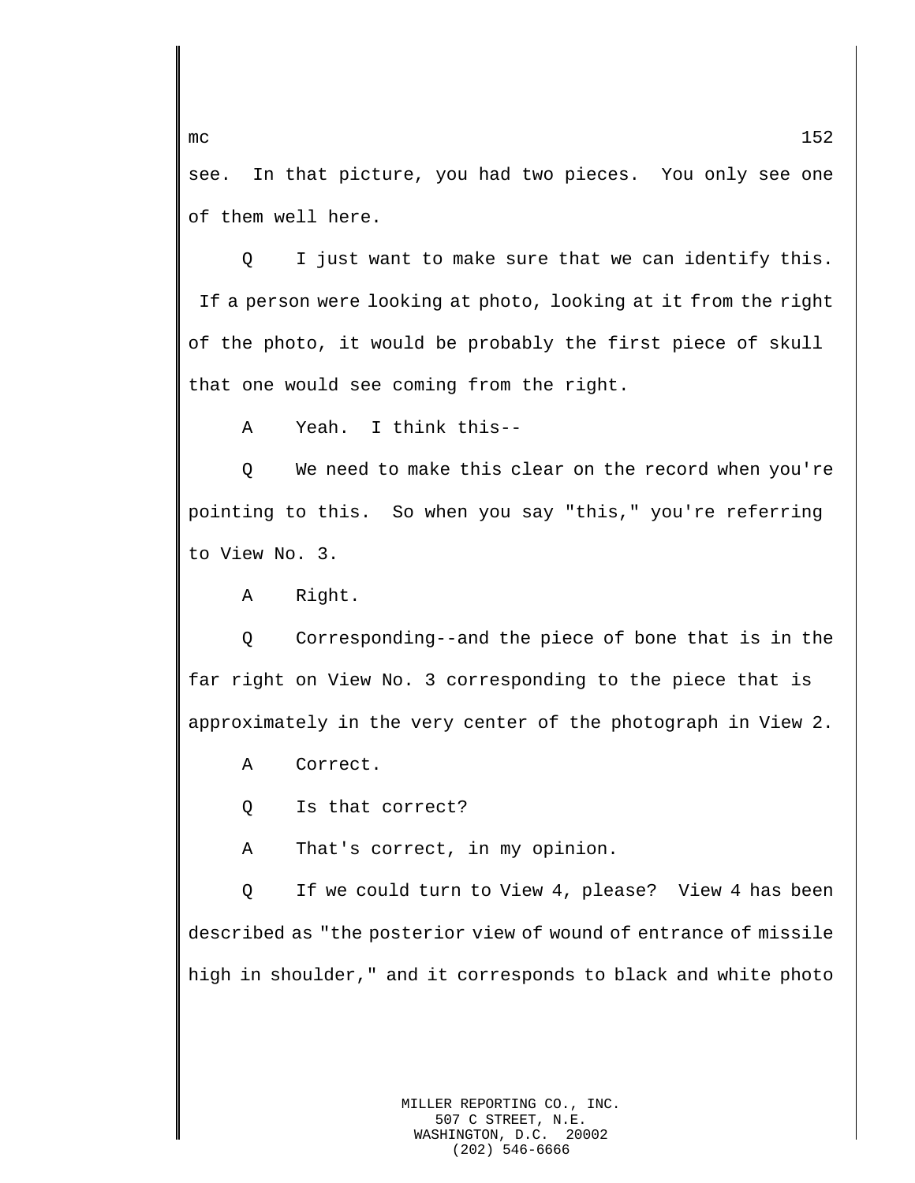see. In that picture, you had two pieces. You only see one of them well here.

Q I just want to make sure that we can identify this. If a person were looking at photo, looking at it from the right of the photo, it would be probably the first piece of skull that one would see coming from the right.

A Yeah. I think this--

Q We need to make this clear on the record when you're pointing to this. So when you say "this," you're referring to View No. 3.

A Right.

Q Corresponding--and the piece of bone that is in the far right on View No. 3 corresponding to the piece that is approximately in the very center of the photograph in View 2.

A Correct.

Q Is that correct?

A That's correct, in my opinion.

Q If we could turn to View 4, please? View 4 has been described as "the posterior view of wound of entrance of missile high in shoulder," and it corresponds to black and white photo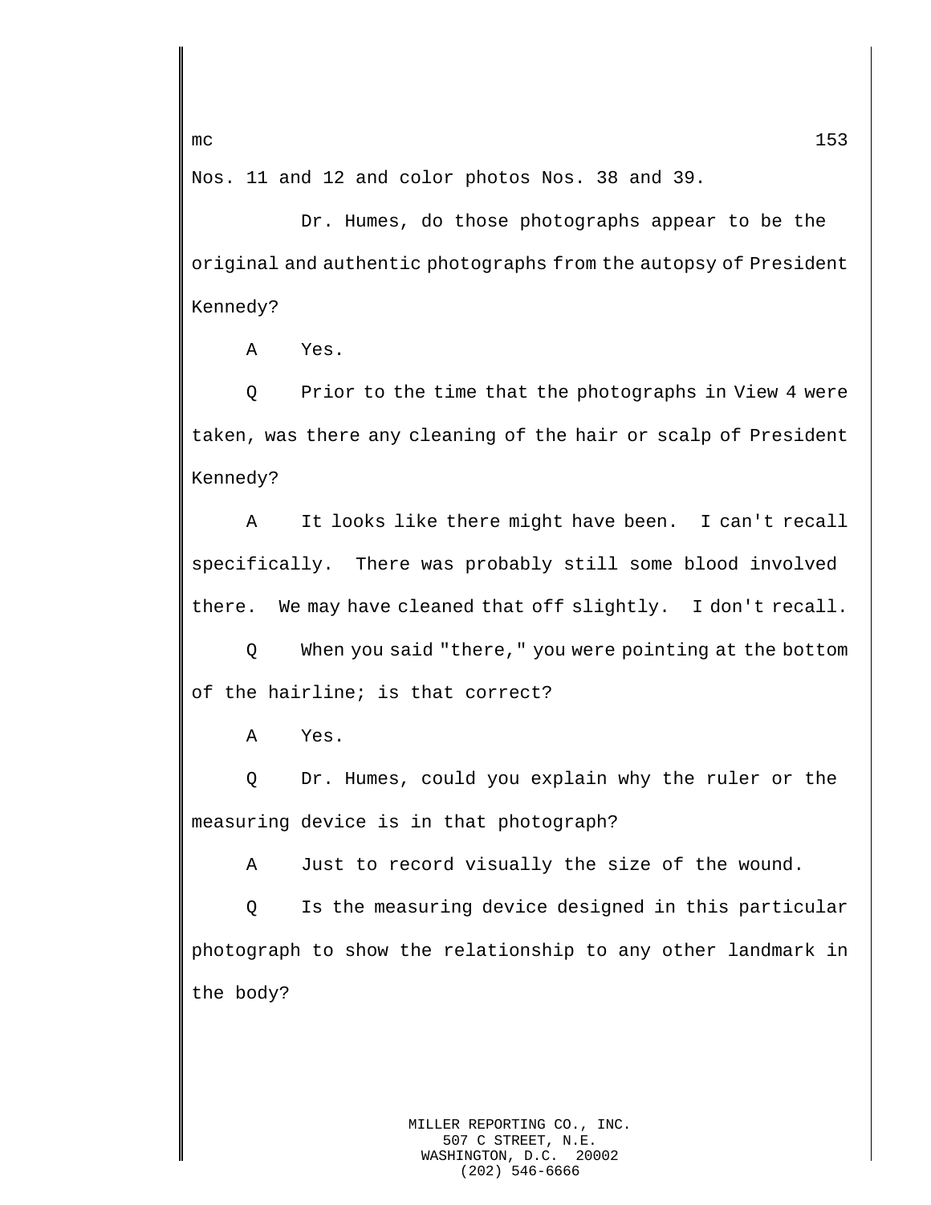Nos. 11 and 12 and color photos Nos. 38 and 39.

Dr. Humes, do those photographs appear to be the original and authentic photographs from the autopsy of President Kennedy?

A Yes.

Q Prior to the time that the photographs in View 4 were taken, was there any cleaning of the hair or scalp of President Kennedy?

A It looks like there might have been. I can't recall specifically. There was probably still some blood involved there. We may have cleaned that off slightly. I don't recall.

Q When you said "there," you were pointing at the bottom of the hairline; is that correct?

A Yes.

Q Dr. Humes, could you explain why the ruler or the measuring device is in that photograph?

A Just to record visually the size of the wound.

Q Is the measuring device designed in this particular photograph to show the relationship to any other landmark in the body?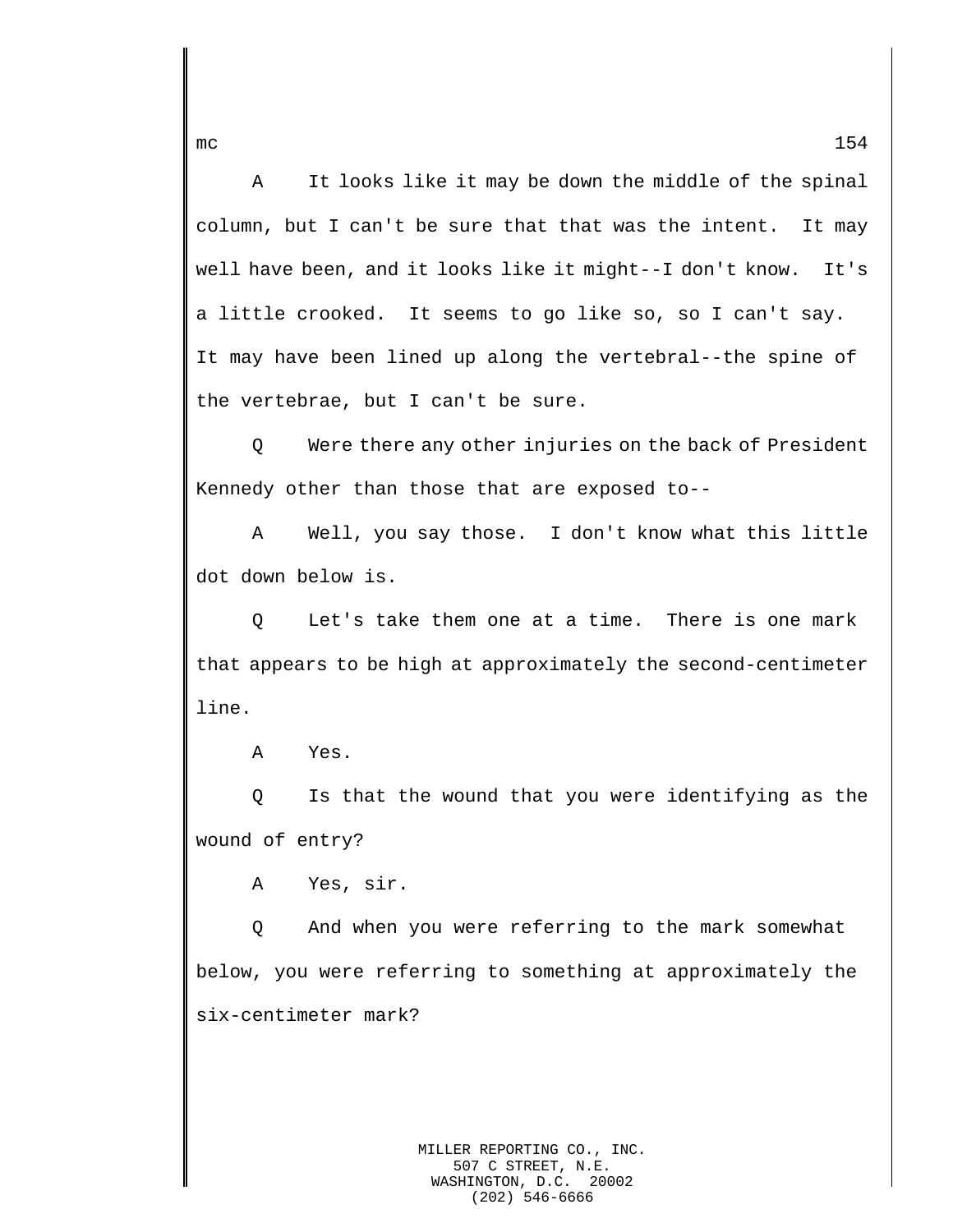A It looks like it may be down the middle of the spinal column, but I can't be sure that that was the intent. It may well have been, and it looks like it might--I don't know. It's a little crooked. It seems to go like so, so I can't say. It may have been lined up along the vertebral--the spine of the vertebrae, but I can't be sure.

Q Were there any other injuries on the back of President Kennedy other than those that are exposed to--

A Well, you say those. I don't know what this little dot down below is.

Q Let's take them one at a time. There is one mark that appears to be high at approximately the second-centimeter line.

A Yes.

Q Is that the wound that you were identifying as the wound of entry?

A Yes, sir.

Q And when you were referring to the mark somewhat below, you were referring to something at approximately the six-centimeter mark?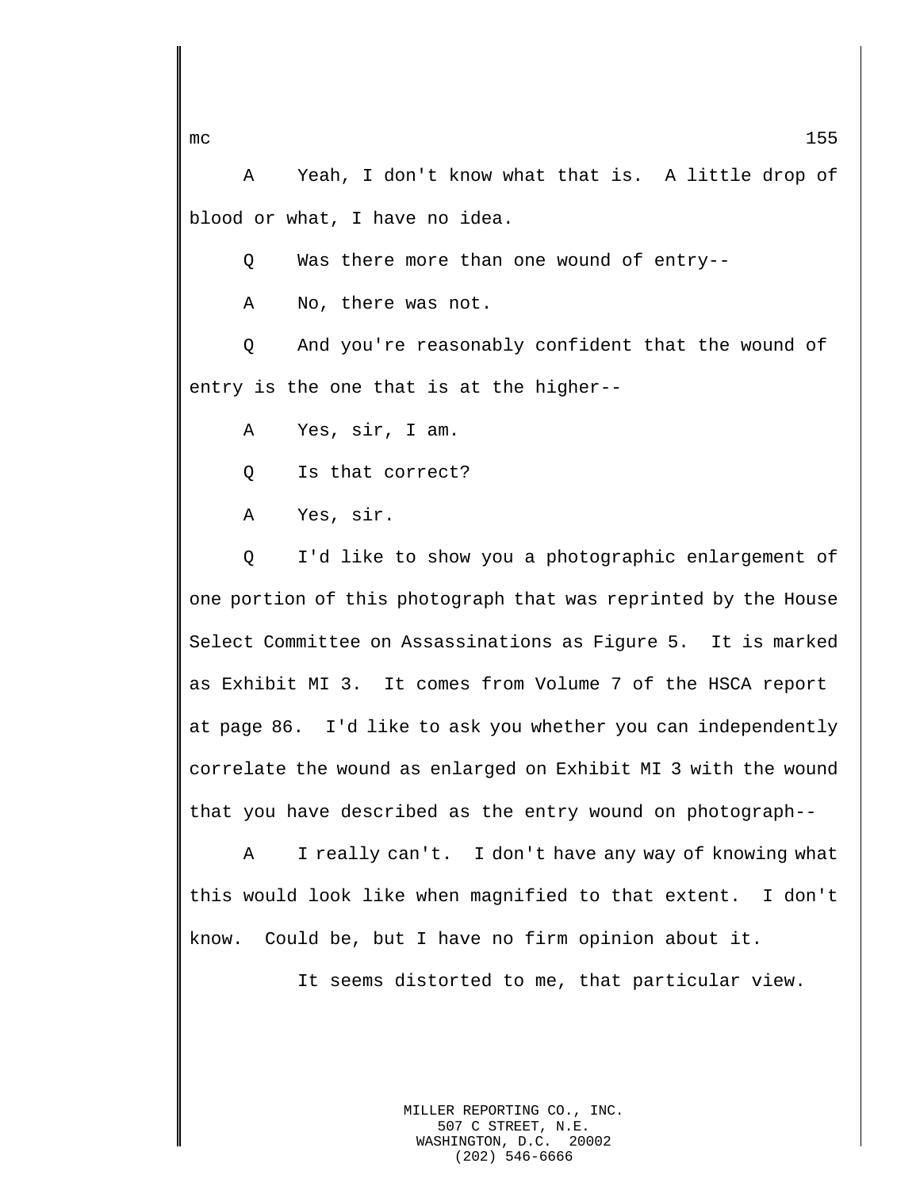A    Yeah, I don't know what that is.  A little drop of blood or what, I have no idea.

Q    Was there more than one wound of entry--

A    No, there was not.

Q    And you're reasonably confident that the wound of entry is the one that is at the higher--

A    Yes, sir, I am.

Q    Is that correct?

A    Yes, sir.

Q    I'd like to show you a photographic enlargement of one portion of this photograph that was reprinted by the House Select Committee on Assassinations as Figure 5.  It is marked as Exhibit MI 3.  It comes from Volume 7 of the HSCA report at page 86.  I'd like to ask you whether you can independently correlate the wound as enlarged on Exhibit MI 3 with the wound that you have described as the entry wound on photograph--

A    I really can't.  I don't have any way of knowing what this would look like when magnified to that extent.  I don't know.  Could be, but I have no firm opinion about it.

It seems distorted to me, that particular view.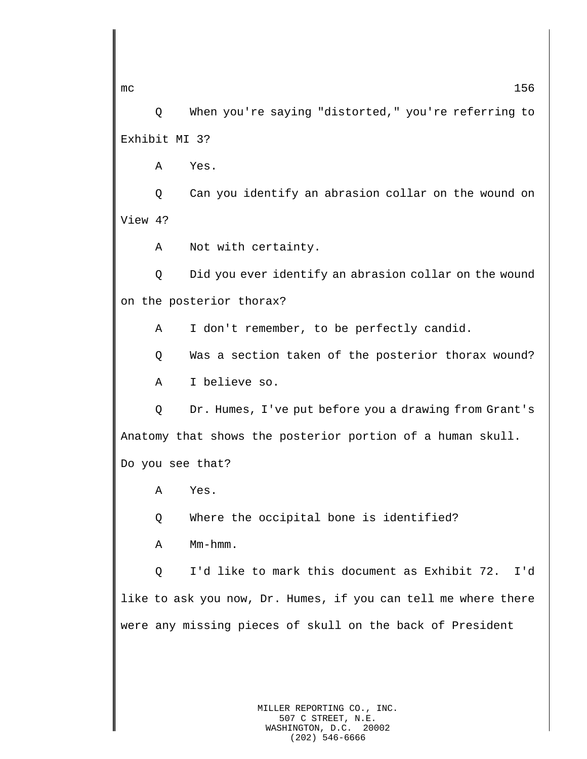Q When you're saying "distorted," you're referring to Exhibit MI 3?

A Yes.

Q Can you identify an abrasion collar on the wound on View 4?

A Not with certainty.

Q Did you ever identify an abrasion collar on the wound on the posterior thorax?

A I don't remember, to be perfectly candid.

Q Was a section taken of the posterior thorax wound?

A I believe so.

Q Dr. Humes, I've put before you a drawing from Grant's Anatomy that shows the posterior portion of a human skull. Do you see that?

A Yes.

Q Where the occipital bone is identified?

A Mm-hmm.

Q I'd like to mark this document as Exhibit 72. I'd like to ask you now, Dr. Humes, if you can tell me where there were any missing pieces of skull on the back of President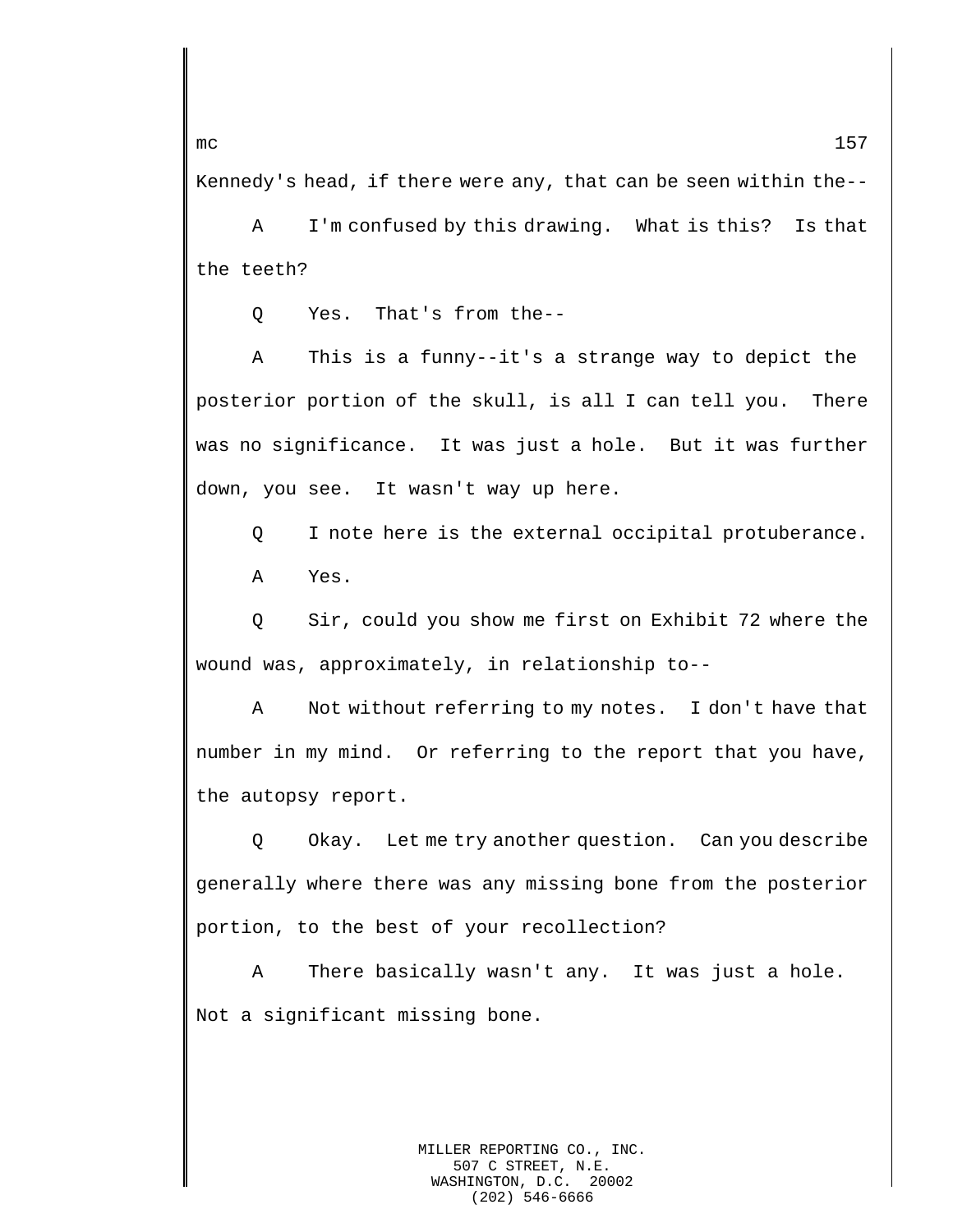Kennedy's head, if there were any, that can be seen within the--

A I'm confused by this drawing. What is this? Is that the teeth?

Q Yes. That's from the--

A This is a funny--it's a strange way to depict the posterior portion of the skull, is all I can tell you. There was no significance. It was just a hole. But it was further down, you see. It wasn't way up here.

Q I note here is the external occipital protuberance.

A Yes.

Q Sir, could you show me first on Exhibit 72 where the wound was, approximately, in relationship to--

A Not without referring to my notes. I don't have that number in my mind. Or referring to the report that you have, the autopsy report.

Q Okay. Let me try another question. Can you describe generally where there was any missing bone from the posterior portion, to the best of your recollection?

A There basically wasn't any. It was just a hole. Not a significant missing bone.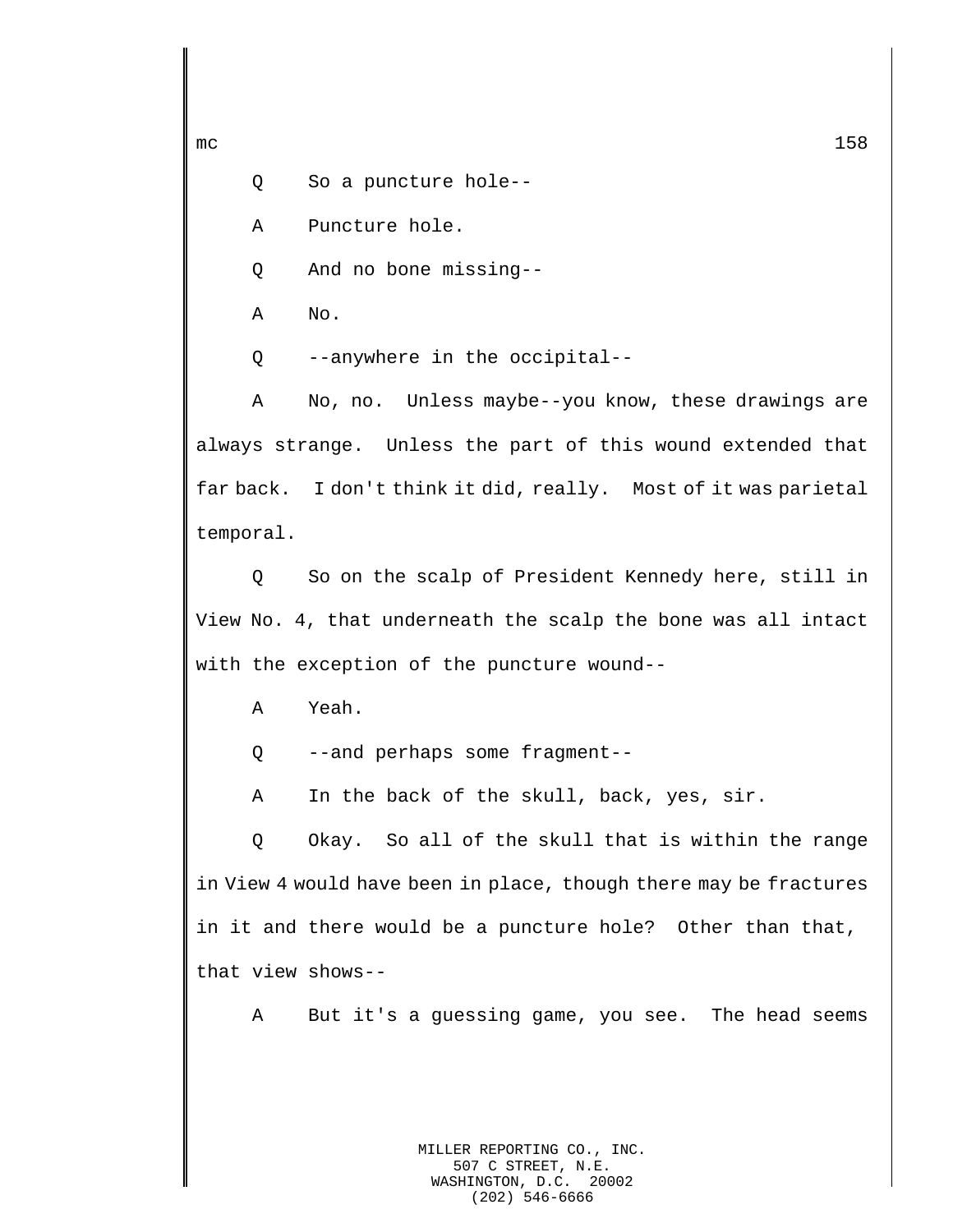Q So a puncture hole--

A Puncture hole.

Q And no bone missing--

A No.

Q --anywhere in the occipital--

A No, no. Unless maybe--you know, these drawings are always strange. Unless the part of this wound extended that far back. I don't think it did, really. Most of it was parietal temporal.

Q So on the scalp of President Kennedy here, still in View No. 4, that underneath the scalp the bone was all intact with the exception of the puncture wound--

A Yeah.

Q --and perhaps some fragment--

A In the back of the skull, back, yes, sir.

Q Okay. So all of the skull that is within the range in View 4 would have been in place, though there may be fractures in it and there would be a puncture hole? Other than that, that view shows--

A But it's a guessing game, you see. The head seems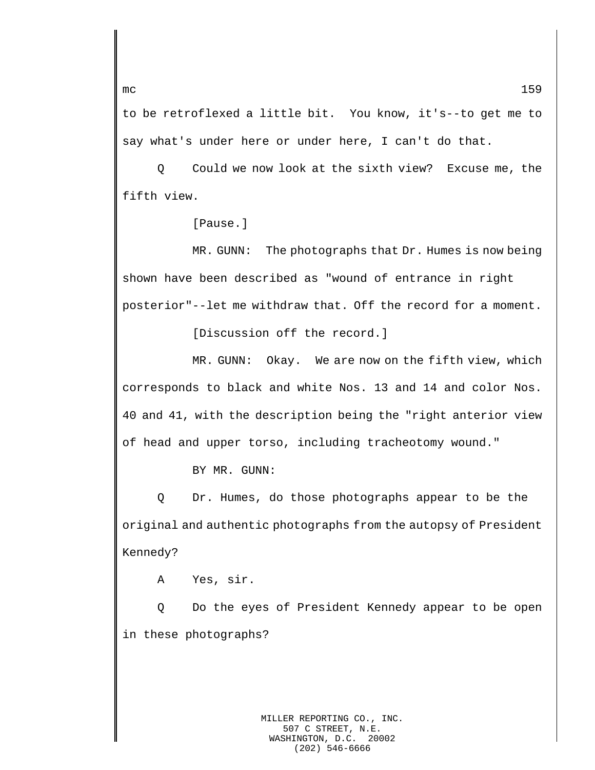to be retroflexed a little bit.  You know, it's--to get me to say what's under here or under here, I can't do that.

Q     Could we now look at the sixth view?  Excuse me, the fifth view.

[Pause.]

MR. GUNN:  The photographs that Dr. Humes is now being shown have been described as "wound of entrance in right posterior"--let me withdraw that. Off the record for a moment.

[Discussion off the record.]

MR. GUNN:  Okay.  We are now on the fifth view, which corresponds to black and white Nos. 13 and 14 and color Nos. 40 and 41, with the description being the "right anterior view of head and upper torso, including tracheotomy wound."

BY MR. GUNN:

Q     Dr. Humes, do those photographs appear to be the original and authentic photographs from the autopsy of President Kennedy?

A     Yes, sir.

Q     Do the eyes of President Kennedy appear to be open in these photographs?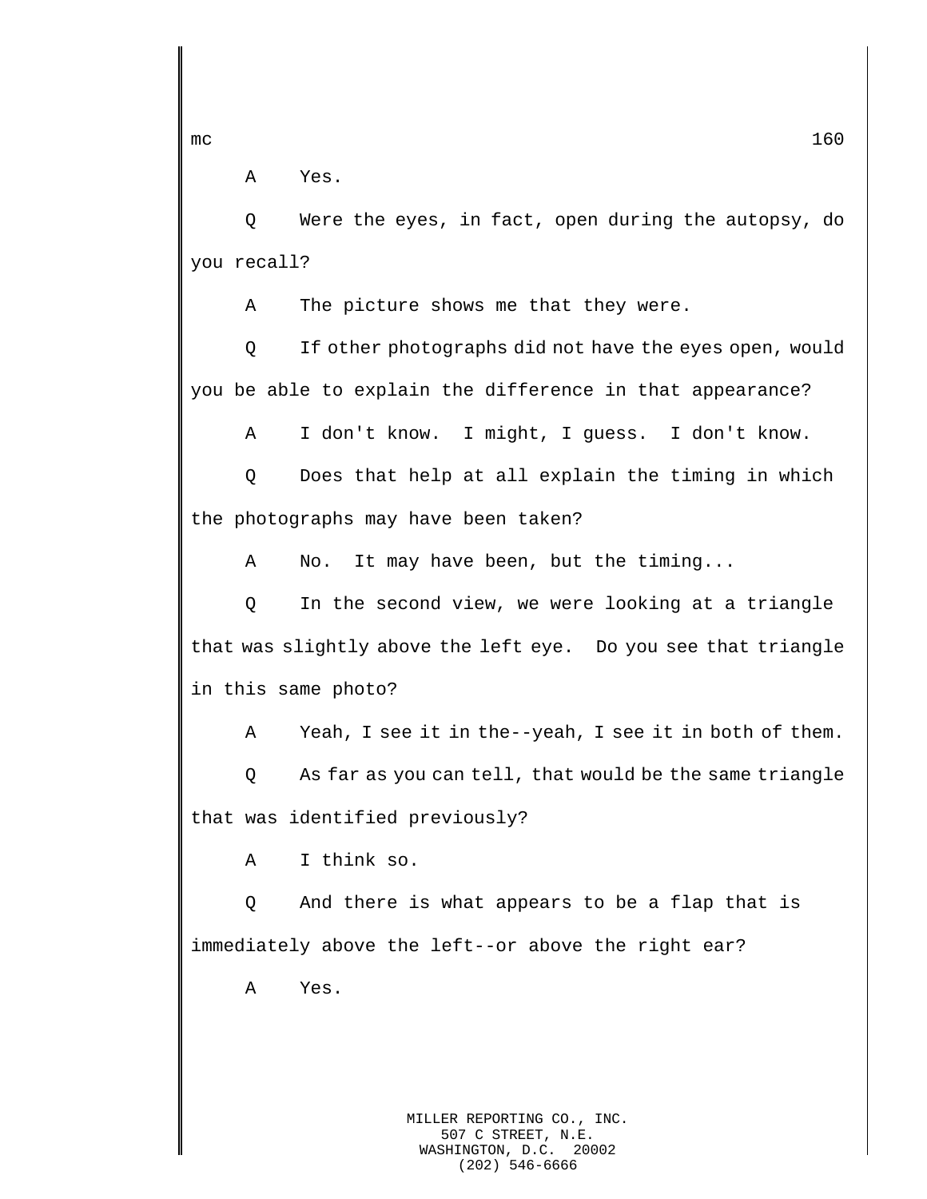A Yes.

Q Were the eyes, in fact, open during the autopsy, do you recall?

A The picture shows me that they were.

Q If other photographs did not have the eyes open, would you be able to explain the difference in that appearance?

A I don't know. I might, I guess. I don't know.

Q Does that help at all explain the timing in which the photographs may have been taken?

A No. It may have been, but the timing...

Q In the second view, we were looking at a triangle that was slightly above the left eye. Do you see that triangle in this same photo?

A Yeah, I see it in the--yeah, I see it in both of them.

Q As far as you can tell, that would be the same triangle that was identified previously?

A I think so.

Q And there is what appears to be a flap that is immediately above the left--or above the right ear?

A Yes.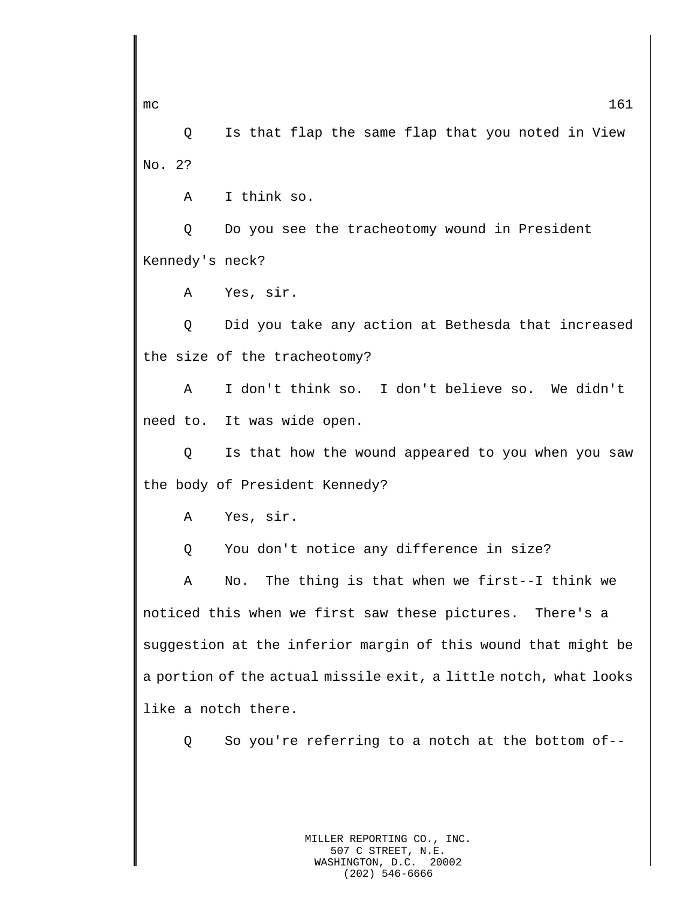Q Is that flap the same flap that you noted in View No. 2?

A I think so.

Q Do you see the tracheotomy wound in President Kennedy's neck?

A Yes, sir.

Q Did you take any action at Bethesda that increased the size of the tracheotomy?

A I don't think so. I don't believe so. We didn't need to. It was wide open.

Q Is that how the wound appeared to you when you saw the body of President Kennedy?

A Yes, sir.

Q You don't notice any difference in size?

A No. The thing is that when we first--I think we noticed this when we first saw these pictures. There's a suggestion at the inferior margin of this wound that might be a portion of the actual missile exit, a little notch, what looks like a notch there.

Q So you're referring to a notch at the bottom of--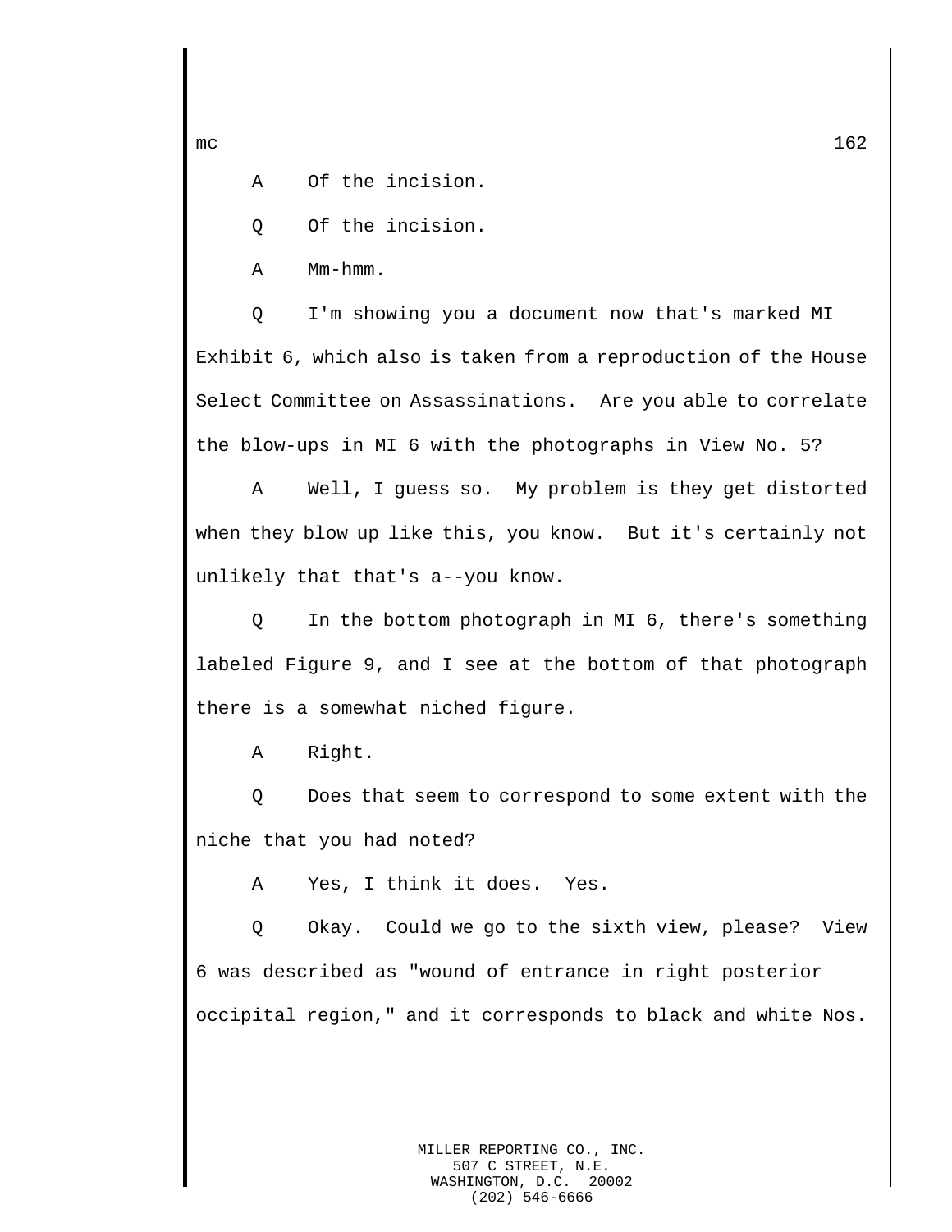A Of the incision.

Q Of the incision.

A Mm-hmm.

Q I'm showing you a document now that's marked MI Exhibit 6, which also is taken from a reproduction of the House Select Committee on Assassinations. Are you able to correlate the blow-ups in MI 6 with the photographs in View No. 5?

A Well, I guess so. My problem is they get distorted when they blow up like this, you know. But it's certainly not unlikely that that's a--you know.

Q In the bottom photograph in MI 6, there's something labeled Figure 9, and I see at the bottom of that photograph there is a somewhat niched figure.

A Right.

Q Does that seem to correspond to some extent with the niche that you had noted?

A Yes, I think it does. Yes.

Q Okay. Could we go to the sixth view, please? View 6 was described as "wound of entrance in right posterior occipital region," and it corresponds to black and white Nos.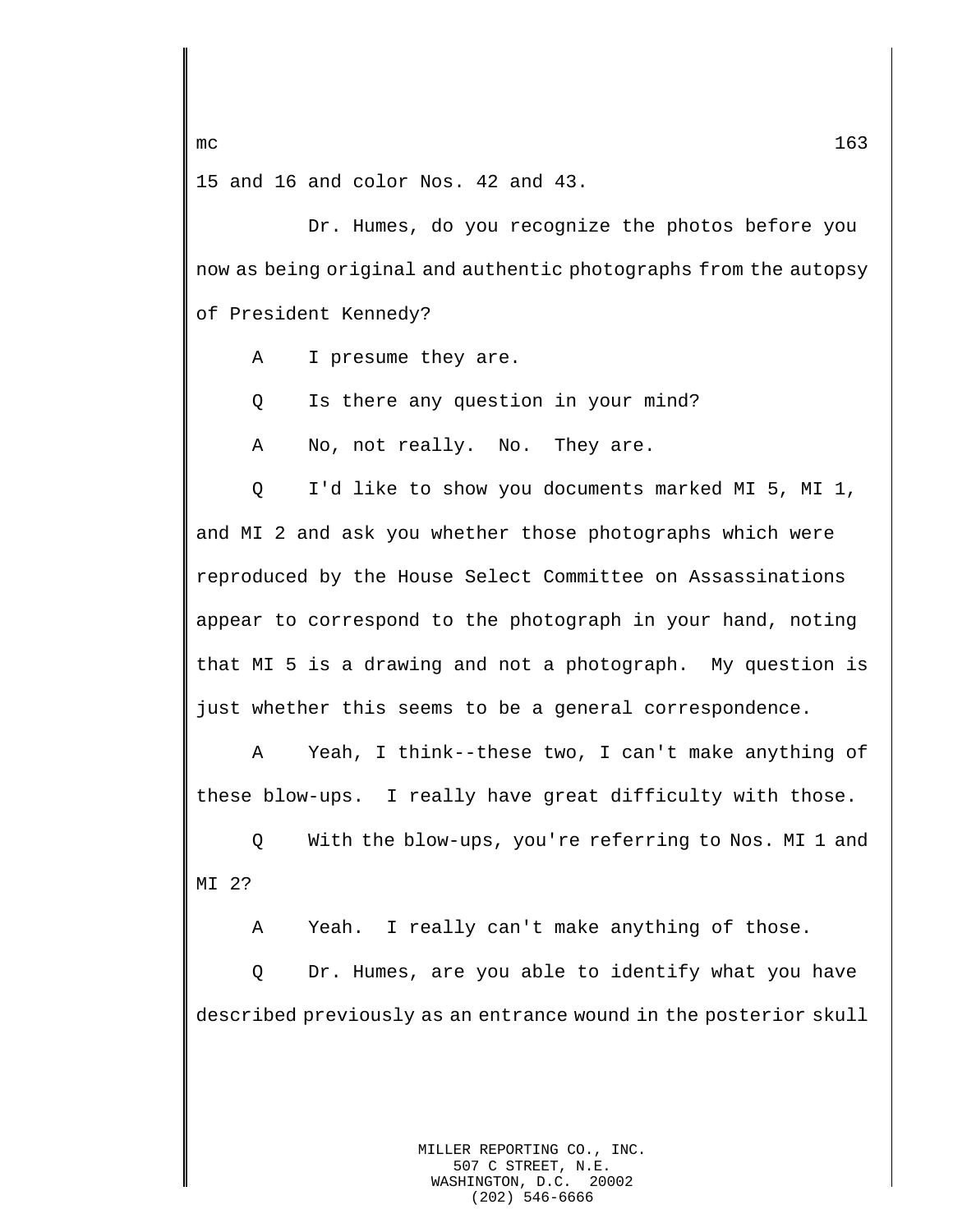15 and 16 and color Nos. 42 and 43.

Dr. Humes, do you recognize the photos before you now as being original and authentic photographs from the autopsy of President Kennedy?

A    I presume they are.

Q    Is there any question in your mind?

A    No, not really.  No.  They are.

Q    I'd like to show you documents marked MI 5, MI 1, and MI 2 and ask you whether those photographs which were reproduced by the House Select Committee on Assassinations appear to correspond to the photograph in your hand, noting that MI 5 is a drawing and not a photograph.  My question is just whether this seems to be a general correspondence.

A    Yeah, I think--these two, I can't make anything of these blow-ups.  I really have great difficulty with those.

Q    With the blow-ups, you're referring to Nos. MI 1 and MI 2?

A    Yeah.  I really can't make anything of those.

Q    Dr. Humes, are you able to identify what you have described previously as an entrance wound in the posterior skull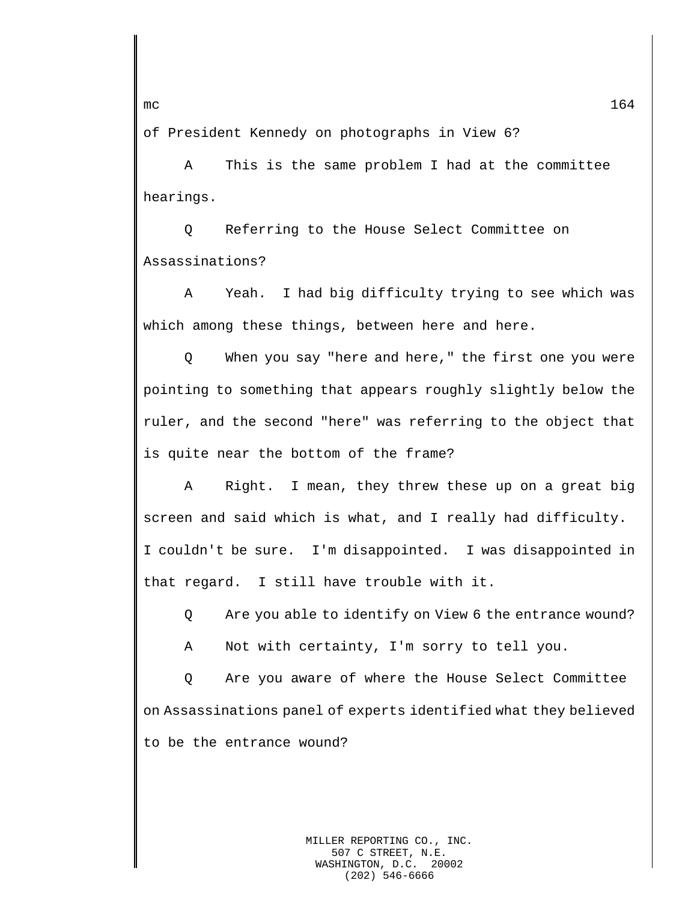of President Kennedy on photographs in View 6?

A This is the same problem I had at the committee hearings.

Q Referring to the House Select Committee on Assassinations?

A Yeah. I had big difficulty trying to see which was which among these things, between here and here.

Q When you say "here and here," the first one you were pointing to something that appears roughly slightly below the ruler, and the second "here" was referring to the object that is quite near the bottom of the frame?

A Right. I mean, they threw these up on a great big screen and said which is what, and I really had difficulty. I couldn't be sure. I'm disappointed. I was disappointed in that regard. I still have trouble with it.

Q Are you able to identify on View 6 the entrance wound?

A Not with certainty, I'm sorry to tell you.

Q Are you aware of where the House Select Committee on Assassinations panel of experts identified what they believed to be the entrance wound?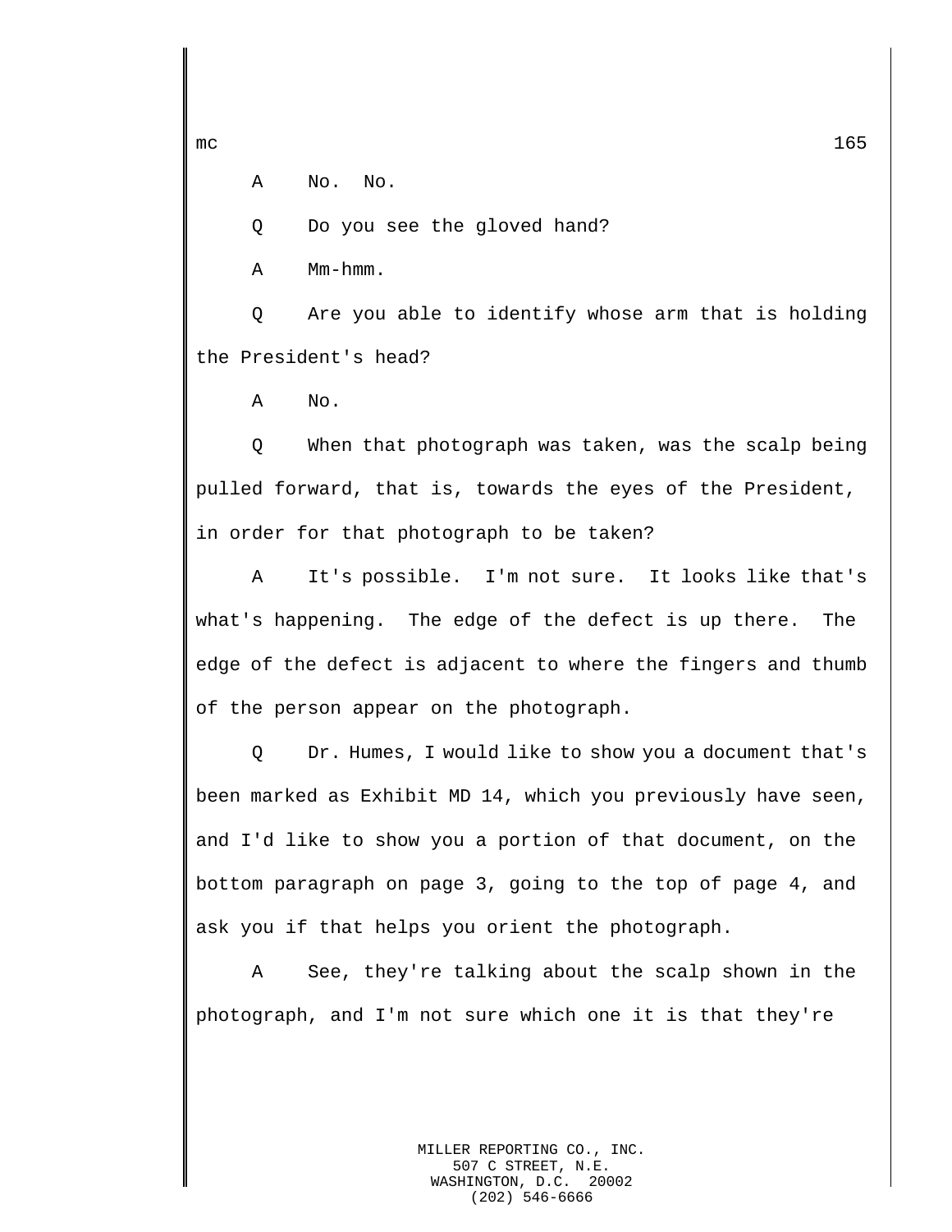A No. No.

Q Do you see the gloved hand?

A Mm-hmm.

Q Are you able to identify whose arm that is holding the President's head?

A No.

Q When that photograph was taken, was the scalp being pulled forward, that is, towards the eyes of the President, in order for that photograph to be taken?

A It's possible. I'm not sure. It looks like that's what's happening. The edge of the defect is up there. The edge of the defect is adjacent to where the fingers and thumb of the person appear on the photograph.

Q Dr. Humes, I would like to show you a document that's been marked as Exhibit MD 14, which you previously have seen, and I'd like to show you a portion of that document, on the bottom paragraph on page 3, going to the top of page 4, and ask you if that helps you orient the photograph.

A See, they're talking about the scalp shown in the photograph, and I'm not sure which one it is that they're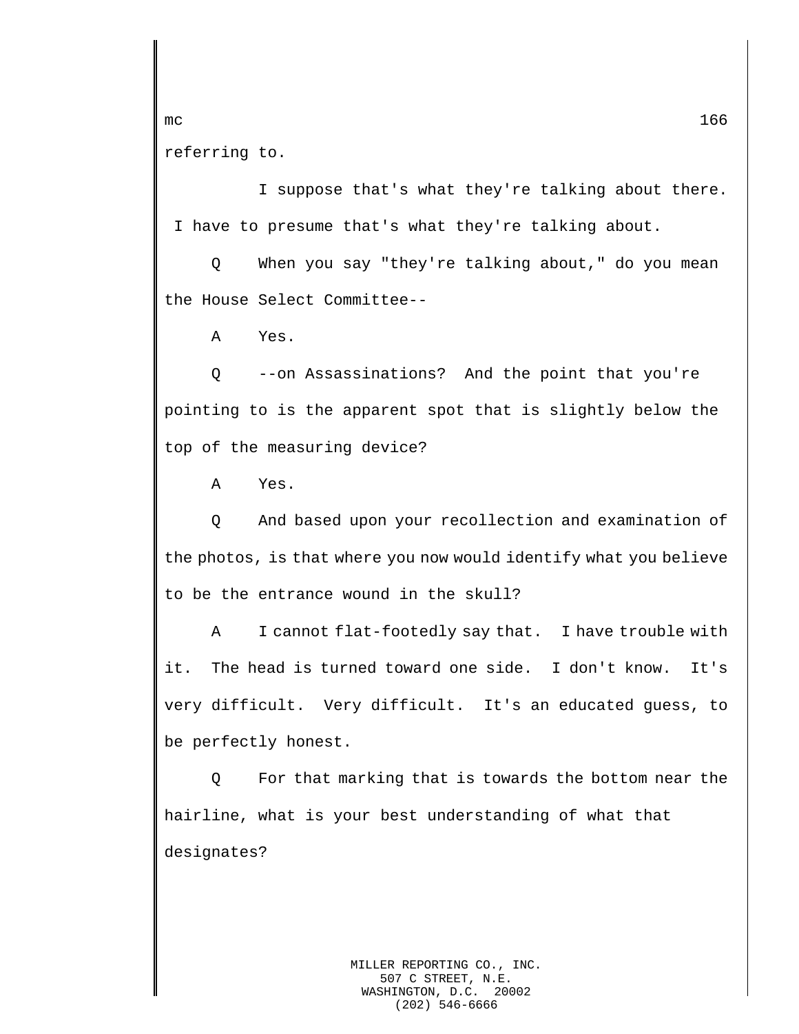referring to.

I suppose that's what they're talking about there. I have to presume that's what they're talking about.

Q When you say "they're talking about," do you mean the House Select Committee--

A Yes.

Q --on Assassinations? And the point that you're pointing to is the apparent spot that is slightly below the top of the measuring device?

A Yes.

Q And based upon your recollection and examination of the photos, is that where you now would identify what you believe to be the entrance wound in the skull?

A I cannot flat-footedly say that. I have trouble with it. The head is turned toward one side. I don't know. It's very difficult. Very difficult. It's an educated guess, to be perfectly honest.

Q For that marking that is towards the bottom near the hairline, what is your best understanding of what that designates?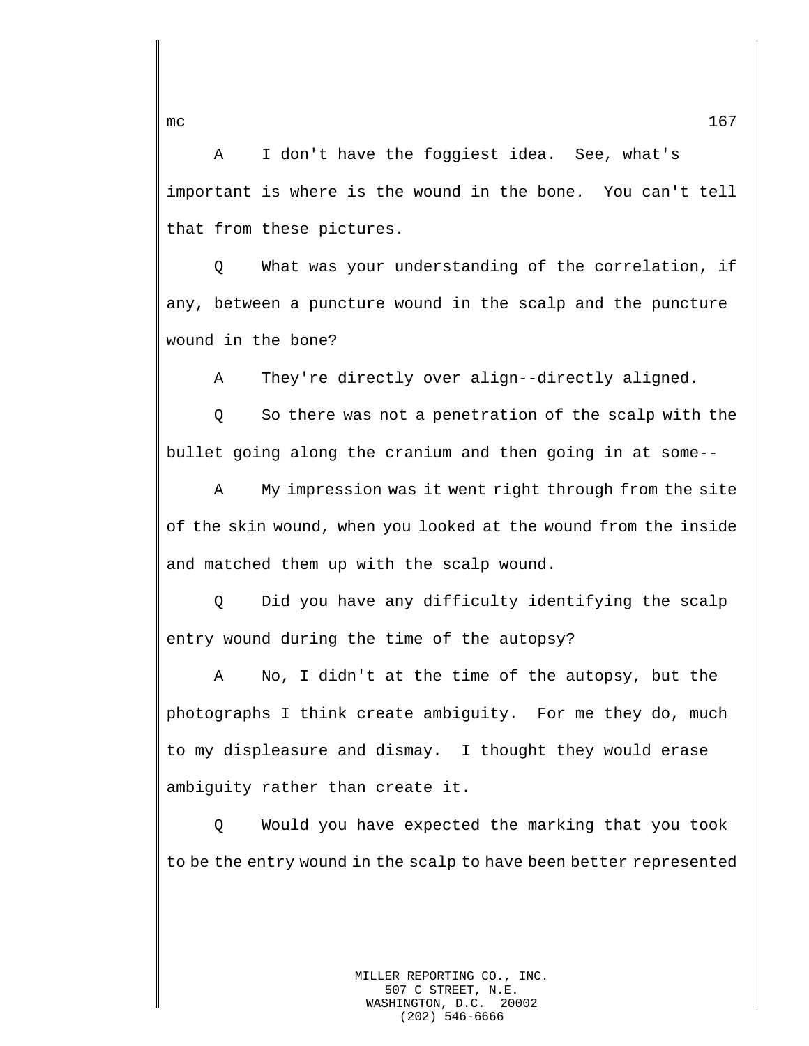A I don't have the foggiest idea. See, what's important is where is the wound in the bone. You can't tell that from these pictures.

Q What was your understanding of the correlation, if any, between a puncture wound in the scalp and the puncture wound in the bone?

A They're directly over align--directly aligned.

Q So there was not a penetration of the scalp with the bullet going along the cranium and then going in at some--

A My impression was it went right through from the site of the skin wound, when you looked at the wound from the inside and matched them up with the scalp wound.

Q Did you have any difficulty identifying the scalp entry wound during the time of the autopsy?

A No, I didn't at the time of the autopsy, but the photographs I think create ambiguity. For me they do, much to my displeasure and dismay. I thought they would erase ambiguity rather than create it.

Q Would you have expected the marking that you took to be the entry wound in the scalp to have been better represented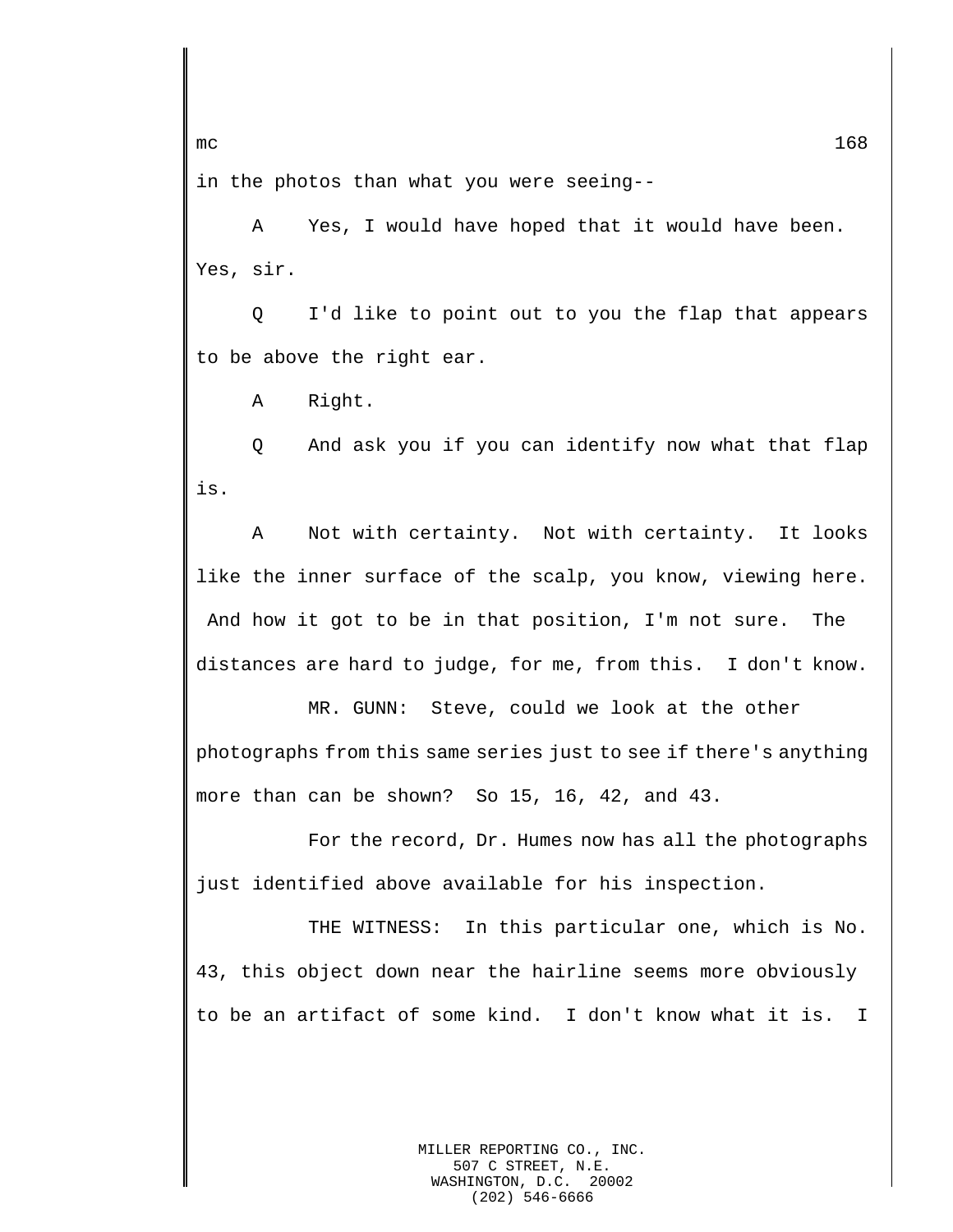in the photos than what you were seeing--

A    Yes, I would have hoped that it would have been. Yes, sir.

Q    I'd like to point out to you the flap that appears to be above the right ear.

A    Right.

Q    And ask you if you can identify now what that flap is.

A    Not with certainty.  Not with certainty.  It looks like the inner surface of the scalp, you know, viewing here.  And how it got to be in that position, I'm not sure.  The distances are hard to judge, for me, from this.  I don't know.

MR. GUNN:  Steve, could we look at the other photographs from this same series just to see if there's anything more than can be shown?  So 15, 16, 42, and 43.

For the record, Dr. Humes now has all the photographs just identified above available for his inspection.

THE WITNESS:  In this particular one, which is No. 43, this object down near the hairline seems more obviously to be an artifact of some kind.  I don't know what it is.  I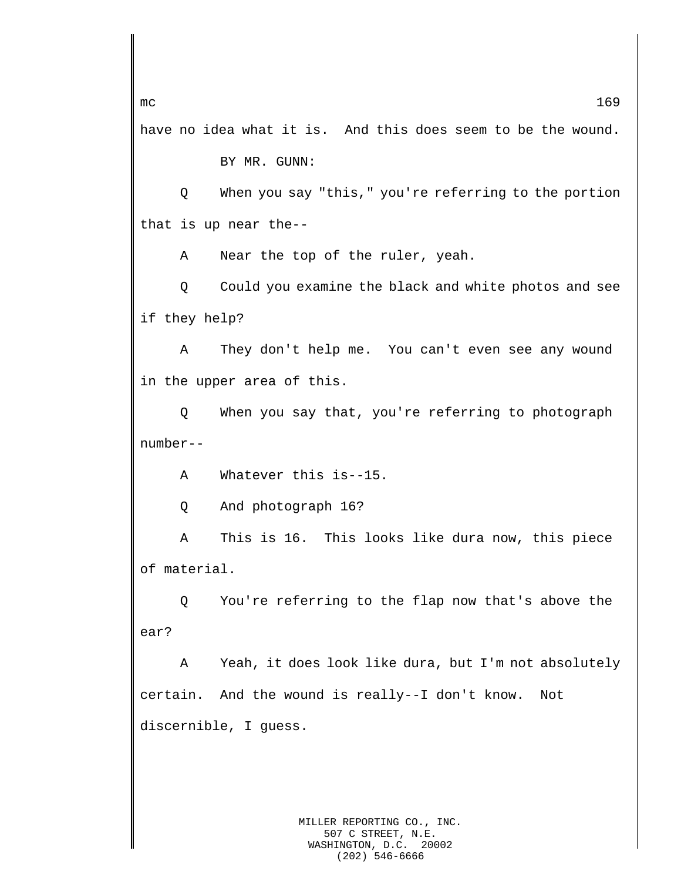have no idea what it is. And this does seem to be the wound.

BY MR. GUNN:

Q When you say "this," you're referring to the portion that is up near the--

A Near the top of the ruler, yeah.

Q Could you examine the black and white photos and see if they help?

A They don't help me. You can't even see any wound in the upper area of this.

Q When you say that, you're referring to photograph number--

A Whatever this is--15.

Q And photograph 16?

A This is 16. This looks like dura now, this piece of material.

Q You're referring to the flap now that's above the ear?

A Yeah, it does look like dura, but I'm not absolutely certain. And the wound is really--I don't know. Not discernible, I guess.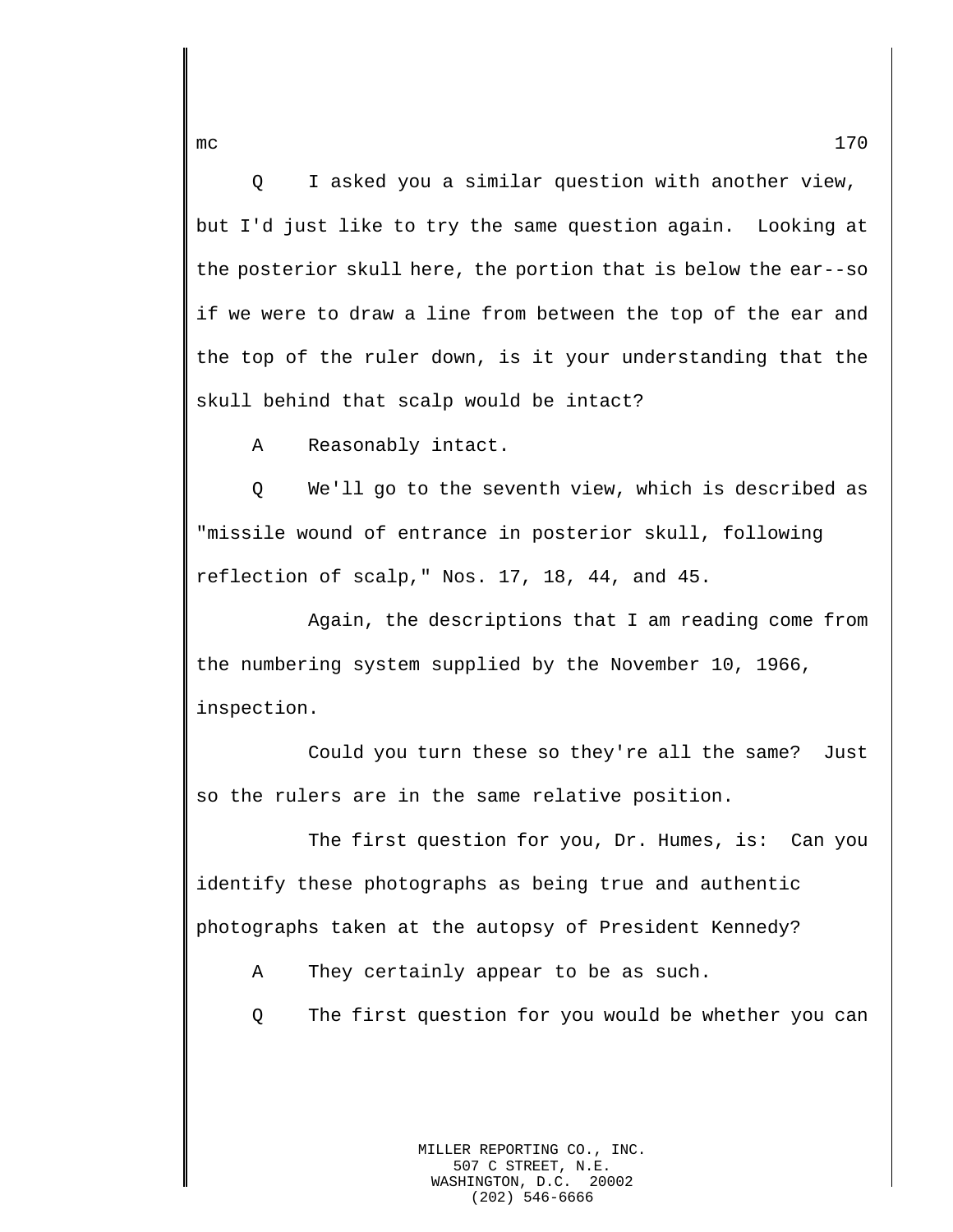Q I asked you a similar question with another view, but I'd just like to try the same question again. Looking at the posterior skull here, the portion that is below the ear--so if we were to draw a line from between the top of the ear and the top of the ruler down, is it your understanding that the skull behind that scalp would be intact?

A Reasonably intact.

Q We'll go to the seventh view, which is described as "missile wound of entrance in posterior skull, following reflection of scalp," Nos. 17, 18, 44, and 45.

Again, the descriptions that I am reading come from the numbering system supplied by the November 10, 1966, inspection.

Could you turn these so they're all the same? Just so the rulers are in the same relative position.

The first question for you, Dr. Humes, is: Can you identify these photographs as being true and authentic photographs taken at the autopsy of President Kennedy?

A They certainly appear to be as such.

Q The first question for you would be whether you can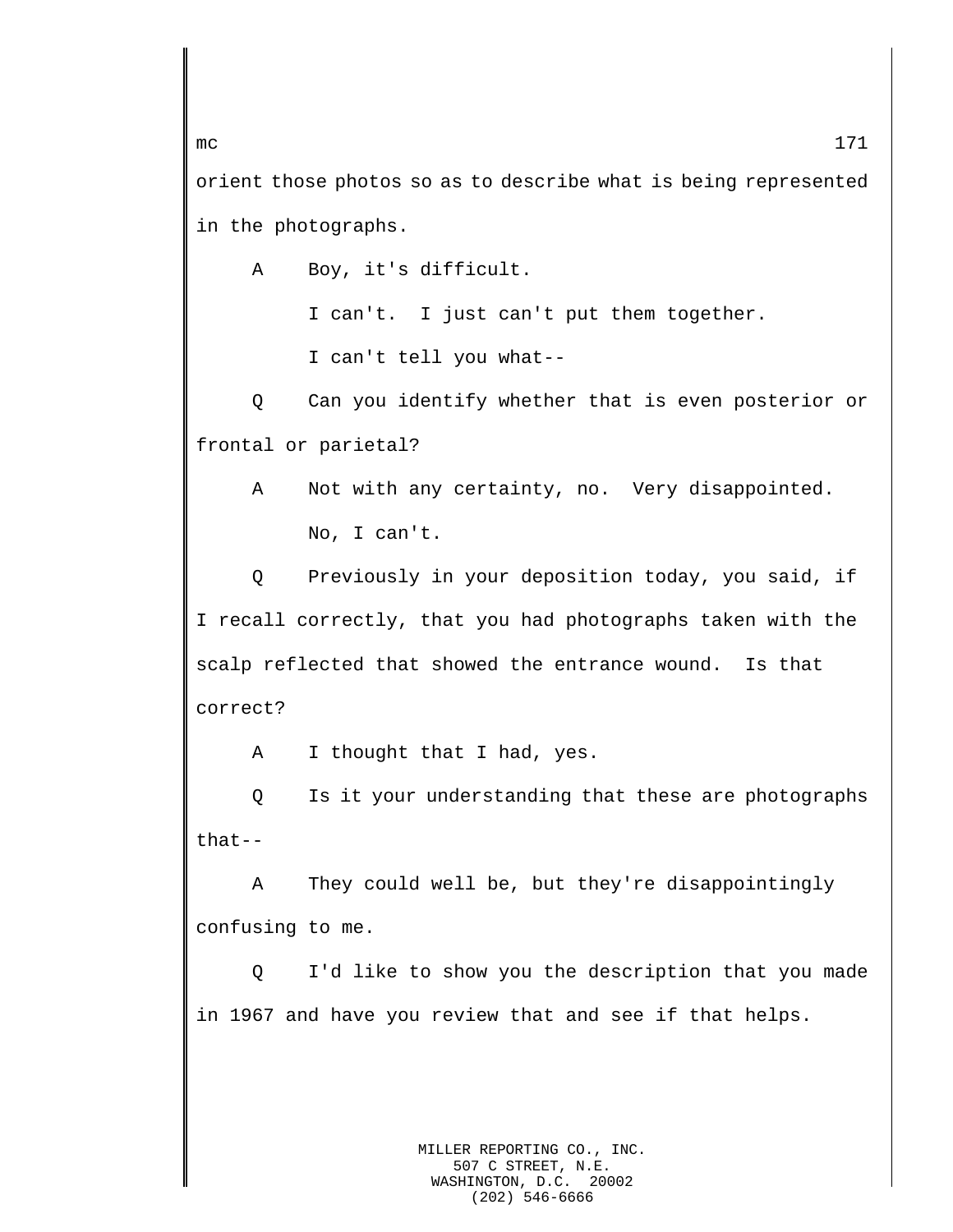orient those photos so as to describe what is being represented in the photographs.

A Boy, it's difficult.

I can't. I just can't put them together.

I can't tell you what--

Q Can you identify whether that is even posterior or frontal or parietal?

A Not with any certainty, no. Very disappointed.

No, I can't.

Q Previously in your deposition today, you said, if I recall correctly, that you had photographs taken with the scalp reflected that showed the entrance wound. Is that correct?

A I thought that I had, yes.

Q Is it your understanding that these are photographs that--

A They could well be, but they're disappointingly confusing to me.

Q I'd like to show you the description that you made in 1967 and have you review that and see if that helps.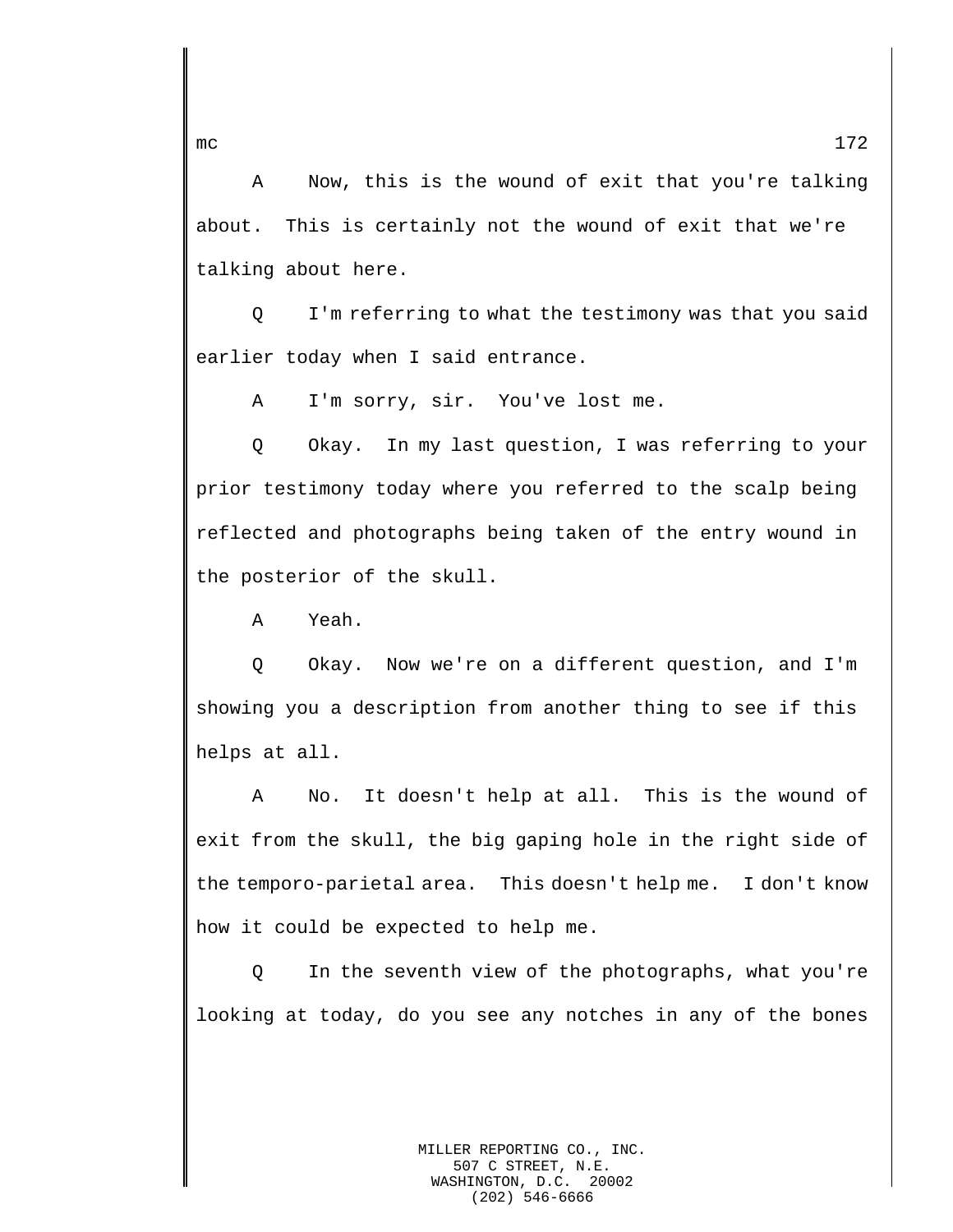A Now, this is the wound of exit that you're talking about. This is certainly not the wound of exit that we're talking about here.

Q I'm referring to what the testimony was that you said earlier today when I said entrance.

A I'm sorry, sir. You've lost me.

Q Okay. In my last question, I was referring to your prior testimony today where you referred to the scalp being reflected and photographs being taken of the entry wound in the posterior of the skull.

A Yeah.

Q Okay. Now we're on a different question, and I'm showing you a description from another thing to see if this helps at all.

A No. It doesn't help at all. This is the wound of exit from the skull, the big gaping hole in the right side of the temporo-parietal area. This doesn't help me. I don't know how it could be expected to help me.

Q In the seventh view of the photographs, what you're looking at today, do you see any notches in any of the bones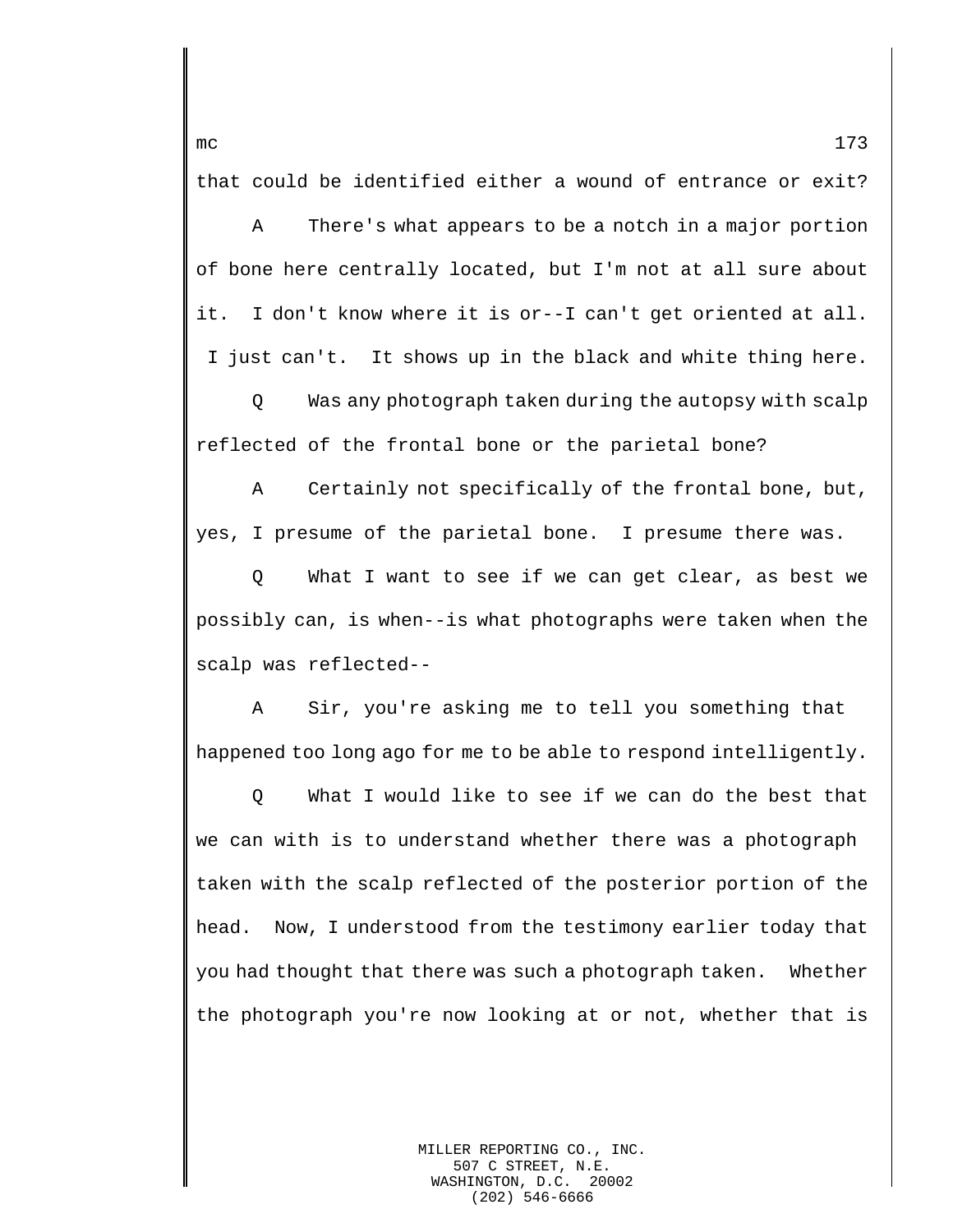that could be identified either a wound of entrance or exit?

A There's what appears to be a notch in a major portion of bone here centrally located, but I'm not at all sure about it. I don't know where it is or--I can't get oriented at all. I just can't. It shows up in the black and white thing here.

Q Was any photograph taken during the autopsy with scalp reflected of the frontal bone or the parietal bone?

A Certainly not specifically of the frontal bone, but, yes, I presume of the parietal bone. I presume there was.

Q What I want to see if we can get clear, as best we possibly can, is when--is what photographs were taken when the scalp was reflected--

A Sir, you're asking me to tell you something that happened too long ago for me to be able to respond intelligently.

Q What I would like to see if we can do the best that we can with is to understand whether there was a photograph taken with the scalp reflected of the posterior portion of the head. Now, I understood from the testimony earlier today that you had thought that there was such a photograph taken. Whether the photograph you're now looking at or not, whether that is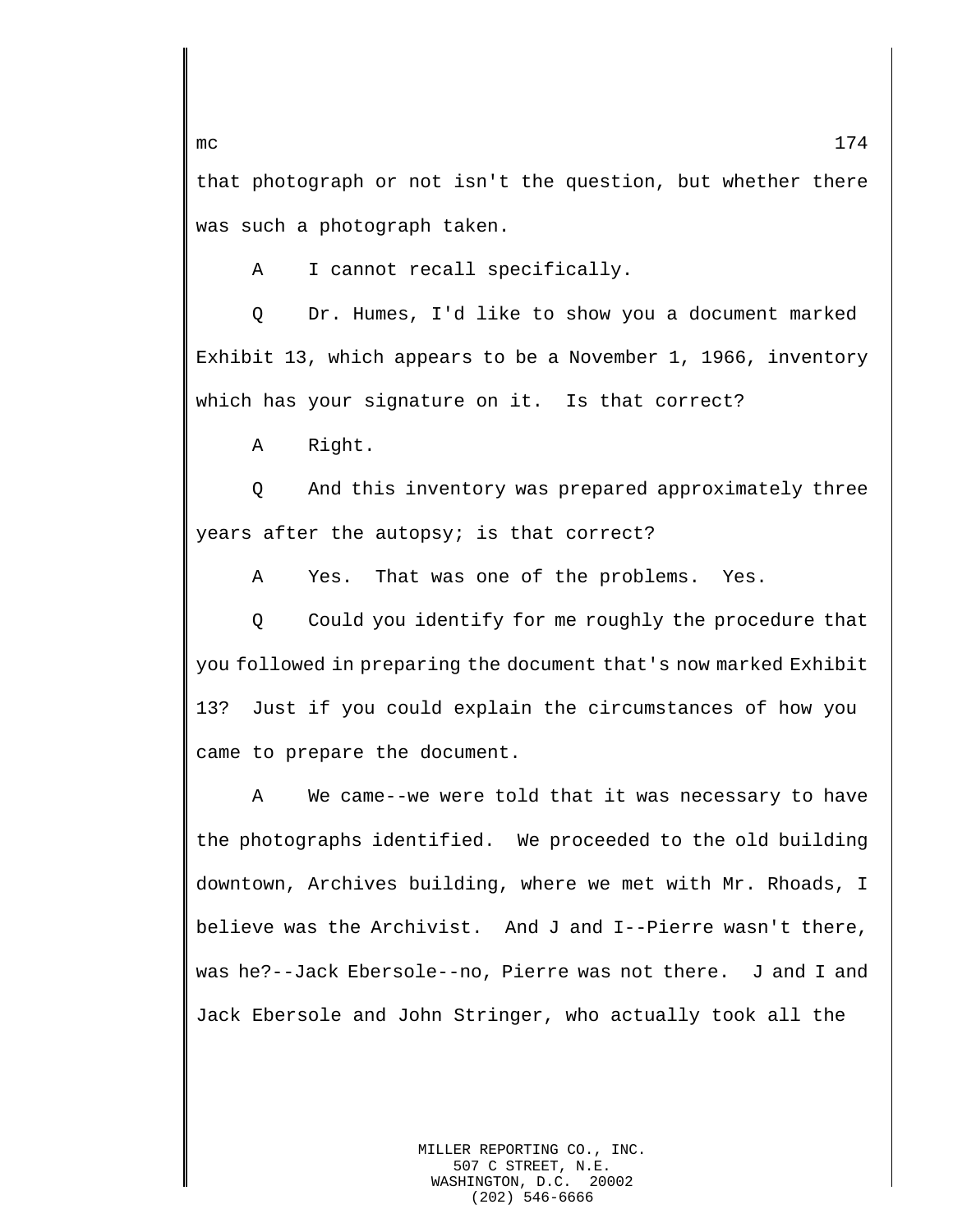that photograph or not isn't the question, but whether there was such a photograph taken.

A    I cannot recall specifically.

Q    Dr. Humes, I'd like to show you a document marked Exhibit 13, which appears to be a November 1, 1966, inventory which has your signature on it.  Is that correct?

A    Right.

Q    And this inventory was prepared approximately three years after the autopsy; is that correct?

A    Yes.  That was one of the problems.  Yes.

Q    Could you identify for me roughly the procedure that you followed in preparing the document that's now marked Exhibit 13?  Just if you could explain the circumstances of how you came to prepare the document.

A    We came--we were told that it was necessary to have the photographs identified.  We proceeded to the old building downtown, Archives building, where we met with Mr. Rhoads, I believe was the Archivist.  And J and I--Pierre wasn't there, was he?--Jack Ebersole--no, Pierre was not there.  J and I and Jack Ebersole and John Stringer, who actually took all the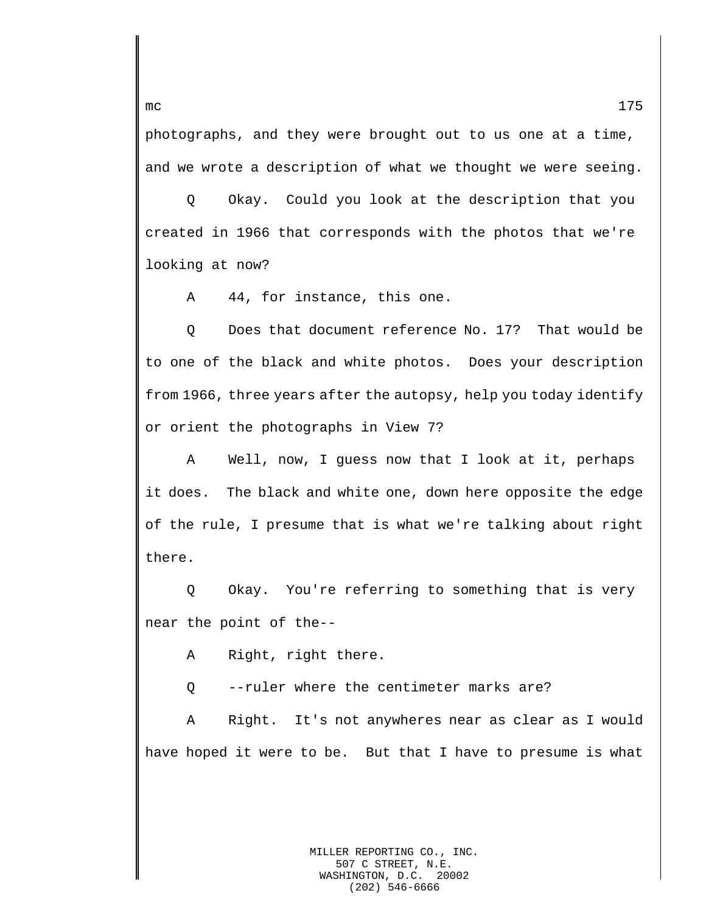photographs, and they were brought out to us one at a time, and we wrote a description of what we thought we were seeing.

Q Okay. Could you look at the description that you created in 1966 that corresponds with the photos that we're looking at now?

A 44, for instance, this one.

Q Does that document reference No. 17? That would be to one of the black and white photos. Does your description from 1966, three years after the autopsy, help you today identify or orient the photographs in View 7?

A Well, now, I guess now that I look at it, perhaps it does. The black and white one, down here opposite the edge of the rule, I presume that is what we're talking about right there.

Q Okay. You're referring to something that is very near the point of the--

A Right, right there.

Q --ruler where the centimeter marks are?

A Right. It's not anywheres near as clear as I would have hoped it were to be. But that I have to presume is what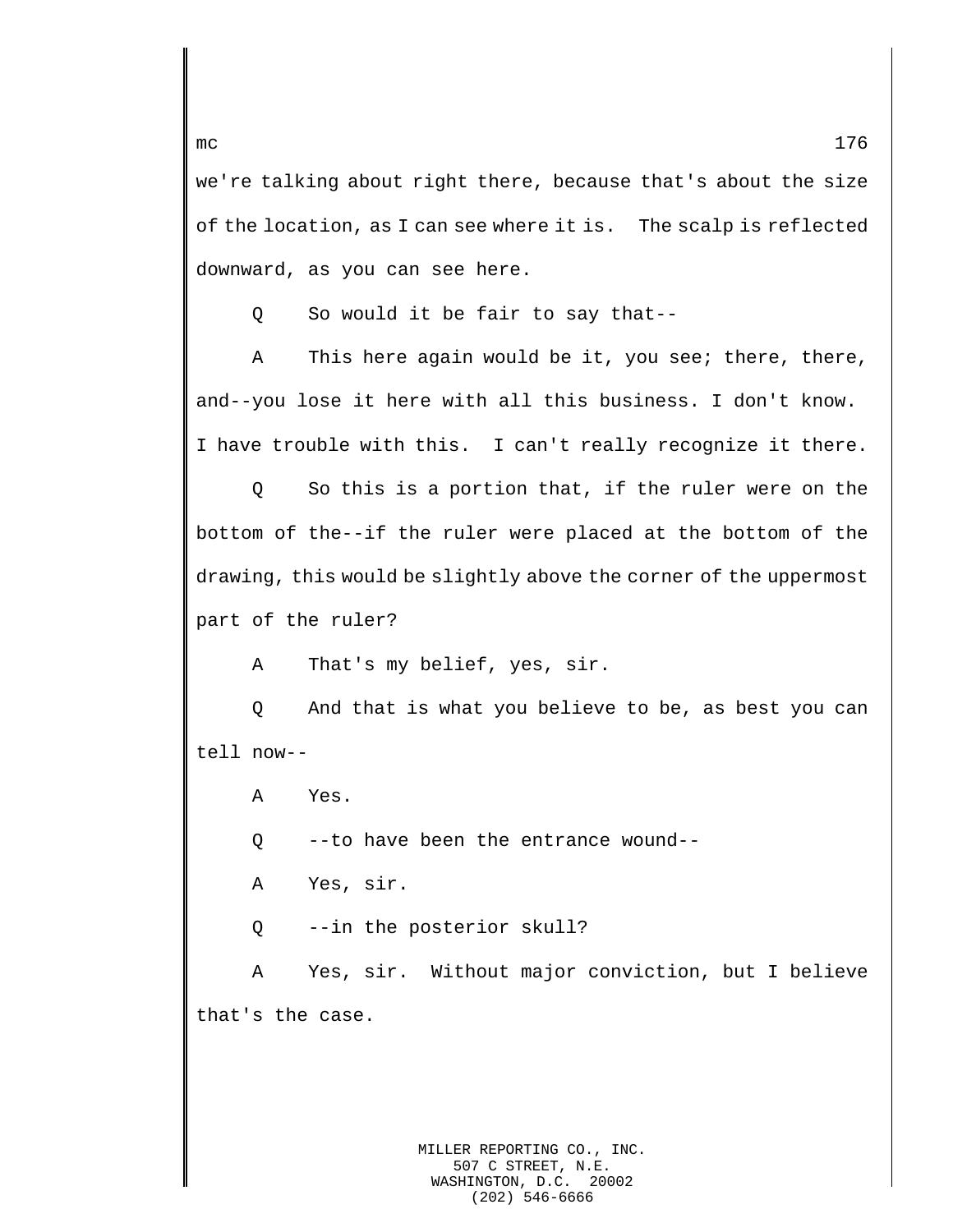we're talking about right there, because that's about the size of the location, as I can see where it is. The scalp is reflected downward, as you can see here.

Q So would it be fair to say that--

A This here again would be it, you see; there, there, and--you lose it here with all this business. I don't know. I have trouble with this. I can't really recognize it there.

Q So this is a portion that, if the ruler were on the bottom of the--if the ruler were placed at the bottom of the drawing, this would be slightly above the corner of the uppermost part of the ruler?

A That's my belief, yes, sir.

Q And that is what you believe to be, as best you can tell now--

A Yes.

Q --to have been the entrance wound--

A Yes, sir.

Q --in the posterior skull?

A Yes, sir. Without major conviction, but I believe that's the case.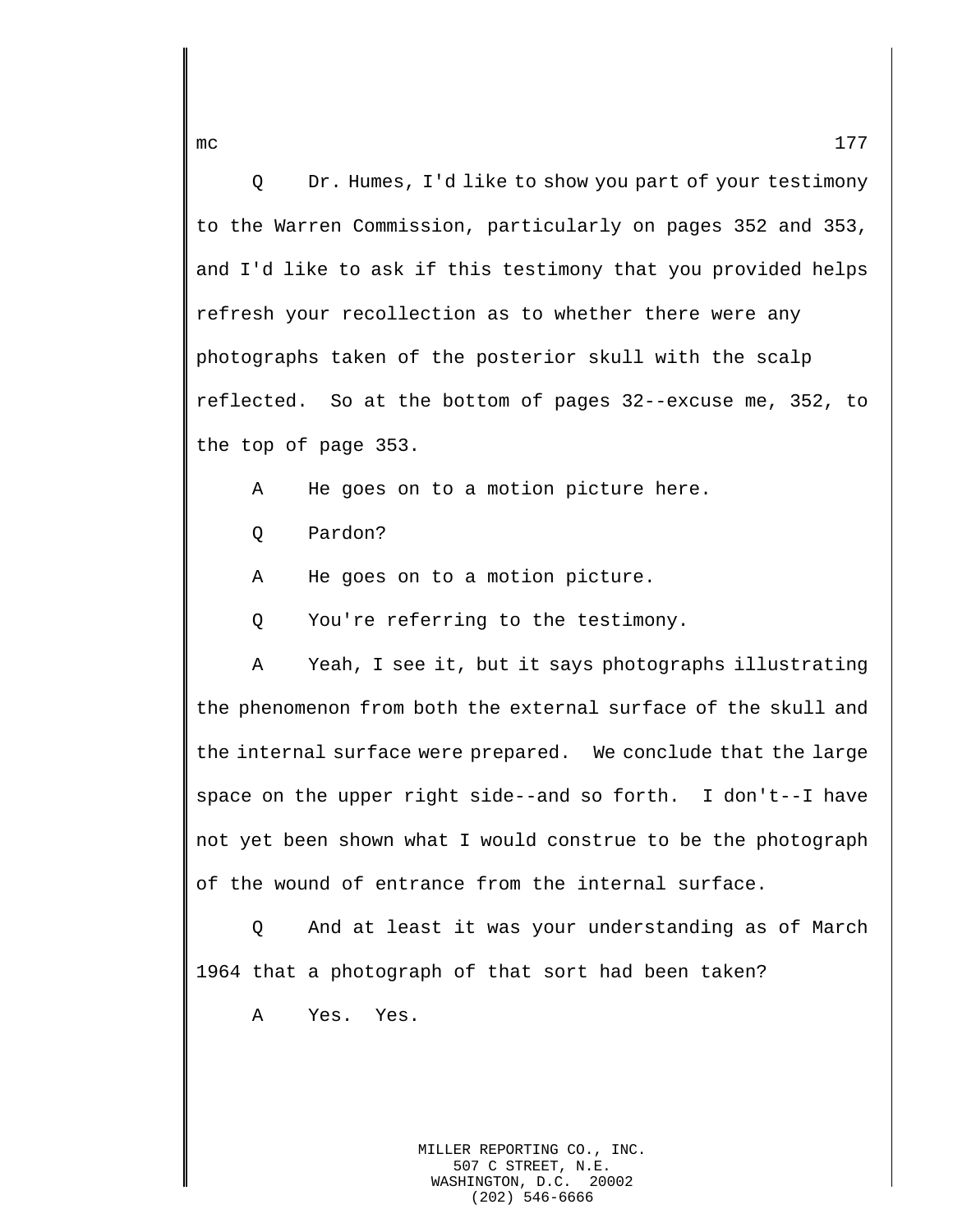Q Dr. Humes, I'd like to show you part of your testimony to the Warren Commission, particularly on pages 352 and 353, and I'd like to ask if this testimony that you provided helps refresh your recollection as to whether there were any photographs taken of the posterior skull with the scalp reflected. So at the bottom of pages 32--excuse me, 352, to the top of page 353.

A He goes on to a motion picture here.

Q Pardon?

A He goes on to a motion picture.

Q You're referring to the testimony.

A Yeah, I see it, but it says photographs illustrating the phenomenon from both the external surface of the skull and the internal surface were prepared. We conclude that the large space on the upper right side--and so forth. I don't--I have not yet been shown what I would construe to be the photograph of the wound of entrance from the internal surface.

Q And at least it was your understanding as of March 1964 that a photograph of that sort had been taken?

A Yes. Yes.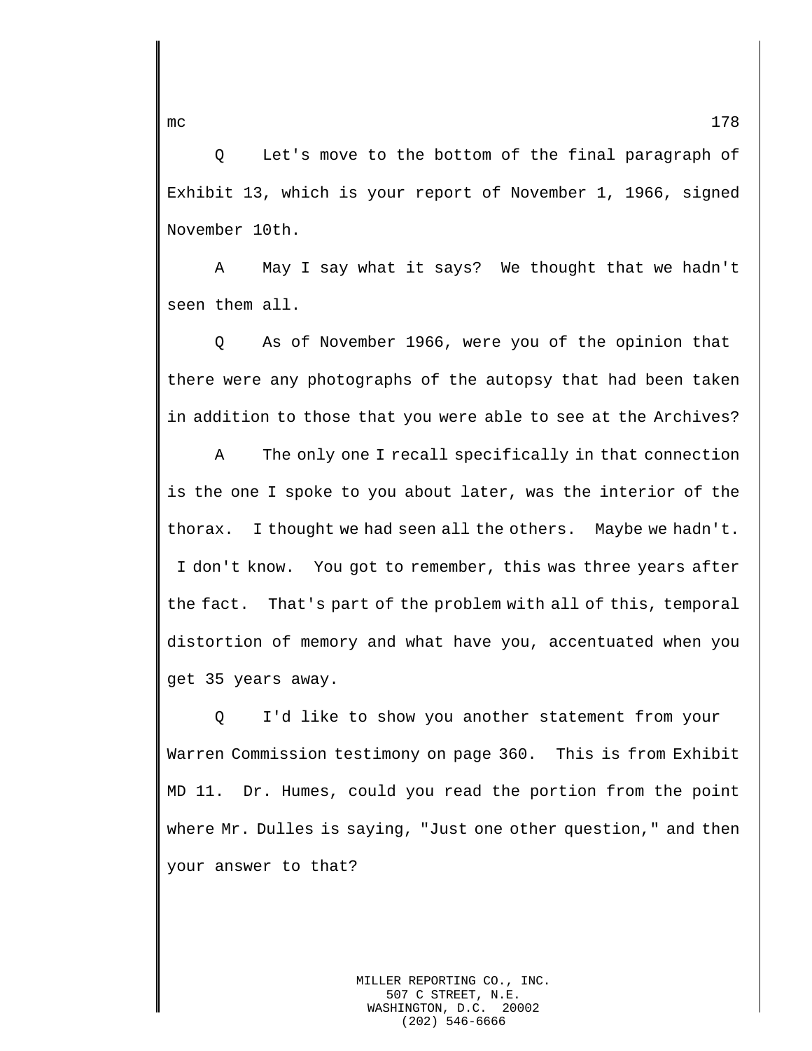Q Let's move to the bottom of the final paragraph of Exhibit 13, which is your report of November 1, 1966, signed November 10th.

A May I say what it says? We thought that we hadn't seen them all.

Q As of November 1966, were you of the opinion that there were any photographs of the autopsy that had been taken in addition to those that you were able to see at the Archives?

A The only one I recall specifically in that connection is the one I spoke to you about later, was the interior of the thorax. I thought we had seen all the others. Maybe we hadn't. I don't know. You got to remember, this was three years after the fact. That's part of the problem with all of this, temporal distortion of memory and what have you, accentuated when you get 35 years away.

Q I'd like to show you another statement from your Warren Commission testimony on page 360. This is from Exhibit MD 11. Dr. Humes, could you read the portion from the point where Mr. Dulles is saying, "Just one other question," and then your answer to that?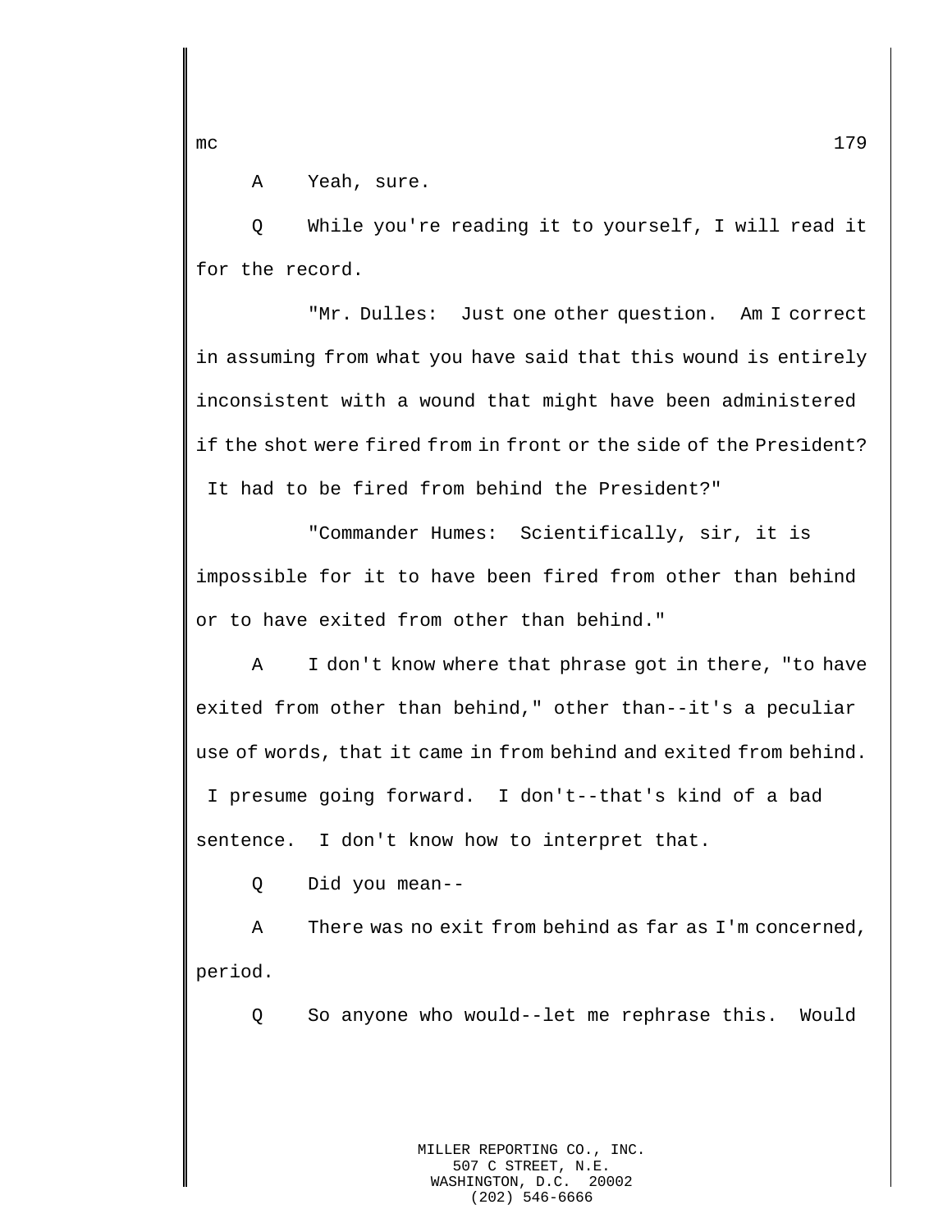A Yeah, sure.

Q While you're reading it to yourself, I will read it for the record.

"Mr. Dulles: Just one other question. Am I correct in assuming from what you have said that this wound is entirely inconsistent with a wound that might have been administered if the shot were fired from in front or the side of the President? It had to be fired from behind the President?"

"Commander Humes: Scientifically, sir, it is impossible for it to have been fired from other than behind or to have exited from other than behind."

A I don't know where that phrase got in there, "to have exited from other than behind," other than--it's a peculiar use of words, that it came in from behind and exited from behind. I presume going forward. I don't--that's kind of a bad sentence. I don't know how to interpret that.

Q Did you mean--

A There was no exit from behind as far as I'm concerned, period.

Q So anyone who would--let me rephrase this. Would

MILLER REPORTING CO., INC.
507 C STREET, N.E.
WASHINGTON, D.C. 20002
(202) 546-6666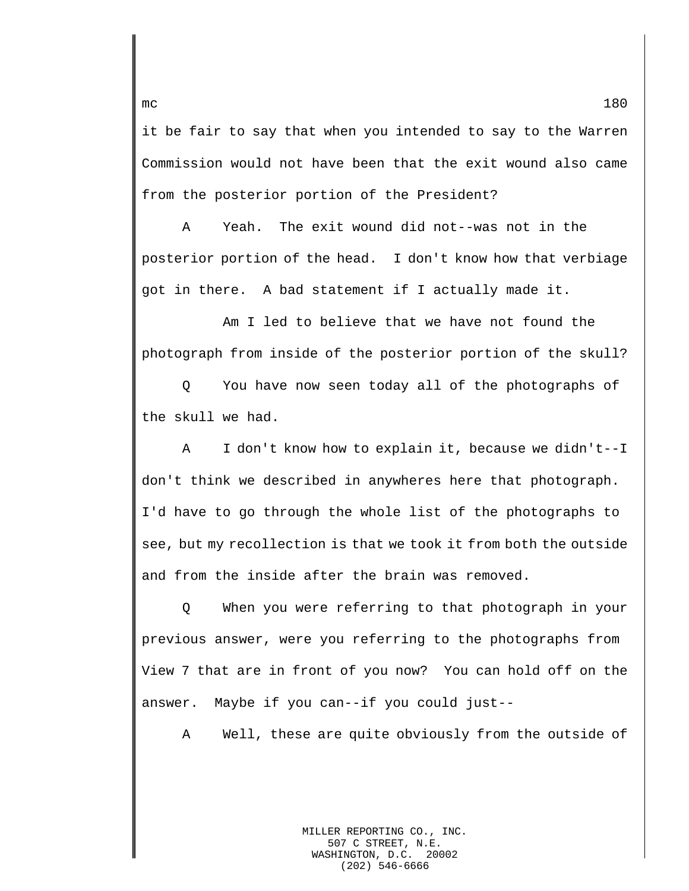it be fair to say that when you intended to say to the Warren Commission would not have been that the exit wound also came from the posterior portion of the President?

A Yeah. The exit wound did not--was not in the posterior portion of the head. I don't know how that verbiage got in there. A bad statement if I actually made it.

Am I led to believe that we have not found the photograph from inside of the posterior portion of the skull?

Q You have now seen today all of the photographs of the skull we had.

A I don't know how to explain it, because we didn't--I don't think we described in anywheres here that photograph. I'd have to go through the whole list of the photographs to see, but my recollection is that we took it from both the outside and from the inside after the brain was removed.

Q When you were referring to that photograph in your previous answer, were you referring to the photographs from View 7 that are in front of you now? You can hold off on the answer. Maybe if you can--if you could just--

A Well, these are quite obviously from the outside of

MILLER REPORTING CO., INC.
507 C STREET, N.E.
WASHINGTON, D.C. 20002
(202) 546-6666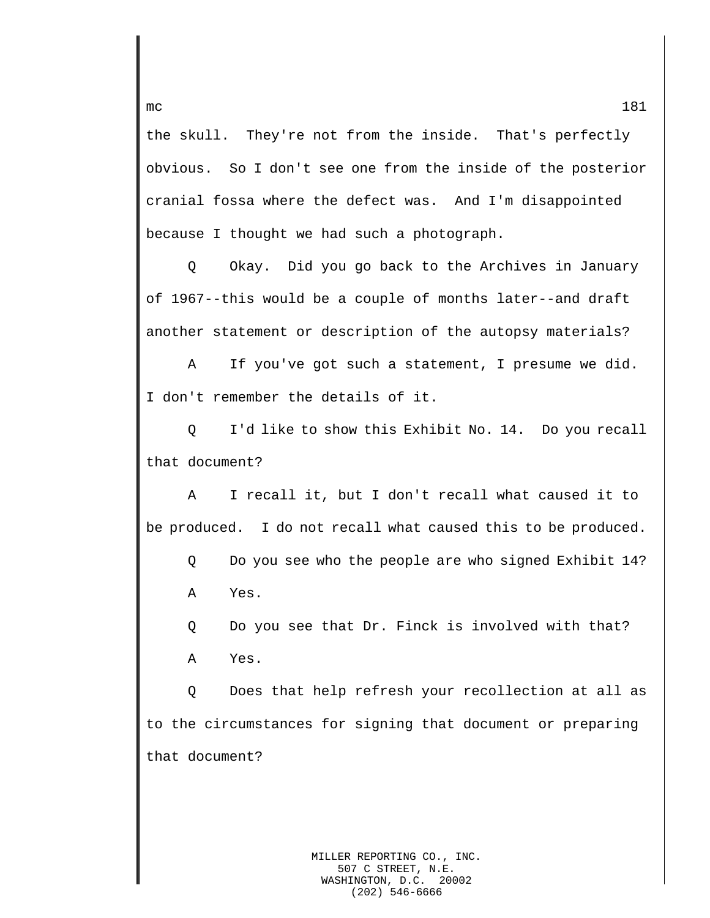the skull. They're not from the inside. That's perfectly obvious. So I don't see one from the inside of the posterior cranial fossa where the defect was. And I'm disappointed because I thought we had such a photograph.

Q Okay. Did you go back to the Archives in January of 1967--this would be a couple of months later--and draft another statement or description of the autopsy materials?

A If you've got such a statement, I presume we did. I don't remember the details of it.

Q I'd like to show this Exhibit No. 14. Do you recall that document?

A I recall it, but I don't recall what caused it to be produced. I do not recall what caused this to be produced.

Q Do you see who the people are who signed Exhibit 14?

A Yes.

Q Do you see that Dr. Finck is involved with that?

A Yes.

Q Does that help refresh your recollection at all as to the circumstances for signing that document or preparing that document?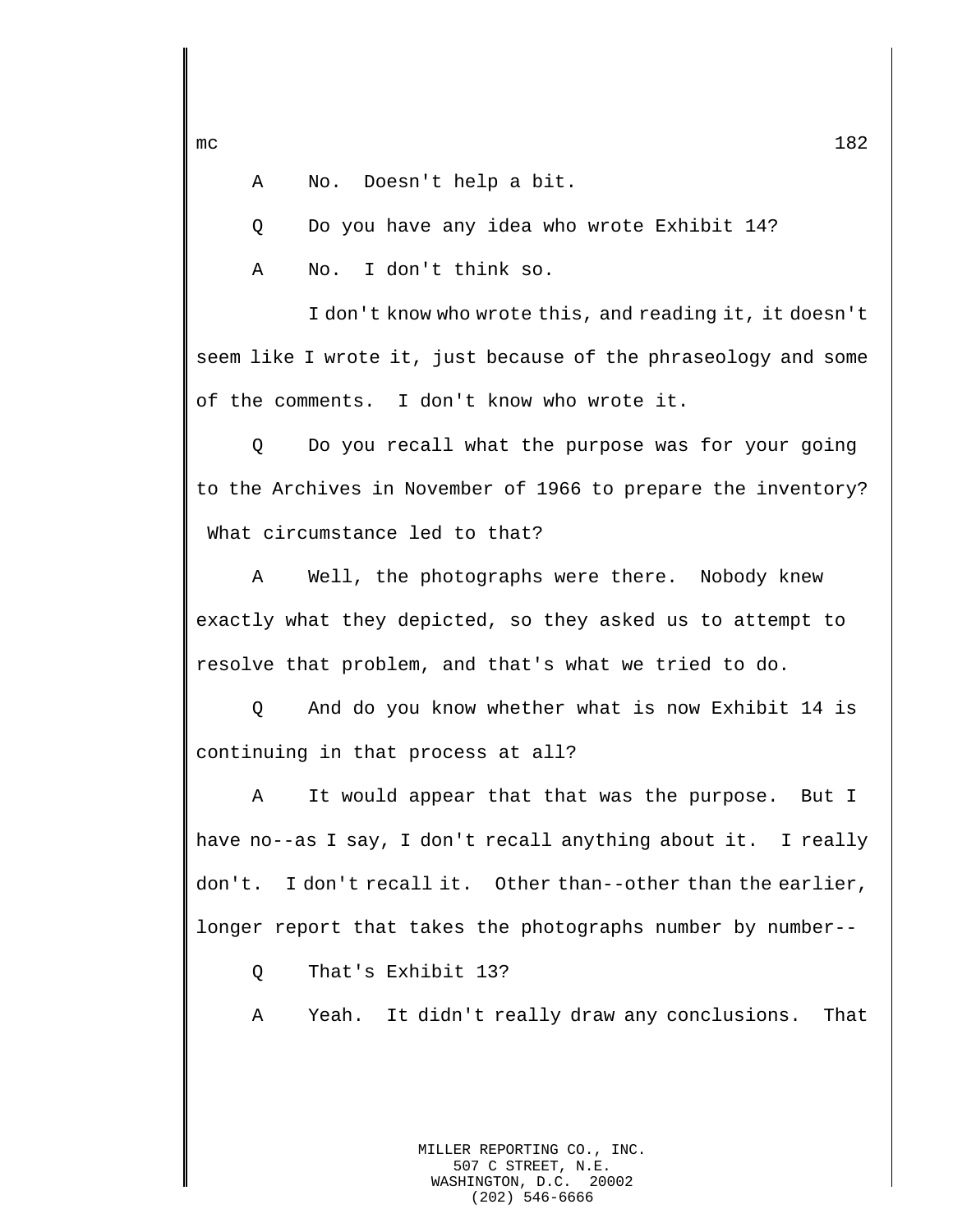A No. Doesn't help a bit.

Q Do you have any idea who wrote Exhibit 14?

A No. I don't think so.

I don't know who wrote this, and reading it, it doesn't seem like I wrote it, just because of the phraseology and some of the comments. I don't know who wrote it.

Q Do you recall what the purpose was for your going to the Archives in November of 1966 to prepare the inventory? What circumstance led to that?

A Well, the photographs were there. Nobody knew exactly what they depicted, so they asked us to attempt to resolve that problem, and that's what we tried to do.

Q And do you know whether what is now Exhibit 14 is continuing in that process at all?

A It would appear that that was the purpose. But I have no--as I say, I don't recall anything about it. I really don't. I don't recall it. Other than--other than the earlier, longer report that takes the photographs number by number--

Q That's Exhibit 13?

A Yeah. It didn't really draw any conclusions. That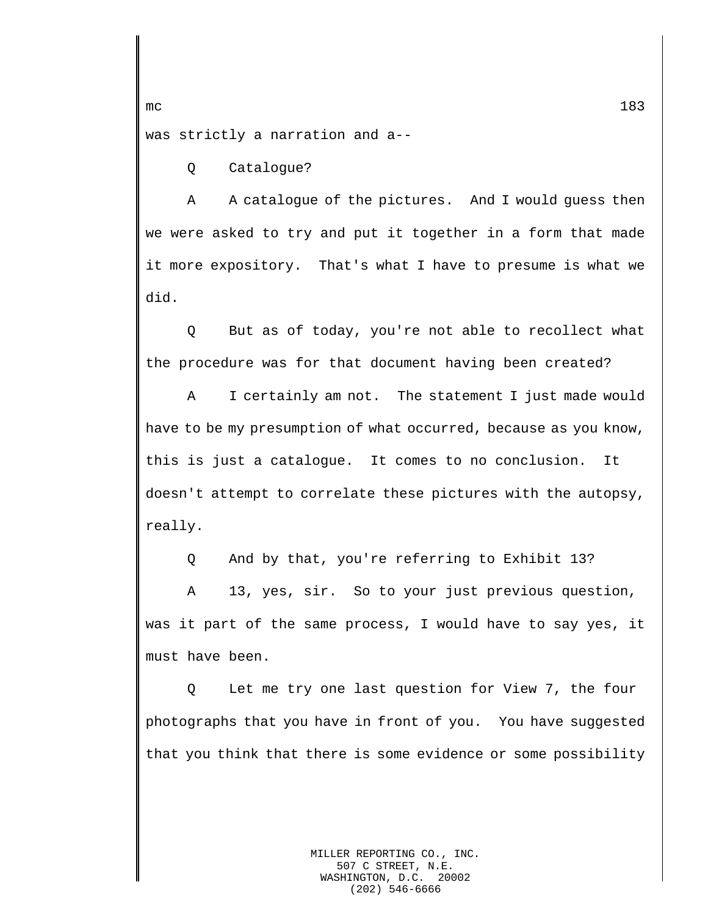was strictly a narration and a--

Q Catalogue?

A A catalogue of the pictures. And I would guess then we were asked to try and put it together in a form that made it more expository. That's what I have to presume is what we did.

Q But as of today, you're not able to recollect what the procedure was for that document having been created?

A I certainly am not. The statement I just made would have to be my presumption of what occurred, because as you know, this is just a catalogue. It comes to no conclusion. It doesn't attempt to correlate these pictures with the autopsy, really.

Q And by that, you're referring to Exhibit 13?

A 13, yes, sir. So to your just previous question, was it part of the same process, I would have to say yes, it must have been.

Q Let me try one last question for View 7, the four photographs that you have in front of you. You have suggested that you think that there is some evidence or some possibility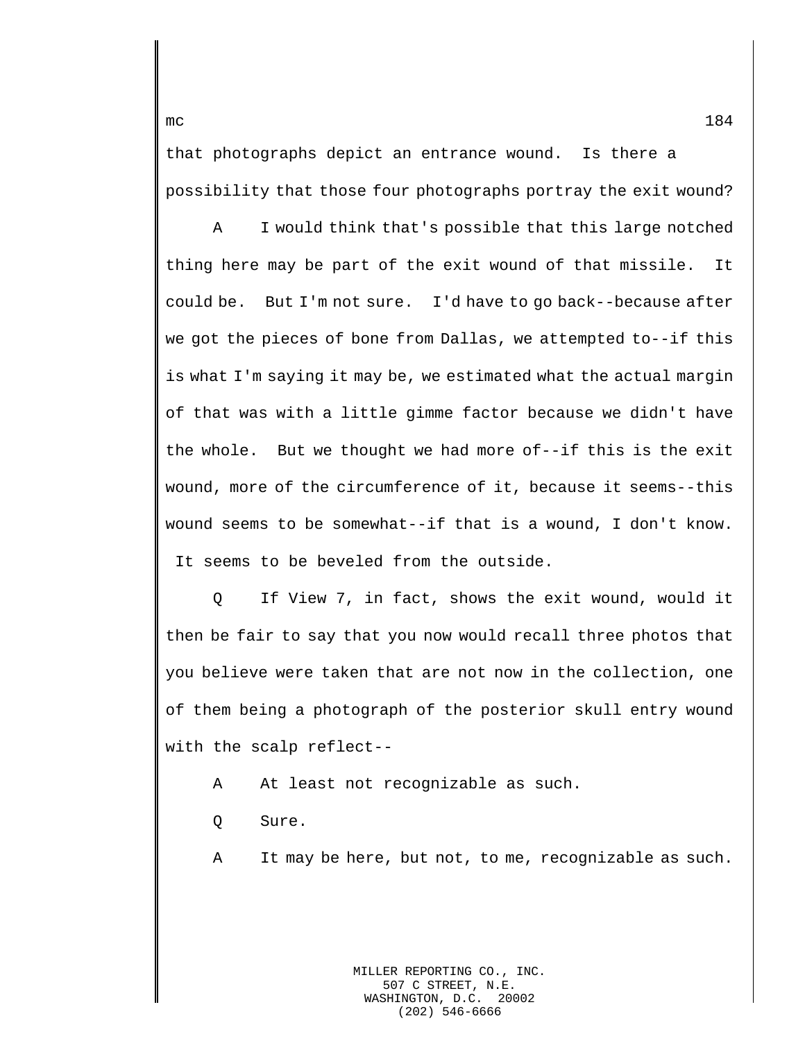that photographs depict an entrance wound.  Is there a possibility that those four photographs portray the exit wound?

A     I would think that's possible that this large notched thing here may be part of the exit wound of that missile.  It could be.  But I'm not sure.  I'd have to go back--because after we got the pieces of bone from Dallas, we attempted to--if this is what I'm saying it may be, we estimated what the actual margin of that was with a little gimme factor because we didn't have the whole.  But we thought we had more of--if this is the exit wound, more of the circumference of it, because it seems--this wound seems to be somewhat--if that is a wound, I don't know.  It seems to be beveled from the outside.

Q     If View 7, in fact, shows the exit wound, would it then be fair to say that you now would recall three photos that you believe were taken that are not now in the collection, one of them being a photograph of the posterior skull entry wound with the scalp reflect--

A     At least not recognizable as such.

Q     Sure.

A     It may be here, but not, to me, recognizable as such.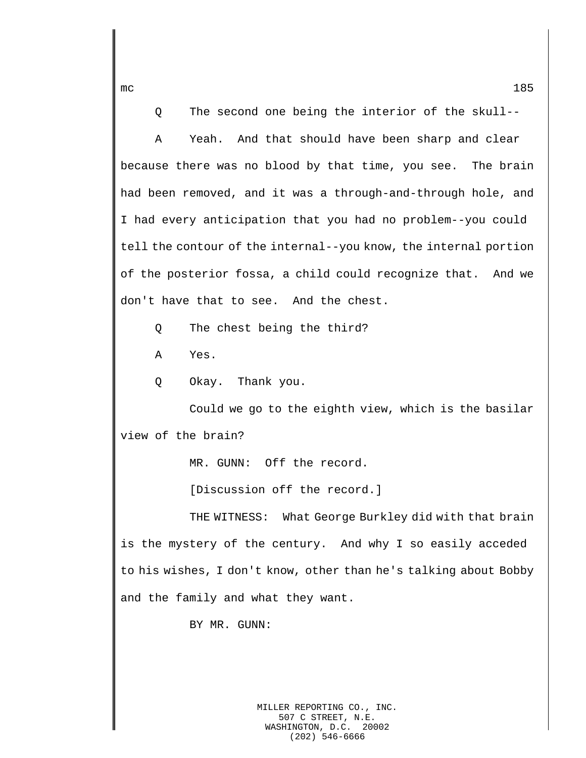Q The second one being the interior of the skull--

A Yeah. And that should have been sharp and clear because there was no blood by that time, you see. The brain had been removed, and it was a through-and-through hole, and I had every anticipation that you had no problem--you could tell the contour of the internal--you know, the internal portion of the posterior fossa, a child could recognize that. And we don't have that to see. And the chest.

Q The chest being the third?

A Yes.

Q Okay. Thank you.

Could we go to the eighth view, which is the basilar view of the brain?

MR. GUNN: Off the record.

[Discussion off the record.]

THE WITNESS: What George Burkley did with that brain is the mystery of the century. And why I so easily acceded to his wishes, I don't know, other than he's talking about Bobby and the family and what they want.

BY MR. GUNN: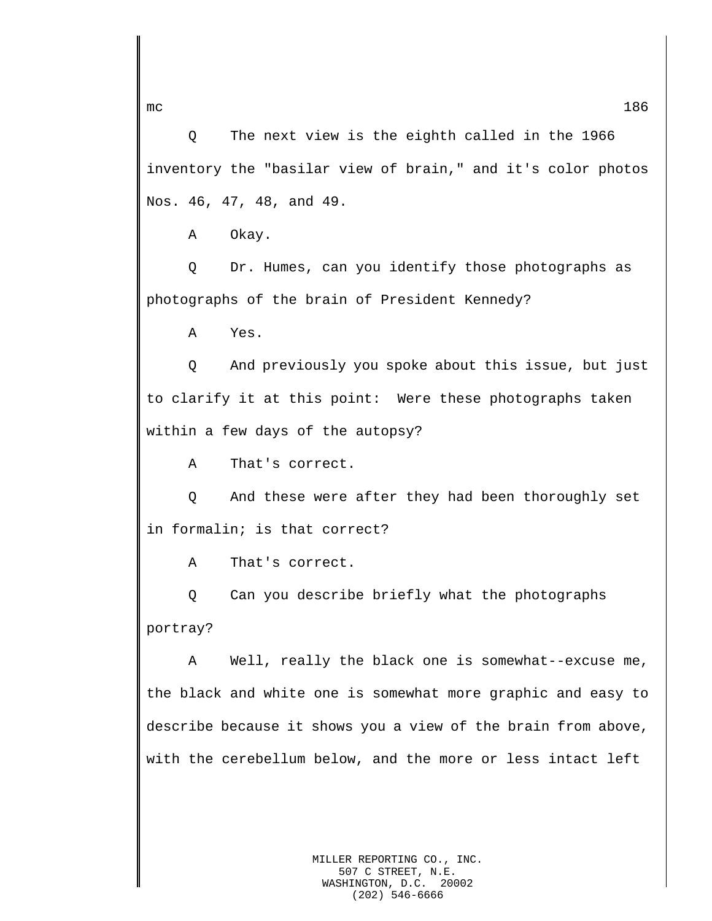Q The next view is the eighth called in the 1966 inventory the "basilar view of brain," and it's color photos Nos. 46, 47, 48, and 49.

A Okay.

Q Dr. Humes, can you identify those photographs as photographs of the brain of President Kennedy?

A Yes.

Q And previously you spoke about this issue, but just to clarify it at this point: Were these photographs taken within a few days of the autopsy?

A That's correct.

Q And these were after they had been thoroughly set in formalin; is that correct?

A That's correct.

Q Can you describe briefly what the photographs portray?

A Well, really the black one is somewhat--excuse me, the black and white one is somewhat more graphic and easy to describe because it shows you a view of the brain from above, with the cerebellum below, and the more or less intact left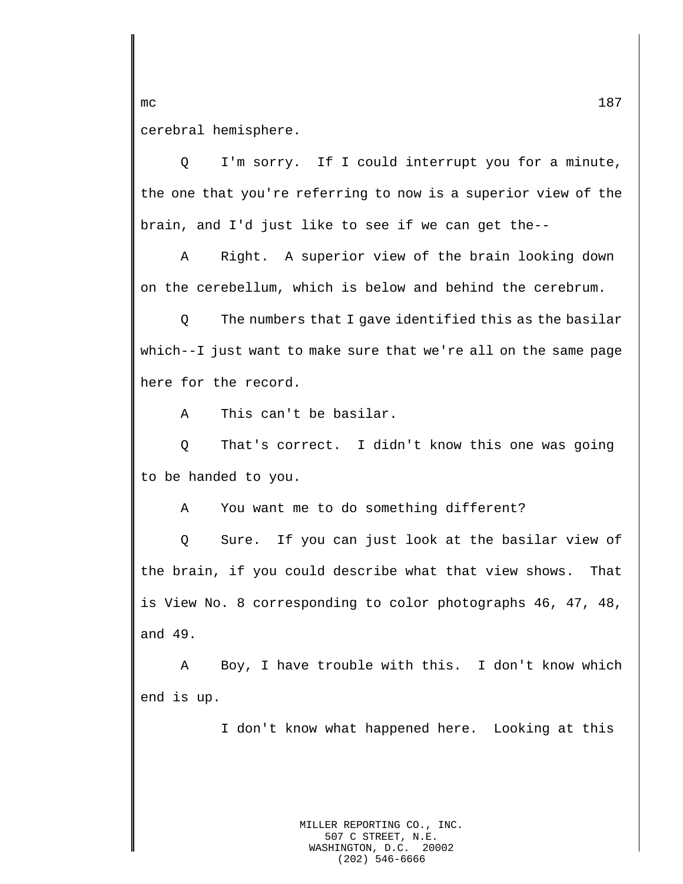cerebral hemisphere.

Q I'm sorry. If I could interrupt you for a minute, the one that you're referring to now is a superior view of the brain, and I'd just like to see if we can get the--

A Right. A superior view of the brain looking down on the cerebellum, which is below and behind the cerebrum.

Q The numbers that I gave identified this as the basilar which--I just want to make sure that we're all on the same page here for the record.

A This can't be basilar.

Q That's correct. I didn't know this one was going to be handed to you.

A You want me to do something different?

Q Sure. If you can just look at the basilar view of the brain, if you could describe what that view shows. That is View No. 8 corresponding to color photographs 46, 47, 48, and 49.

A Boy, I have trouble with this. I don't know which end is up.

I don't know what happened here. Looking at this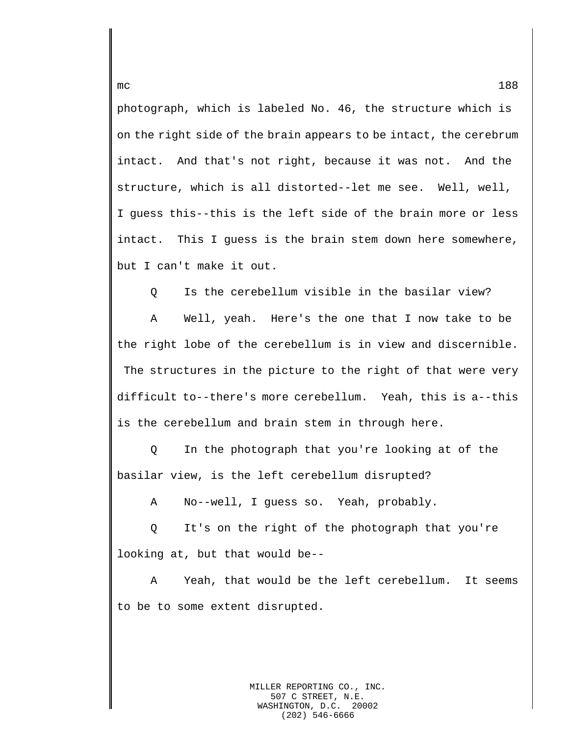photograph, which is labeled No. 46, the structure which is on the right side of the brain appears to be intact, the cerebrum intact. And that's not right, because it was not. And the structure, which is all distorted--let me see. Well, well, I guess this--this is the left side of the brain more or less intact. This I guess is the brain stem down here somewhere, but I can't make it out.

Q Is the cerebellum visible in the basilar view?

A Well, yeah. Here's the one that I now take to be the right lobe of the cerebellum is in view and discernible. The structures in the picture to the right of that were very difficult to--there's more cerebellum. Yeah, this is a--this is the cerebellum and brain stem in through here.

Q In the photograph that you're looking at of the basilar view, is the left cerebellum disrupted?

A No--well, I guess so. Yeah, probably.

Q It's on the right of the photograph that you're looking at, but that would be--

A Yeah, that would be the left cerebellum. It seems to be to some extent disrupted.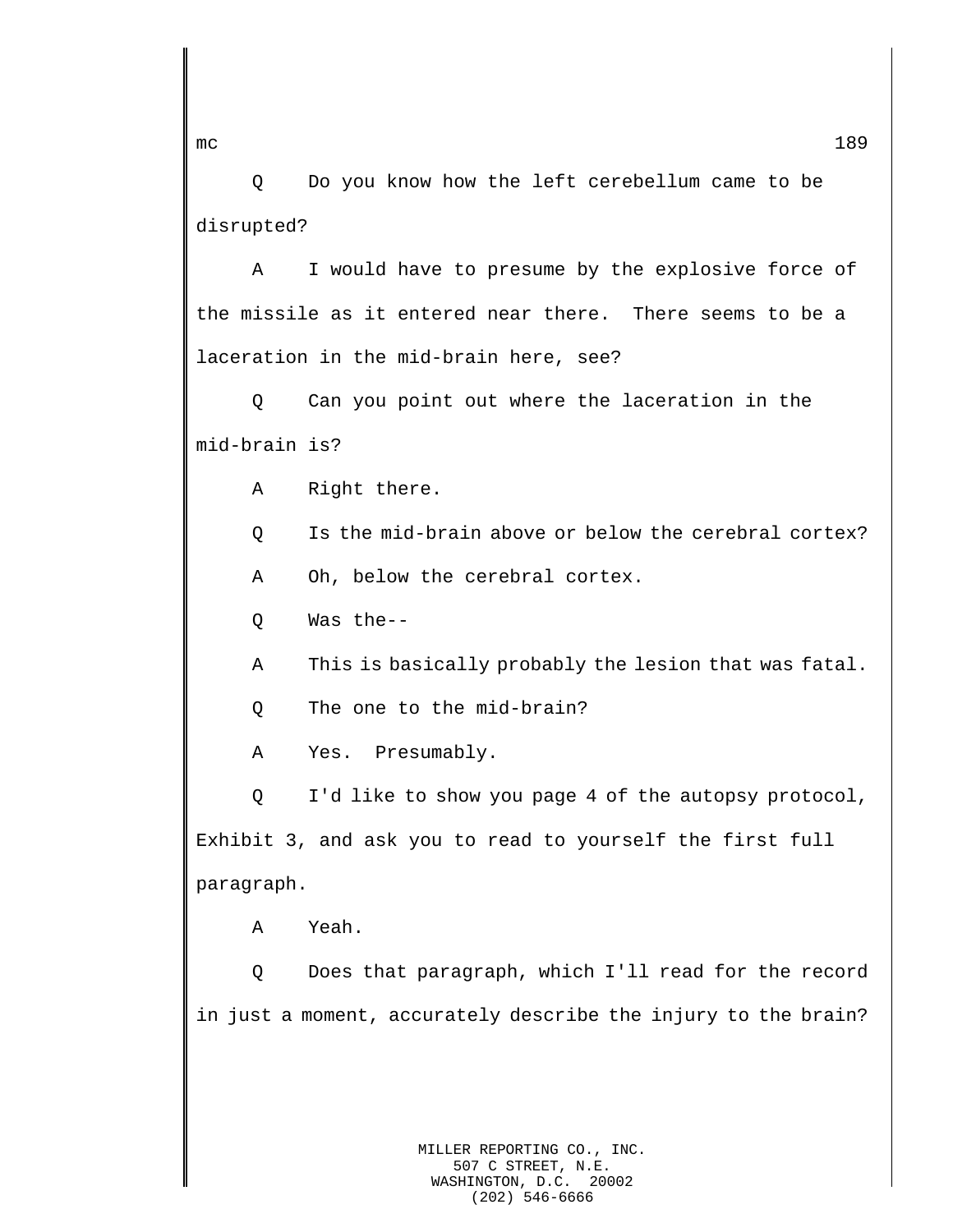Q Do you know how the left cerebellum came to be disrupted?

A I would have to presume by the explosive force of the missile as it entered near there. There seems to be a laceration in the mid-brain here, see?

Q Can you point out where the laceration in the mid-brain is?

A Right there.

Q Is the mid-brain above or below the cerebral cortex?

A Oh, below the cerebral cortex.

Q Was the--

A This is basically probably the lesion that was fatal.

Q The one to the mid-brain?

A Yes. Presumably.

Q I'd like to show you page 4 of the autopsy protocol, Exhibit 3, and ask you to read to yourself the first full paragraph.

A Yeah.

Q Does that paragraph, which I'll read for the record in just a moment, accurately describe the injury to the brain?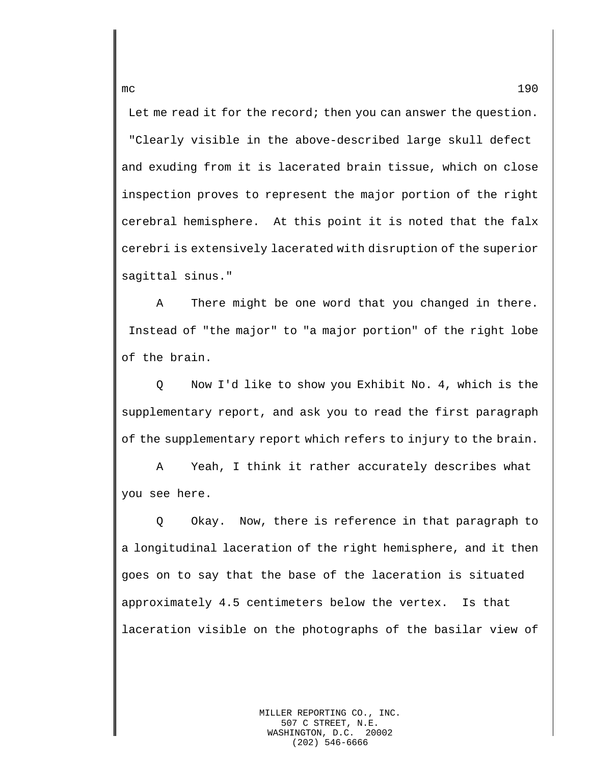Let me read it for the record; then you can answer the question. "Clearly visible in the above-described large skull defect and exuding from it is lacerated brain tissue, which on close inspection proves to represent the major portion of the right cerebral hemisphere. At this point it is noted that the falx cerebri is extensively lacerated with disruption of the superior sagittal sinus."

A There might be one word that you changed in there. Instead of "the major" to "a major portion" of the right lobe of the brain.

Q Now I'd like to show you Exhibit No. 4, which is the supplementary report, and ask you to read the first paragraph of the supplementary report which refers to injury to the brain.

A Yeah, I think it rather accurately describes what you see here.

Q Okay. Now, there is reference in that paragraph to a longitudinal laceration of the right hemisphere, and it then goes on to say that the base of the laceration is situated approximately 4.5 centimeters below the vertex. Is that laceration visible on the photographs of the basilar view of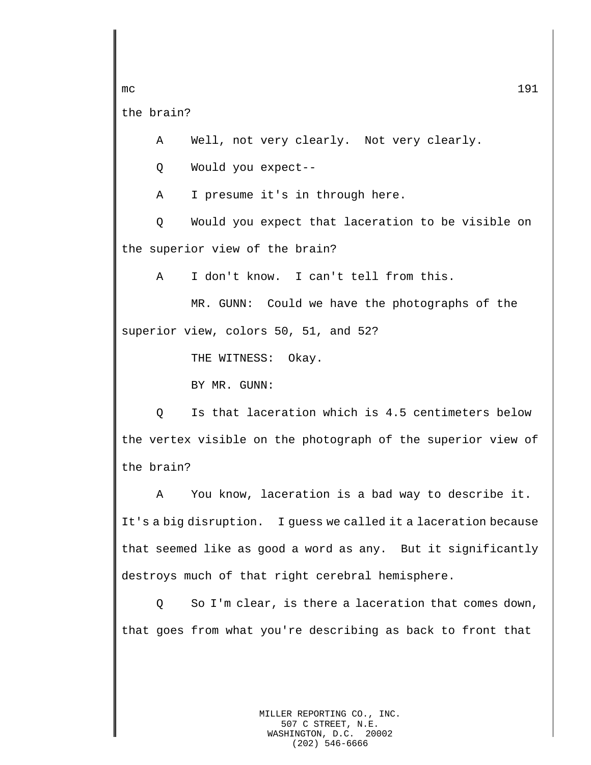the brain?

A Well, not very clearly. Not very clearly.

Q Would you expect--

A I presume it's in through here.

Q Would you expect that laceration to be visible on the superior view of the brain?

A I don't know. I can't tell from this.

MR. GUNN: Could we have the photographs of the superior view, colors 50, 51, and 52?

THE WITNESS: Okay.

BY MR. GUNN:

Q Is that laceration which is 4.5 centimeters below the vertex visible on the photograph of the superior view of the brain?

A You know, laceration is a bad way to describe it. It's a big disruption. I guess we called it a laceration because that seemed like as good a word as any. But it significantly destroys much of that right cerebral hemisphere.

Q So I'm clear, is there a laceration that comes down, that goes from what you're describing as back to front that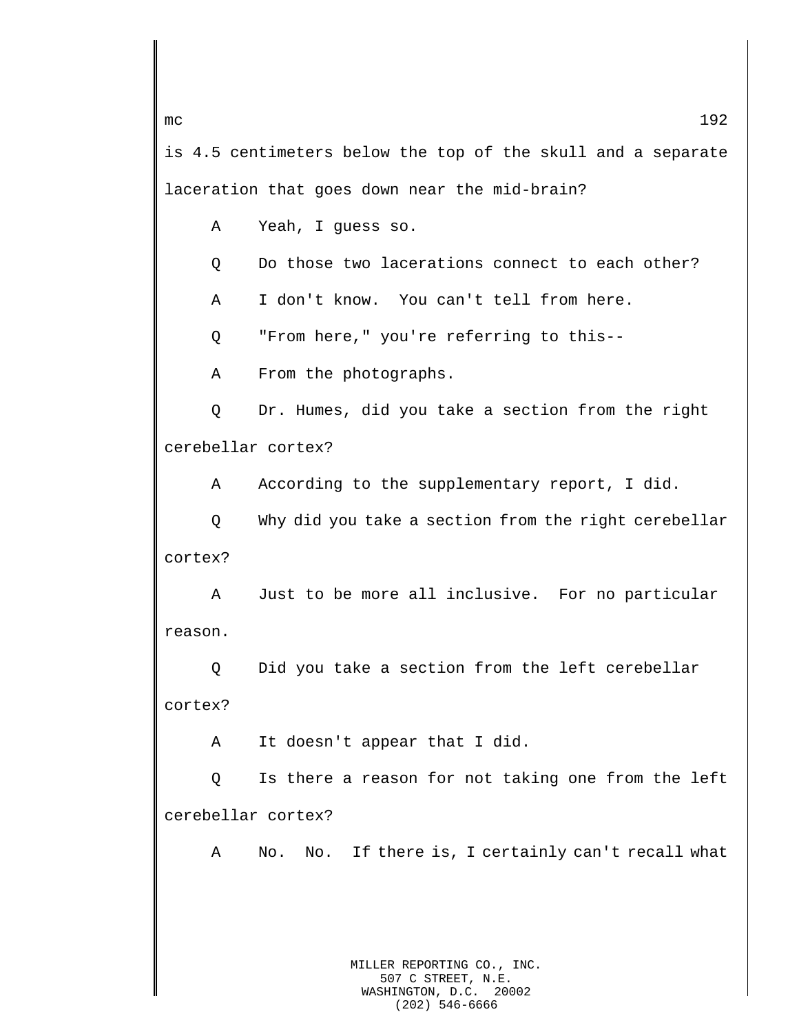is 4.5 centimeters below the top of the skull and a separate laceration that goes down near the mid-brain?

A Yeah, I guess so.

Q Do those two lacerations connect to each other?

A I don't know. You can't tell from here.

Q "From here," you're referring to this--

A From the photographs.

Q Dr. Humes, did you take a section from the right cerebellar cortex?

A According to the supplementary report, I did.

Q Why did you take a section from the right cerebellar cortex?

A Just to be more all inclusive. For no particular reason.

Q Did you take a section from the left cerebellar cortex?

A It doesn't appear that I did.

Q Is there a reason for not taking one from the left cerebellar cortex?

A No. No. If there is, I certainly can't recall what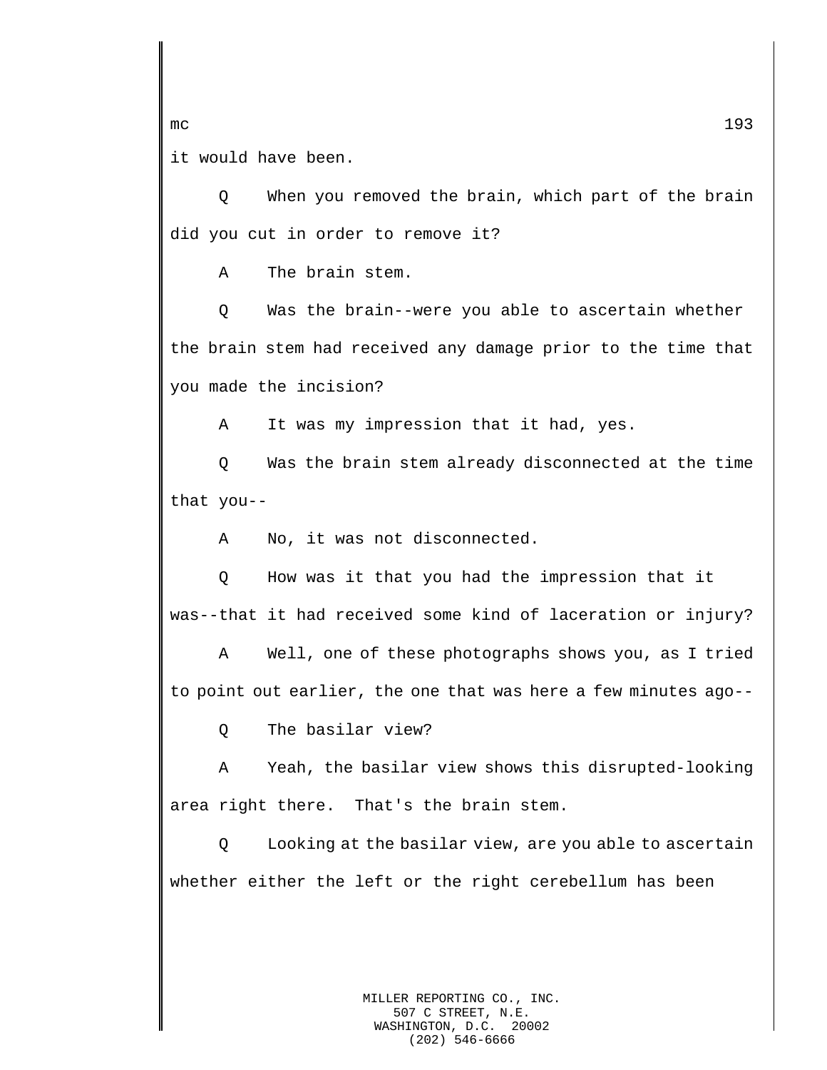it would have been.

Q When you removed the brain, which part of the brain did you cut in order to remove it?

A The brain stem.

Q Was the brain--were you able to ascertain whether the brain stem had received any damage prior to the time that you made the incision?

A It was my impression that it had, yes.

Q Was the brain stem already disconnected at the time that you--

A No, it was not disconnected.

Q How was it that you had the impression that it was--that it had received some kind of laceration or injury?

A Well, one of these photographs shows you, as I tried to point out earlier, the one that was here a few minutes ago--

Q The basilar view?

A Yeah, the basilar view shows this disrupted-looking area right there. That's the brain stem.

Q Looking at the basilar view, are you able to ascertain whether either the left or the right cerebellum has been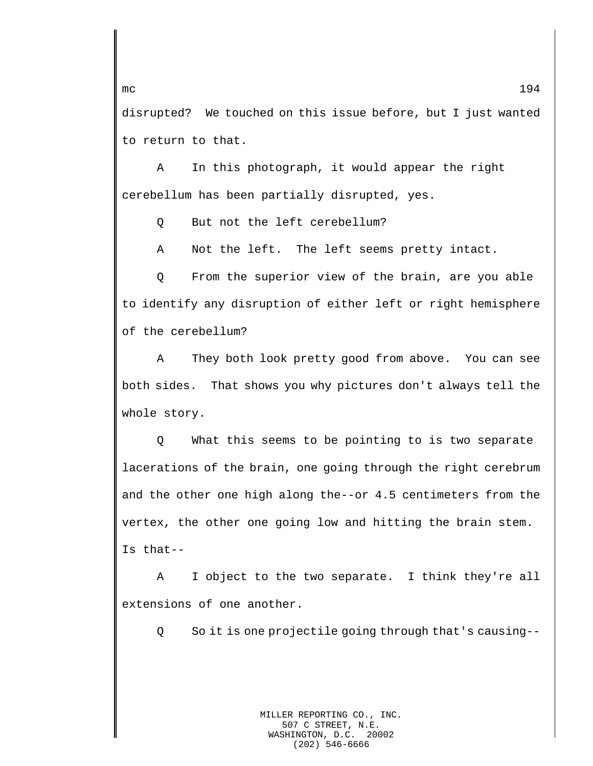disrupted? We touched on this issue before, but I just wanted to return to that.

A In this photograph, it would appear the right cerebellum has been partially disrupted, yes.

Q But not the left cerebellum?

A Not the left. The left seems pretty intact.

Q From the superior view of the brain, are you able to identify any disruption of either left or right hemisphere of the cerebellum?

A They both look pretty good from above. You can see both sides. That shows you why pictures don't always tell the whole story.

Q What this seems to be pointing to is two separate lacerations of the brain, one going through the right cerebrum and the other one high along the--or 4.5 centimeters from the vertex, the other one going low and hitting the brain stem. Is that--

A I object to the two separate. I think they're all extensions of one another.

Q So it is one projectile going through that's causing--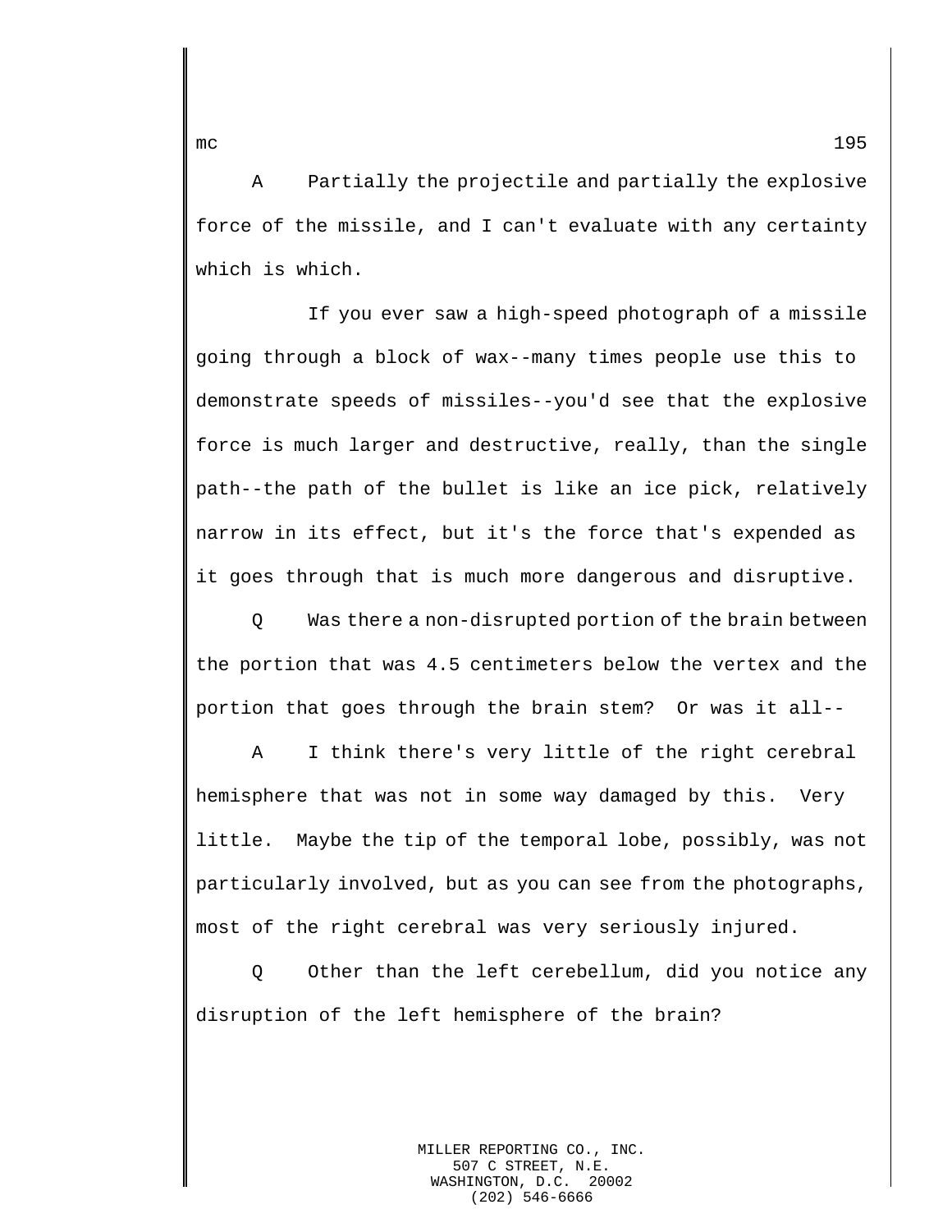A Partially the projectile and partially the explosive force of the missile, and I can't evaluate with any certainty which is which.

If you ever saw a high-speed photograph of a missile going through a block of wax--many times people use this to demonstrate speeds of missiles--you'd see that the explosive force is much larger and destructive, really, than the single path--the path of the bullet is like an ice pick, relatively narrow in its effect, but it's the force that's expended as it goes through that is much more dangerous and disruptive.

Q Was there a non-disrupted portion of the brain between the portion that was 4.5 centimeters below the vertex and the portion that goes through the brain stem? Or was it all--

A I think there's very little of the right cerebral hemisphere that was not in some way damaged by this. Very little. Maybe the tip of the temporal lobe, possibly, was not particularly involved, but as you can see from the photographs, most of the right cerebral was very seriously injured.

Q Other than the left cerebellum, did you notice any disruption of the left hemisphere of the brain?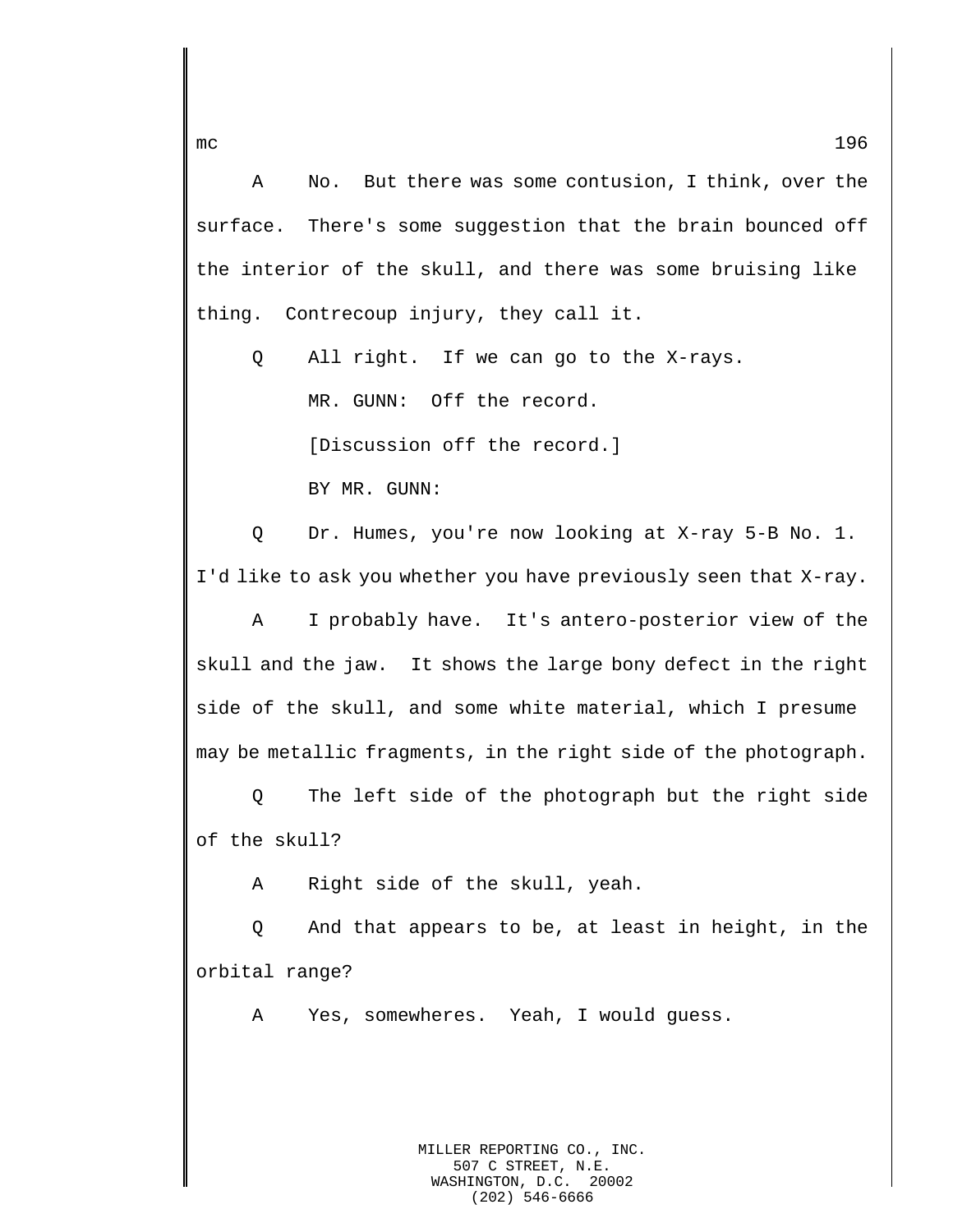A No. But there was some contusion, I think, over the surface. There's some suggestion that the brain bounced off the interior of the skull, and there was some bruising like thing. Contrecoup injury, they call it.

Q All right. If we can go to the X-rays.

MR. GUNN: Off the record.

[Discussion off the record.]

BY MR. GUNN:

Q Dr. Humes, you're now looking at X-ray 5-B No. 1. I'd like to ask you whether you have previously seen that X-ray.

A I probably have. It's antero-posterior view of the skull and the jaw. It shows the large bony defect in the right side of the skull, and some white material, which I presume may be metallic fragments, in the right side of the photograph.

Q The left side of the photograph but the right side of the skull?

A Right side of the skull, yeah.

Q And that appears to be, at least in height, in the orbital range?

A Yes, somewheres. Yeah, I would guess.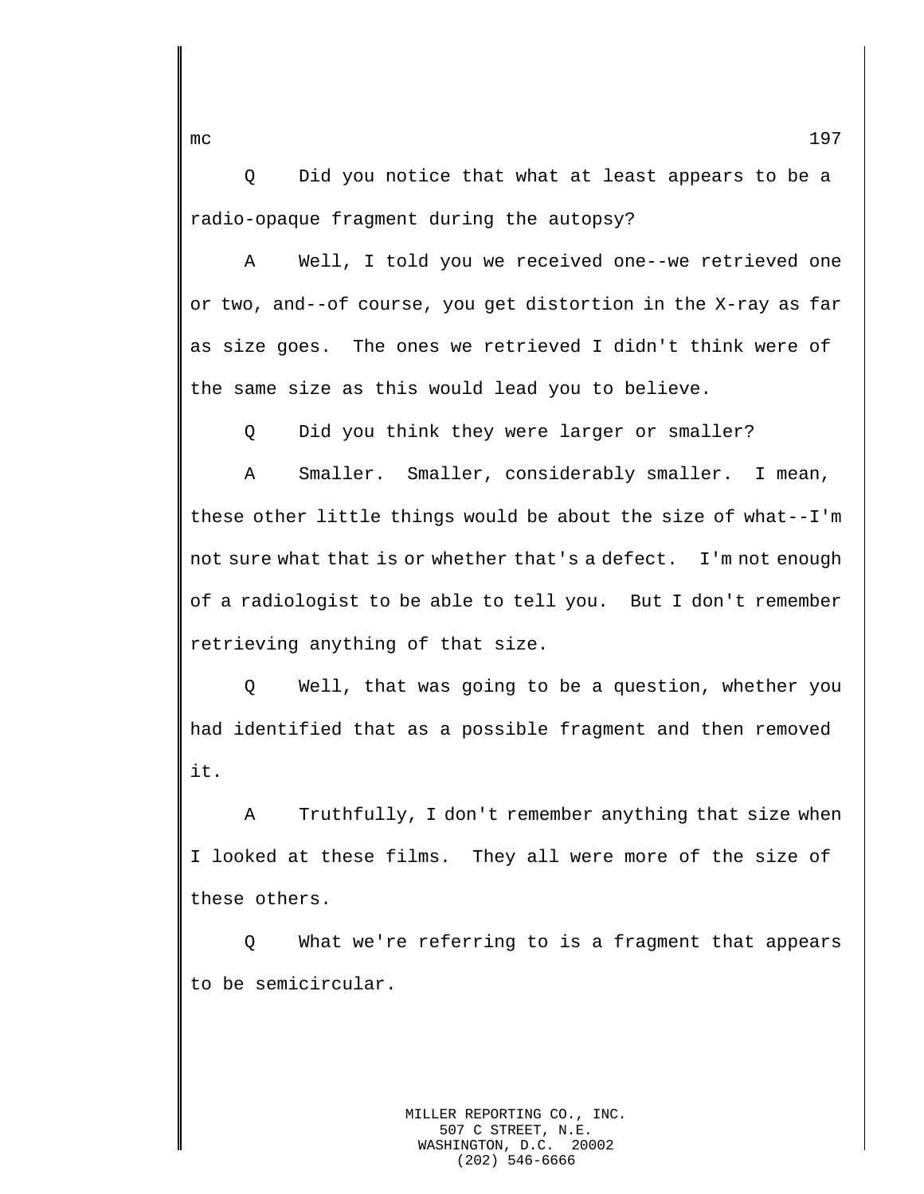Q Did you notice that what at least appears to be a radio-opaque fragment during the autopsy?

A Well, I told you we received one--we retrieved one or two, and--of course, you get distortion in the X-ray as far as size goes. The ones we retrieved I didn't think were of the same size as this would lead you to believe.

Q Did you think they were larger or smaller?

A Smaller. Smaller, considerably smaller. I mean, these other little things would be about the size of what--I'm not sure what that is or whether that's a defect. I'm not enough of a radiologist to be able to tell you. But I don't remember retrieving anything of that size.

Q Well, that was going to be a question, whether you had identified that as a possible fragment and then removed it.

A Truthfully, I don't remember anything that size when I looked at these films. They all were more of the size of these others.

Q What we're referring to is a fragment that appears to be semicircular.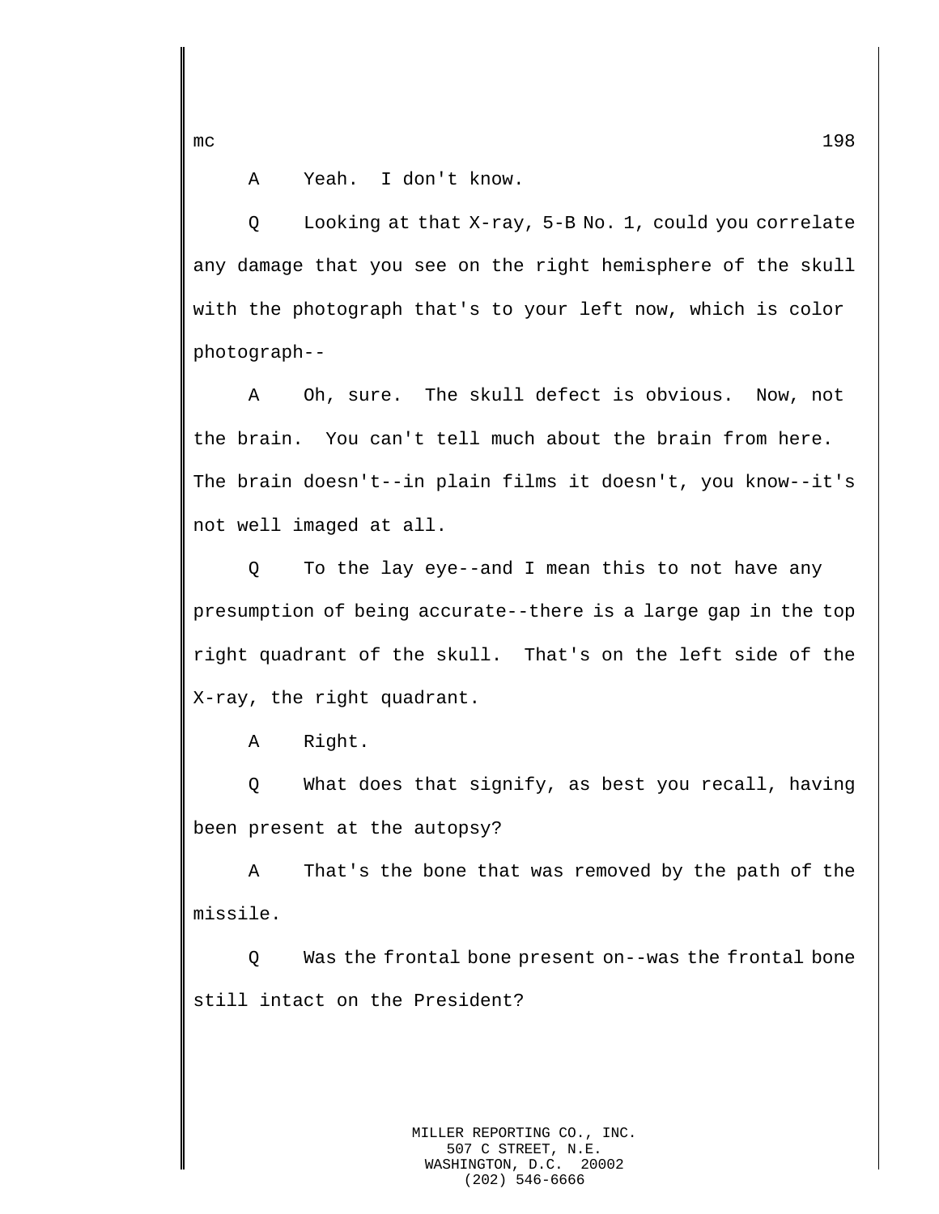A Yeah. I don't know.

Q Looking at that X-ray, 5-B No. 1, could you correlate any damage that you see on the right hemisphere of the skull with the photograph that's to your left now, which is color photograph--

A Oh, sure. The skull defect is obvious. Now, not the brain. You can't tell much about the brain from here. The brain doesn't--in plain films it doesn't, you know--it's not well imaged at all.

Q To the lay eye--and I mean this to not have any presumption of being accurate--there is a large gap in the top right quadrant of the skull. That's on the left side of the X-ray, the right quadrant.

A Right.

Q What does that signify, as best you recall, having been present at the autopsy?

A That's the bone that was removed by the path of the missile.

Q Was the frontal bone present on--was the frontal bone still intact on the President?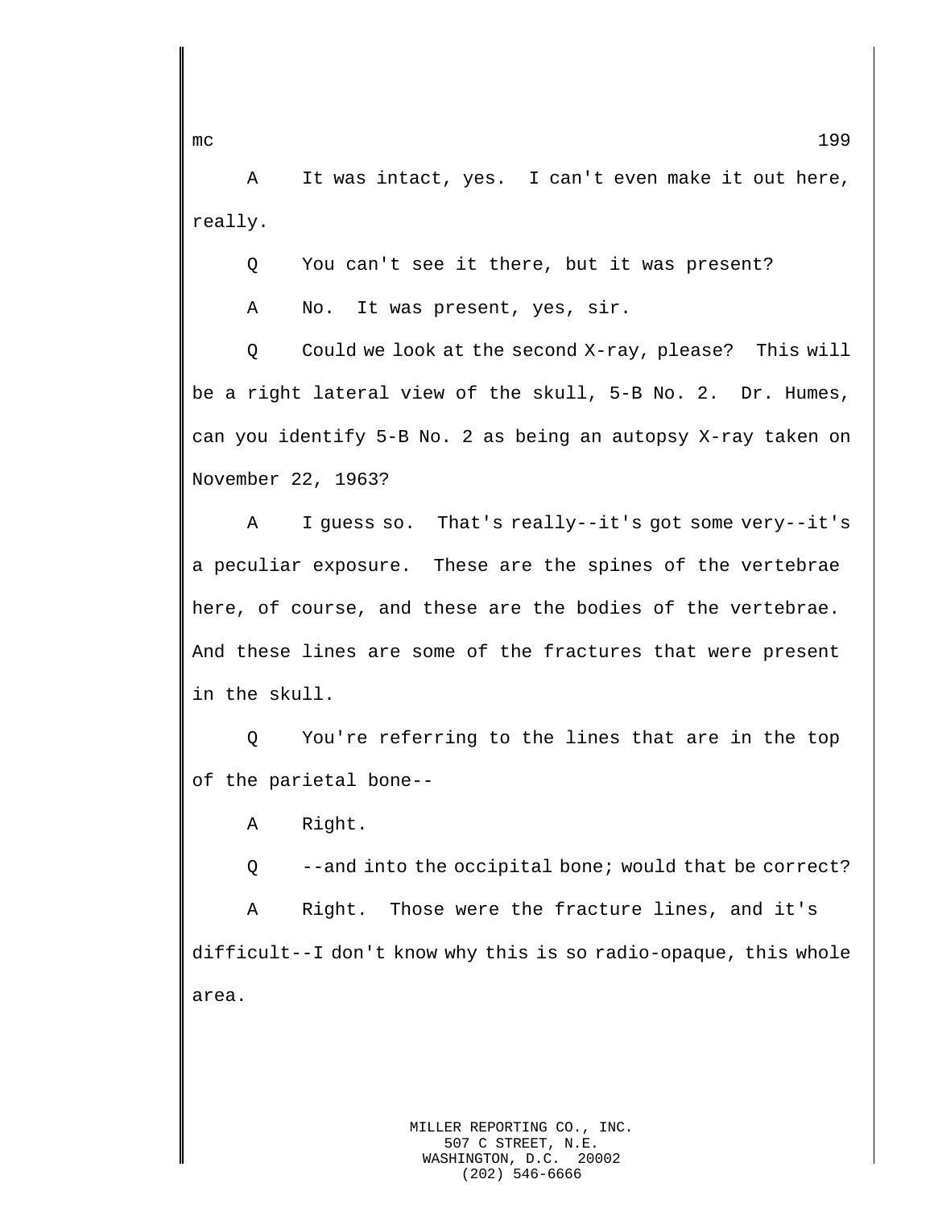A It was intact, yes. I can't even make it out here, really.

Q You can't see it there, but it was present?

A No. It was present, yes, sir.

Q Could we look at the second X-ray, please? This will be a right lateral view of the skull, 5-B No. 2. Dr. Humes, can you identify 5-B No. 2 as being an autopsy X-ray taken on November 22, 1963?

A I guess so. That's really--it's got some very--it's a peculiar exposure. These are the spines of the vertebrae here, of course, and these are the bodies of the vertebrae. And these lines are some of the fractures that were present in the skull.

Q You're referring to the lines that are in the top of the parietal bone--

A Right.

Q --and into the occipital bone; would that be correct?

A Right. Those were the fracture lines, and it's difficult--I don't know why this is so radio-opaque, this whole area.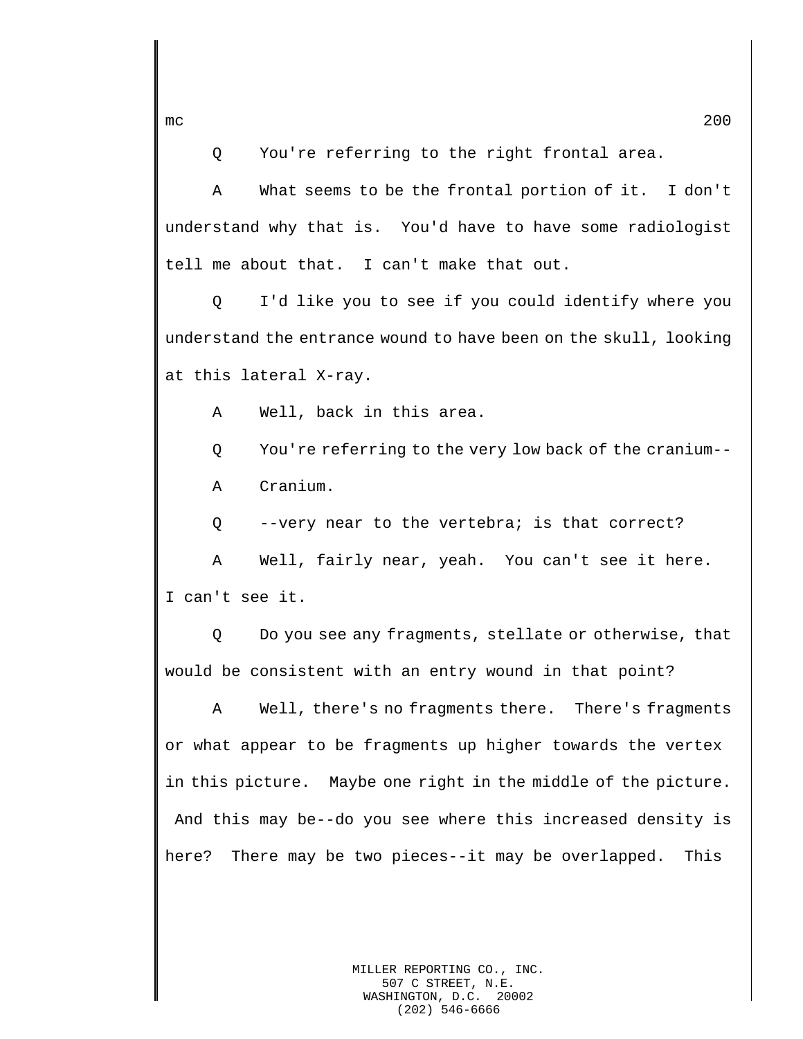Q You're referring to the right frontal area.

A What seems to be the frontal portion of it. I don't understand why that is. You'd have to have some radiologist tell me about that. I can't make that out.

Q I'd like you to see if you could identify where you understand the entrance wound to have been on the skull, looking at this lateral X-ray.

A Well, back in this area.

Q You're referring to the very low back of the cranium--

A Cranium.

Q --very near to the vertebra; is that correct?

A Well, fairly near, yeah. You can't see it here. I can't see it.

Q Do you see any fragments, stellate or otherwise, that would be consistent with an entry wound in that point?

A Well, there's no fragments there. There's fragments or what appear to be fragments up higher towards the vertex in this picture. Maybe one right in the middle of the picture. And this may be--do you see where this increased density is here? There may be two pieces--it may be overlapped. This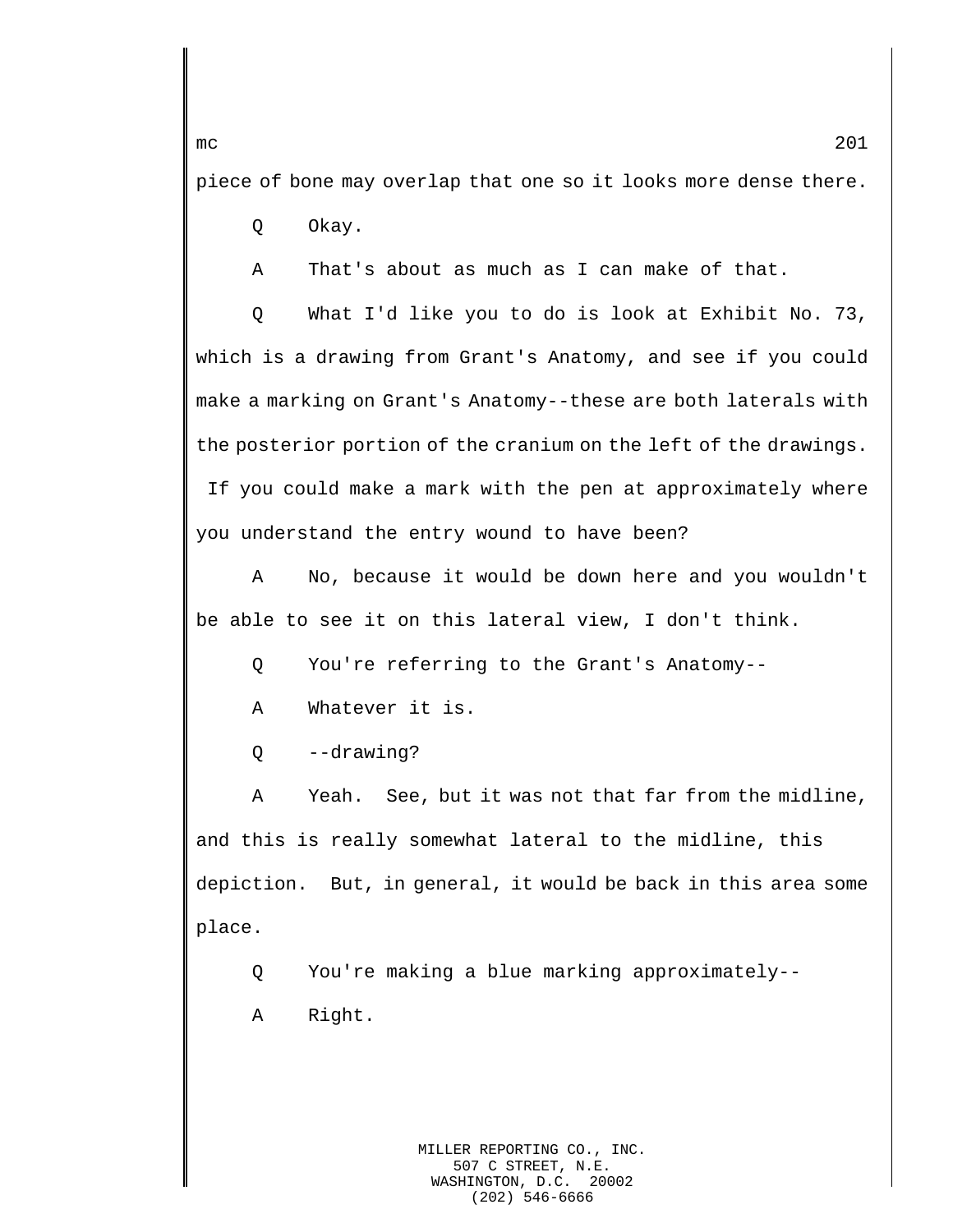piece of bone may overlap that one so it looks more dense there.

Q Okay.

A That's about as much as I can make of that.

Q What I'd like you to do is look at Exhibit No. 73, which is a drawing from Grant's Anatomy, and see if you could make a marking on Grant's Anatomy--these are both laterals with the posterior portion of the cranium on the left of the drawings. If you could make a mark with the pen at approximately where you understand the entry wound to have been?

A No, because it would be down here and you wouldn't be able to see it on this lateral view, I don't think.

Q You're referring to the Grant's Anatomy--

A Whatever it is.

Q --drawing?

A Yeah. See, but it was not that far from the midline, and this is really somewhat lateral to the midline, this depiction. But, in general, it would be back in this area some place.

Q You're making a blue marking approximately--

A Right.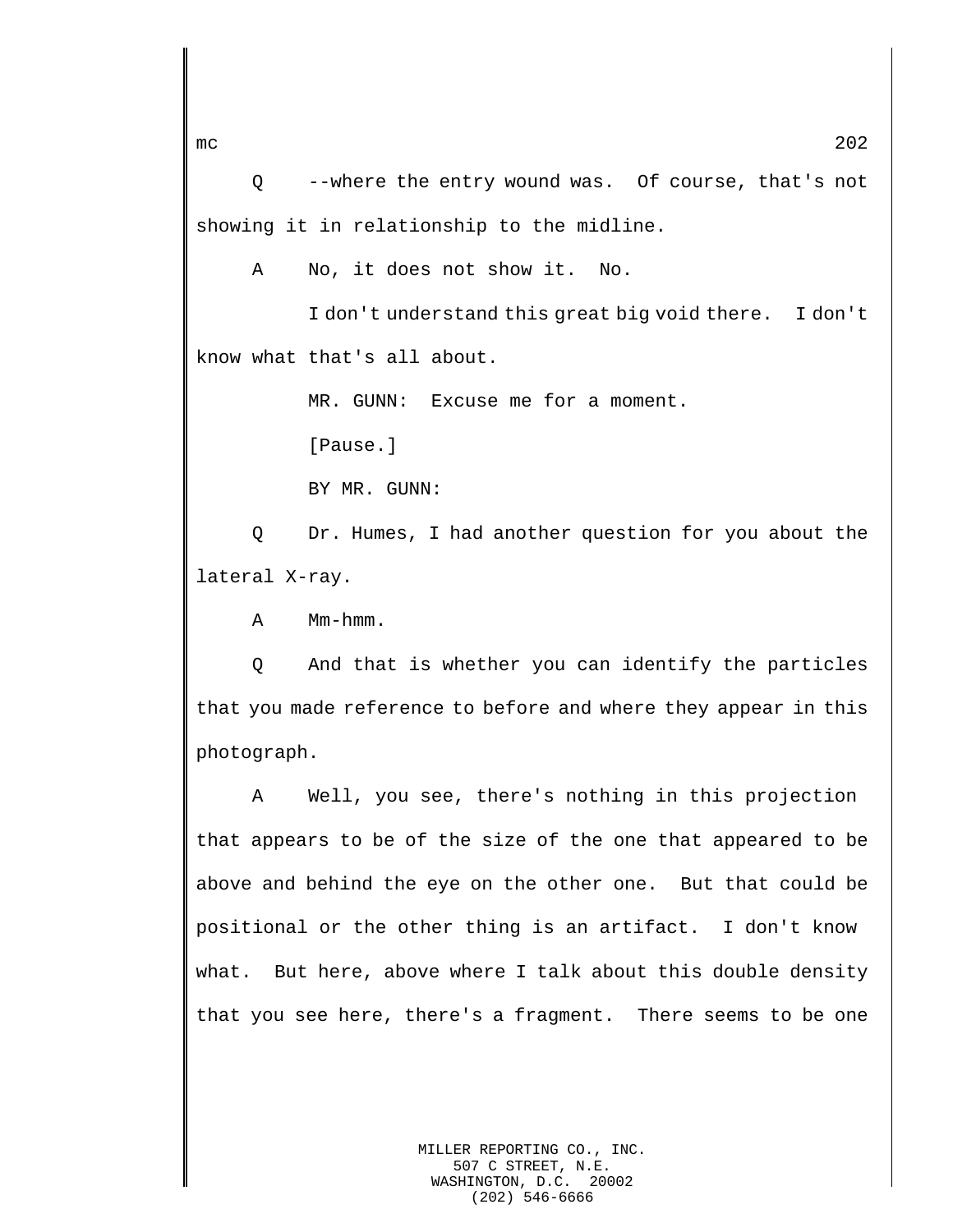Q --where the entry wound was. Of course, that's not showing it in relationship to the midline.

A No, it does not show it. No.

I don't understand this great big void there. I don't know what that's all about.

MR. GUNN: Excuse me for a moment.

[Pause.]

BY MR. GUNN:

Q Dr. Humes, I had another question for you about the lateral X-ray.

A Mm-hmm.

Q And that is whether you can identify the particles that you made reference to before and where they appear in this photograph.

A Well, you see, there's nothing in this projection that appears to be of the size of the one that appeared to be above and behind the eye on the other one. But that could be positional or the other thing is an artifact. I don't know what. But here, above where I talk about this double density that you see here, there's a fragment. There seems to be one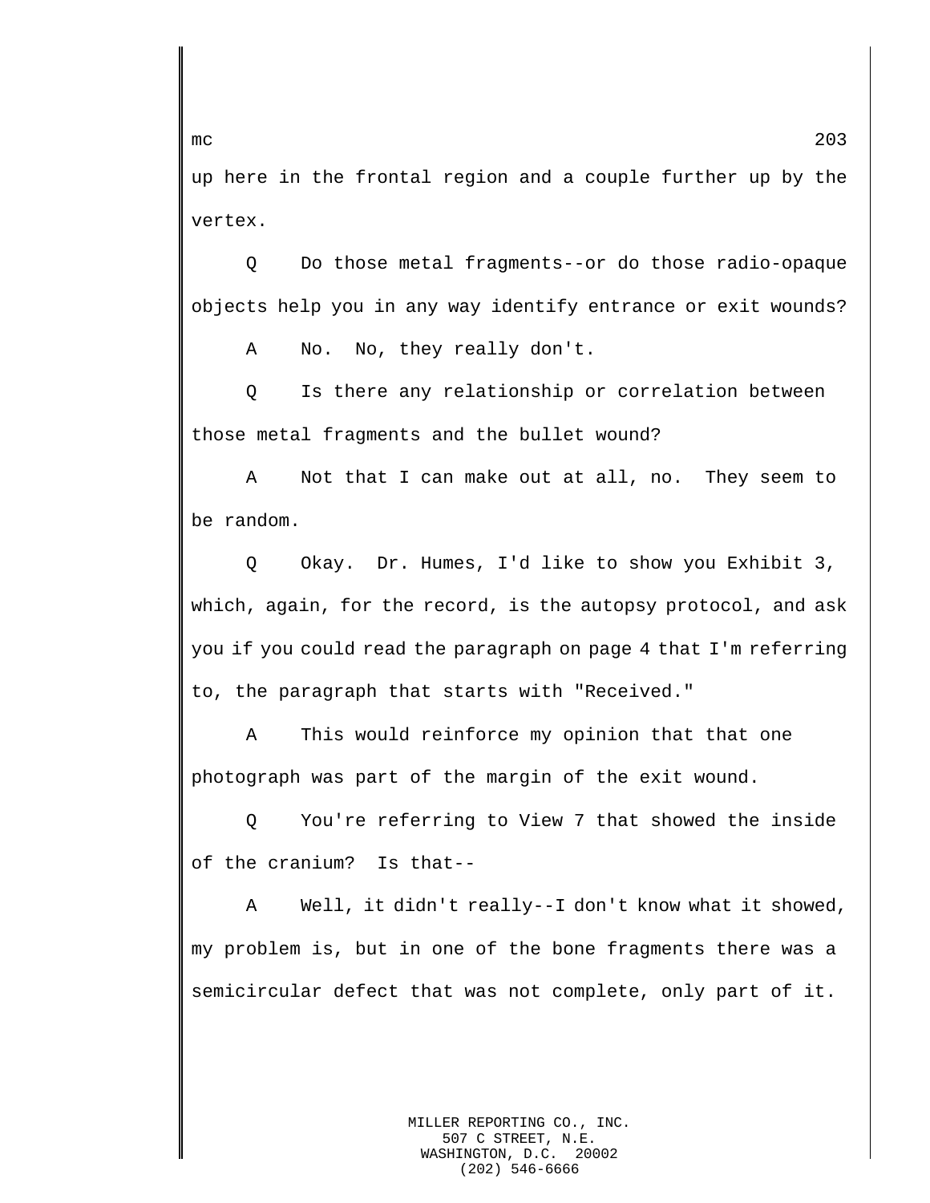up here in the frontal region and a couple further up by the vertex.

Q Do those metal fragments--or do those radio-opaque objects help you in any way identify entrance or exit wounds?

A No. No, they really don't.

Q Is there any relationship or correlation between those metal fragments and the bullet wound?

A Not that I can make out at all, no. They seem to be random.

Q Okay. Dr. Humes, I'd like to show you Exhibit 3, which, again, for the record, is the autopsy protocol, and ask you if you could read the paragraph on page 4 that I'm referring to, the paragraph that starts with "Received."

A This would reinforce my opinion that that one photograph was part of the margin of the exit wound.

Q You're referring to View 7 that showed the inside of the cranium? Is that--

A Well, it didn't really--I don't know what it showed, my problem is, but in one of the bone fragments there was a semicircular defect that was not complete, only part of it.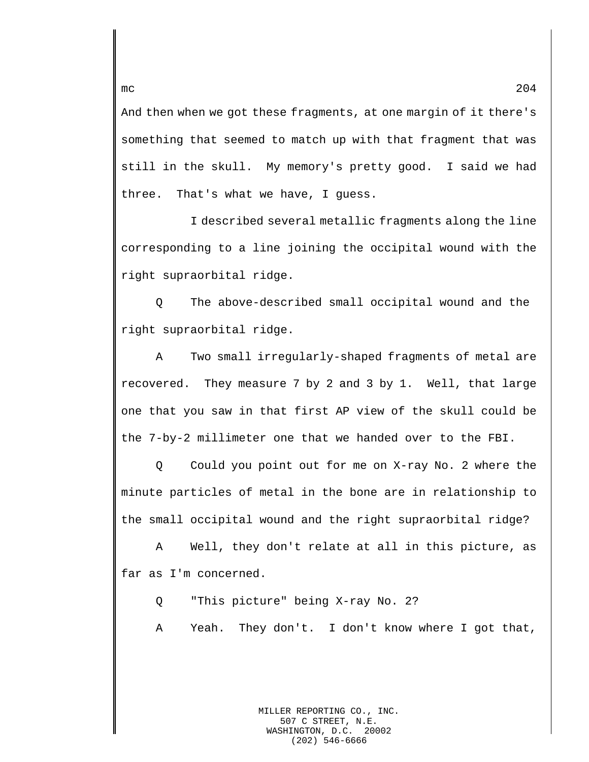And then when we got these fragments, at one margin of it there's something that seemed to match up with that fragment that was still in the skull. My memory's pretty good. I said we had three. That's what we have, I guess.

I described several metallic fragments along the line corresponding to a line joining the occipital wound with the right supraorbital ridge.

Q The above-described small occipital wound and the right supraorbital ridge.

A Two small irregularly-shaped fragments of metal are recovered. They measure 7 by 2 and 3 by 1. Well, that large one that you saw in that first AP view of the skull could be the 7-by-2 millimeter one that we handed over to the FBI.

Q Could you point out for me on X-ray No. 2 where the minute particles of metal in the bone are in relationship to the small occipital wound and the right supraorbital ridge?

A Well, they don't relate at all in this picture, as far as I'm concerned.

Q "This picture" being X-ray No. 2?

A Yeah. They don't. I don't know where I got that,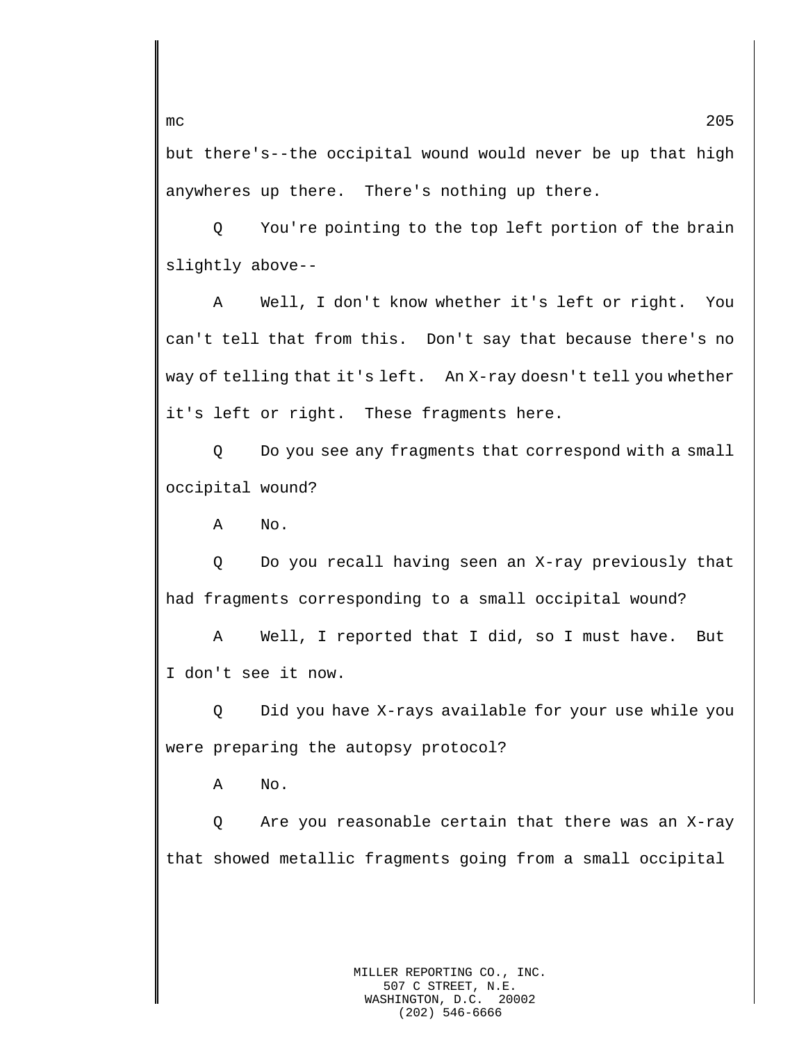but there's--the occipital wound would never be up that high anywheres up there. There's nothing up there.

Q You're pointing to the top left portion of the brain slightly above--

A Well, I don't know whether it's left or right. You can't tell that from this. Don't say that because there's no way of telling that it's left. An X-ray doesn't tell you whether it's left or right. These fragments here.

Q Do you see any fragments that correspond with a small occipital wound?

A No.

Q Do you recall having seen an X-ray previously that had fragments corresponding to a small occipital wound?

A Well, I reported that I did, so I must have. But I don't see it now.

Q Did you have X-rays available for your use while you were preparing the autopsy protocol?

A No.

Q Are you reasonable certain that there was an X-ray that showed metallic fragments going from a small occipital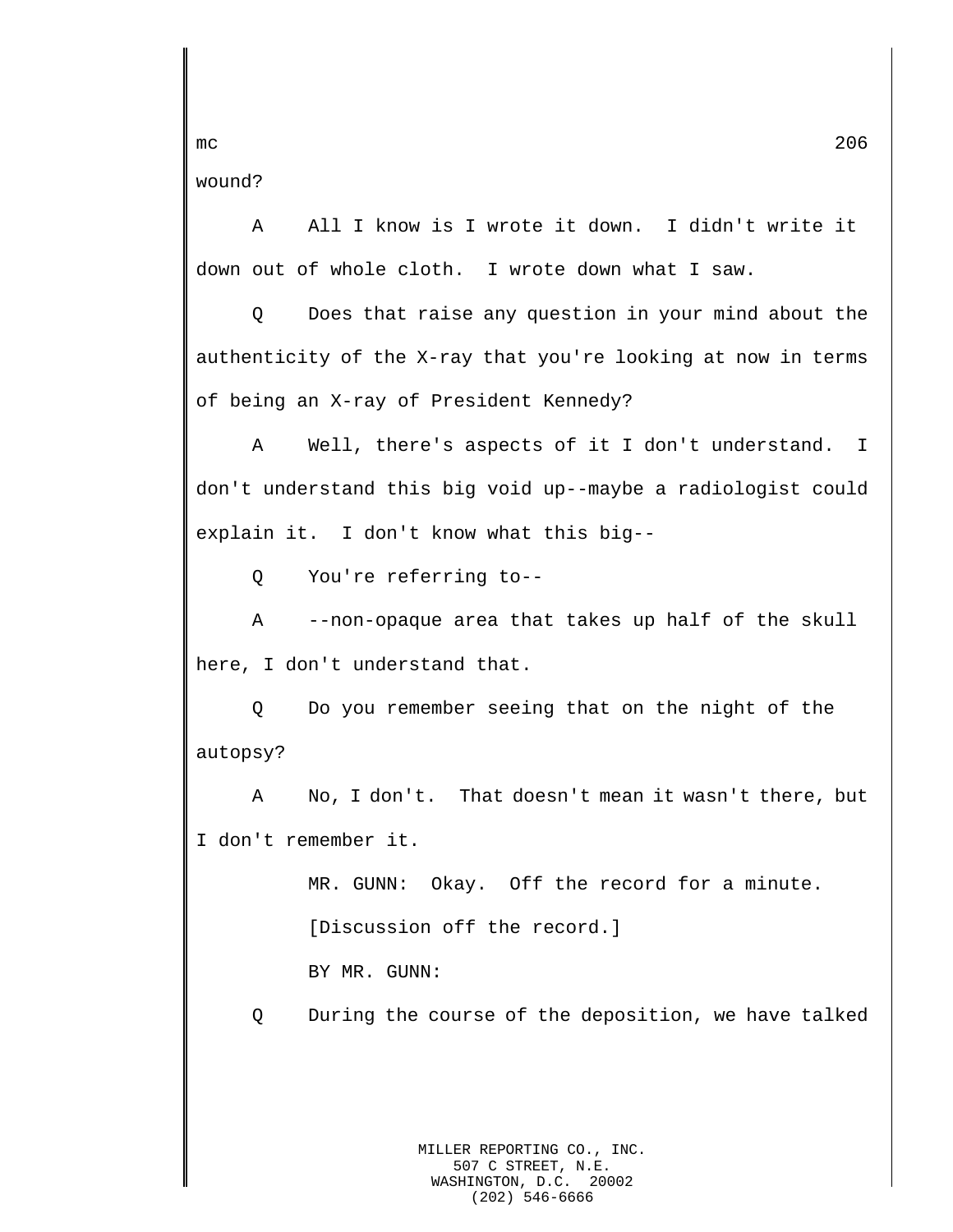wound?

A All I know is I wrote it down. I didn't write it down out of whole cloth. I wrote down what I saw.

Q Does that raise any question in your mind about the authenticity of the X-ray that you're looking at now in terms of being an X-ray of President Kennedy?

A Well, there's aspects of it I don't understand. I don't understand this big void up--maybe a radiologist could explain it. I don't know what this big--

Q You're referring to--

A --non-opaque area that takes up half of the skull here, I don't understand that.

Q Do you remember seeing that on the night of the autopsy?

A No, I don't. That doesn't mean it wasn't there, but I don't remember it.

MR. GUNN: Okay. Off the record for a minute.

[Discussion off the record.]

BY MR. GUNN:

Q During the course of the deposition, we have talked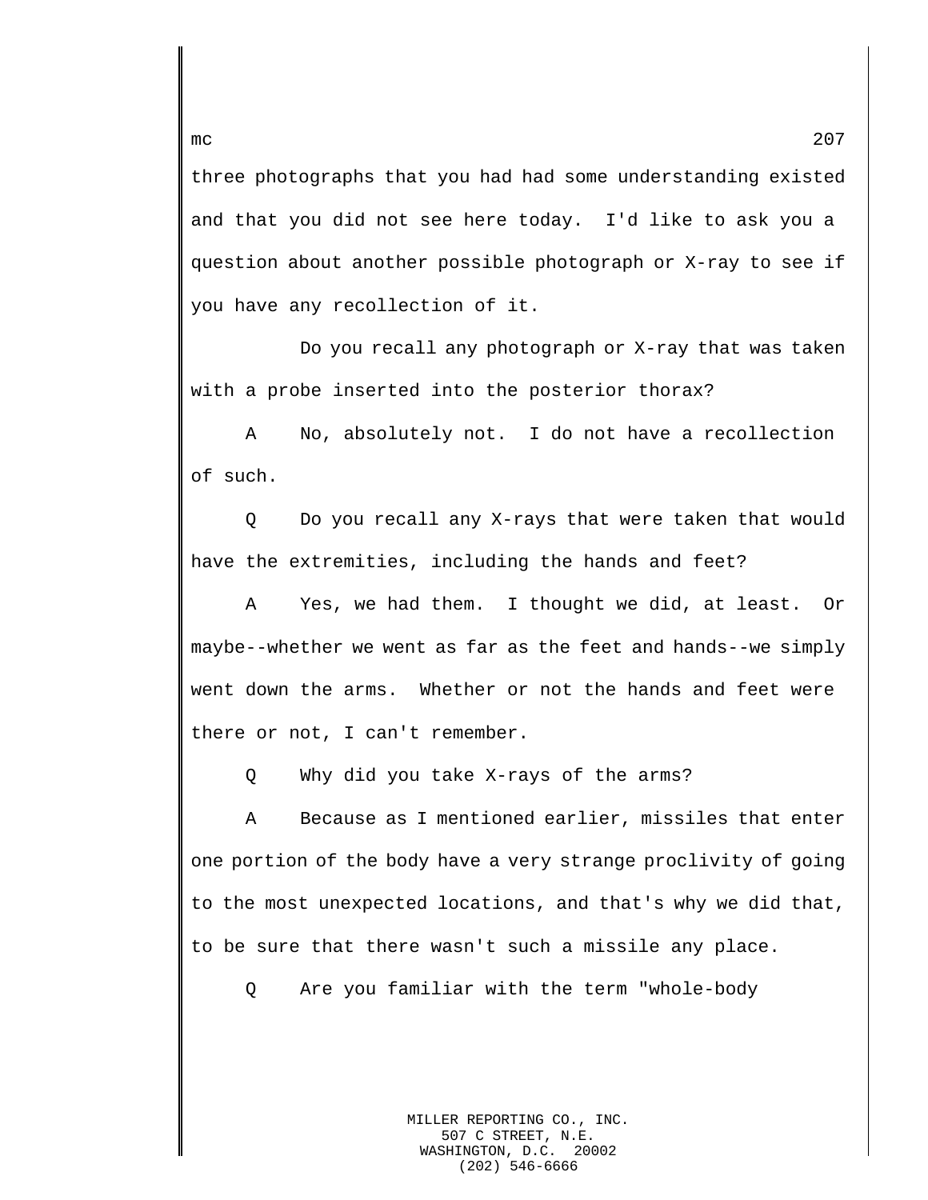three photographs that you had had some understanding existed and that you did not see here today. I'd like to ask you a question about another possible photograph or X-ray to see if you have any recollection of it.

Do you recall any photograph or X-ray that was taken with a probe inserted into the posterior thorax?

A No, absolutely not. I do not have a recollection of such.

Q Do you recall any X-rays that were taken that would have the extremities, including the hands and feet?

A Yes, we had them. I thought we did, at least. Or maybe--whether we went as far as the feet and hands--we simply went down the arms. Whether or not the hands and feet were there or not, I can't remember.

Q Why did you take X-rays of the arms?

A Because as I mentioned earlier, missiles that enter one portion of the body have a very strange proclivity of going to the most unexpected locations, and that's why we did that, to be sure that there wasn't such a missile any place.

Q Are you familiar with the term "whole-body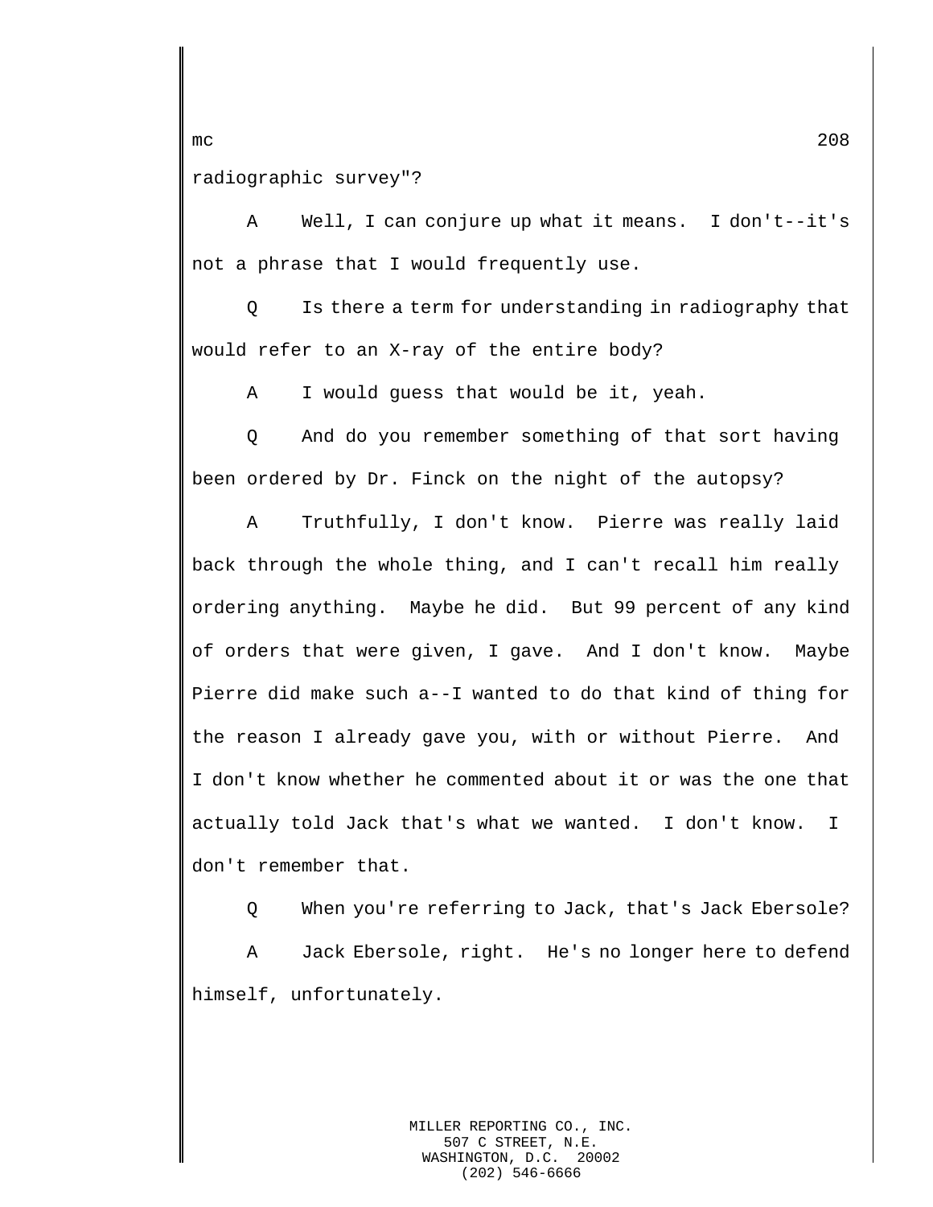radiographic survey"?

A    Well, I can conjure up what it means.  I don't--it's not a phrase that I would frequently use.

Q    Is there a term for understanding in radiography that would refer to an X-ray of the entire body?

A    I would guess that would be it, yeah.

Q    And do you remember something of that sort having been ordered by Dr. Finck on the night of the autopsy?

A    Truthfully, I don't know.  Pierre was really laid back through the whole thing, and I can't recall him really ordering anything.  Maybe he did.  But 99 percent of any kind of orders that were given, I gave.  And I don't know.  Maybe Pierre did make such a--I wanted to do that kind of thing for the reason I already gave you, with or without Pierre.  And I don't know whether he commented about it or was the one that actually told Jack that's what we wanted.  I don't know.  I don't remember that.

Q    When you're referring to Jack, that's Jack Ebersole?

A    Jack Ebersole, right.  He's no longer here to defend himself, unfortunately.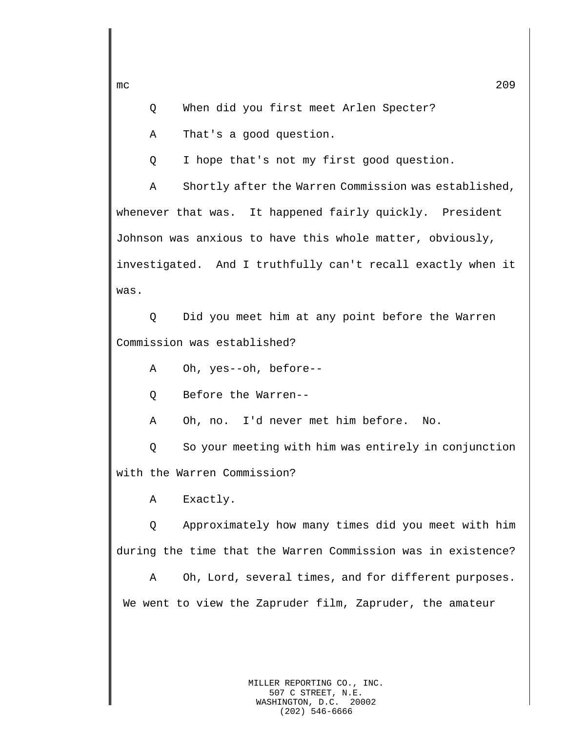Q When did you first meet Arlen Specter?

A That's a good question.

Q I hope that's not my first good question.

A Shortly after the Warren Commission was established, whenever that was. It happened fairly quickly. President Johnson was anxious to have this whole matter, obviously, investigated. And I truthfully can't recall exactly when it was.

Q Did you meet him at any point before the Warren Commission was established?

A Oh, yes--oh, before--

Q Before the Warren--

A Oh, no. I'd never met him before. No.

Q So your meeting with him was entirely in conjunction with the Warren Commission?

A Exactly.

Q Approximately how many times did you meet with him during the time that the Warren Commission was in existence?

A Oh, Lord, several times, and for different purposes. We went to view the Zapruder film, Zapruder, the amateur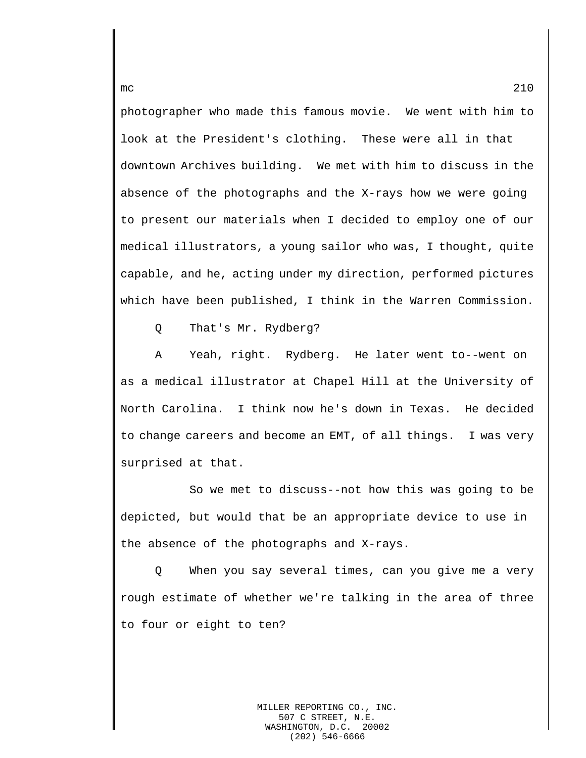photographer who made this famous movie. We went with him to look at the President's clothing. These were all in that downtown Archives building. We met with him to discuss in the absence of the photographs and the X-rays how we were going to present our materials when I decided to employ one of our medical illustrators, a young sailor who was, I thought, quite capable, and he, acting under my direction, performed pictures which have been published, I think in the Warren Commission.

Q That's Mr. Rydberg?

A Yeah, right. Rydberg. He later went to--went on as a medical illustrator at Chapel Hill at the University of North Carolina. I think now he's down in Texas. He decided to change careers and become an EMT, of all things. I was very surprised at that.

So we met to discuss--not how this was going to be depicted, but would that be an appropriate device to use in the absence of the photographs and X-rays.

Q When you say several times, can you give me a very rough estimate of whether we're talking in the area of three to four or eight to ten?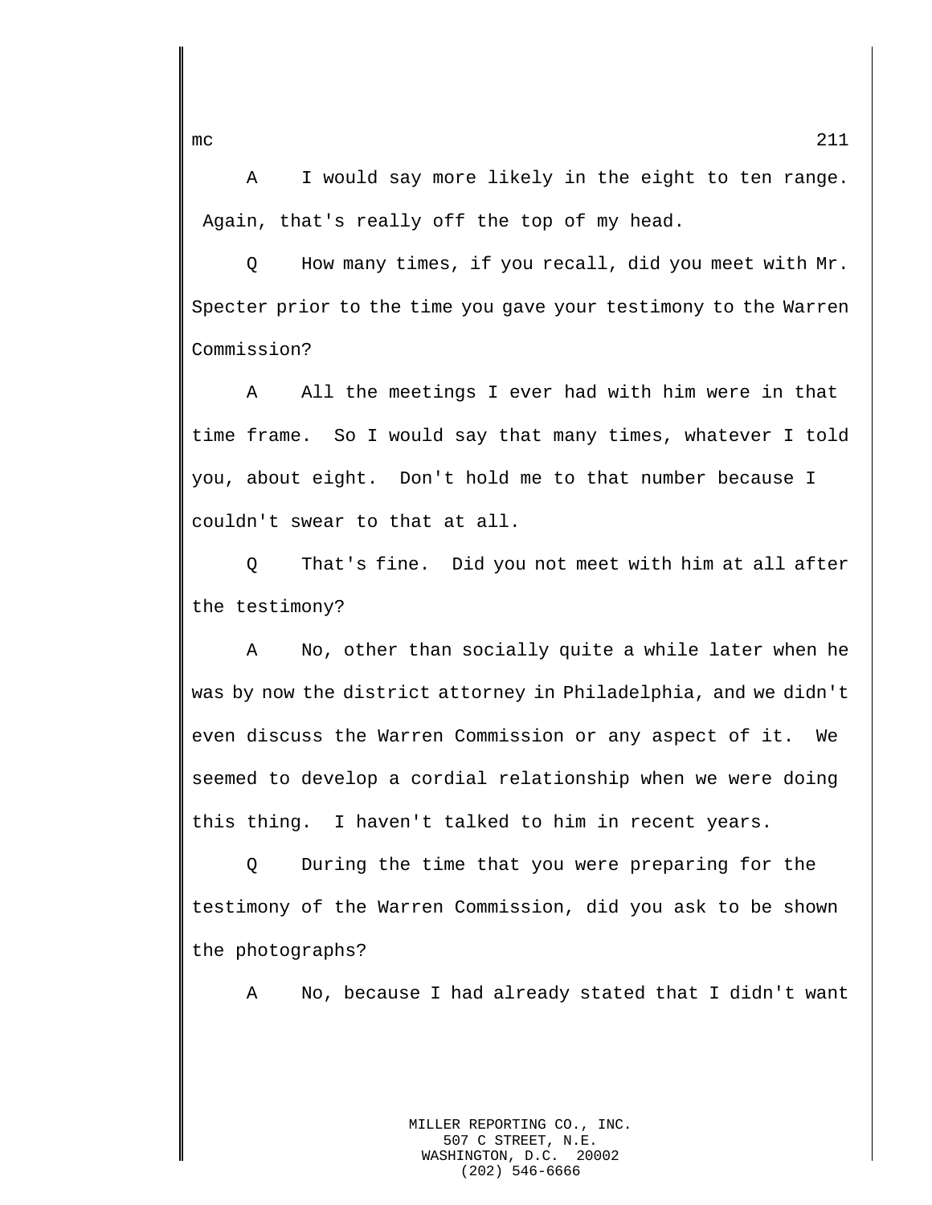A I would say more likely in the eight to ten range. Again, that's really off the top of my head.

Q How many times, if you recall, did you meet with Mr. Specter prior to the time you gave your testimony to the Warren Commission?

A All the meetings I ever had with him were in that time frame. So I would say that many times, whatever I told you, about eight. Don't hold me to that number because I couldn't swear to that at all.

Q That's fine. Did you not meet with him at all after the testimony?

A No, other than socially quite a while later when he was by now the district attorney in Philadelphia, and we didn't even discuss the Warren Commission or any aspect of it. We seemed to develop a cordial relationship when we were doing this thing. I haven't talked to him in recent years.

Q During the time that you were preparing for the testimony of the Warren Commission, did you ask to be shown the photographs?

A No, because I had already stated that I didn't want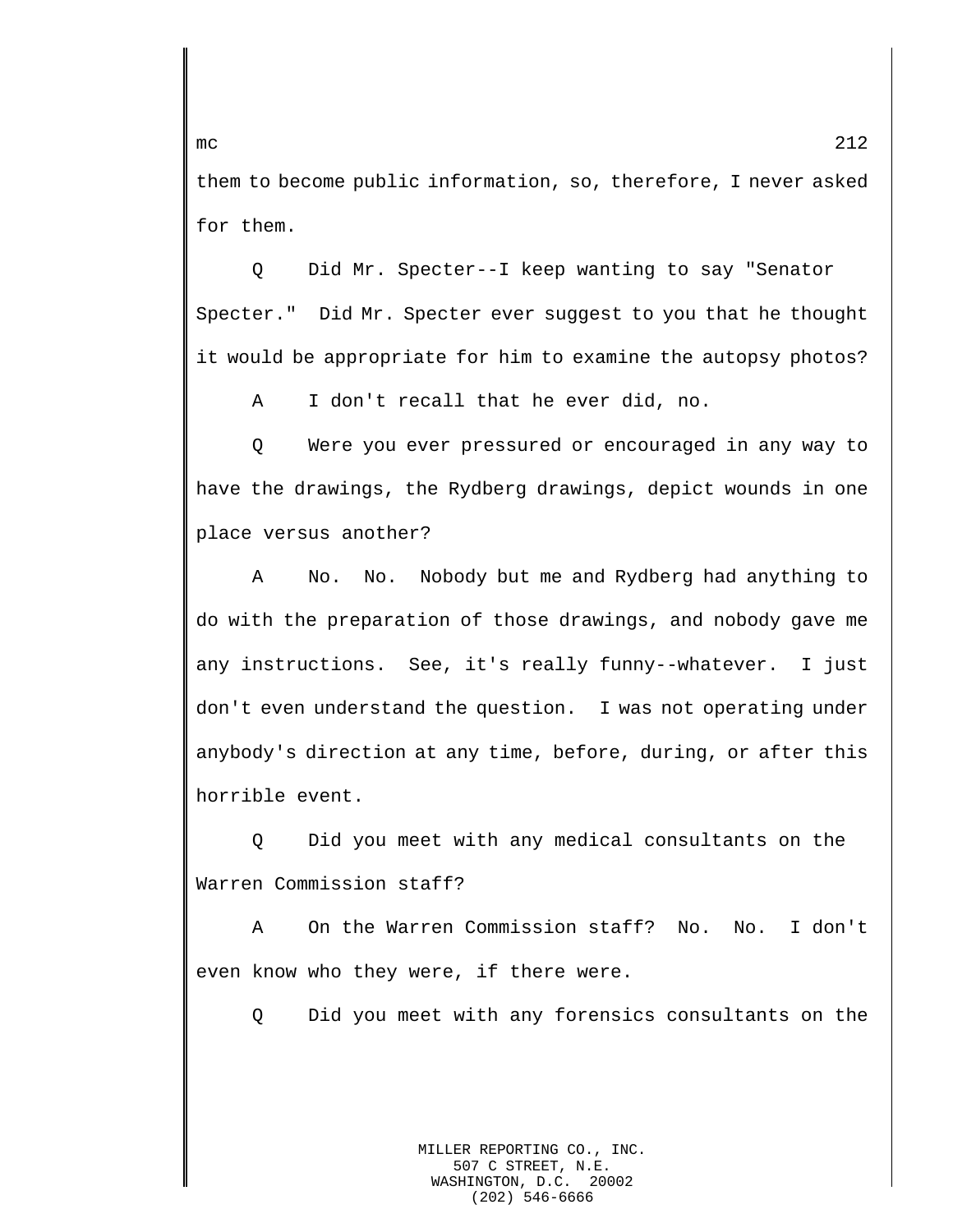them to become public information, so, therefore, I never asked for them.

Q Did Mr. Specter--I keep wanting to say "Senator Specter." Did Mr. Specter ever suggest to you that he thought it would be appropriate for him to examine the autopsy photos?

A I don't recall that he ever did, no.

Q Were you ever pressured or encouraged in any way to have the drawings, the Rydberg drawings, depict wounds in one place versus another?

A No. No. Nobody but me and Rydberg had anything to do with the preparation of those drawings, and nobody gave me any instructions. See, it's really funny--whatever. I just don't even understand the question. I was not operating under anybody's direction at any time, before, during, or after this horrible event.

Q Did you meet with any medical consultants on the Warren Commission staff?

A On the Warren Commission staff? No. No. I don't even know who they were, if there were.

Q Did you meet with any forensics consultants on the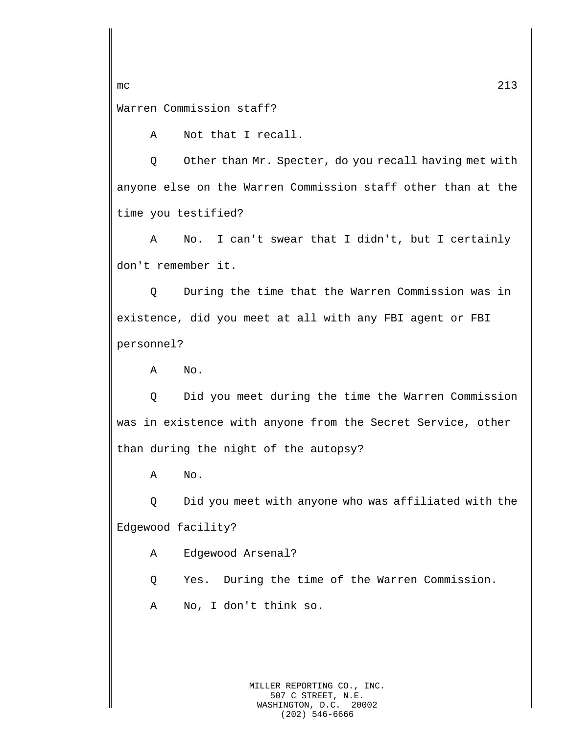Warren Commission staff?

A Not that I recall.

Q Other than Mr. Specter, do you recall having met with anyone else on the Warren Commission staff other than at the time you testified?

A No. I can't swear that I didn't, but I certainly don't remember it.

Q During the time that the Warren Commission was in existence, did you meet at all with any FBI agent or FBI personnel?

A No.

Q Did you meet during the time the Warren Commission was in existence with anyone from the Secret Service, other than during the night of the autopsy?

A No.

Q Did you meet with anyone who was affiliated with the Edgewood facility?

A Edgewood Arsenal?

Q Yes. During the time of the Warren Commission.

A No, I don't think so.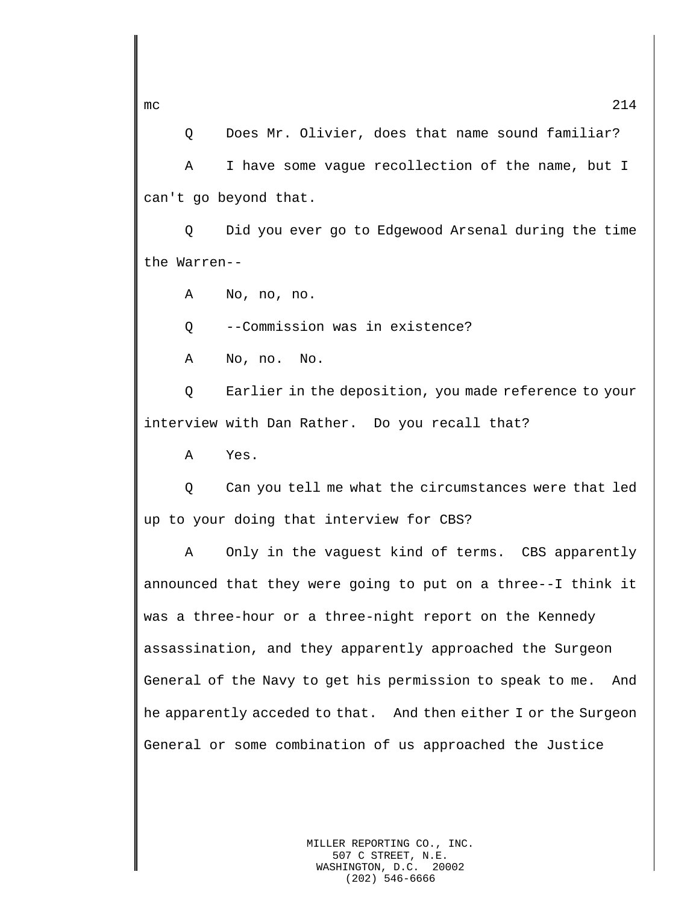Q Does Mr. Olivier, does that name sound familiar?

A I have some vague recollection of the name, but I can't go beyond that.

Q Did you ever go to Edgewood Arsenal during the time the Warren--

A No, no, no.

Q --Commission was in existence?

A No, no. No.

Q Earlier in the deposition, you made reference to your interview with Dan Rather. Do you recall that?

A Yes.

Q Can you tell me what the circumstances were that led up to your doing that interview for CBS?

A Only in the vaguest kind of terms. CBS apparently announced that they were going to put on a three--I think it was a three-hour or a three-night report on the Kennedy assassination, and they apparently approached the Surgeon General of the Navy to get his permission to speak to me. And he apparently acceded to that. And then either I or the Surgeon General or some combination of us approached the Justice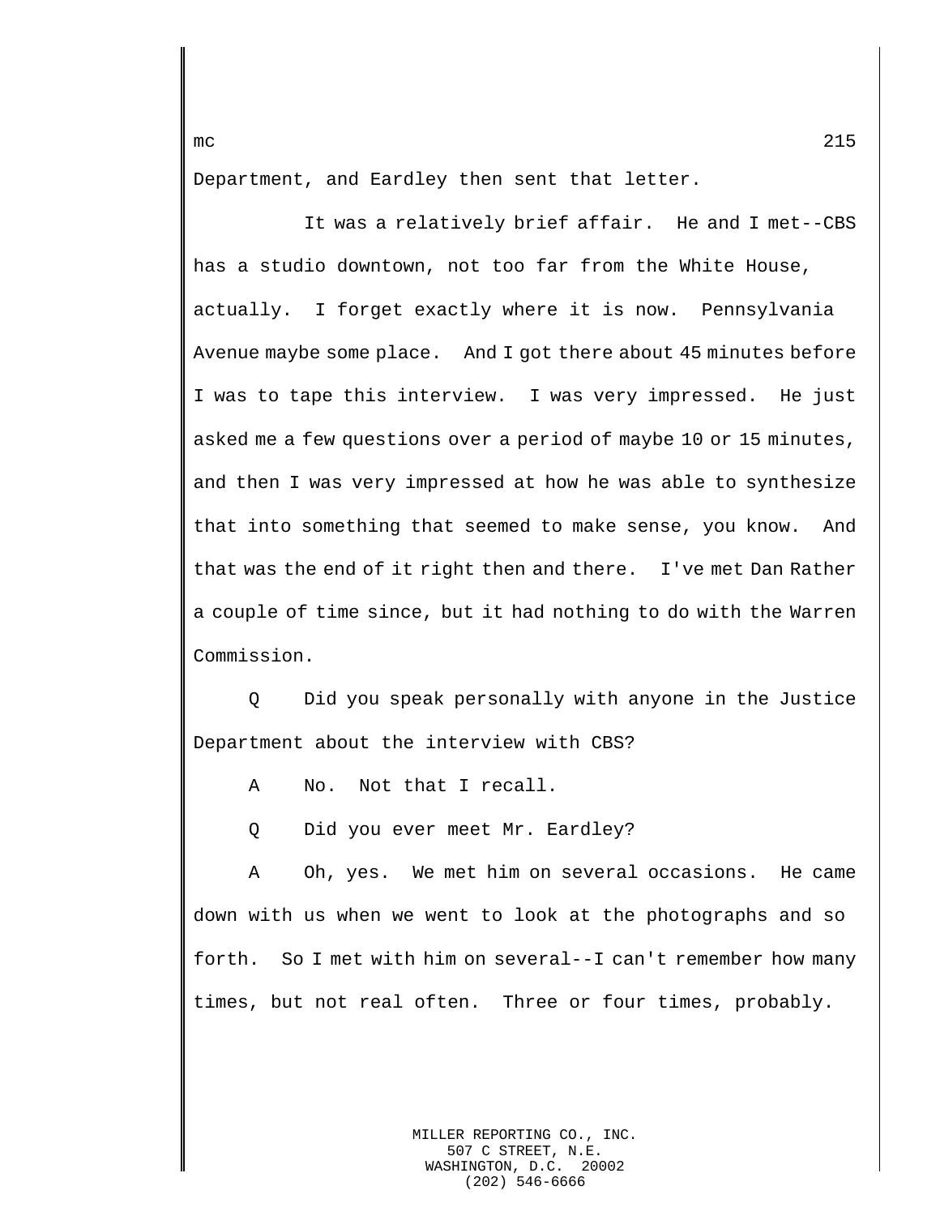Department, and Eardley then sent that letter.

It was a relatively brief affair. He and I met--CBS has a studio downtown, not too far from the White House, actually. I forget exactly where it is now. Pennsylvania Avenue maybe some place. And I got there about 45 minutes before I was to tape this interview. I was very impressed. He just asked me a few questions over a period of maybe 10 or 15 minutes, and then I was very impressed at how he was able to synthesize that into something that seemed to make sense, you know. And that was the end of it right then and there. I've met Dan Rather a couple of time since, but it had nothing to do with the Warren Commission.

Q Did you speak personally with anyone in the Justice Department about the interview with CBS?

A No. Not that I recall.

Q Did you ever meet Mr. Eardley?

A Oh, yes. We met him on several occasions. He came down with us when we went to look at the photographs and so forth. So I met with him on several--I can't remember how many times, but not real often. Three or four times, probably.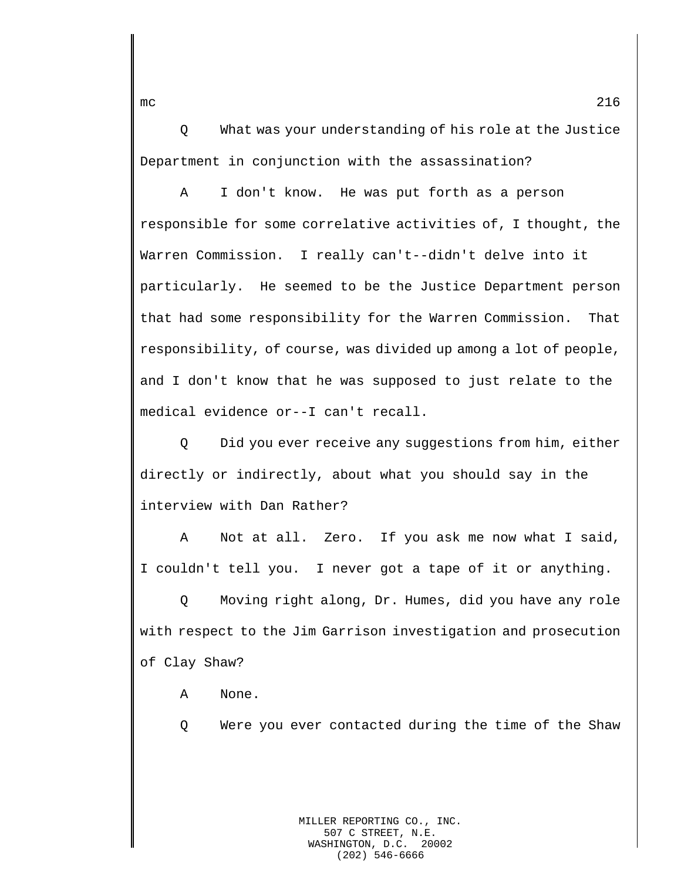Q What was your understanding of his role at the Justice Department in conjunction with the assassination?

A I don't know. He was put forth as a person responsible for some correlative activities of, I thought, the Warren Commission. I really can't--didn't delve into it particularly. He seemed to be the Justice Department person that had some responsibility for the Warren Commission. That responsibility, of course, was divided up among a lot of people, and I don't know that he was supposed to just relate to the medical evidence or--I can't recall.

Q Did you ever receive any suggestions from him, either directly or indirectly, about what you should say in the interview with Dan Rather?

A Not at all. Zero. If you ask me now what I said, I couldn't tell you. I never got a tape of it or anything.

Q Moving right along, Dr. Humes, did you have any role with respect to the Jim Garrison investigation and prosecution of Clay Shaw?

A None.

Q Were you ever contacted during the time of the Shaw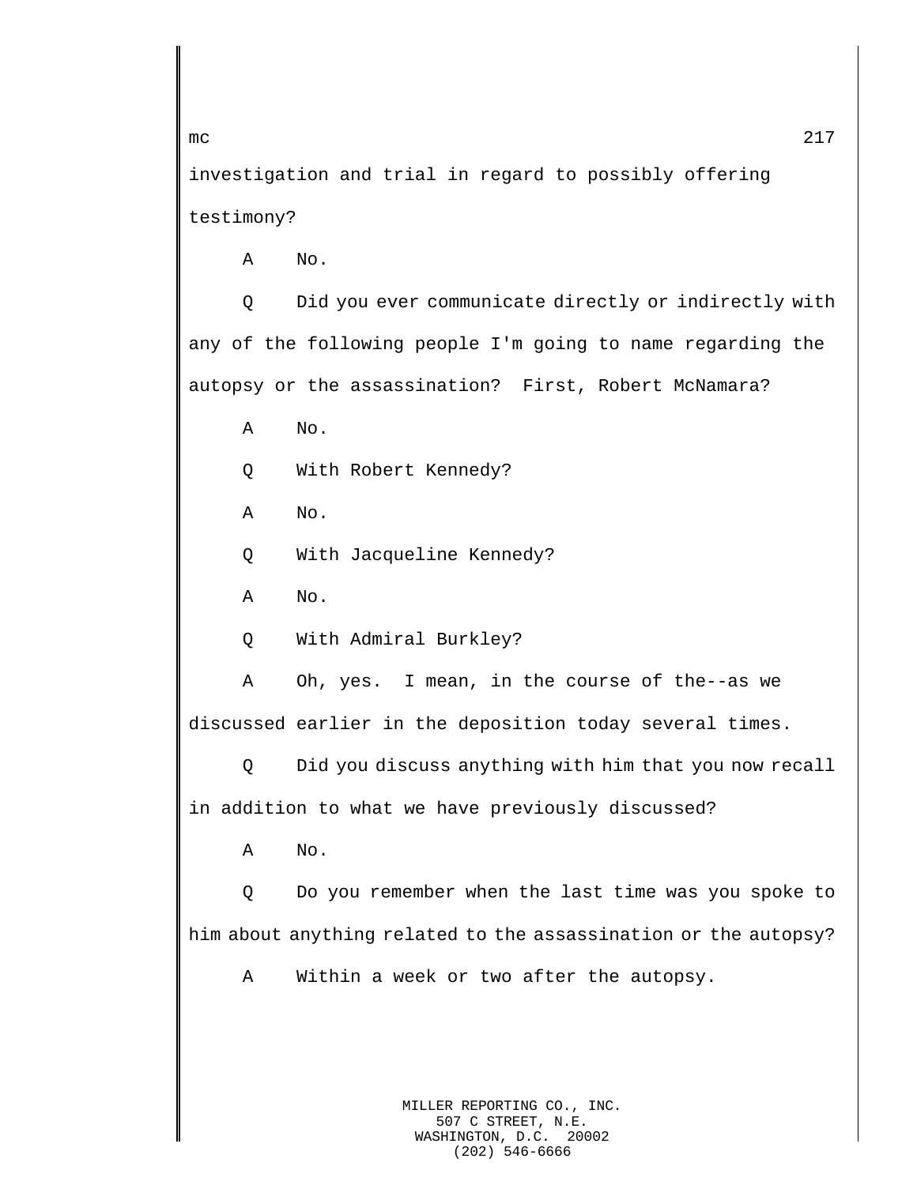investigation and trial in regard to possibly offering testimony?

A No.

Q Did you ever communicate directly or indirectly with any of the following people I'm going to name regarding the autopsy or the assassination? First, Robert McNamara?

A No.

Q With Robert Kennedy?

A No.

Q With Jacqueline Kennedy?

A No.

Q With Admiral Burkley?

A Oh, yes. I mean, in the course of the--as we discussed earlier in the deposition today several times.

Q Did you discuss anything with him that you now recall in addition to what we have previously discussed?

A No.

Q Do you remember when the last time was you spoke to him about anything related to the assassination or the autopsy?

A Within a week or two after the autopsy.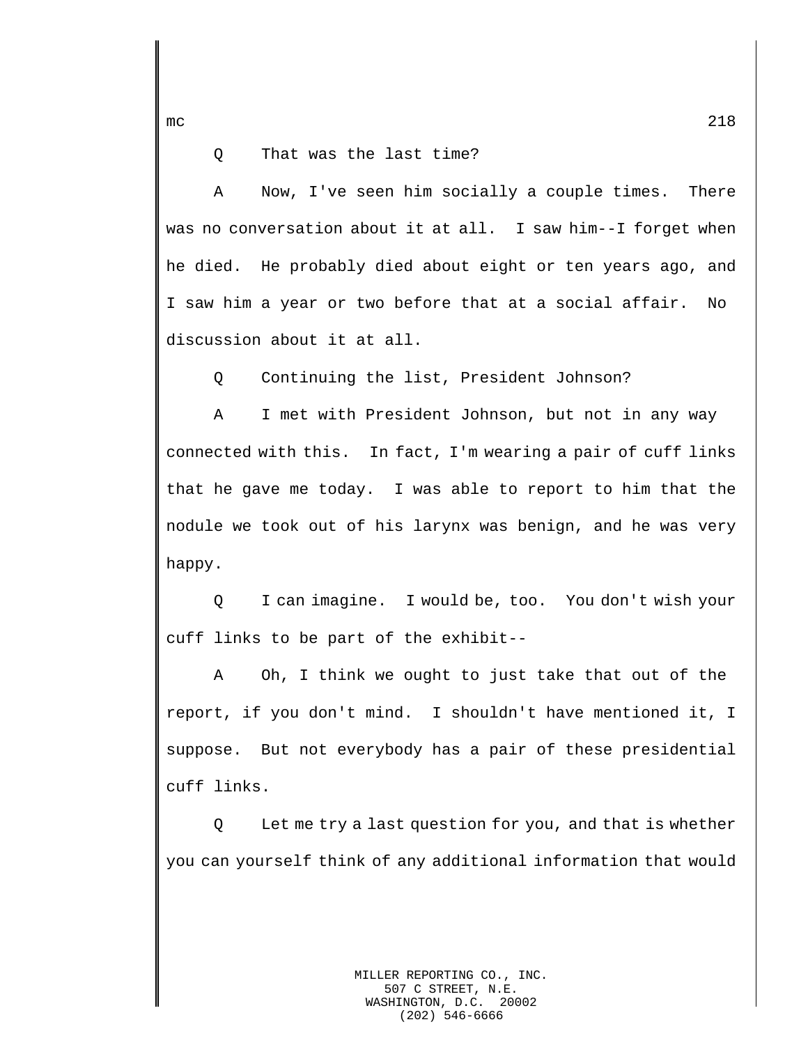Q That was the last time?

A Now, I've seen him socially a couple times. There was no conversation about it at all. I saw him--I forget when he died. He probably died about eight or ten years ago, and I saw him a year or two before that at a social affair. No discussion about it at all.

Q Continuing the list, President Johnson?

A I met with President Johnson, but not in any way connected with this. In fact, I'm wearing a pair of cuff links that he gave me today. I was able to report to him that the nodule we took out of his larynx was benign, and he was very happy.

Q I can imagine. I would be, too. You don't wish your cuff links to be part of the exhibit--

A Oh, I think we ought to just take that out of the report, if you don't mind. I shouldn't have mentioned it, I suppose. But not everybody has a pair of these presidential cuff links.

Q Let me try a last question for you, and that is whether you can yourself think of any additional information that would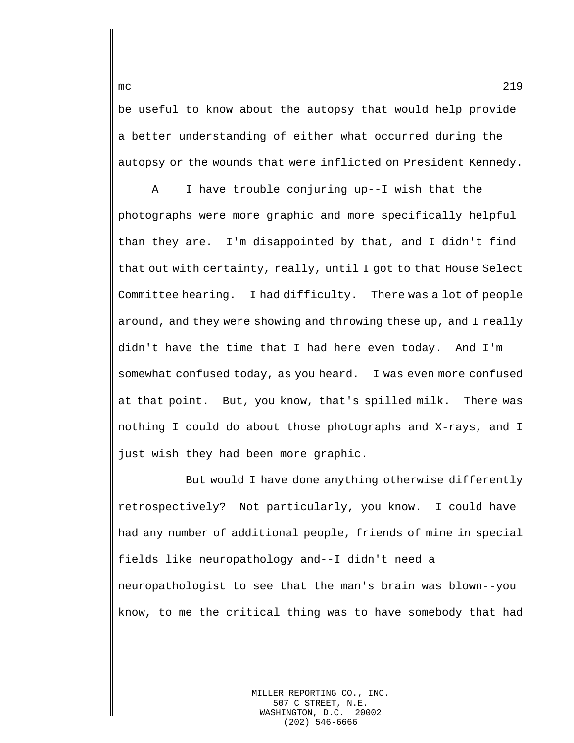be useful to know about the autopsy that would help provide a better understanding of either what occurred during the autopsy or the wounds that were inflicted on President Kennedy.

A I have trouble conjuring up--I wish that the photographs were more graphic and more specifically helpful than they are. I'm disappointed by that, and I didn't find that out with certainty, really, until I got to that House Select Committee hearing. I had difficulty. There was a lot of people around, and they were showing and throwing these up, and I really didn't have the time that I had here even today. And I'm somewhat confused today, as you heard. I was even more confused at that point. But, you know, that's spilled milk. There was nothing I could do about those photographs and X-rays, and I just wish they had been more graphic.

But would I have done anything otherwise differently retrospectively? Not particularly, you know. I could have had any number of additional people, friends of mine in special fields like neuropathology and--I didn't need a neuropathologist to see that the man's brain was blown--you know, to me the critical thing was to have somebody that had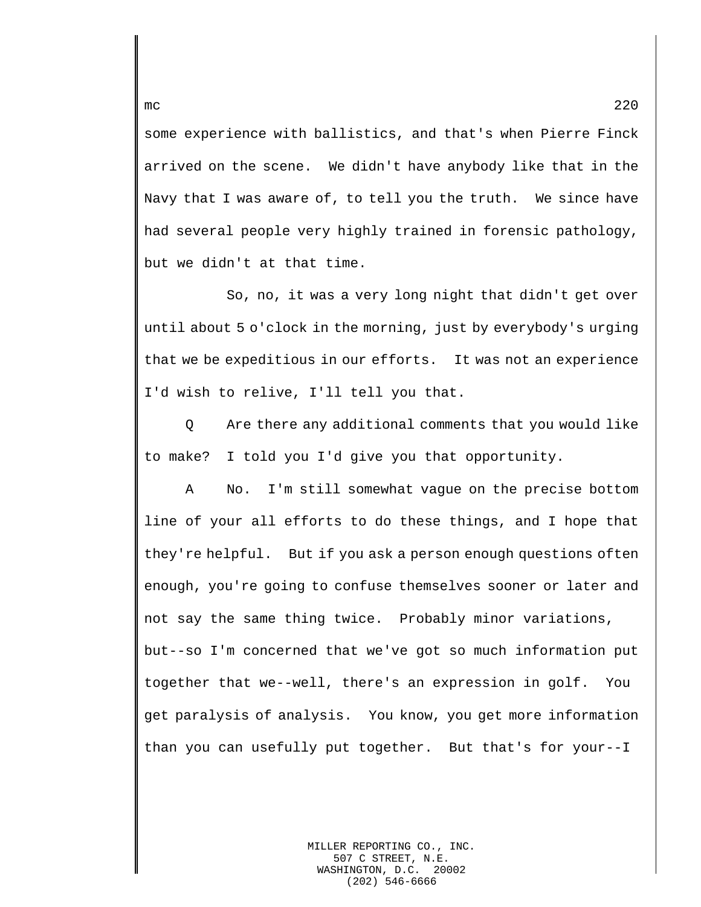some experience with ballistics, and that's when Pierre Finck arrived on the scene. We didn't have anybody like that in the Navy that I was aware of, to tell you the truth. We since have had several people very highly trained in forensic pathology, but we didn't at that time.

So, no, it was a very long night that didn't get over until about 5 o'clock in the morning, just by everybody's urging that we be expeditious in our efforts. It was not an experience I'd wish to relive, I'll tell you that.

Q Are there any additional comments that you would like to make? I told you I'd give you that opportunity.

A No. I'm still somewhat vague on the precise bottom line of your all efforts to do these things, and I hope that they're helpful. But if you ask a person enough questions often enough, you're going to confuse themselves sooner or later and not say the same thing twice. Probably minor variations, but--so I'm concerned that we've got so much information put together that we--well, there's an expression in golf. You get paralysis of analysis. You know, you get more information than you can usefully put together. But that's for your--I

MILLER REPORTING CO., INC.
507 C STREET, N.E.
WASHINGTON, D.C. 20002
(202) 546-6666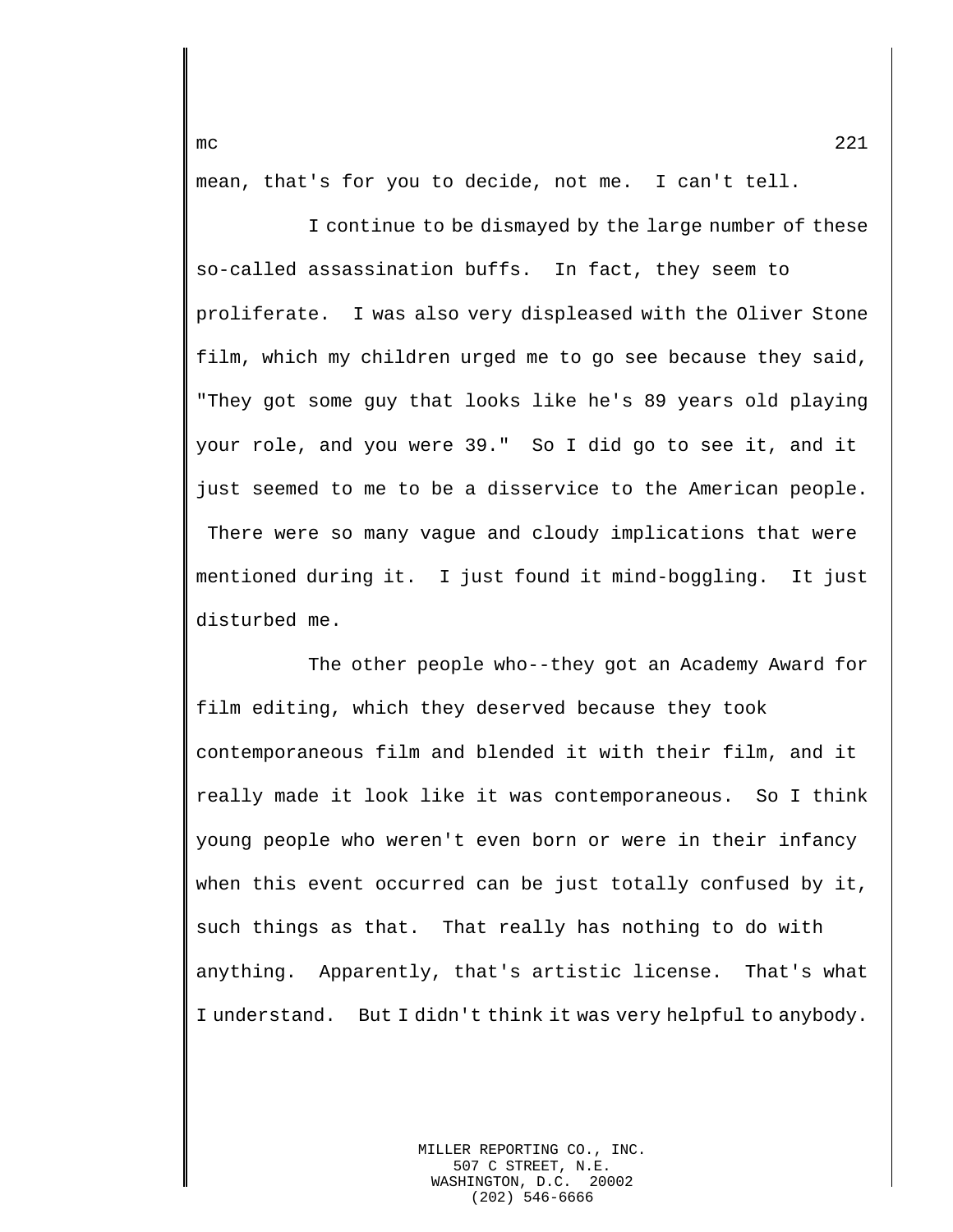mean, that's for you to decide, not me. I can't tell.

I continue to be dismayed by the large number of these so-called assassination buffs. In fact, they seem to proliferate. I was also very displeased with the Oliver Stone film, which my children urged me to go see because they said, "They got some guy that looks like he's 89 years old playing your role, and you were 39." So I did go to see it, and it just seemed to me to be a disservice to the American people. There were so many vague and cloudy implications that were mentioned during it. I just found it mind-boggling. It just disturbed me.

The other people who--they got an Academy Award for film editing, which they deserved because they took contemporaneous film and blended it with their film, and it really made it look like it was contemporaneous. So I think young people who weren't even born or were in their infancy when this event occurred can be just totally confused by it, such things as that. That really has nothing to do with anything. Apparently, that's artistic license. That's what I understand. But I didn't think it was very helpful to anybody.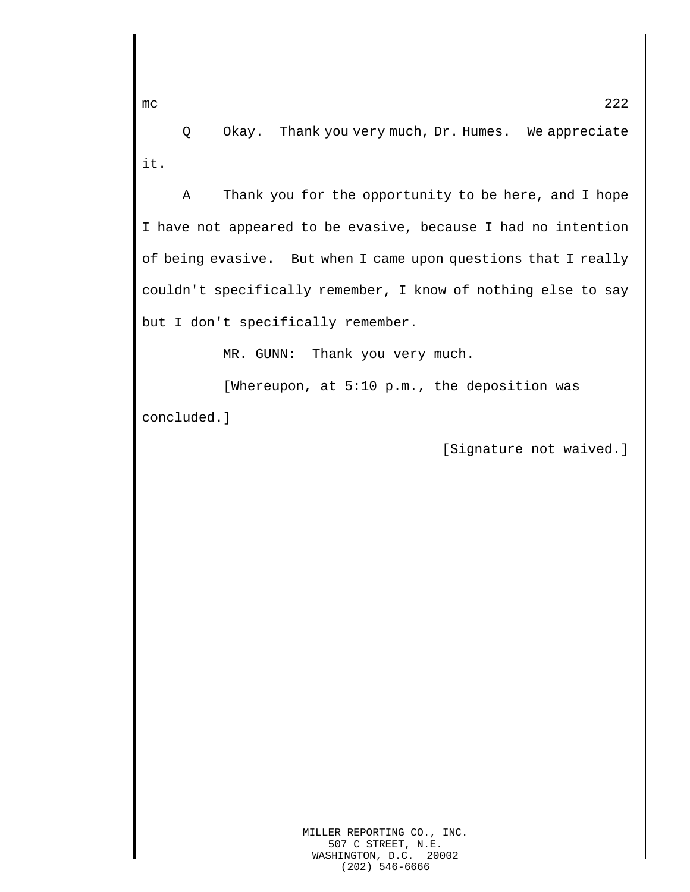Q     Okay.  Thank you very much, Dr. Humes.  We appreciate it.

A     Thank you for the opportunity to be here, and I hope I have not appeared to be evasive, because I had no intention of being evasive.  But when I came upon questions that I really couldn't specifically remember, I know of nothing else to say but I don't specifically remember.

MR. GUNN:  Thank you very much.

[Whereupon, at 5:10 p.m., the deposition was concluded.]

[Signature not waived.]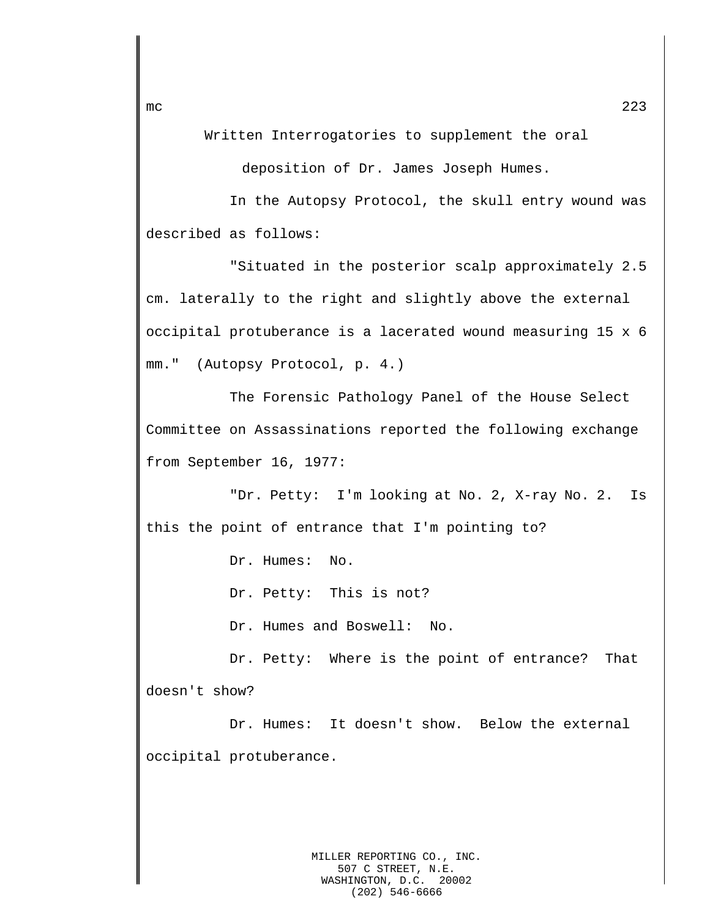Written Interrogatories to supplement the oral deposition of Dr. James Joseph Humes.

In the Autopsy Protocol, the skull entry wound was described as follows:

"Situated in the posterior scalp approximately 2.5 cm. laterally to the right and slightly above the external occipital protuberance is a lacerated wound measuring 15 x 6 mm." (Autopsy Protocol, p. 4.)

The Forensic Pathology Panel of the House Select Committee on Assassinations reported the following exchange from September 16, 1977:

"Dr. Petty: I'm looking at No. 2, X-ray No. 2. Is this the point of entrance that I'm pointing to?

Dr. Humes: No.

Dr. Petty: This is not?

Dr. Humes and Boswell: No.

Dr. Petty: Where is the point of entrance? That doesn't show?

Dr. Humes: It doesn't show. Below the external occipital protuberance.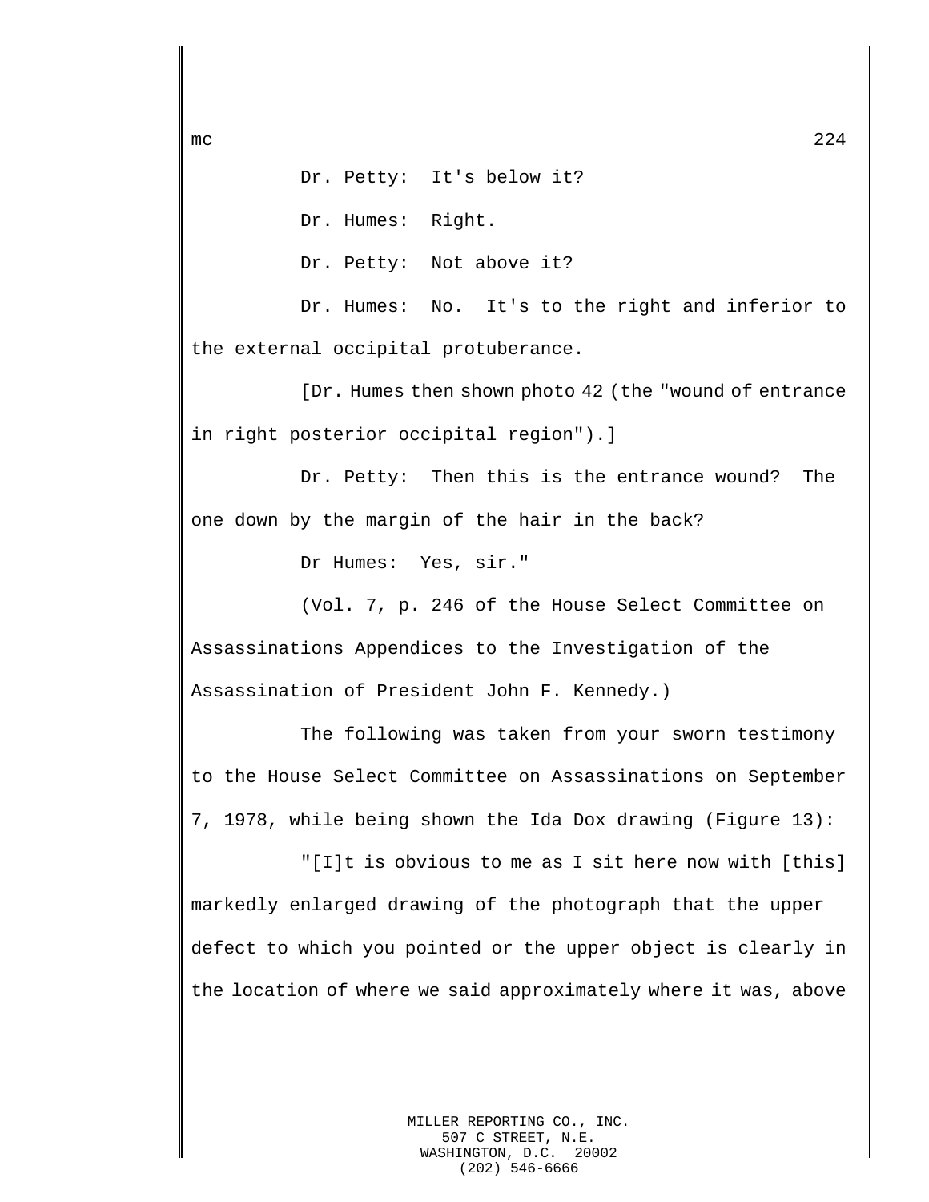Dr. Petty: It's below it?

Dr. Humes: Right.

Dr. Petty: Not above it?

Dr. Humes: No. It's to the right and inferior to the external occipital protuberance.

[Dr. Humes then shown photo 42 (the "wound of entrance in right posterior occipital region").]

Dr. Petty: Then this is the entrance wound? The one down by the margin of the hair in the back?

Dr Humes: Yes, sir."

(Vol. 7, p. 246 of the House Select Committee on Assassinations Appendices to the Investigation of the Assassination of President John F. Kennedy.)

The following was taken from your sworn testimony to the House Select Committee on Assassinations on September 7, 1978, while being shown the Ida Dox drawing (Figure 13):

"[I]t is obvious to me as I sit here now with [this] markedly enlarged drawing of the photograph that the upper defect to which you pointed or the upper object is clearly in the location of where we said approximately where it was, above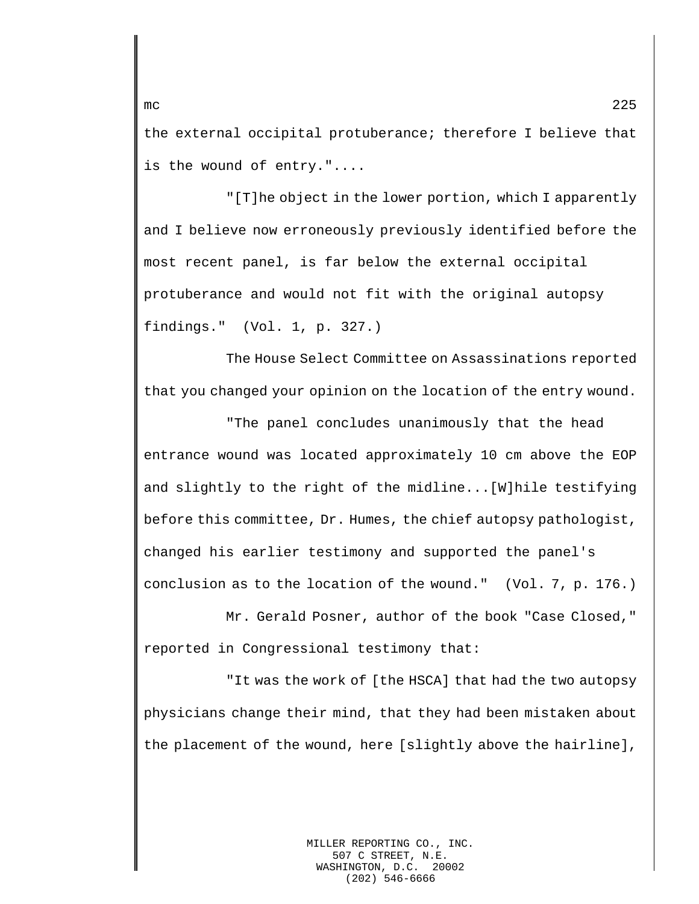the external occipital protuberance; therefore I believe that is the wound of entry."....

"[T]he object in the lower portion, which I apparently and I believe now erroneously previously identified before the most recent panel, is far below the external occipital protuberance and would not fit with the original autopsy findings." (Vol. 1, p. 327.)

The House Select Committee on Assassinations reported that you changed your opinion on the location of the entry wound.

"The panel concludes unanimously that the head entrance wound was located approximately 10 cm above the EOP and slightly to the right of the midline...[W]hile testifying before this committee, Dr. Humes, the chief autopsy pathologist, changed his earlier testimony and supported the panel's conclusion as to the location of the wound." (Vol. 7, p. 176.)

Mr. Gerald Posner, author of the book "Case Closed," reported in Congressional testimony that:

"It was the work of [the HSCA] that had the two autopsy physicians change their mind, that they had been mistaken about the placement of the wound, here [slightly above the hairline],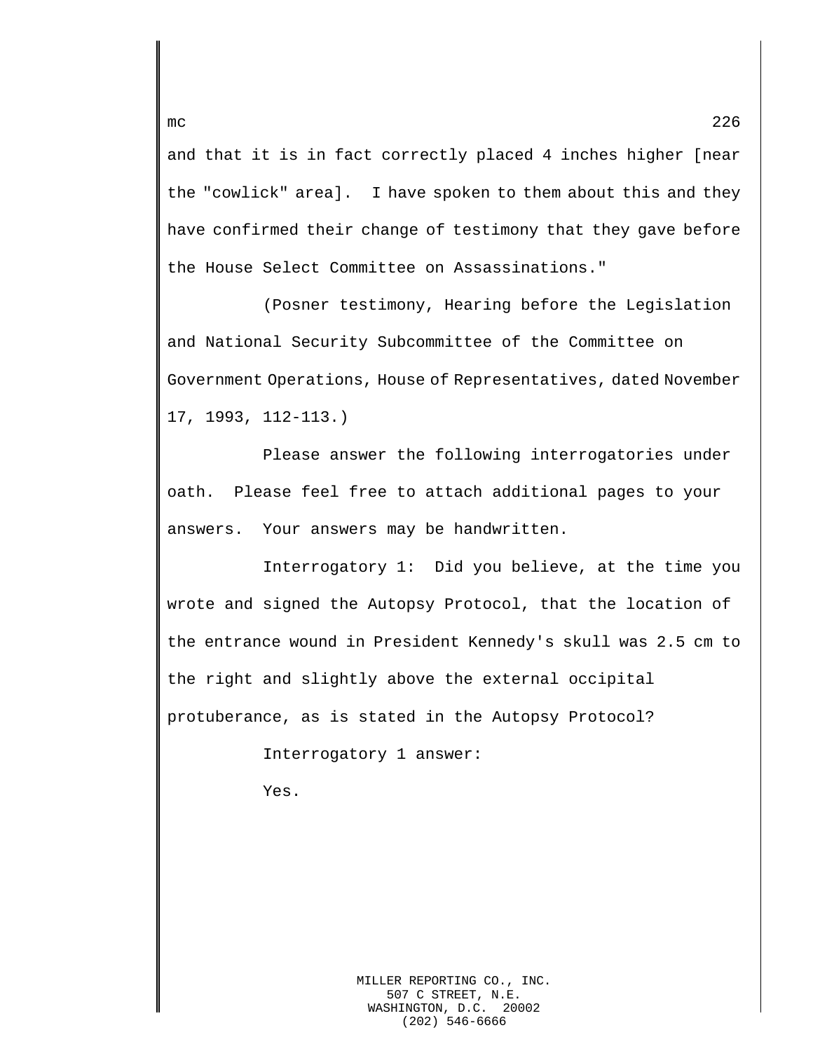and that it is in fact correctly placed 4 inches higher [near the "cowlick" area]. I have spoken to them about this and they have confirmed their change of testimony that they gave before the House Select Committee on Assassinations."

(Posner testimony, Hearing before the Legislation and National Security Subcommittee of the Committee on Government Operations, House of Representatives, dated November 17, 1993, 112-113.)

Please answer the following interrogatories under oath. Please feel free to attach additional pages to your answers. Your answers may be handwritten.

Interrogatory 1: Did you believe, at the time you wrote and signed the Autopsy Protocol, that the location of the entrance wound in President Kennedy's skull was 2.5 cm to the right and slightly above the external occipital protuberance, as is stated in the Autopsy Protocol?

Interrogatory 1 answer:

Yes.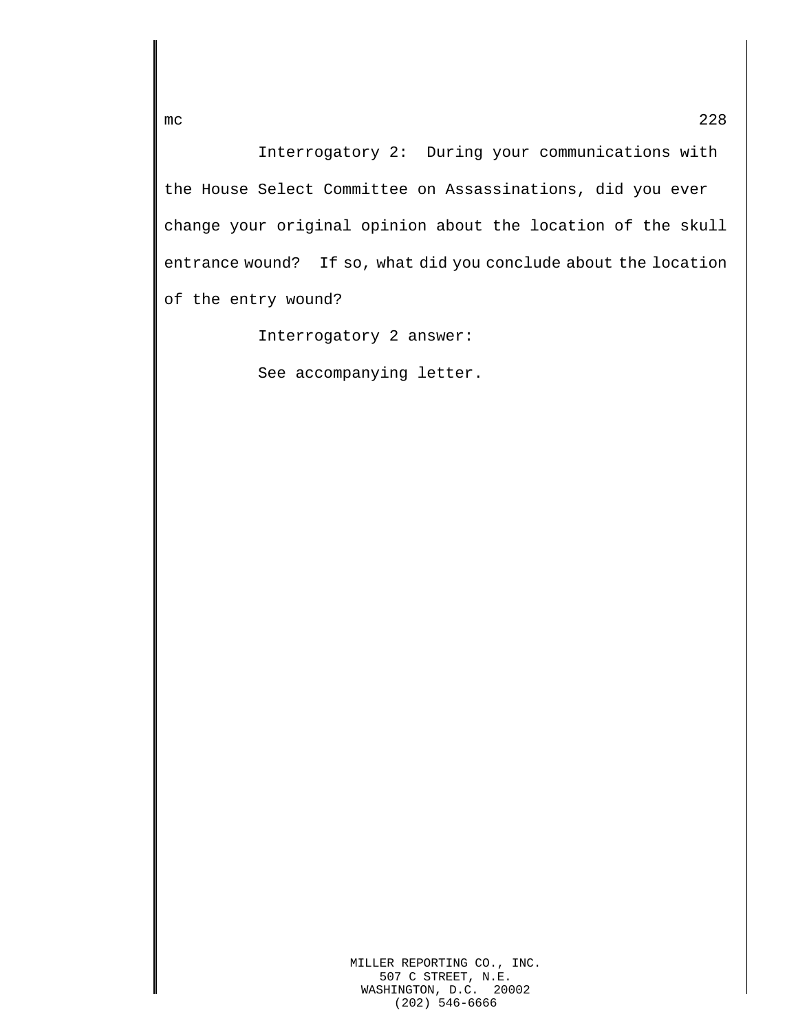Interrogatory 2: During your communications with the House Select Committee on Assassinations, did you ever change your original opinion about the location of the skull entrance wound? If so, what did you conclude about the location of the entry wound?

Interrogatory 2 answer:

See accompanying letter.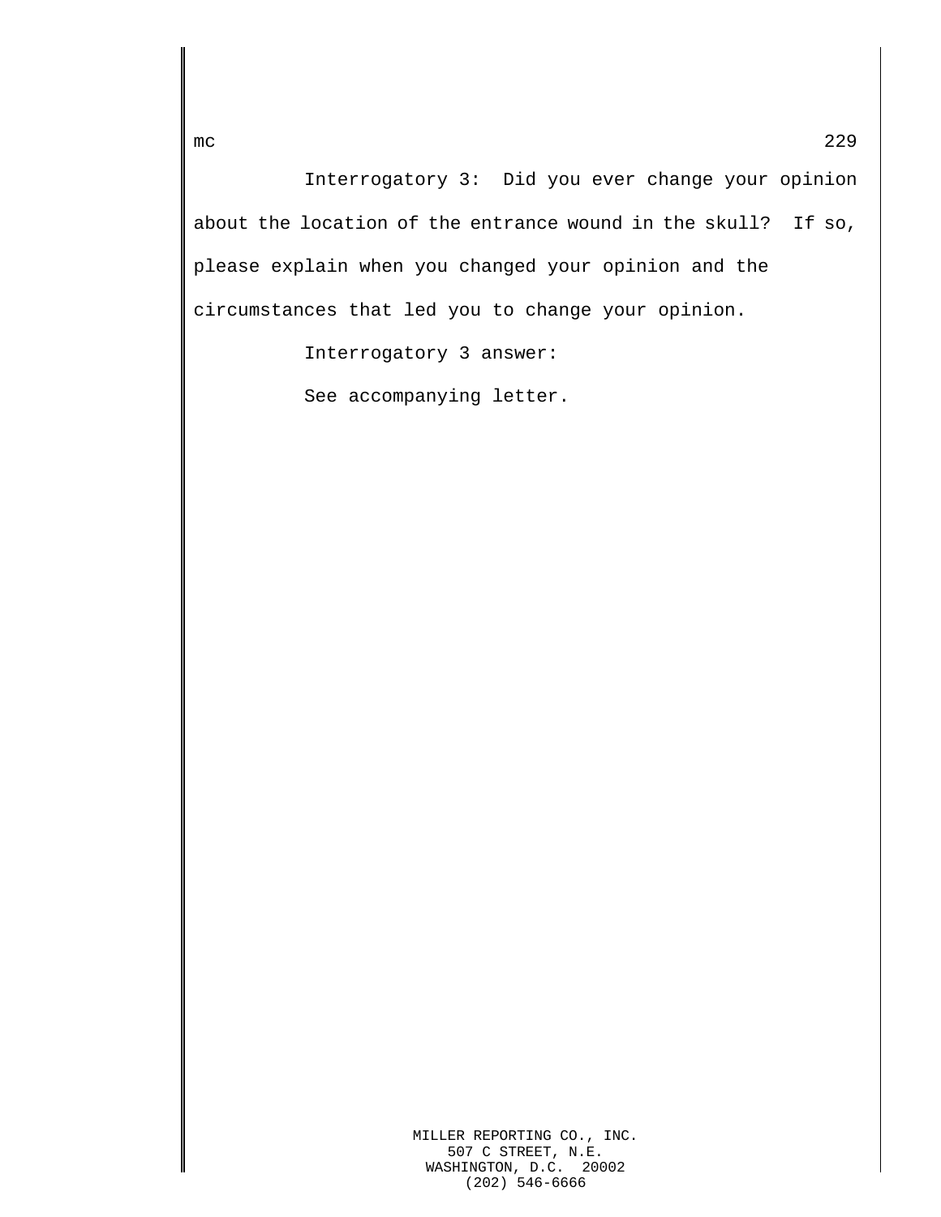Interrogatory 3: Did you ever change your opinion about the location of the entrance wound in the skull? If so, please explain when you changed your opinion and the circumstances that led you to change your opinion.

Interrogatory 3 answer:

See accompanying letter.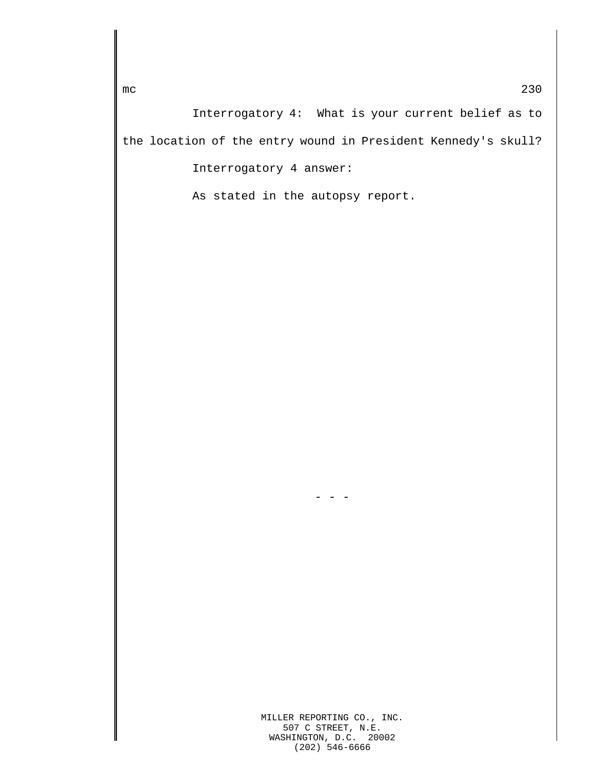Interrogatory 4: What is your current belief as to the location of the entry wound in President Kennedy's skull?

Interrogatory 4 answer:

As stated in the autopsy report.

- - -